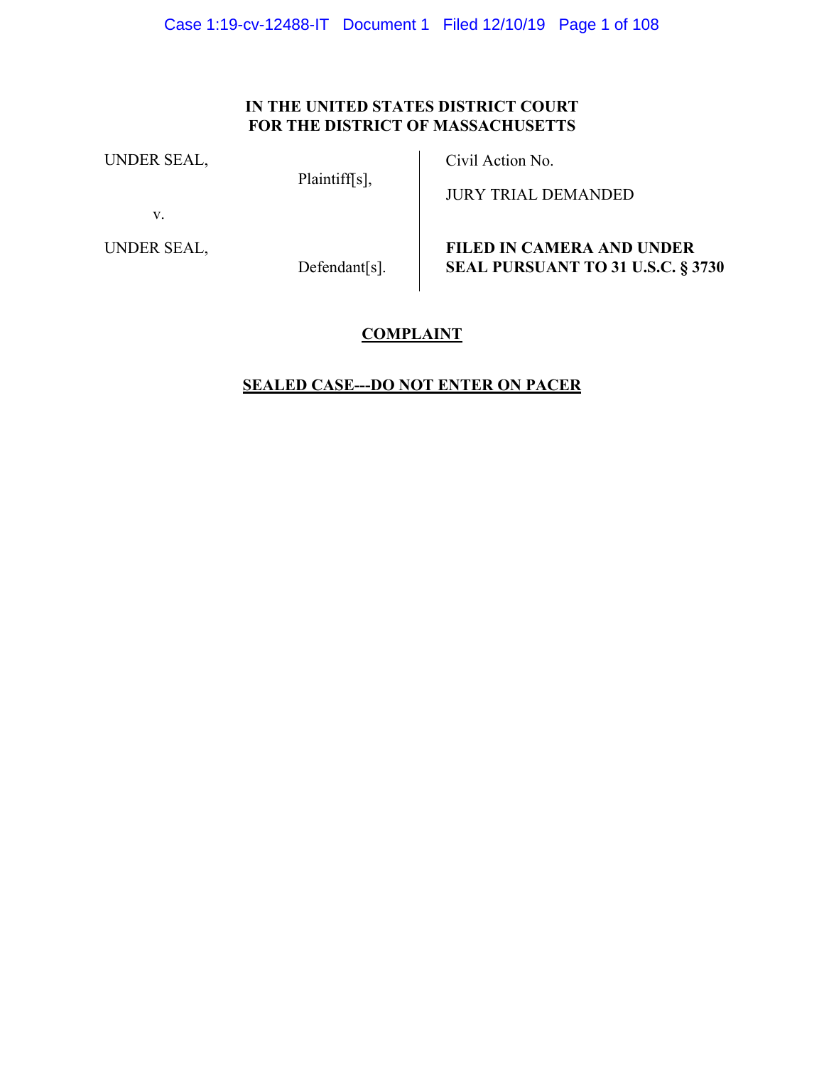**IN THE UNITED STATES DISTRICT COURT**
**FOR THE DISTRICT OF MASSACHUSETTS**

| | |
|---|---|
| UNDER SEAL,<br><br>Plaintiff[s],<br><br>v.<br><br>UNDER SEAL,<br><br>Defendant[s]. | Civil Action No.<br><br>JURY TRIAL DEMANDED<br><br>**FILED IN CAMERA AND UNDER SEAL PURSUANT TO 31 U.S.C. § 3730** |

**COMPLAINT**

**SEALED CASE---DO NOT ENTER ON PACER**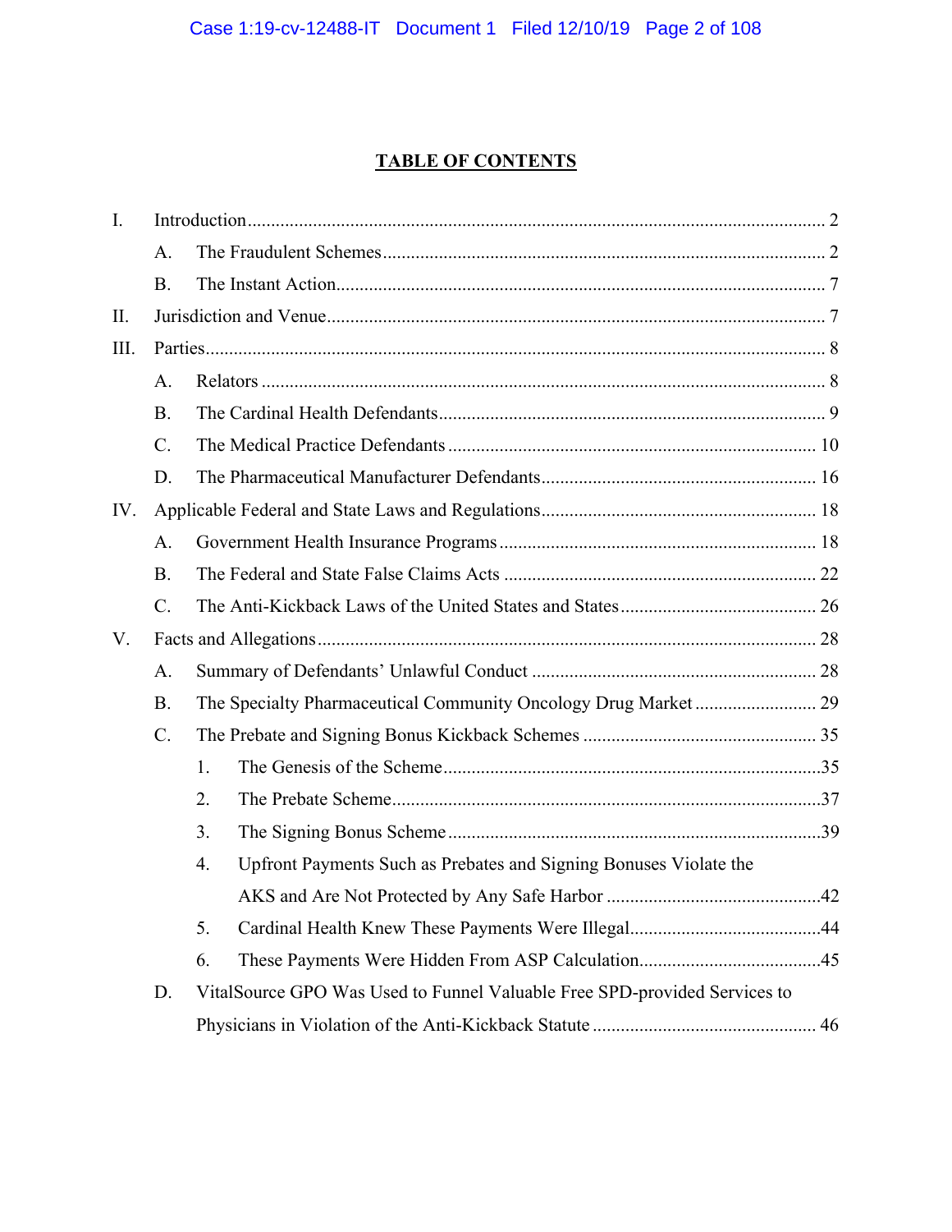# TABLE OF CONTENTS

I. Introduction ..... 2

  A. The Fraudulent Schemes ..... 2

  B. The Instant Action ..... 7

II. Jurisdiction and Venue ..... 7

III. Parties ..... 8

  A. Relators ..... 8

  B. The Cardinal Health Defendants ..... 9

  C. The Medical Practice Defendants ..... 10

  D. The Pharmaceutical Manufacturer Defendants ..... 16

IV. Applicable Federal and State Laws and Regulations ..... 18

  A. Government Health Insurance Programs ..... 18

  B. The Federal and State False Claims Acts ..... 22

  C. The Anti-Kickback Laws of the United States and States ..... 26

V. Facts and Allegations ..... 28

  A. Summary of Defendants' Unlawful Conduct ..... 28

  B. The Specialty Pharmaceutical Community Oncology Drug Market ..... 29

  C. The Prebate and Signing Bonus Kickback Schemes ..... 35

    1. The Genesis of the Scheme ..... 35

    2. The Prebate Scheme ..... 37

    3. The Signing Bonus Scheme ..... 39

    4. Upfront Payments Such as Prebates and Signing Bonuses Violate the AKS and Are Not Protected by Any Safe Harbor ..... 42

    5. Cardinal Health Knew These Payments Were Illegal ..... 44

    6. These Payments Were Hidden From ASP Calculation ..... 45

  D. VitalSource GPO Was Used to Funnel Valuable Free SPD-provided Services to Physicians in Violation of the Anti-Kickback Statute ..... 46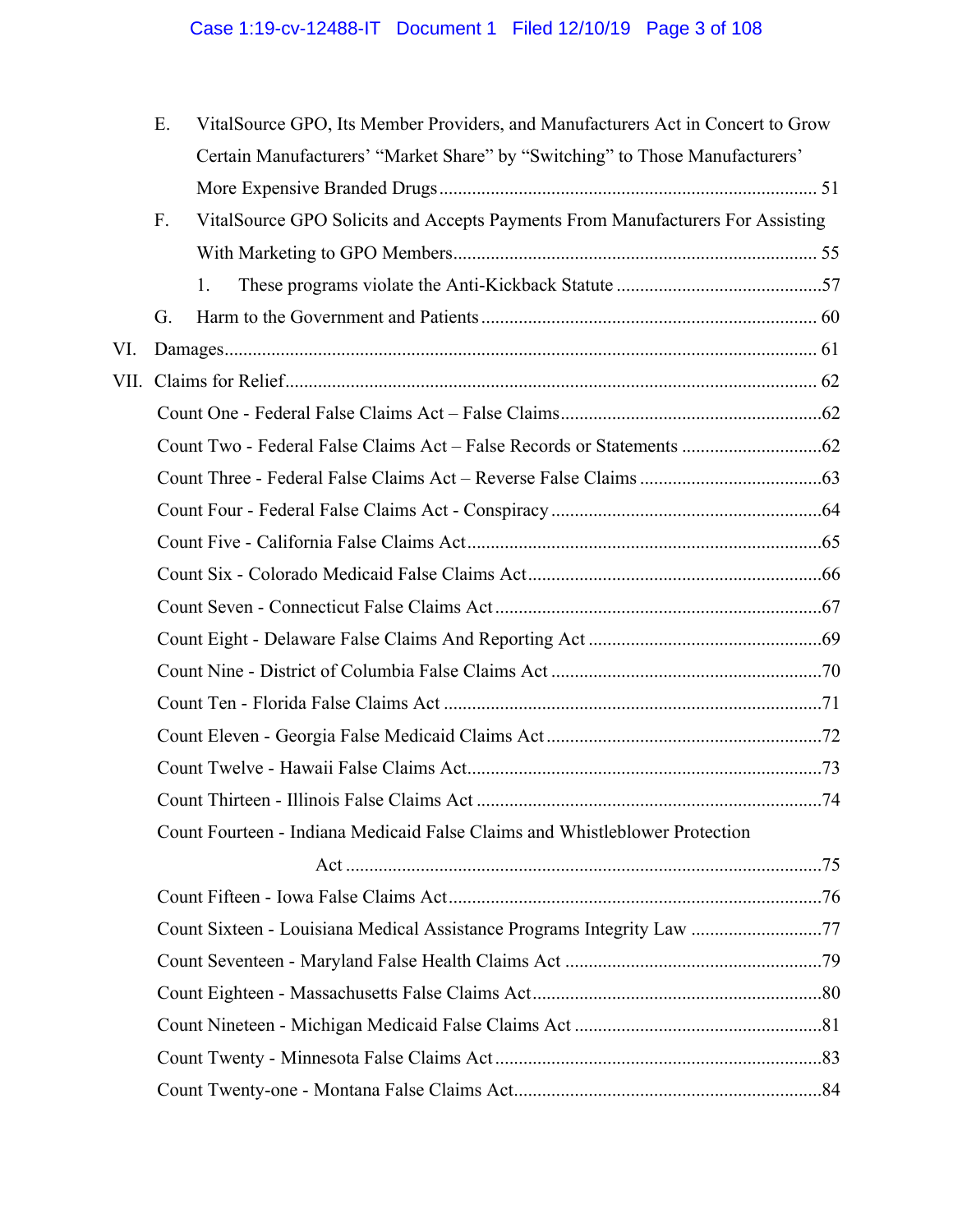E. VitalSource GPO, Its Member Providers, and Manufacturers Act in Concert to Grow Certain Manufacturers' "Market Share" by "Switching" to Those Manufacturers' More Expensive Branded Drugs ........ 51

F. VitalSource GPO Solicits and Accepts Payments From Manufacturers For Assisting With Marketing to GPO Members ........ 55

1. These programs violate the Anti-Kickback Statute ........ 57

G. Harm to the Government and Patients ........ 60

VI. Damages ........ 61

VII. Claims for Relief ........ 62

Count One - Federal False Claims Act – False Claims ........ 62

Count Two - Federal False Claims Act – False Records or Statements ........ 62

Count Three - Federal False Claims Act – Reverse False Claims ........ 63

Count Four - Federal False Claims Act - Conspiracy ........ 64

Count Five - California False Claims Act ........ 65

Count Six - Colorado Medicaid False Claims Act ........ 66

Count Seven - Connecticut False Claims Act ........ 67

Count Eight - Delaware False Claims And Reporting Act ........ 69

Count Nine - District of Columbia False Claims Act ........ 70

Count Ten - Florida False Claims Act ........ 71

Count Eleven - Georgia False Medicaid Claims Act ........ 72

Count Twelve - Hawaii False Claims Act ........ 73

Count Thirteen - Illinois False Claims Act ........ 74

Count Fourteen - Indiana Medicaid False Claims and Whistleblower Protection Act ........ 75

Count Fifteen - Iowa False Claims Act ........ 76

Count Sixteen - Louisiana Medical Assistance Programs Integrity Law ........ 77

Count Seventeen - Maryland False Health Claims Act ........ 79

Count Eighteen - Massachusetts False Claims Act ........ 80

Count Nineteen - Michigan Medicaid False Claims Act ........ 81

Count Twenty - Minnesota False Claims Act ........ 83

Count Twenty-one - Montana False Claims Act ........ 84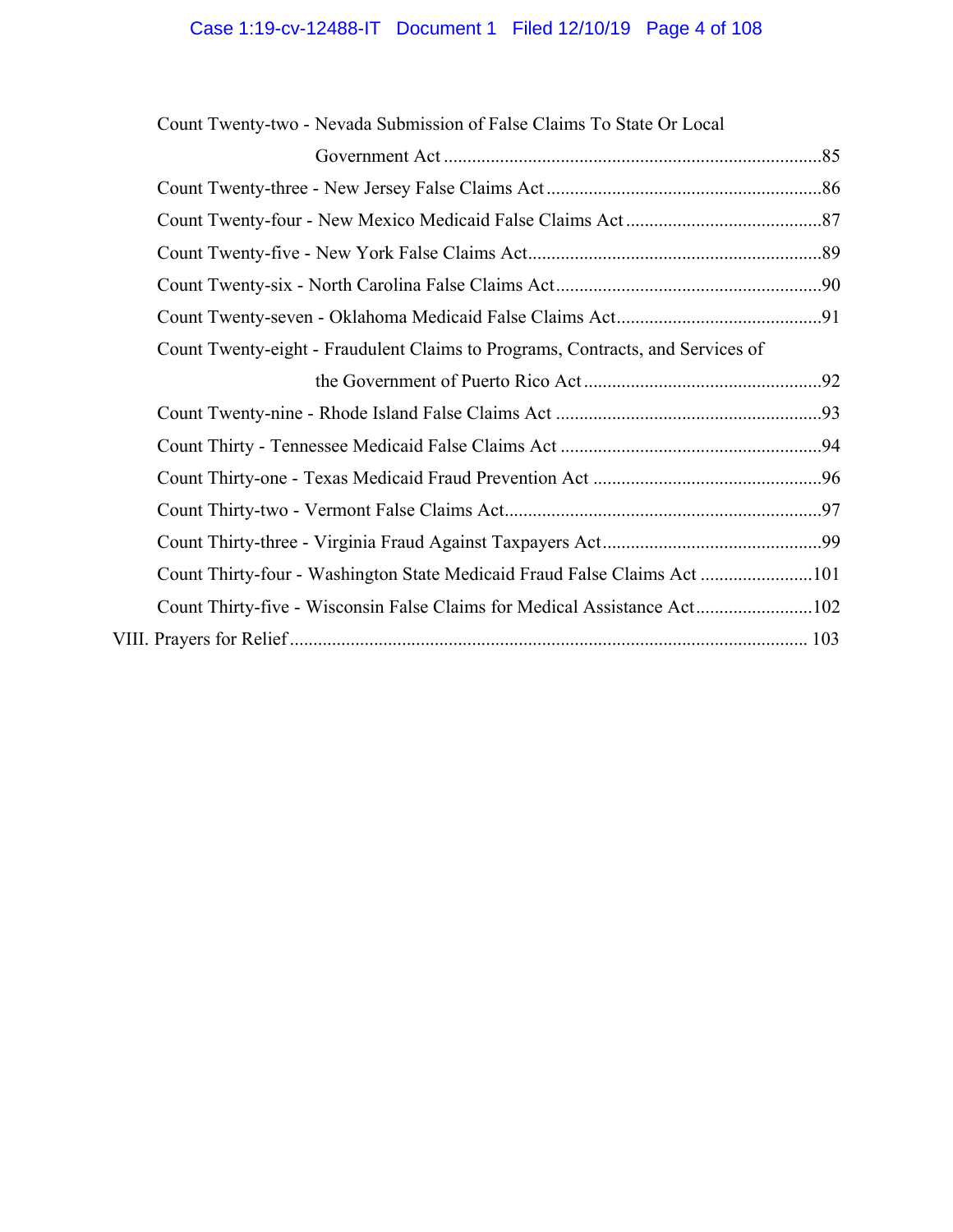Count Twenty-two - Nevada Submission of False Claims To State Or Local Government Act ....................................................................................85

Count Twenty-three - New Jersey False Claims Act ...........................................................86

Count Twenty-four - New Mexico Medicaid False Claims Act ..........................................87

Count Twenty-five - New York False Claims Act...............................................................89

Count Twenty-six - North Carolina False Claims Act........................................................90

Count Twenty-seven - Oklahoma Medicaid False Claims Act............................................91

Count Twenty-eight - Fraudulent Claims to Programs, Contracts, and Services of the Government of Puerto Rico Act ...................................................92

Count Twenty-nine - Rhode Island False Claims Act .........................................................93

Count Thirty - Tennessee Medicaid False Claims Act .......................................................94

Count Thirty-one - Texas Medicaid Fraud Prevention Act .................................................96

Count Thirty-two - Vermont False Claims Act....................................................................97

Count Thirty-three - Virginia Fraud Against Taxpayers Act...............................................99

Count Thirty-four - Washington State Medicaid Fraud False Claims Act ........................101

Count Thirty-five - Wisconsin False Claims for Medical Assistance Act.........................102

VIII. Prayers for Relief ............................................................................................................. 103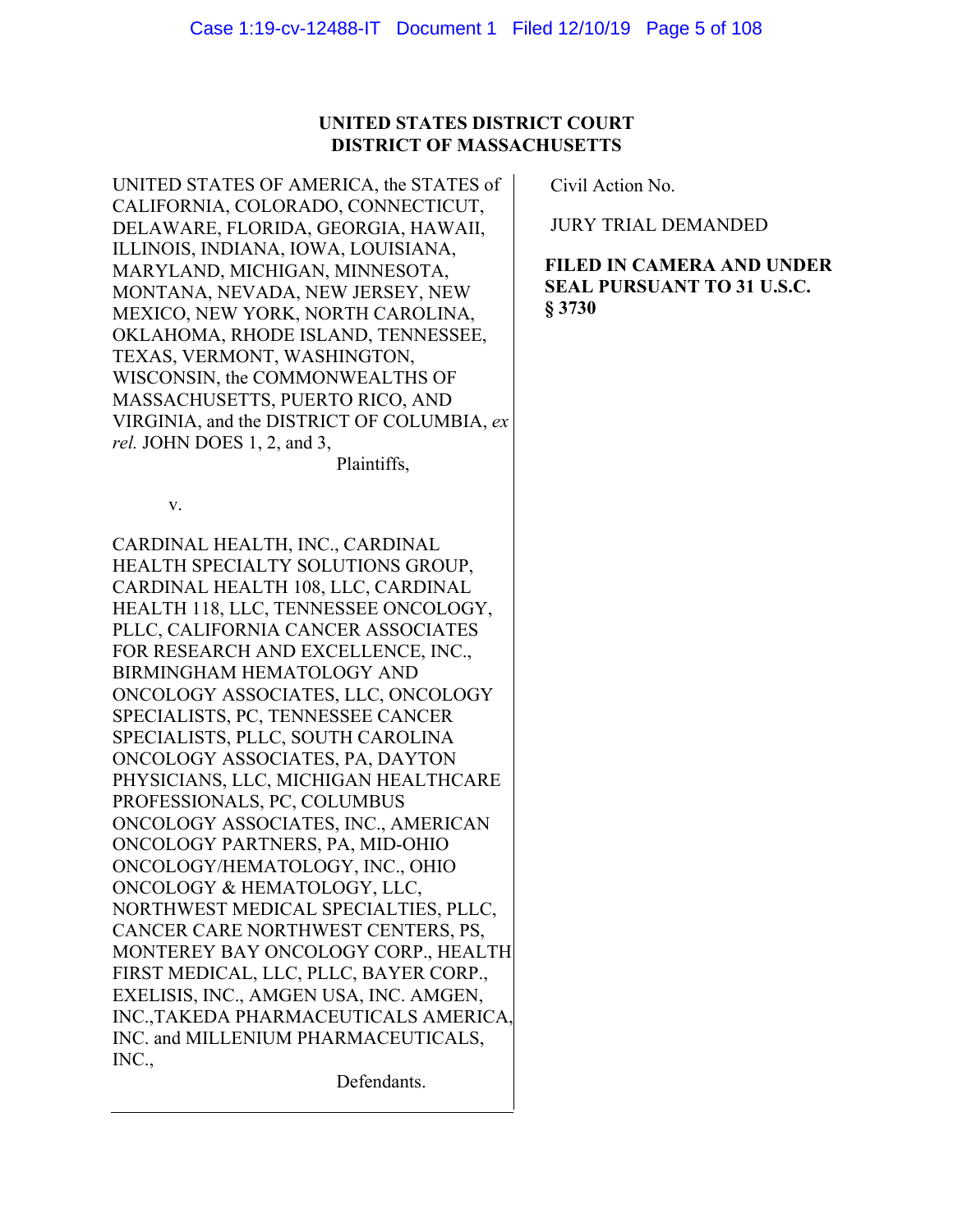**UNITED STATES DISTRICT COURT**
**DISTRICT OF MASSACHUSETTS**

UNITED STATES OF AMERICA, the STATES of CALIFORNIA, COLORADO, CONNECTICUT, DELAWARE, FLORIDA, GEORGIA, HAWAII, ILLINOIS, INDIANA, IOWA, LOUISIANA, MARYLAND, MICHIGAN, MINNESOTA, MONTANA, NEVADA, NEW JERSEY, NEW MEXICO, NEW YORK, NORTH CAROLINA, OKLAHOMA, RHODE ISLAND, TENNESSEE, TEXAS, VERMONT, WASHINGTON, WISCONSIN, the COMMONWEALTHS OF MASSACHUSETTS, PUERTO RICO, AND VIRGINIA, and the DISTRICT OF COLUMBIA, *ex rel.* JOHN DOES 1, 2, and 3,

Plaintiffs,

v.

CARDINAL HEALTH, INC., CARDINAL HEALTH SPECIALTY SOLUTIONS GROUP, CARDINAL HEALTH 108, LLC, CARDINAL HEALTH 118, LLC, TENNESSEE ONCOLOGY, PLLC, CALIFORNIA CANCER ASSOCIATES FOR RESEARCH AND EXCELLENCE, INC., BIRMINGHAM HEMATOLOGY AND ONCOLOGY ASSOCIATES, LLC, ONCOLOGY SPECIALISTS, PC, TENNESSEE CANCER SPECIALISTS, PLLC, SOUTH CAROLINA ONCOLOGY ASSOCIATES, PA, DAYTON PHYSICIANS, LLC, MICHIGAN HEALTHCARE PROFESSIONALS, PC, COLUMBUS ONCOLOGY ASSOCIATES, INC., AMERICAN ONCOLOGY PARTNERS, PA, MID-OHIO ONCOLOGY/HEMATOLOGY, INC., OHIO ONCOLOGY & HEMATOLOGY, LLC, NORTHWEST MEDICAL SPECIALTIES, PLLC, CANCER CARE NORTHWEST CENTERS, PS, MONTEREY BAY ONCOLOGY CORP., HEALTH FIRST MEDICAL, LLC, PLLC, BAYER CORP., EXELISIS, INC., AMGEN USA, INC. AMGEN, INC.,TAKEDA PHARMACEUTICALS AMERICA, INC. and MILLENIUM PHARMACEUTICALS, INC.,

Defendants.

Civil Action No.

JURY TRIAL DEMANDED

**FILED IN CAMERA AND UNDER SEAL PURSUANT TO 31 U.S.C. § 3730**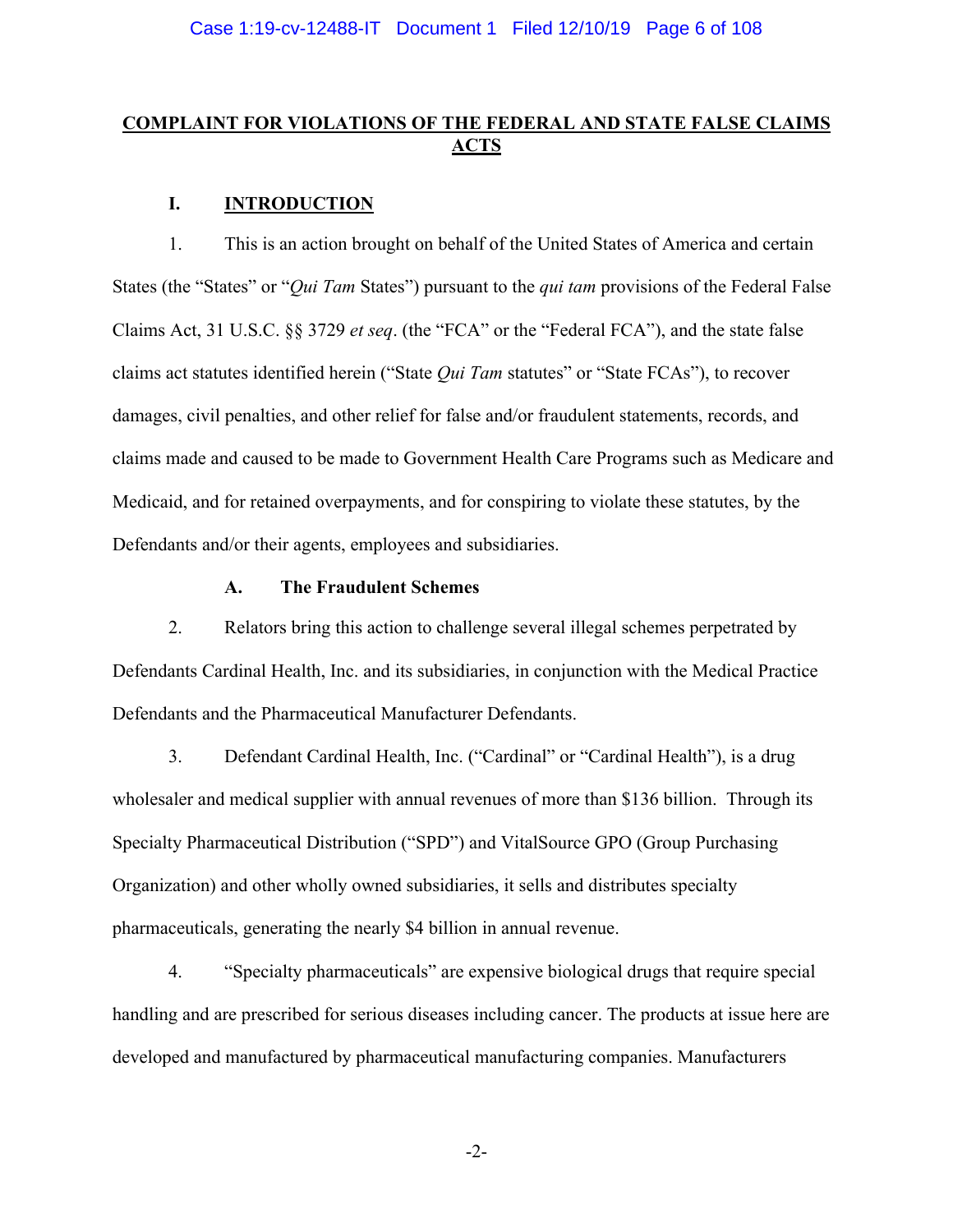## COMPLAINT FOR VIOLATIONS OF THE FEDERAL AND STATE FALSE CLAIMS ACTS

### I. INTRODUCTION

1. This is an action brought on behalf of the United States of America and certain States (the "States" or "*Qui Tam* States") pursuant to the *qui tam* provisions of the Federal False Claims Act, 31 U.S.C. §§ 3729 *et seq*. (the "FCA" or the "Federal FCA"), and the state false claims act statutes identified herein ("State *Qui Tam* statutes" or "State FCAs"), to recover damages, civil penalties, and other relief for false and/or fraudulent statements, records, and claims made and caused to be made to Government Health Care Programs such as Medicare and Medicaid, and for retained overpayments, and for conspiring to violate these statutes, by the Defendants and/or their agents, employees and subsidiaries.

#### A. The Fraudulent Schemes

2. Relators bring this action to challenge several illegal schemes perpetrated by Defendants Cardinal Health, Inc. and its subsidiaries, in conjunction with the Medical Practice Defendants and the Pharmaceutical Manufacturer Defendants.

3. Defendant Cardinal Health, Inc. ("Cardinal" or "Cardinal Health"), is a drug wholesaler and medical supplier with annual revenues of more than $136 billion. Through its Specialty Pharmaceutical Distribution ("SPD") and VitalSource GPO (Group Purchasing Organization) and other wholly owned subsidiaries, it sells and distributes specialty pharmaceuticals, generating the nearly $4 billion in annual revenue.

4. "Specialty pharmaceuticals" are expensive biological drugs that require special handling and are prescribed for serious diseases including cancer. The products at issue here are developed and manufactured by pharmaceutical manufacturing companies. Manufacturers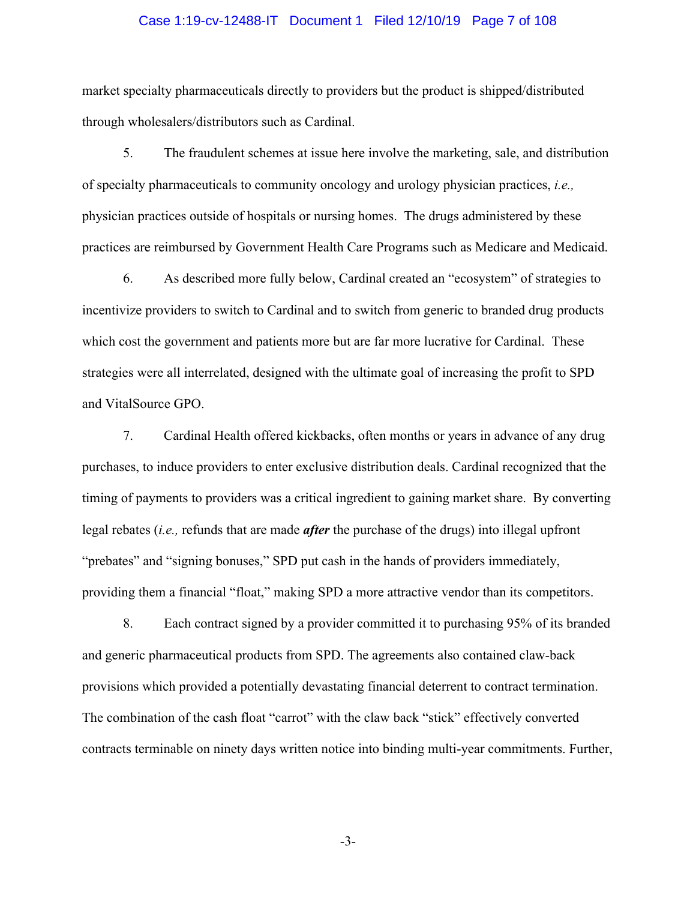market specialty pharmaceuticals directly to providers but the product is shipped/distributed through wholesalers/distributors such as Cardinal.

5. The fraudulent schemes at issue here involve the marketing, sale, and distribution of specialty pharmaceuticals to community oncology and urology physician practices, *i.e.,* physician practices outside of hospitals or nursing homes. The drugs administered by these practices are reimbursed by Government Health Care Programs such as Medicare and Medicaid.

6. As described more fully below, Cardinal created an "ecosystem" of strategies to incentivize providers to switch to Cardinal and to switch from generic to branded drug products which cost the government and patients more but are far more lucrative for Cardinal. These strategies were all interrelated, designed with the ultimate goal of increasing the profit to SPD and VitalSource GPO.

7. Cardinal Health offered kickbacks, often months or years in advance of any drug purchases, to induce providers to enter exclusive distribution deals. Cardinal recognized that the timing of payments to providers was a critical ingredient to gaining market share. By converting legal rebates (*i.e.,* refunds that are made ***after*** the purchase of the drugs) into illegal upfront "prebates" and "signing bonuses," SPD put cash in the hands of providers immediately, providing them a financial "float," making SPD a more attractive vendor than its competitors.

8. Each contract signed by a provider committed it to purchasing 95% of its branded and generic pharmaceutical products from SPD. The agreements also contained claw-back provisions which provided a potentially devastating financial deterrent to contract termination. The combination of the cash float "carrot" with the claw back "stick" effectively converted contracts terminable on ninety days written notice into binding multi-year commitments. Further,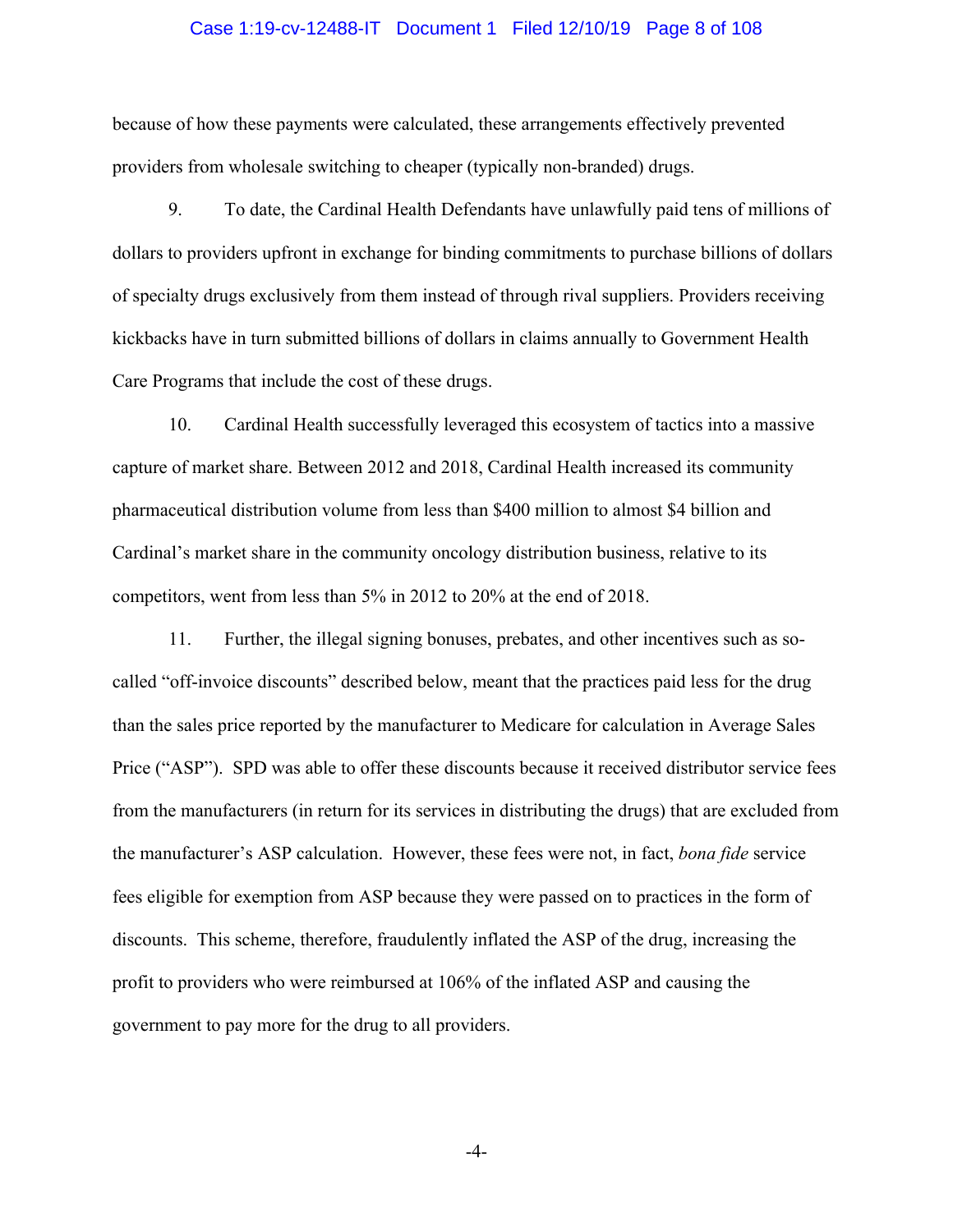because of how these payments were calculated, these arrangements effectively prevented providers from wholesale switching to cheaper (typically non-branded) drugs.

9. To date, the Cardinal Health Defendants have unlawfully paid tens of millions of dollars to providers upfront in exchange for binding commitments to purchase billions of dollars of specialty drugs exclusively from them instead of through rival suppliers. Providers receiving kickbacks have in turn submitted billions of dollars in claims annually to Government Health Care Programs that include the cost of these drugs.

10. Cardinal Health successfully leveraged this ecosystem of tactics into a massive capture of market share. Between 2012 and 2018, Cardinal Health increased its community pharmaceutical distribution volume from less than $400 million to almost $4 billion and Cardinal's market share in the community oncology distribution business, relative to its competitors, went from less than 5% in 2012 to 20% at the end of 2018.

11. Further, the illegal signing bonuses, prebates, and other incentives such as so-called "off-invoice discounts" described below, meant that the practices paid less for the drug than the sales price reported by the manufacturer to Medicare for calculation in Average Sales Price ("ASP"). SPD was able to offer these discounts because it received distributor service fees from the manufacturers (in return for its services in distributing the drugs) that are excluded from the manufacturer's ASP calculation. However, these fees were not, in fact, *bona fide* service fees eligible for exemption from ASP because they were passed on to practices in the form of discounts. This scheme, therefore, fraudulently inflated the ASP of the drug, increasing the profit to providers who were reimbursed at 106% of the inflated ASP and causing the government to pay more for the drug to all providers.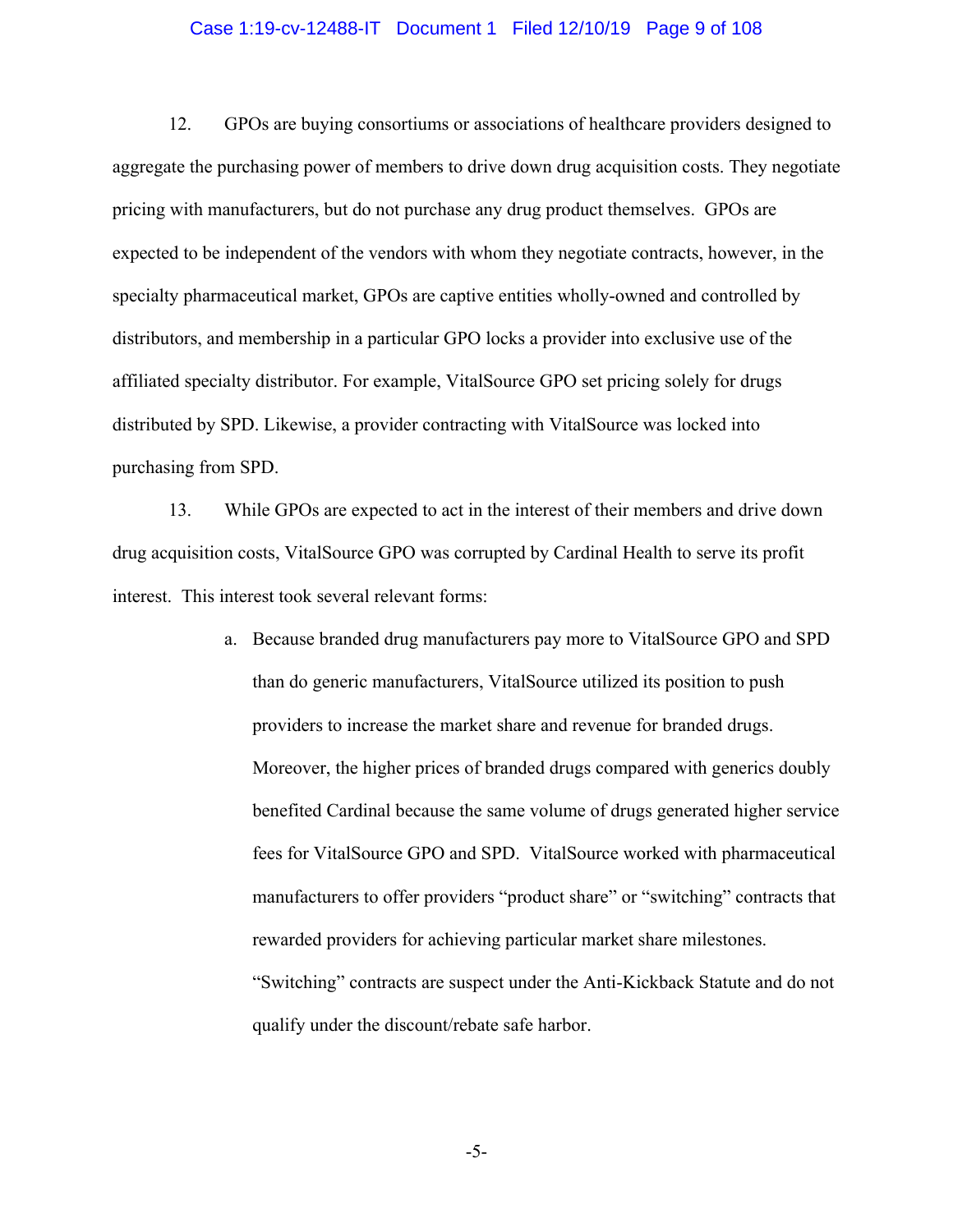12. GPOs are buying consortiums or associations of healthcare providers designed to aggregate the purchasing power of members to drive down drug acquisition costs. They negotiate pricing with manufacturers, but do not purchase any drug product themselves. GPOs are expected to be independent of the vendors with whom they negotiate contracts, however, in the specialty pharmaceutical market, GPOs are captive entities wholly-owned and controlled by distributors, and membership in a particular GPO locks a provider into exclusive use of the affiliated specialty distributor. For example, VitalSource GPO set pricing solely for drugs distributed by SPD. Likewise, a provider contracting with VitalSource was locked into purchasing from SPD.

13. While GPOs are expected to act in the interest of their members and drive down drug acquisition costs, VitalSource GPO was corrupted by Cardinal Health to serve its profit interest. This interest took several relevant forms:

a. Because branded drug manufacturers pay more to VitalSource GPO and SPD than do generic manufacturers, VitalSource utilized its position to push providers to increase the market share and revenue for branded drugs. Moreover, the higher prices of branded drugs compared with generics doubly benefited Cardinal because the same volume of drugs generated higher service fees for VitalSource GPO and SPD. VitalSource worked with pharmaceutical manufacturers to offer providers "product share" or "switching" contracts that rewarded providers for achieving particular market share milestones. "Switching" contracts are suspect under the Anti-Kickback Statute and do not qualify under the discount/rebate safe harbor.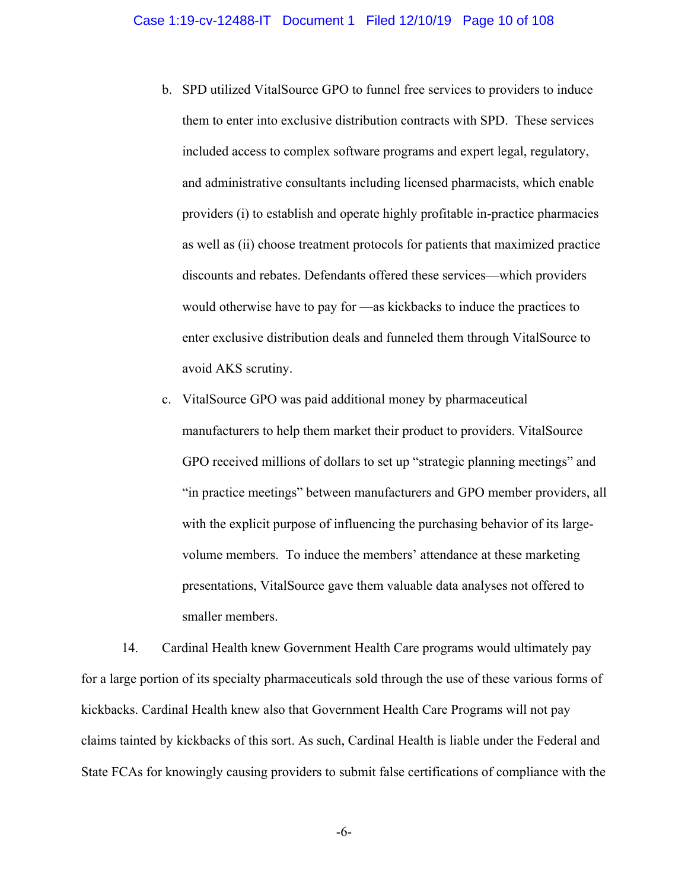b. SPD utilized VitalSource GPO to funnel free services to providers to induce them to enter into exclusive distribution contracts with SPD. These services included access to complex software programs and expert legal, regulatory, and administrative consultants including licensed pharmacists, which enable providers (i) to establish and operate highly profitable in-practice pharmacies as well as (ii) choose treatment protocols for patients that maximized practice discounts and rebates. Defendants offered these services—which providers would otherwise have to pay for —as kickbacks to induce the practices to enter exclusive distribution deals and funneled them through VitalSource to avoid AKS scrutiny.

c. VitalSource GPO was paid additional money by pharmaceutical manufacturers to help them market their product to providers. VitalSource GPO received millions of dollars to set up "strategic planning meetings" and "in practice meetings" between manufacturers and GPO member providers, all with the explicit purpose of influencing the purchasing behavior of its large-volume members. To induce the members' attendance at these marketing presentations, VitalSource gave them valuable data analyses not offered to smaller members.

14. Cardinal Health knew Government Health Care programs would ultimately pay for a large portion of its specialty pharmaceuticals sold through the use of these various forms of kickbacks. Cardinal Health knew also that Government Health Care Programs will not pay claims tainted by kickbacks of this sort. As such, Cardinal Health is liable under the Federal and State FCAs for knowingly causing providers to submit false certifications of compliance with the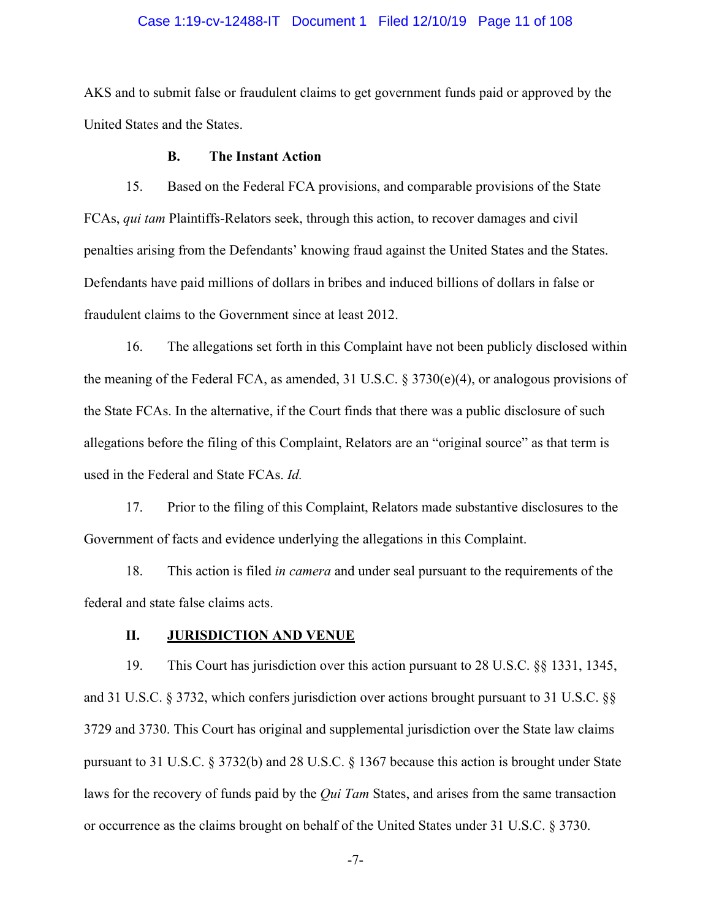AKS and to submit false or fraudulent claims to get government funds paid or approved by the United States and the States.

### B. The Instant Action

15. Based on the Federal FCA provisions, and comparable provisions of the State FCAs, *qui tam* Plaintiffs-Relators seek, through this action, to recover damages and civil penalties arising from the Defendants' knowing fraud against the United States and the States. Defendants have paid millions of dollars in bribes and induced billions of dollars in false or fraudulent claims to the Government since at least 2012.

16. The allegations set forth in this Complaint have not been publicly disclosed within the meaning of the Federal FCA, as amended, 31 U.S.C. § 3730(e)(4), or analogous provisions of the State FCAs. In the alternative, if the Court finds that there was a public disclosure of such allegations before the filing of this Complaint, Relators are an "original source" as that term is used in the Federal and State FCAs. *Id.*

17. Prior to the filing of this Complaint, Relators made substantive disclosures to the Government of facts and evidence underlying the allegations in this Complaint.

18. This action is filed *in camera* and under seal pursuant to the requirements of the federal and state false claims acts.

## II. JURISDICTION AND VENUE

19. This Court has jurisdiction over this action pursuant to 28 U.S.C. §§ 1331, 1345, and 31 U.S.C. § 3732, which confers jurisdiction over actions brought pursuant to 31 U.S.C. §§ 3729 and 3730. This Court has original and supplemental jurisdiction over the State law claims pursuant to 31 U.S.C. § 3732(b) and 28 U.S.C. § 1367 because this action is brought under State laws for the recovery of funds paid by the *Qui Tam* States, and arises from the same transaction or occurrence as the claims brought on behalf of the United States under 31 U.S.C. § 3730.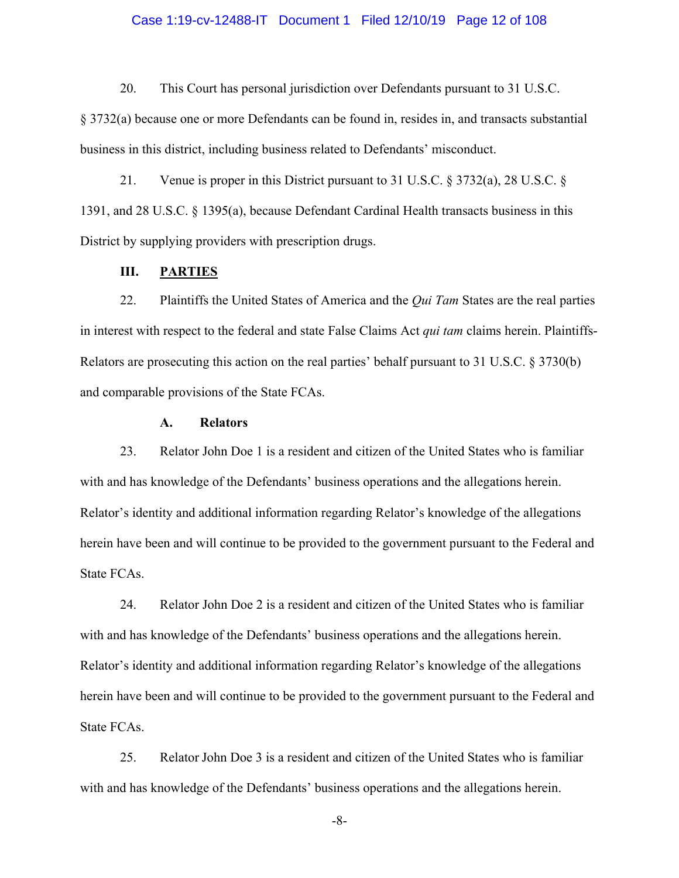20. This Court has personal jurisdiction over Defendants pursuant to 31 U.S.C. § 3732(a) because one or more Defendants can be found in, resides in, and transacts substantial business in this district, including business related to Defendants' misconduct.

21. Venue is proper in this District pursuant to 31 U.S.C. § 3732(a), 28 U.S.C. § 1391, and 28 U.S.C. § 1395(a), because Defendant Cardinal Health transacts business in this District by supplying providers with prescription drugs.

## III. PARTIES

22. Plaintiffs the United States of America and the *Qui Tam* States are the real parties in interest with respect to the federal and state False Claims Act *qui tam* claims herein. Plaintiffs-Relators are prosecuting this action on the real parties' behalf pursuant to 31 U.S.C. § 3730(b) and comparable provisions of the State FCAs.

### A. Relators

23. Relator John Doe 1 is a resident and citizen of the United States who is familiar with and has knowledge of the Defendants' business operations and the allegations herein. Relator's identity and additional information regarding Relator's knowledge of the allegations herein have been and will continue to be provided to the government pursuant to the Federal and State FCAs.

24. Relator John Doe 2 is a resident and citizen of the United States who is familiar with and has knowledge of the Defendants' business operations and the allegations herein. Relator's identity and additional information regarding Relator's knowledge of the allegations herein have been and will continue to be provided to the government pursuant to the Federal and State FCAs.

25. Relator John Doe 3 is a resident and citizen of the United States who is familiar with and has knowledge of the Defendants' business operations and the allegations herein.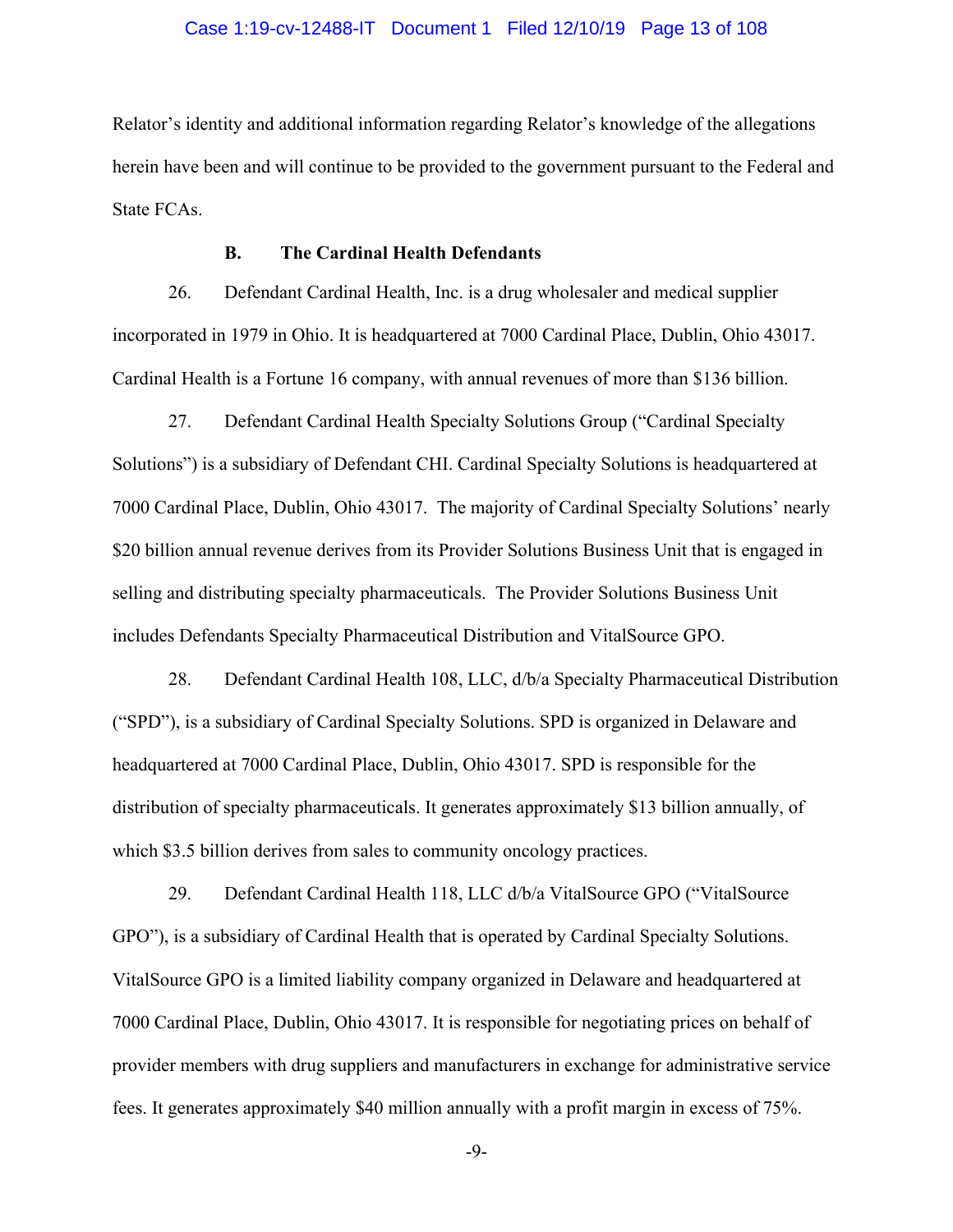Relator's identity and additional information regarding Relator's knowledge of the allegations herein have been and will continue to be provided to the government pursuant to the Federal and State FCAs.

### B. The Cardinal Health Defendants

26. Defendant Cardinal Health, Inc. is a drug wholesaler and medical supplier incorporated in 1979 in Ohio. It is headquartered at 7000 Cardinal Place, Dublin, Ohio 43017. Cardinal Health is a Fortune 16 company, with annual revenues of more than $136 billion.

27. Defendant Cardinal Health Specialty Solutions Group ("Cardinal Specialty Solutions") is a subsidiary of Defendant CHI. Cardinal Specialty Solutions is headquartered at 7000 Cardinal Place, Dublin, Ohio 43017. The majority of Cardinal Specialty Solutions' nearly $20 billion annual revenue derives from its Provider Solutions Business Unit that is engaged in selling and distributing specialty pharmaceuticals. The Provider Solutions Business Unit includes Defendants Specialty Pharmaceutical Distribution and VitalSource GPO.

28. Defendant Cardinal Health 108, LLC, d/b/a Specialty Pharmaceutical Distribution ("SPD"), is a subsidiary of Cardinal Specialty Solutions. SPD is organized in Delaware and headquartered at 7000 Cardinal Place, Dublin, Ohio 43017. SPD is responsible for the distribution of specialty pharmaceuticals. It generates approximately $13 billion annually, of which $3.5 billion derives from sales to community oncology practices.

29. Defendant Cardinal Health 118, LLC d/b/a VitalSource GPO ("VitalSource GPO"), is a subsidiary of Cardinal Health that is operated by Cardinal Specialty Solutions. VitalSource GPO is a limited liability company organized in Delaware and headquartered at 7000 Cardinal Place, Dublin, Ohio 43017. It is responsible for negotiating prices on behalf of provider members with drug suppliers and manufacturers in exchange for administrative service fees. It generates approximately $40 million annually with a profit margin in excess of 75%.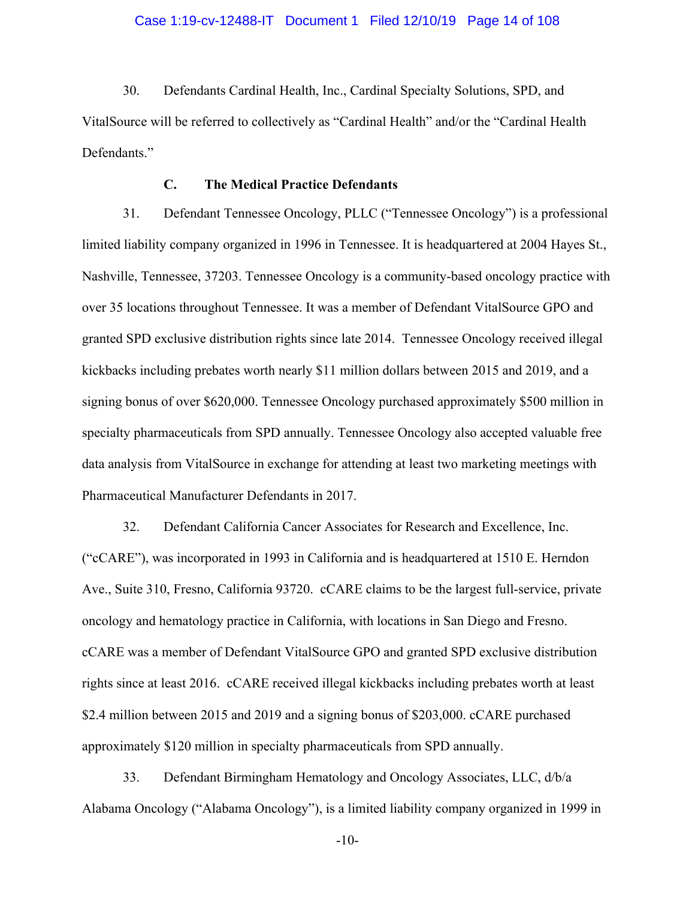30. Defendants Cardinal Health, Inc., Cardinal Specialty Solutions, SPD, and VitalSource will be referred to collectively as "Cardinal Health" and/or the "Cardinal Health Defendants."

### C. The Medical Practice Defendants

31. Defendant Tennessee Oncology, PLLC ("Tennessee Oncology") is a professional limited liability company organized in 1996 in Tennessee. It is headquartered at 2004 Hayes St., Nashville, Tennessee, 37203. Tennessee Oncology is a community-based oncology practice with over 35 locations throughout Tennessee. It was a member of Defendant VitalSource GPO and granted SPD exclusive distribution rights since late 2014. Tennessee Oncology received illegal kickbacks including prebates worth nearly $11 million dollars between 2015 and 2019, and a signing bonus of over $620,000. Tennessee Oncology purchased approximately $500 million in specialty pharmaceuticals from SPD annually. Tennessee Oncology also accepted valuable free data analysis from VitalSource in exchange for attending at least two marketing meetings with Pharmaceutical Manufacturer Defendants in 2017.

32. Defendant California Cancer Associates for Research and Excellence, Inc. ("cCARE"), was incorporated in 1993 in California and is headquartered at 1510 E. Herndon Ave., Suite 310, Fresno, California 93720. cCARE claims to be the largest full-service, private oncology and hematology practice in California, with locations in San Diego and Fresno. cCARE was a member of Defendant VitalSource GPO and granted SPD exclusive distribution rights since at least 2016. cCARE received illegal kickbacks including prebates worth at least $2.4 million between 2015 and 2019 and a signing bonus of $203,000. cCARE purchased approximately $120 million in specialty pharmaceuticals from SPD annually.

33. Defendant Birmingham Hematology and Oncology Associates, LLC, d/b/a Alabama Oncology ("Alabama Oncology"), is a limited liability company organized in 1999 in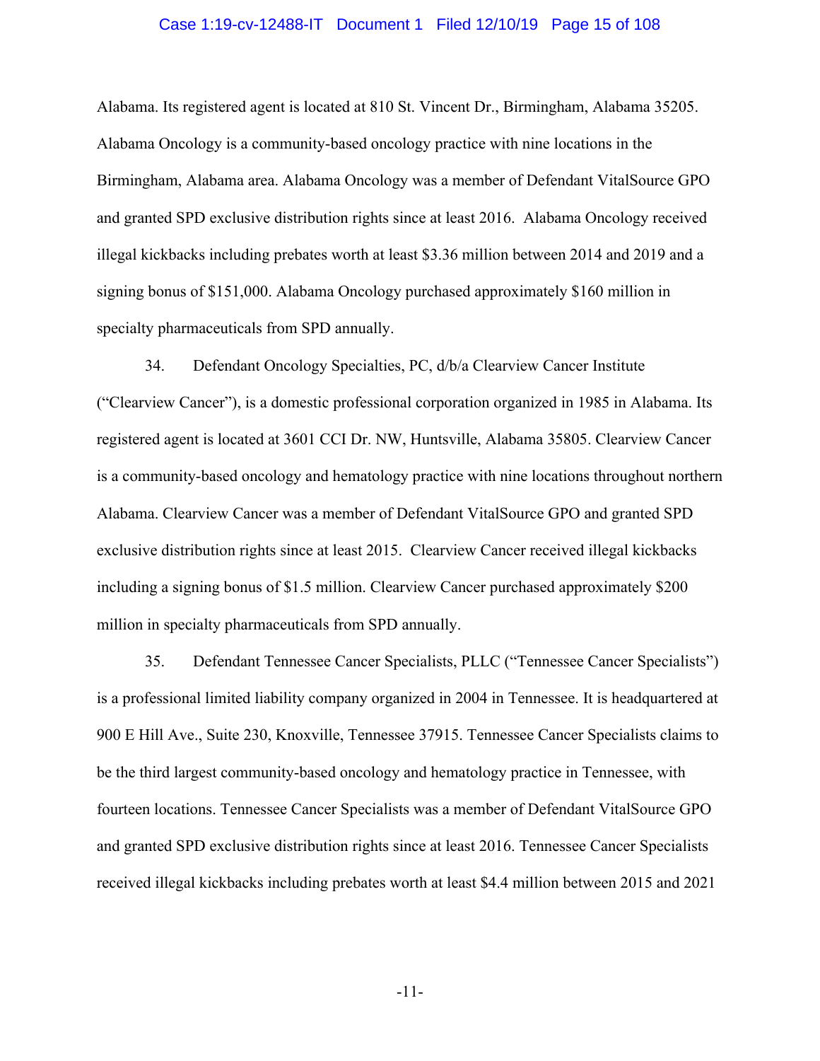Alabama. Its registered agent is located at 810 St. Vincent Dr., Birmingham, Alabama 35205. Alabama Oncology is a community-based oncology practice with nine locations in the Birmingham, Alabama area. Alabama Oncology was a member of Defendant VitalSource GPO and granted SPD exclusive distribution rights since at least 2016. Alabama Oncology received illegal kickbacks including prebates worth at least $3.36 million between 2014 and 2019 and a signing bonus of $151,000. Alabama Oncology purchased approximately $160 million in specialty pharmaceuticals from SPD annually.

34. Defendant Oncology Specialties, PC, d/b/a Clearview Cancer Institute ("Clearview Cancer"), is a domestic professional corporation organized in 1985 in Alabama. Its registered agent is located at 3601 CCI Dr. NW, Huntsville, Alabama 35805. Clearview Cancer is a community-based oncology and hematology practice with nine locations throughout northern Alabama. Clearview Cancer was a member of Defendant VitalSource GPO and granted SPD exclusive distribution rights since at least 2015. Clearview Cancer received illegal kickbacks including a signing bonus of $1.5 million. Clearview Cancer purchased approximately $200 million in specialty pharmaceuticals from SPD annually.

35. Defendant Tennessee Cancer Specialists, PLLC ("Tennessee Cancer Specialists") is a professional limited liability company organized in 2004 in Tennessee. It is headquartered at 900 E Hill Ave., Suite 230, Knoxville, Tennessee 37915. Tennessee Cancer Specialists claims to be the third largest community-based oncology and hematology practice in Tennessee, with fourteen locations. Tennessee Cancer Specialists was a member of Defendant VitalSource GPO and granted SPD exclusive distribution rights since at least 2016. Tennessee Cancer Specialists received illegal kickbacks including prebates worth at least $4.4 million between 2015 and 2021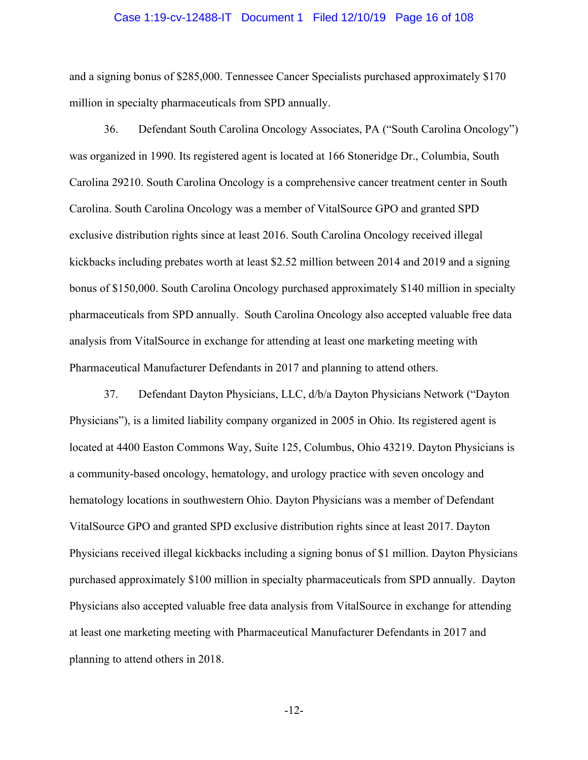and a signing bonus of $285,000. Tennessee Cancer Specialists purchased approximately $170 million in specialty pharmaceuticals from SPD annually.

36. Defendant South Carolina Oncology Associates, PA ("South Carolina Oncology") was organized in 1990. Its registered agent is located at 166 Stoneridge Dr., Columbia, South Carolina 29210. South Carolina Oncology is a comprehensive cancer treatment center in South Carolina. South Carolina Oncology was a member of VitalSource GPO and granted SPD exclusive distribution rights since at least 2016. South Carolina Oncology received illegal kickbacks including prebates worth at least $2.52 million between 2014 and 2019 and a signing bonus of $150,000. South Carolina Oncology purchased approximately $140 million in specialty pharmaceuticals from SPD annually. South Carolina Oncology also accepted valuable free data analysis from VitalSource in exchange for attending at least one marketing meeting with Pharmaceutical Manufacturer Defendants in 2017 and planning to attend others.

37. Defendant Dayton Physicians, LLC, d/b/a Dayton Physicians Network ("Dayton Physicians"), is a limited liability company organized in 2005 in Ohio. Its registered agent is located at 4400 Easton Commons Way, Suite 125, Columbus, Ohio 43219. Dayton Physicians is a community-based oncology, hematology, and urology practice with seven oncology and hematology locations in southwestern Ohio. Dayton Physicians was a member of Defendant VitalSource GPO and granted SPD exclusive distribution rights since at least 2017. Dayton Physicians received illegal kickbacks including a signing bonus of $1 million. Dayton Physicians purchased approximately $100 million in specialty pharmaceuticals from SPD annually. Dayton Physicians also accepted valuable free data analysis from VitalSource in exchange for attending at least one marketing meeting with Pharmaceutical Manufacturer Defendants in 2017 and planning to attend others in 2018.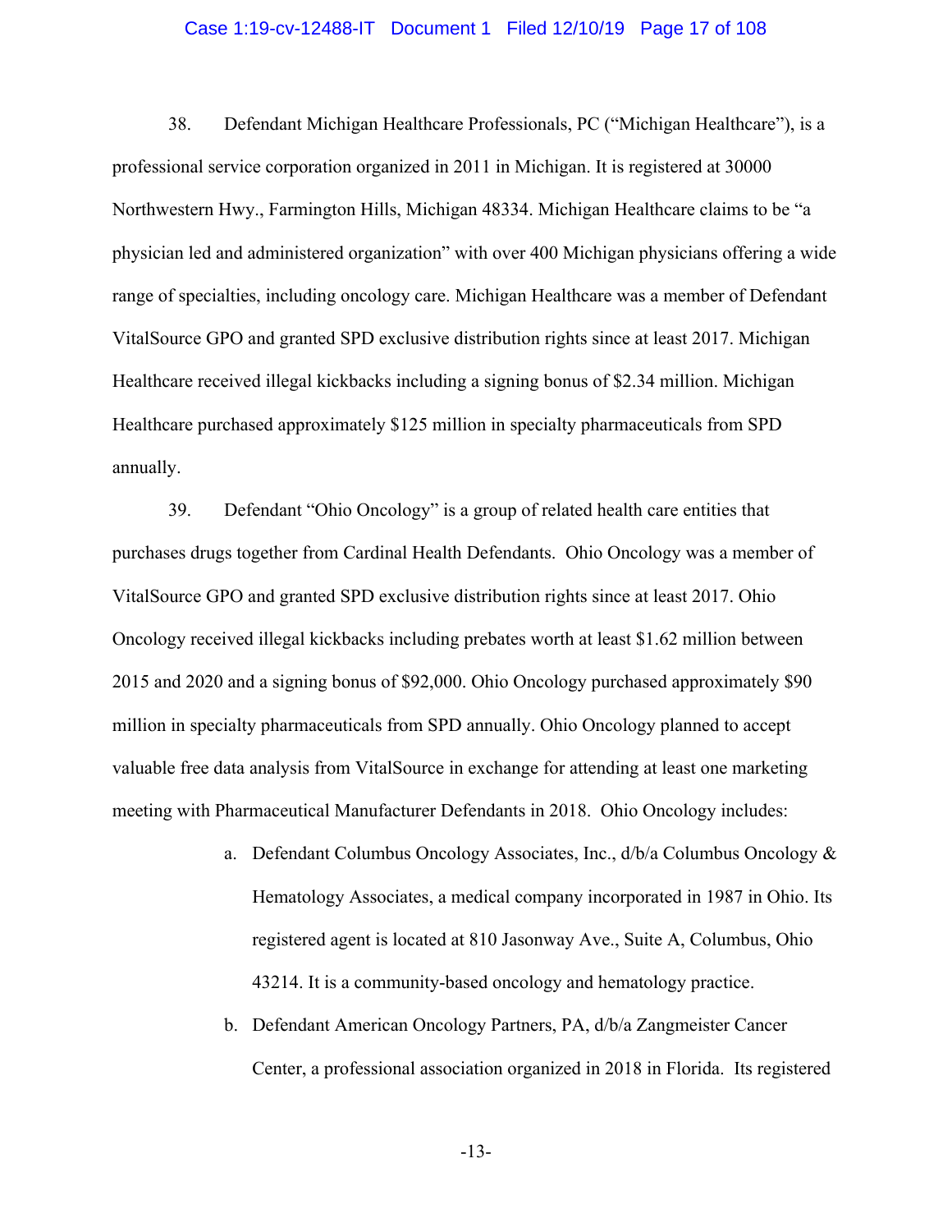38. Defendant Michigan Healthcare Professionals, PC ("Michigan Healthcare"), is a professional service corporation organized in 2011 in Michigan. It is registered at 30000 Northwestern Hwy., Farmington Hills, Michigan 48334. Michigan Healthcare claims to be "a physician led and administered organization" with over 400 Michigan physicians offering a wide range of specialties, including oncology care. Michigan Healthcare was a member of Defendant VitalSource GPO and granted SPD exclusive distribution rights since at least 2017. Michigan Healthcare received illegal kickbacks including a signing bonus of $2.34 million. Michigan Healthcare purchased approximately $125 million in specialty pharmaceuticals from SPD annually.

39. Defendant "Ohio Oncology" is a group of related health care entities that purchases drugs together from Cardinal Health Defendants. Ohio Oncology was a member of VitalSource GPO and granted SPD exclusive distribution rights since at least 2017. Ohio Oncology received illegal kickbacks including prebates worth at least $1.62 million between 2015 and 2020 and a signing bonus of $92,000. Ohio Oncology purchased approximately $90 million in specialty pharmaceuticals from SPD annually. Ohio Oncology planned to accept valuable free data analysis from VitalSource in exchange for attending at least one marketing meeting with Pharmaceutical Manufacturer Defendants in 2018. Ohio Oncology includes:

a. Defendant Columbus Oncology Associates, Inc., d/b/a Columbus Oncology & Hematology Associates, a medical company incorporated in 1987 in Ohio. Its registered agent is located at 810 Jasonway Ave., Suite A, Columbus, Ohio 43214. It is a community-based oncology and hematology practice.

b. Defendant American Oncology Partners, PA, d/b/a Zangmeister Cancer Center, a professional association organized in 2018 in Florida. Its registered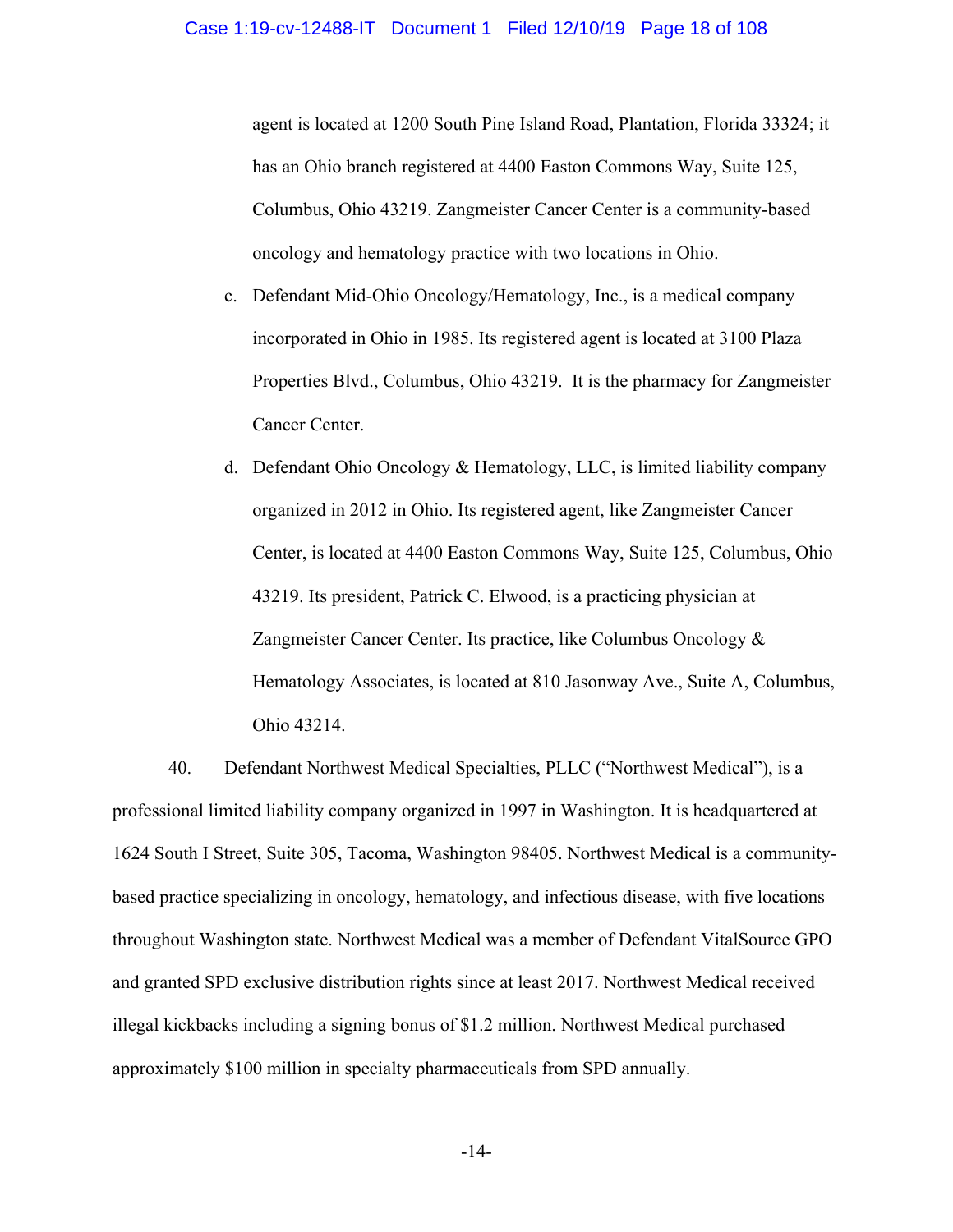agent is located at 1200 South Pine Island Road, Plantation, Florida 33324; it has an Ohio branch registered at 4400 Easton Commons Way, Suite 125, Columbus, Ohio 43219. Zangmeister Cancer Center is a community-based oncology and hematology practice with two locations in Ohio.

c. Defendant Mid-Ohio Oncology/Hematology, Inc., is a medical company incorporated in Ohio in 1985. Its registered agent is located at 3100 Plaza Properties Blvd., Columbus, Ohio 43219. It is the pharmacy for Zangmeister Cancer Center.

d. Defendant Ohio Oncology & Hematology, LLC, is limited liability company organized in 2012 in Ohio. Its registered agent, like Zangmeister Cancer Center, is located at 4400 Easton Commons Way, Suite 125, Columbus, Ohio 43219. Its president, Patrick C. Elwood, is a practicing physician at Zangmeister Cancer Center. Its practice, like Columbus Oncology & Hematology Associates, is located at 810 Jasonway Ave., Suite A, Columbus, Ohio 43214.

40. Defendant Northwest Medical Specialties, PLLC ("Northwest Medical"), is a professional limited liability company organized in 1997 in Washington. It is headquartered at 1624 South I Street, Suite 305, Tacoma, Washington 98405. Northwest Medical is a community-based practice specializing in oncology, hematology, and infectious disease, with five locations throughout Washington state. Northwest Medical was a member of Defendant VitalSource GPO and granted SPD exclusive distribution rights since at least 2017. Northwest Medical received illegal kickbacks including a signing bonus of $1.2 million. Northwest Medical purchased approximately $100 million in specialty pharmaceuticals from SPD annually.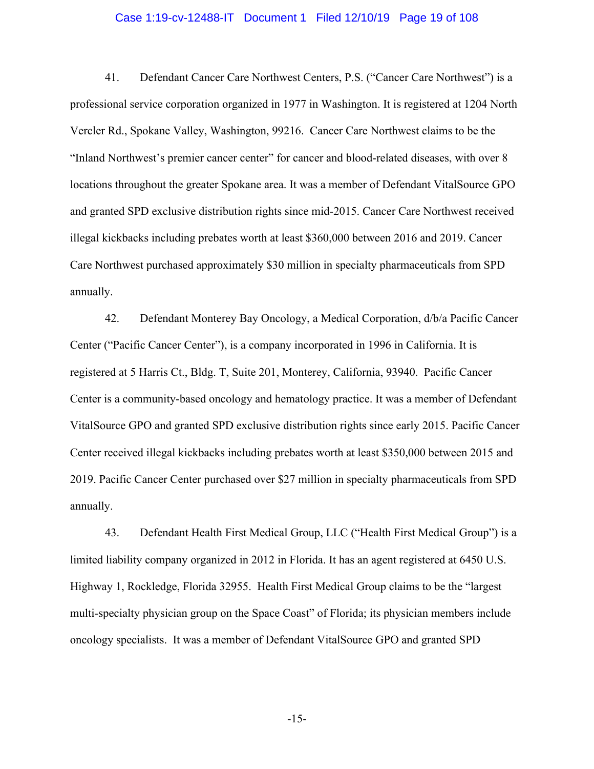41. Defendant Cancer Care Northwest Centers, P.S. ("Cancer Care Northwest") is a professional service corporation organized in 1977 in Washington. It is registered at 1204 North Vercler Rd., Spokane Valley, Washington, 99216. Cancer Care Northwest claims to be the "Inland Northwest's premier cancer center" for cancer and blood-related diseases, with over 8 locations throughout the greater Spokane area. It was a member of Defendant VitalSource GPO and granted SPD exclusive distribution rights since mid-2015. Cancer Care Northwest received illegal kickbacks including prebates worth at least $360,000 between 2016 and 2019. Cancer Care Northwest purchased approximately $30 million in specialty pharmaceuticals from SPD annually.

42. Defendant Monterey Bay Oncology, a Medical Corporation, d/b/a Pacific Cancer Center ("Pacific Cancer Center"), is a company incorporated in 1996 in California. It is registered at 5 Harris Ct., Bldg. T, Suite 201, Monterey, California, 93940. Pacific Cancer Center is a community-based oncology and hematology practice. It was a member of Defendant VitalSource GPO and granted SPD exclusive distribution rights since early 2015. Pacific Cancer Center received illegal kickbacks including prebates worth at least $350,000 between 2015 and 2019. Pacific Cancer Center purchased over $27 million in specialty pharmaceuticals from SPD annually.

43. Defendant Health First Medical Group, LLC ("Health First Medical Group") is a limited liability company organized in 2012 in Florida. It has an agent registered at 6450 U.S. Highway 1, Rockledge, Florida 32955. Health First Medical Group claims to be the "largest multi-specialty physician group on the Space Coast" of Florida; its physician members include oncology specialists. It was a member of Defendant VitalSource GPO and granted SPD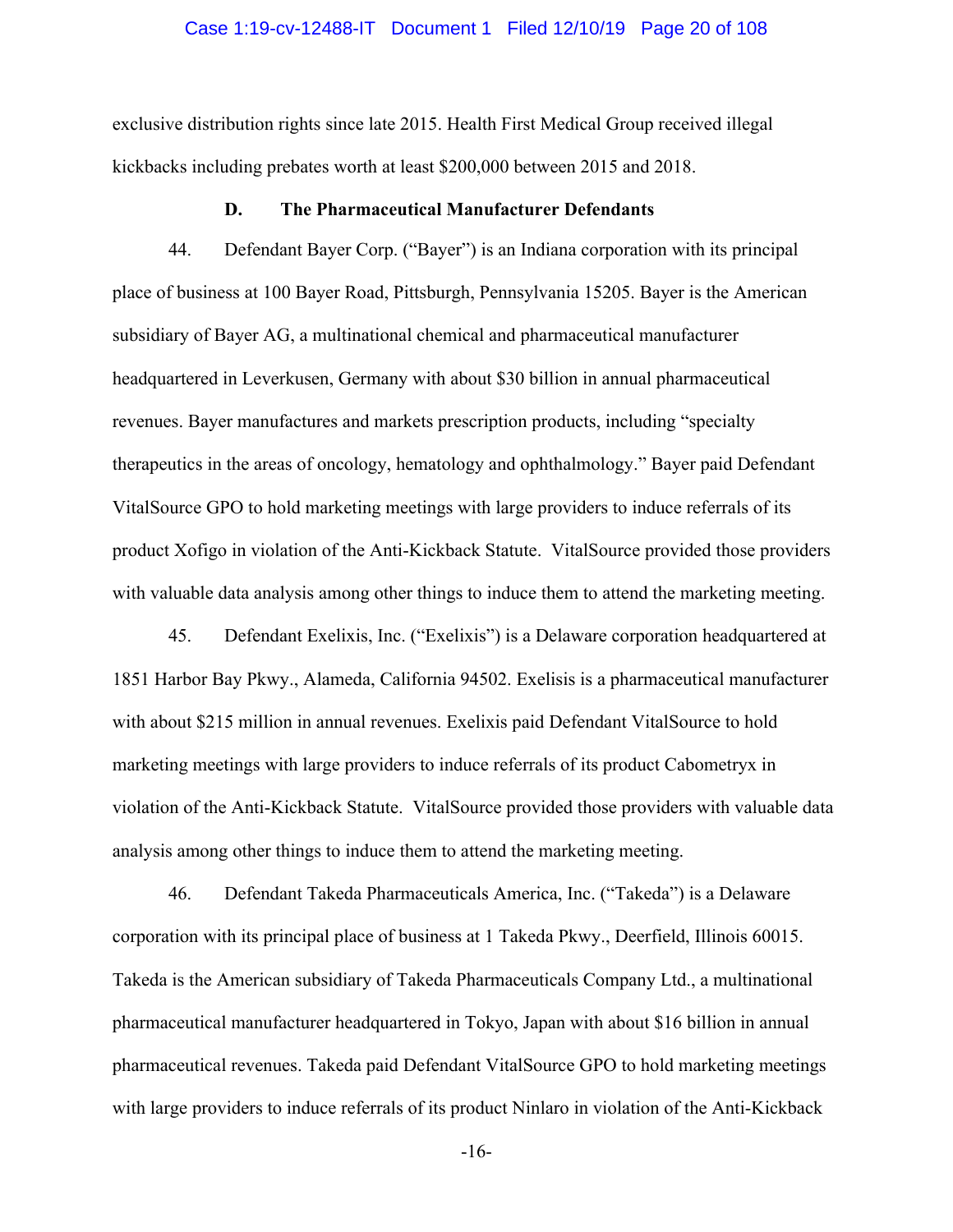exclusive distribution rights since late 2015. Health First Medical Group received illegal kickbacks including prebates worth at least $200,000 between 2015 and 2018.

### D. The Pharmaceutical Manufacturer Defendants

44. Defendant Bayer Corp. ("Bayer") is an Indiana corporation with its principal place of business at 100 Bayer Road, Pittsburgh, Pennsylvania 15205. Bayer is the American subsidiary of Bayer AG, a multinational chemical and pharmaceutical manufacturer headquartered in Leverkusen, Germany with about $30 billion in annual pharmaceutical revenues. Bayer manufactures and markets prescription products, including "specialty therapeutics in the areas of oncology, hematology and ophthalmology." Bayer paid Defendant VitalSource GPO to hold marketing meetings with large providers to induce referrals of its product Xofigo in violation of the Anti-Kickback Statute. VitalSource provided those providers with valuable data analysis among other things to induce them to attend the marketing meeting.

45. Defendant Exelixis, Inc. ("Exelixis") is a Delaware corporation headquartered at 1851 Harbor Bay Pkwy., Alameda, California 94502. Exelisis is a pharmaceutical manufacturer with about $215 million in annual revenues. Exelixis paid Defendant VitalSource to hold marketing meetings with large providers to induce referrals of its product Cabometryx in violation of the Anti-Kickback Statute. VitalSource provided those providers with valuable data analysis among other things to induce them to attend the marketing meeting.

46. Defendant Takeda Pharmaceuticals America, Inc. ("Takeda") is a Delaware corporation with its principal place of business at 1 Takeda Pkwy., Deerfield, Illinois 60015. Takeda is the American subsidiary of Takeda Pharmaceuticals Company Ltd., a multinational pharmaceutical manufacturer headquartered in Tokyo, Japan with about $16 billion in annual pharmaceutical revenues. Takeda paid Defendant VitalSource GPO to hold marketing meetings with large providers to induce referrals of its product Ninlaro in violation of the Anti-Kickback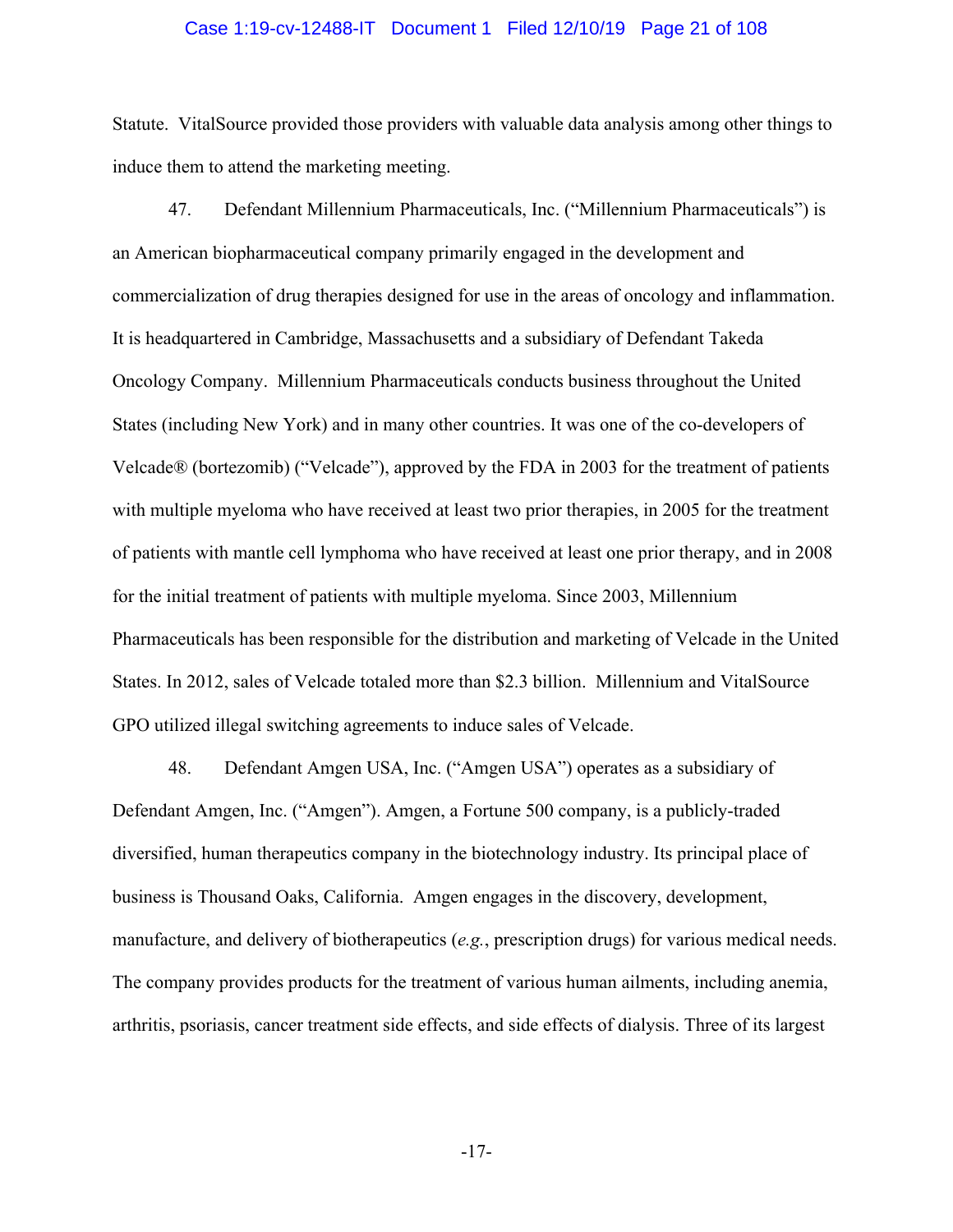Statute. VitalSource provided those providers with valuable data analysis among other things to induce them to attend the marketing meeting.

47. Defendant Millennium Pharmaceuticals, Inc. ("Millennium Pharmaceuticals") is an American biopharmaceutical company primarily engaged in the development and commercialization of drug therapies designed for use in the areas of oncology and inflammation. It is headquartered in Cambridge, Massachusetts and a subsidiary of Defendant Takeda Oncology Company. Millennium Pharmaceuticals conducts business throughout the United States (including New York) and in many other countries. It was one of the co-developers of Velcade® (bortezomib) ("Velcade"), approved by the FDA in 2003 for the treatment of patients with multiple myeloma who have received at least two prior therapies, in 2005 for the treatment of patients with mantle cell lymphoma who have received at least one prior therapy, and in 2008 for the initial treatment of patients with multiple myeloma. Since 2003, Millennium Pharmaceuticals has been responsible for the distribution and marketing of Velcade in the United States. In 2012, sales of Velcade totaled more than $2.3 billion. Millennium and VitalSource GPO utilized illegal switching agreements to induce sales of Velcade.

48. Defendant Amgen USA, Inc. ("Amgen USA") operates as a subsidiary of Defendant Amgen, Inc. ("Amgen"). Amgen, a Fortune 500 company, is a publicly-traded diversified, human therapeutics company in the biotechnology industry. Its principal place of business is Thousand Oaks, California. Amgen engages in the discovery, development, manufacture, and delivery of biotherapeutics (*e.g.*, prescription drugs) for various medical needs. The company provides products for the treatment of various human ailments, including anemia, arthritis, psoriasis, cancer treatment side effects, and side effects of dialysis. Three of its largest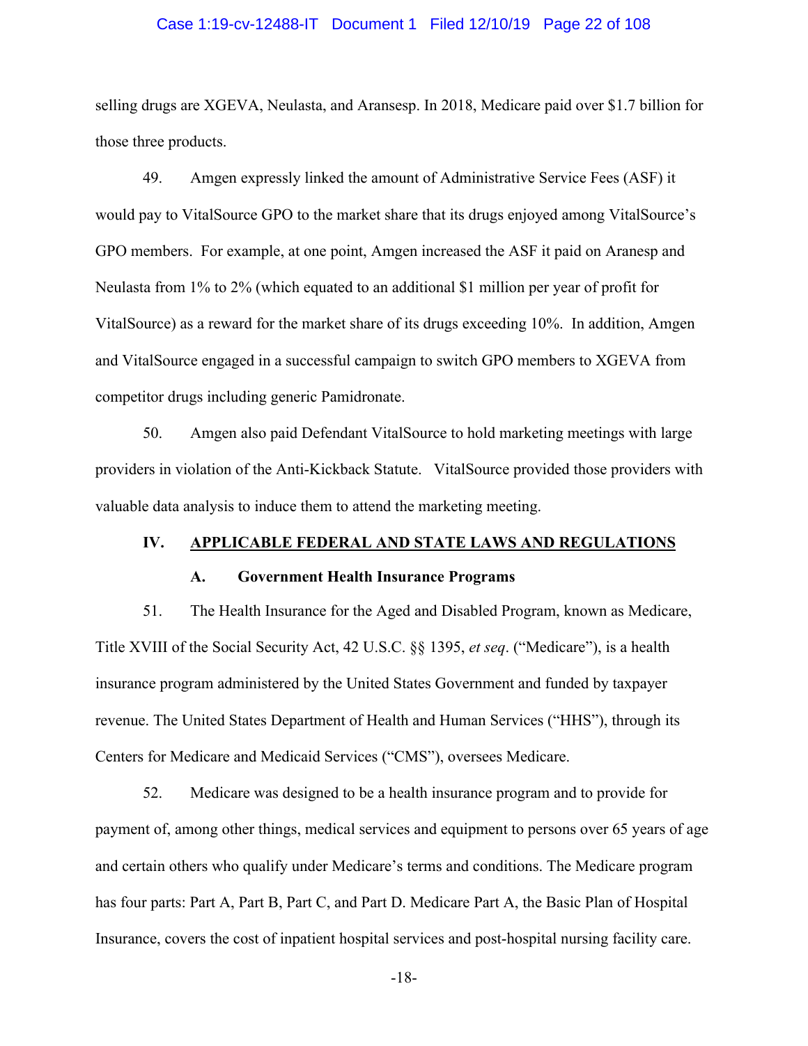selling drugs are XGEVA, Neulasta, and Aransesp. In 2018, Medicare paid over $1.7 billion for those three products.

49. Amgen expressly linked the amount of Administrative Service Fees (ASF) it would pay to VitalSource GPO to the market share that its drugs enjoyed among VitalSource's GPO members. For example, at one point, Amgen increased the ASF it paid on Aranesp and Neulasta from 1% to 2% (which equated to an additional $1 million per year of profit for VitalSource) as a reward for the market share of its drugs exceeding 10%. In addition, Amgen and VitalSource engaged in a successful campaign to switch GPO members to XGEVA from competitor drugs including generic Pamidronate.

50. Amgen also paid Defendant VitalSource to hold marketing meetings with large providers in violation of the Anti-Kickback Statute. VitalSource provided those providers with valuable data analysis to induce them to attend the marketing meeting.

## IV. APPLICABLE FEDERAL AND STATE LAWS AND REGULATIONS

### A. Government Health Insurance Programs

51. The Health Insurance for the Aged and Disabled Program, known as Medicare, Title XVIII of the Social Security Act, 42 U.S.C. §§ 1395, *et seq*. ("Medicare"), is a health insurance program administered by the United States Government and funded by taxpayer revenue. The United States Department of Health and Human Services ("HHS"), through its Centers for Medicare and Medicaid Services ("CMS"), oversees Medicare.

52. Medicare was designed to be a health insurance program and to provide for payment of, among other things, medical services and equipment to persons over 65 years of age and certain others who qualify under Medicare's terms and conditions. The Medicare program has four parts: Part A, Part B, Part C, and Part D. Medicare Part A, the Basic Plan of Hospital Insurance, covers the cost of inpatient hospital services and post-hospital nursing facility care.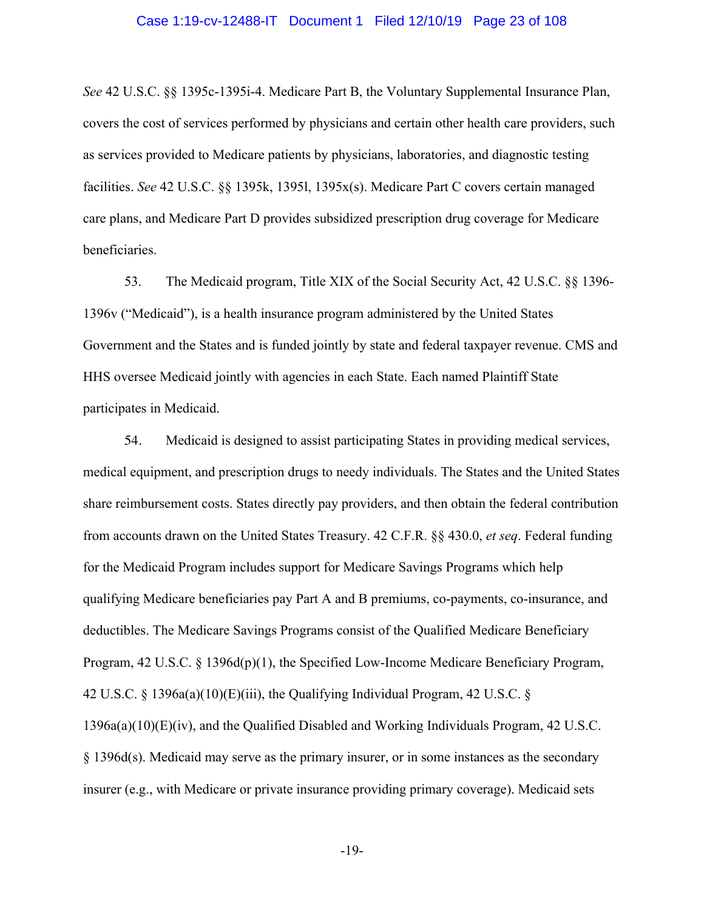*See* 42 U.S.C. §§ 1395c-1395i-4. Medicare Part B, the Voluntary Supplemental Insurance Plan, covers the cost of services performed by physicians and certain other health care providers, such as services provided to Medicare patients by physicians, laboratories, and diagnostic testing facilities. *See* 42 U.S.C. §§ 1395k, 1395l, 1395x(s). Medicare Part C covers certain managed care plans, and Medicare Part D provides subsidized prescription drug coverage for Medicare beneficiaries.

53. The Medicaid program, Title XIX of the Social Security Act, 42 U.S.C. §§ 1396-1396v ("Medicaid"), is a health insurance program administered by the United States Government and the States and is funded jointly by state and federal taxpayer revenue. CMS and HHS oversee Medicaid jointly with agencies in each State. Each named Plaintiff State participates in Medicaid.

54. Medicaid is designed to assist participating States in providing medical services, medical equipment, and prescription drugs to needy individuals. The States and the United States share reimbursement costs. States directly pay providers, and then obtain the federal contribution from accounts drawn on the United States Treasury. 42 C.F.R. §§ 430.0, *et seq*. Federal funding for the Medicaid Program includes support for Medicare Savings Programs which help qualifying Medicare beneficiaries pay Part A and B premiums, co-payments, co-insurance, and deductibles. The Medicare Savings Programs consist of the Qualified Medicare Beneficiary Program, 42 U.S.C. § 1396d(p)(1), the Specified Low-Income Medicare Beneficiary Program, 42 U.S.C. § 1396a(a)(10)(E)(iii), the Qualifying Individual Program, 42 U.S.C. § 1396a(a)(10)(E)(iv), and the Qualified Disabled and Working Individuals Program, 42 U.S.C. § 1396d(s). Medicaid may serve as the primary insurer, or in some instances as the secondary insurer (e.g., with Medicare or private insurance providing primary coverage). Medicaid sets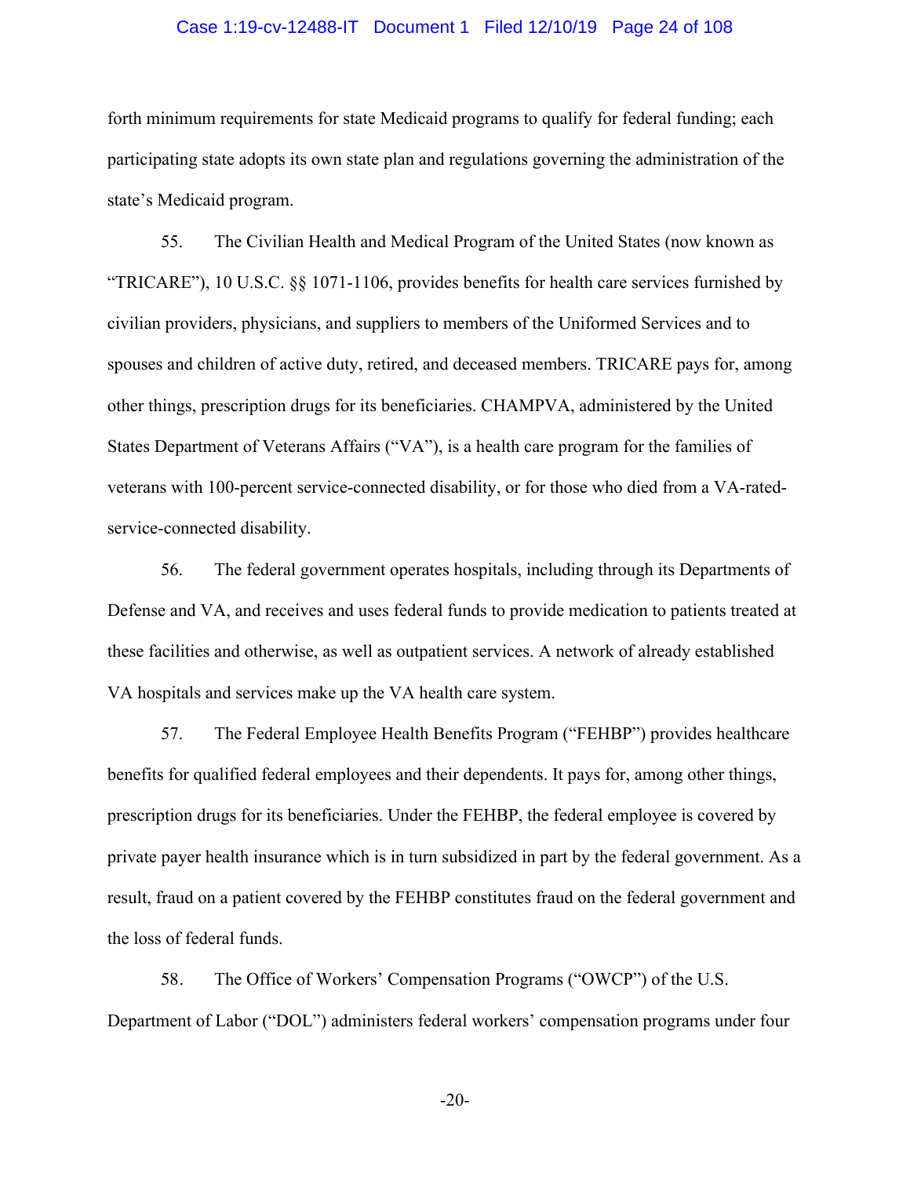forth minimum requirements for state Medicaid programs to qualify for federal funding; each participating state adopts its own state plan and regulations governing the administration of the state's Medicaid program.

55. The Civilian Health and Medical Program of the United States (now known as "TRICARE"), 10 U.S.C. §§ 1071-1106, provides benefits for health care services furnished by civilian providers, physicians, and suppliers to members of the Uniformed Services and to spouses and children of active duty, retired, and deceased members. TRICARE pays for, among other things, prescription drugs for its beneficiaries. CHAMPVA, administered by the United States Department of Veterans Affairs ("VA"), is a health care program for the families of veterans with 100-percent service-connected disability, or for those who died from a VA-rated-service-connected disability.

56. The federal government operates hospitals, including through its Departments of Defense and VA, and receives and uses federal funds to provide medication to patients treated at these facilities and otherwise, as well as outpatient services. A network of already established VA hospitals and services make up the VA health care system.

57. The Federal Employee Health Benefits Program ("FEHBP") provides healthcare benefits for qualified federal employees and their dependents. It pays for, among other things, prescription drugs for its beneficiaries. Under the FEHBP, the federal employee is covered by private payer health insurance which is in turn subsidized in part by the federal government. As a result, fraud on a patient covered by the FEHBP constitutes fraud on the federal government and the loss of federal funds.

58. The Office of Workers' Compensation Programs ("OWCP") of the U.S. Department of Labor ("DOL") administers federal workers' compensation programs under four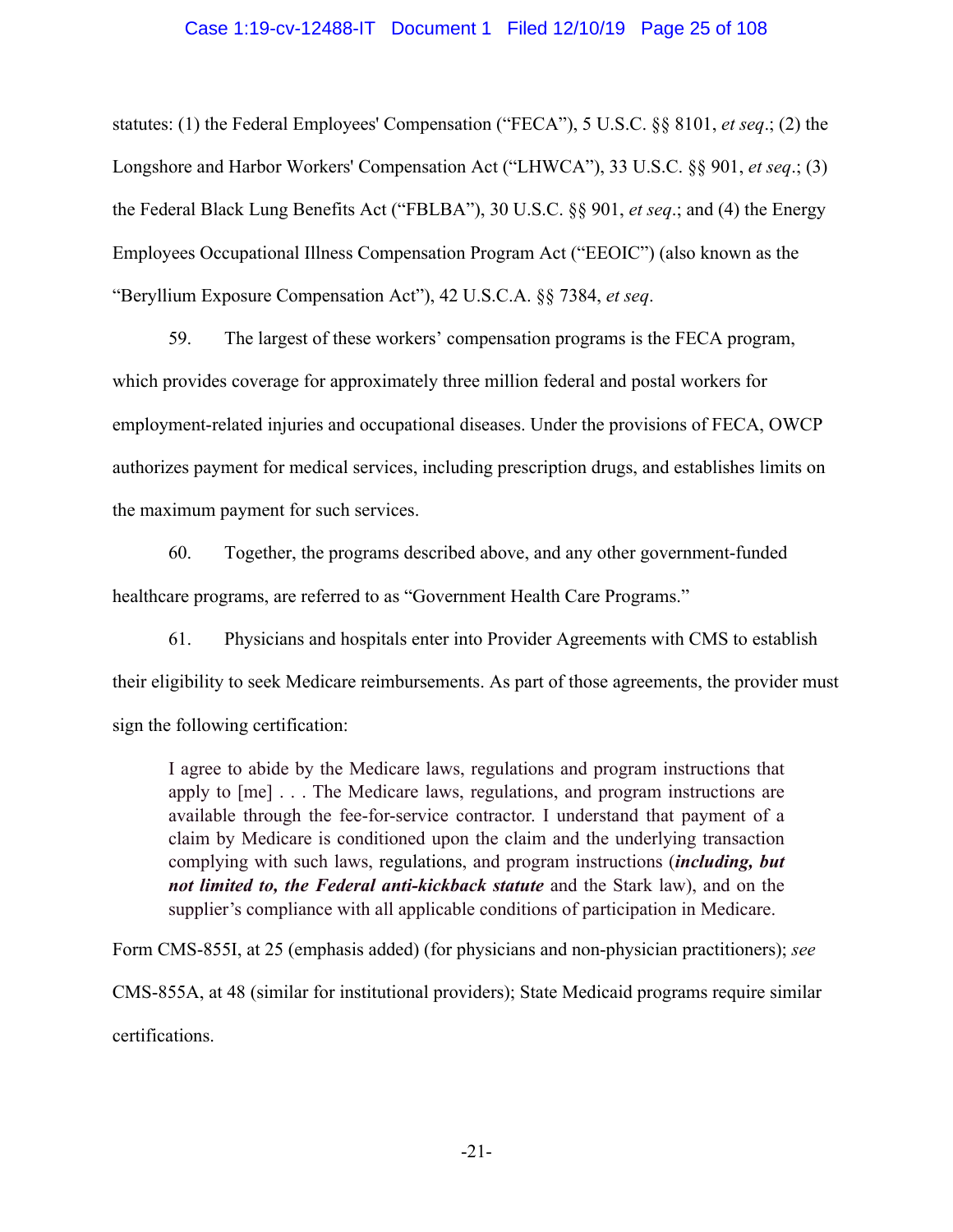statutes: (1) the Federal Employees' Compensation ("FECA"), 5 U.S.C. §§ 8101, *et seq*.; (2) the Longshore and Harbor Workers' Compensation Act ("LHWCA"), 33 U.S.C. §§ 901, *et seq*.; (3) the Federal Black Lung Benefits Act ("FBLBA"), 30 U.S.C. §§ 901, *et seq*.; and (4) the Energy Employees Occupational Illness Compensation Program Act ("EEOIC") (also known as the "Beryllium Exposure Compensation Act"), 42 U.S.C.A. §§ 7384, *et seq*.

59. The largest of these workers' compensation programs is the FECA program, which provides coverage for approximately three million federal and postal workers for employment-related injuries and occupational diseases. Under the provisions of FECA, OWCP authorizes payment for medical services, including prescription drugs, and establishes limits on the maximum payment for such services.

60. Together, the programs described above, and any other government-funded healthcare programs, are referred to as "Government Health Care Programs."

61. Physicians and hospitals enter into Provider Agreements with CMS to establish their eligibility to seek Medicare reimbursements. As part of those agreements, the provider must sign the following certification:

> I agree to abide by the Medicare laws, regulations and program instructions that apply to [me] . . . The Medicare laws, regulations, and program instructions are available through the fee-for-service contractor. I understand that payment of a claim by Medicare is conditioned upon the claim and the underlying transaction complying with such laws, regulations, and program instructions (***including, but not limited to, the Federal anti-kickback statute*** and the Stark law), and on the supplier's compliance with all applicable conditions of participation in Medicare.

Form CMS-855I, at 25 (emphasis added) (for physicians and non-physician practitioners); *see* CMS-855A, at 48 (similar for institutional providers); State Medicaid programs require similar certifications.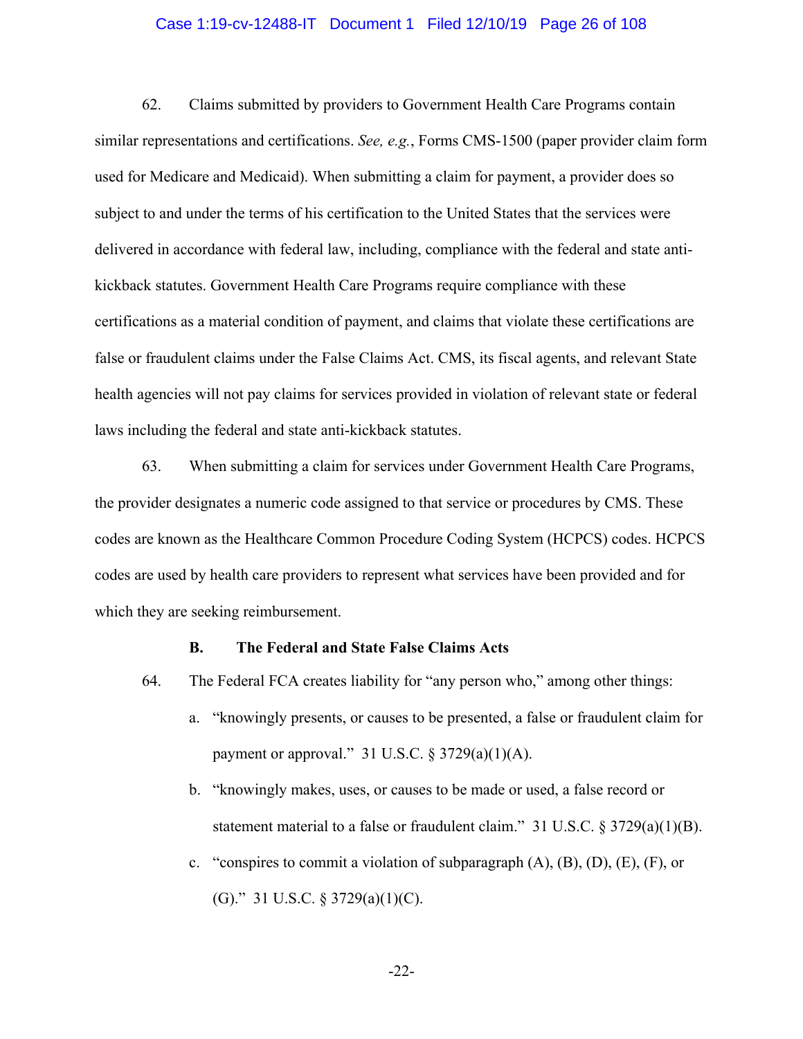62. Claims submitted by providers to Government Health Care Programs contain similar representations and certifications. *See, e.g.*, Forms CMS-1500 (paper provider claim form used for Medicare and Medicaid). When submitting a claim for payment, a provider does so subject to and under the terms of his certification to the United States that the services were delivered in accordance with federal law, including, compliance with the federal and state anti-kickback statutes. Government Health Care Programs require compliance with these certifications as a material condition of payment, and claims that violate these certifications are false or fraudulent claims under the False Claims Act. CMS, its fiscal agents, and relevant State health agencies will not pay claims for services provided in violation of relevant state or federal laws including the federal and state anti-kickback statutes.

63. When submitting a claim for services under Government Health Care Programs, the provider designates a numeric code assigned to that service or procedures by CMS. These codes are known as the Healthcare Common Procedure Coding System (HCPCS) codes. HCPCS codes are used by health care providers to represent what services have been provided and for which they are seeking reimbursement.

### B. The Federal and State False Claims Acts

64. The Federal FCA creates liability for "any person who," among other things:

a. "knowingly presents, or causes to be presented, a false or fraudulent claim for payment or approval." 31 U.S.C. § 3729(a)(1)(A).

b. "knowingly makes, uses, or causes to be made or used, a false record or statement material to a false or fraudulent claim." 31 U.S.C. § 3729(a)(1)(B).

c. "conspires to commit a violation of subparagraph (A), (B), (D), (E), (F), or (G)." 31 U.S.C. § 3729(a)(1)(C).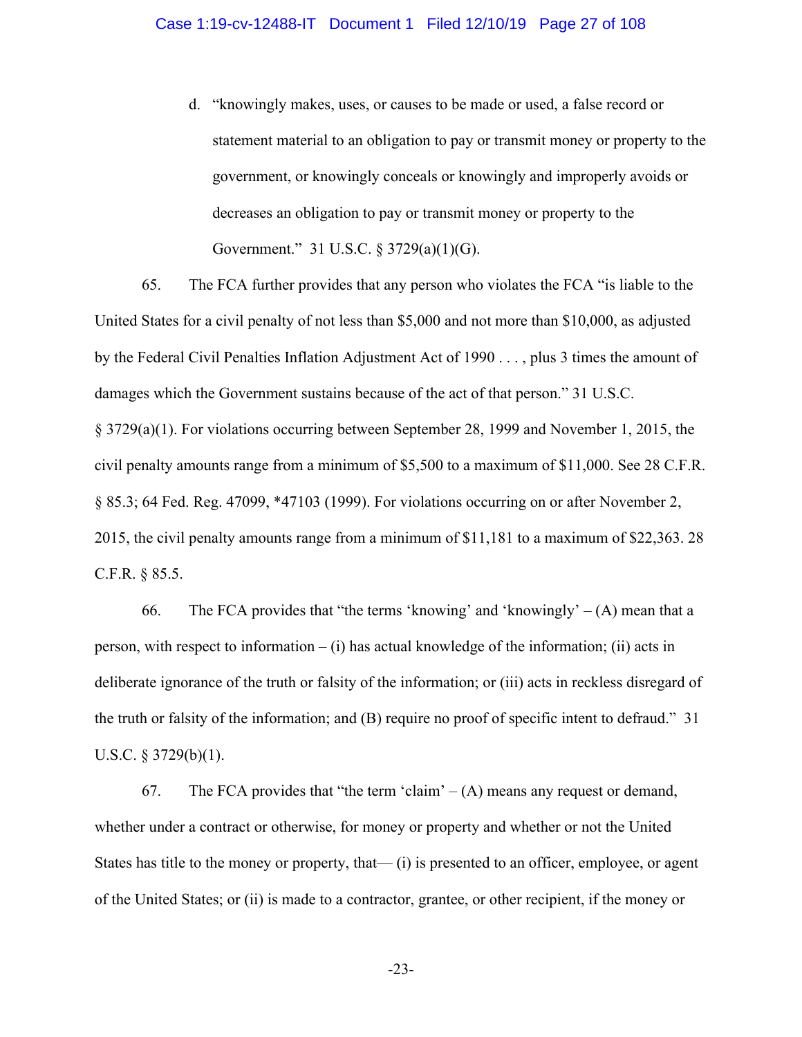d. "knowingly makes, uses, or causes to be made or used, a false record or statement material to an obligation to pay or transmit money or property to the government, or knowingly conceals or knowingly and improperly avoids or decreases an obligation to pay or transmit money or property to the Government." 31 U.S.C. § 3729(a)(1)(G).

65. The FCA further provides that any person who violates the FCA "is liable to the United States for a civil penalty of not less than $5,000 and not more than $10,000, as adjusted by the Federal Civil Penalties Inflation Adjustment Act of 1990 . . . , plus 3 times the amount of damages which the Government sustains because of the act of that person." 31 U.S.C. § 3729(a)(1). For violations occurring between September 28, 1999 and November 1, 2015, the civil penalty amounts range from a minimum of $5,500 to a maximum of $11,000. See 28 C.F.R. § 85.3; 64 Fed. Reg. 47099, *47103 (1999). For violations occurring on or after November 2, 2015, the civil penalty amounts range from a minimum of $11,181 to a maximum of $22,363. 28 C.F.R. § 85.5.

66. The FCA provides that "the terms 'knowing' and 'knowingly' – (A) mean that a person, with respect to information – (i) has actual knowledge of the information; (ii) acts in deliberate ignorance of the truth or falsity of the information; or (iii) acts in reckless disregard of the truth or falsity of the information; and (B) require no proof of specific intent to defraud." 31 U.S.C. § 3729(b)(1).

67. The FCA provides that "the term 'claim' – (A) means any request or demand, whether under a contract or otherwise, for money or property and whether or not the United States has title to the money or property, that— (i) is presented to an officer, employee, or agent of the United States; or (ii) is made to a contractor, grantee, or other recipient, if the money or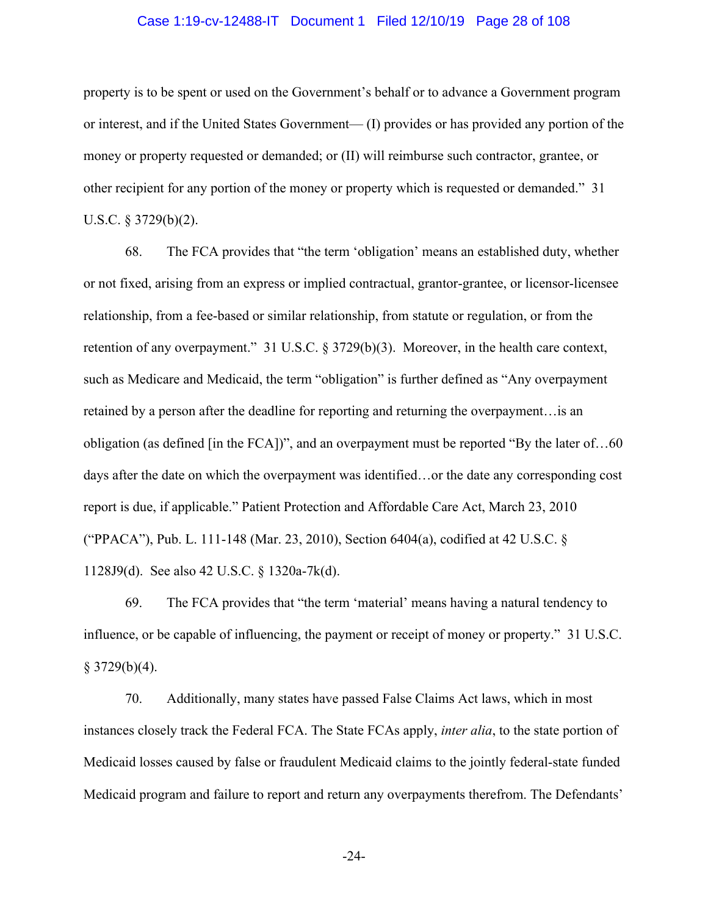property is to be spent or used on the Government's behalf or to advance a Government program or interest, and if the United States Government— (I) provides or has provided any portion of the money or property requested or demanded; or (II) will reimburse such contractor, grantee, or other recipient for any portion of the money or property which is requested or demanded." 31 U.S.C. § 3729(b)(2).

68. The FCA provides that "the term 'obligation' means an established duty, whether or not fixed, arising from an express or implied contractual, grantor-grantee, or licensor-licensee relationship, from a fee-based or similar relationship, from statute or regulation, or from the retention of any overpayment." 31 U.S.C. § 3729(b)(3). Moreover, in the health care context, such as Medicare and Medicaid, the term "obligation" is further defined as "Any overpayment retained by a person after the deadline for reporting and returning the overpayment…is an obligation (as defined [in the FCA])", and an overpayment must be reported "By the later of…60 days after the date on which the overpayment was identified…or the date any corresponding cost report is due, if applicable." Patient Protection and Affordable Care Act, March 23, 2010 ("PPACA"), Pub. L. 111-148 (Mar. 23, 2010), Section 6404(a), codified at 42 U.S.C. § 1128J9(d). See also 42 U.S.C. § 1320a-7k(d).

69. The FCA provides that "the term 'material' means having a natural tendency to influence, or be capable of influencing, the payment or receipt of money or property." 31 U.S.C. § 3729(b)(4).

70. Additionally, many states have passed False Claims Act laws, which in most instances closely track the Federal FCA. The State FCAs apply, *inter alia*, to the state portion of Medicaid losses caused by false or fraudulent Medicaid claims to the jointly federal-state funded Medicaid program and failure to report and return any overpayments therefrom. The Defendants'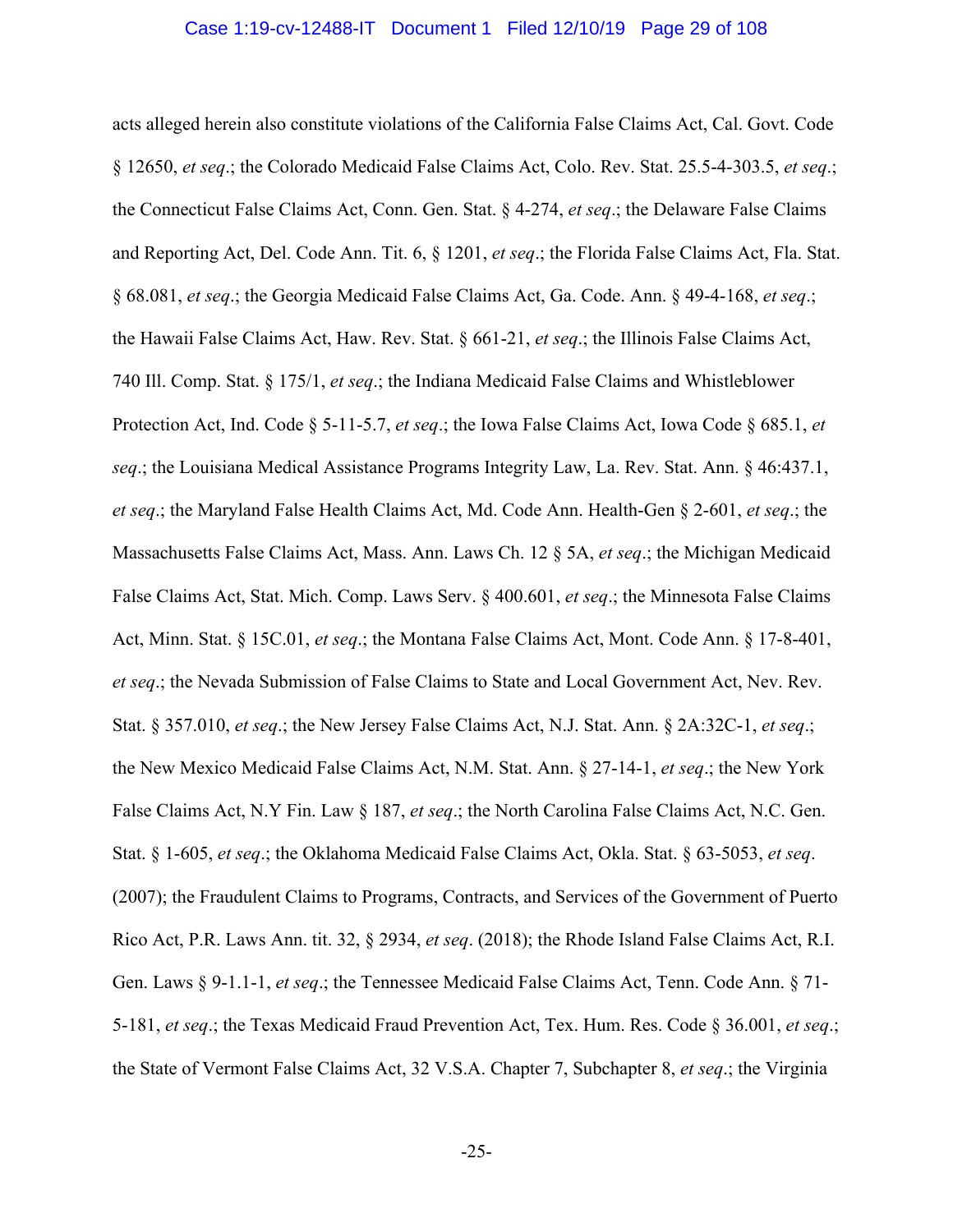acts alleged herein also constitute violations of the California False Claims Act, Cal. Govt. Code § 12650, *et seq*.; the Colorado Medicaid False Claims Act, Colo. Rev. Stat. 25.5-4-303.5, *et seq*.; the Connecticut False Claims Act, Conn. Gen. Stat. § 4-274, *et seq*.; the Delaware False Claims and Reporting Act, Del. Code Ann. Tit. 6, § 1201, *et seq*.; the Florida False Claims Act, Fla. Stat. § 68.081, *et seq*.; the Georgia Medicaid False Claims Act, Ga. Code. Ann. § 49-4-168, *et seq*.; the Hawaii False Claims Act, Haw. Rev. Stat. § 661-21, *et seq*.; the Illinois False Claims Act, 740 Ill. Comp. Stat. § 175/1, *et seq*.; the Indiana Medicaid False Claims and Whistleblower Protection Act, Ind. Code § 5-11-5.7, *et seq*.; the Iowa False Claims Act, Iowa Code § 685.1, *et seq*.; the Louisiana Medical Assistance Programs Integrity Law, La. Rev. Stat. Ann. § 46:437.1, *et seq*.; the Maryland False Health Claims Act, Md. Code Ann. Health-Gen § 2-601, *et seq*.; the Massachusetts False Claims Act, Mass. Ann. Laws Ch. 12 § 5A, *et seq*.; the Michigan Medicaid False Claims Act, Stat. Mich. Comp. Laws Serv. § 400.601, *et seq*.; the Minnesota False Claims Act, Minn. Stat. § 15C.01, *et seq*.; the Montana False Claims Act, Mont. Code Ann. § 17-8-401, *et seq*.; the Nevada Submission of False Claims to State and Local Government Act, Nev. Rev. Stat. § 357.010, *et seq*.; the New Jersey False Claims Act, N.J. Stat. Ann. § 2A:32C-1, *et seq*.; the New Mexico Medicaid False Claims Act, N.M. Stat. Ann. § 27-14-1, *et seq*.; the New York False Claims Act, N.Y Fin. Law § 187, *et seq*.; the North Carolina False Claims Act, N.C. Gen. Stat. § 1-605, *et seq*.; the Oklahoma Medicaid False Claims Act, Okla. Stat. § 63-5053, *et seq*. (2007); the Fraudulent Claims to Programs, Contracts, and Services of the Government of Puerto Rico Act, P.R. Laws Ann. tit. 32, § 2934, *et seq*. (2018); the Rhode Island False Claims Act, R.I. Gen. Laws § 9-1.1-1, *et seq*.; the Tennessee Medicaid False Claims Act, Tenn. Code Ann. § 71-5-181, *et seq*.; the Texas Medicaid Fraud Prevention Act, Tex. Hum. Res. Code § 36.001, *et seq*.; the State of Vermont False Claims Act, 32 V.S.A. Chapter 7, Subchapter 8, *et seq*.; the Virginia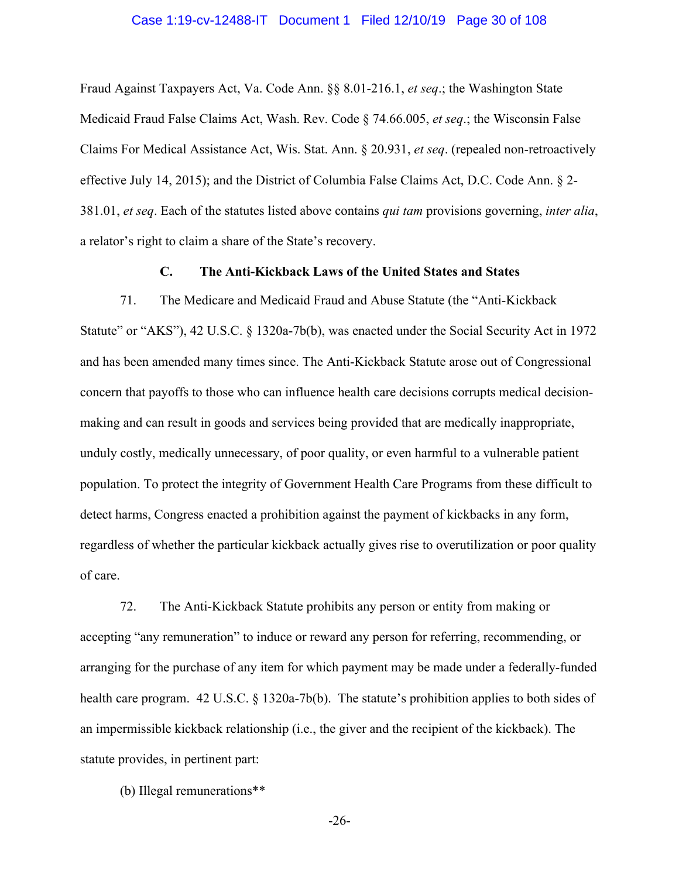Fraud Against Taxpayers Act, Va. Code Ann. §§ 8.01-216.1, *et seq*.; the Washington State Medicaid Fraud False Claims Act, Wash. Rev. Code § 74.66.005, *et seq*.; the Wisconsin False Claims For Medical Assistance Act, Wis. Stat. Ann. § 20.931, *et seq*. (repealed non-retroactively effective July 14, 2015); and the District of Columbia False Claims Act, D.C. Code Ann. § 2-381.01, *et seq*. Each of the statutes listed above contains *qui tam* provisions governing, *inter alia*, a relator's right to claim a share of the State's recovery.

### C. The Anti-Kickback Laws of the United States and States

71. The Medicare and Medicaid Fraud and Abuse Statute (the "Anti-Kickback Statute" or "AKS"), 42 U.S.C. § 1320a-7b(b), was enacted under the Social Security Act in 1972 and has been amended many times since. The Anti-Kickback Statute arose out of Congressional concern that payoffs to those who can influence health care decisions corrupts medical decision-making and can result in goods and services being provided that are medically inappropriate, unduly costly, medically unnecessary, of poor quality, or even harmful to a vulnerable patient population. To protect the integrity of Government Health Care Programs from these difficult to detect harms, Congress enacted a prohibition against the payment of kickbacks in any form, regardless of whether the particular kickback actually gives rise to overutilization or poor quality of care.

72. The Anti-Kickback Statute prohibits any person or entity from making or accepting "any remuneration" to induce or reward any person for referring, recommending, or arranging for the purchase of any item for which payment may be made under a federally-funded health care program. 42 U.S.C. § 1320a-7b(b). The statute's prohibition applies to both sides of an impermissible kickback relationship (i.e., the giver and the recipient of the kickback). The statute provides, in pertinent part:

(b) Illegal remunerations**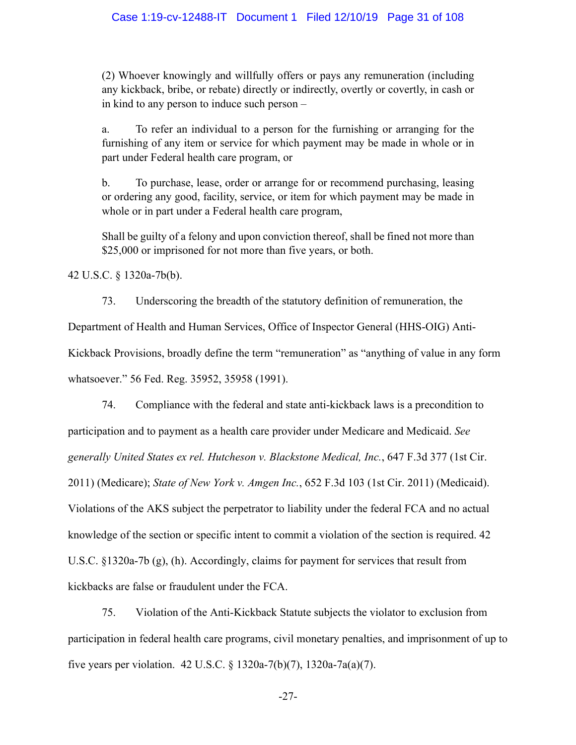> (2) Whoever knowingly and willfully offers or pays any remuneration (including any kickback, bribe, or rebate) directly or indirectly, overtly or covertly, in cash or in kind to any person to induce such person –
>
> a. To refer an individual to a person for the furnishing or arranging for the furnishing of any item or service for which payment may be made in whole or in part under Federal health care program, or
>
> b. To purchase, lease, order or arrange for or recommend purchasing, leasing or ordering any good, facility, service, or item for which payment may be made in whole or in part under a Federal health care program,
>
> Shall be guilty of a felony and upon conviction thereof, shall be fined not more than $25,000 or imprisoned for not more than five years, or both.

42 U.S.C. § 1320a-7b(b).

73. Underscoring the breadth of the statutory definition of remuneration, the Department of Health and Human Services, Office of Inspector General (HHS-OIG) Anti-Kickback Provisions, broadly define the term "remuneration" as "anything of value in any form whatsoever." 56 Fed. Reg. 35952, 35958 (1991).

74. Compliance with the federal and state anti-kickback laws is a precondition to participation and to payment as a health care provider under Medicare and Medicaid. *See generally United States ex rel. Hutcheson v. Blackstone Medical, Inc.*, 647 F.3d 377 (1st Cir. 2011) (Medicare); *State of New York v. Amgen Inc.*, 652 F.3d 103 (1st Cir. 2011) (Medicaid). Violations of the AKS subject the perpetrator to liability under the federal FCA and no actual knowledge of the section or specific intent to commit a violation of the section is required. 42 U.S.C. §1320a-7b (g), (h). Accordingly, claims for payment for services that result from kickbacks are false or fraudulent under the FCA.

75. Violation of the Anti-Kickback Statute subjects the violator to exclusion from participation in federal health care programs, civil monetary penalties, and imprisonment of up to five years per violation. 42 U.S.C. § 1320a-7(b)(7), 1320a-7a(a)(7).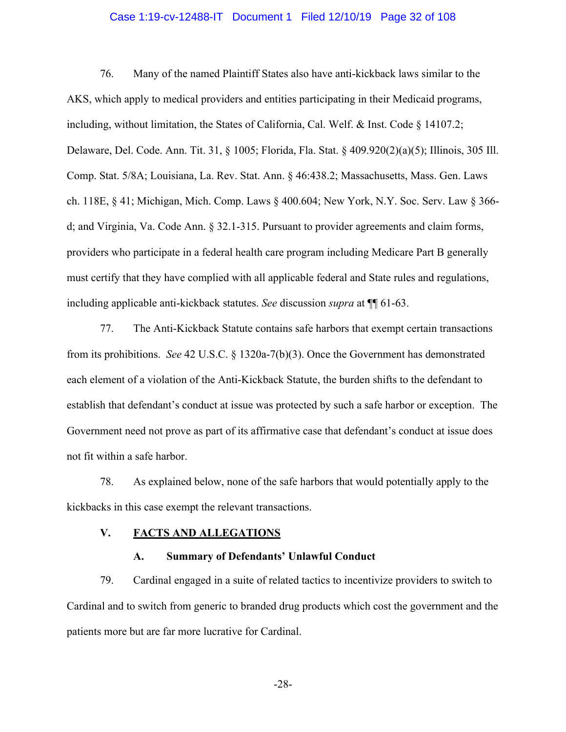76. Many of the named Plaintiff States also have anti-kickback laws similar to the AKS, which apply to medical providers and entities participating in their Medicaid programs, including, without limitation, the States of California, Cal. Welf. & Inst. Code § 14107.2; Delaware, Del. Code. Ann. Tit. 31, § 1005; Florida, Fla. Stat. § 409.920(2)(a)(5); Illinois, 305 Ill. Comp. Stat. 5/8A; Louisiana, La. Rev. Stat. Ann. § 46:438.2; Massachusetts, Mass. Gen. Laws ch. 118E, § 41; Michigan, Mich. Comp. Laws § 400.604; New York, N.Y. Soc. Serv. Law § 366-d; and Virginia, Va. Code Ann. § 32.1-315. Pursuant to provider agreements and claim forms, providers who participate in a federal health care program including Medicare Part B generally must certify that they have complied with all applicable federal and State rules and regulations, including applicable anti-kickback statutes. *See* discussion *supra* at ¶¶ 61-63.

77. The Anti-Kickback Statute contains safe harbors that exempt certain transactions from its prohibitions. *See* 42 U.S.C. § 1320a-7(b)(3). Once the Government has demonstrated each element of a violation of the Anti-Kickback Statute, the burden shifts to the defendant to establish that defendant's conduct at issue was protected by such a safe harbor or exception. The Government need not prove as part of its affirmative case that defendant's conduct at issue does not fit within a safe harbor.

78. As explained below, none of the safe harbors that would potentially apply to the kickbacks in this case exempt the relevant transactions.

## V. FACTS AND ALLEGATIONS

### A. Summary of Defendants' Unlawful Conduct

79. Cardinal engaged in a suite of related tactics to incentivize providers to switch to Cardinal and to switch from generic to branded drug products which cost the government and the patients more but are far more lucrative for Cardinal.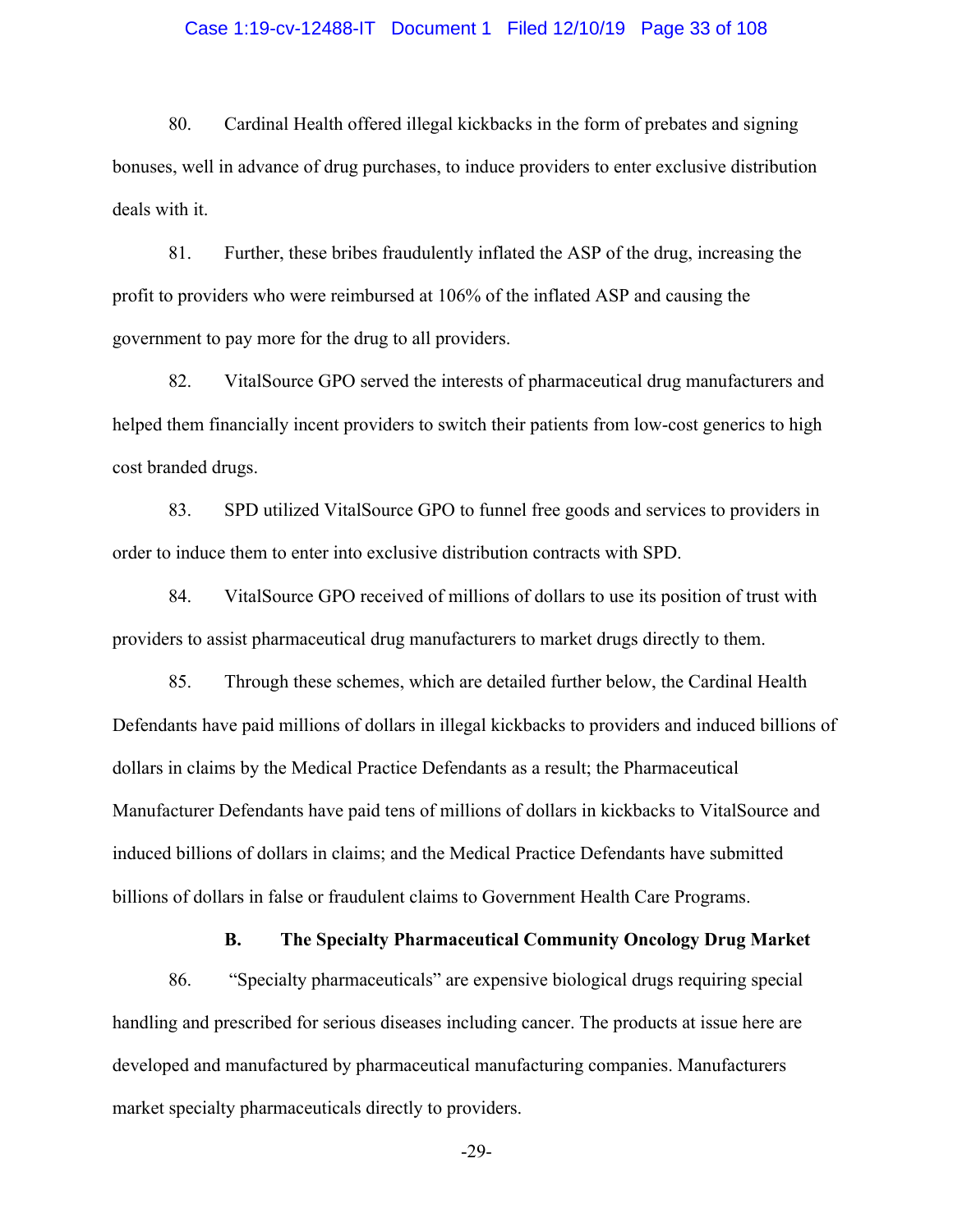80. Cardinal Health offered illegal kickbacks in the form of prebates and signing bonuses, well in advance of drug purchases, to induce providers to enter exclusive distribution deals with it.

81. Further, these bribes fraudulently inflated the ASP of the drug, increasing the profit to providers who were reimbursed at 106% of the inflated ASP and causing the government to pay more for the drug to all providers.

82. VitalSource GPO served the interests of pharmaceutical drug manufacturers and helped them financially incent providers to switch their patients from low-cost generics to high cost branded drugs.

83. SPD utilized VitalSource GPO to funnel free goods and services to providers in order to induce them to enter into exclusive distribution contracts with SPD.

84. VitalSource GPO received of millions of dollars to use its position of trust with providers to assist pharmaceutical drug manufacturers to market drugs directly to them.

85. Through these schemes, which are detailed further below, the Cardinal Health Defendants have paid millions of dollars in illegal kickbacks to providers and induced billions of dollars in claims by the Medical Practice Defendants as a result; the Pharmaceutical Manufacturer Defendants have paid tens of millions of dollars in kickbacks to VitalSource and induced billions of dollars in claims; and the Medical Practice Defendants have submitted billions of dollars in false or fraudulent claims to Government Health Care Programs.

### B. The Specialty Pharmaceutical Community Oncology Drug Market

86. "Specialty pharmaceuticals" are expensive biological drugs requiring special handling and prescribed for serious diseases including cancer. The products at issue here are developed and manufactured by pharmaceutical manufacturing companies. Manufacturers market specialty pharmaceuticals directly to providers.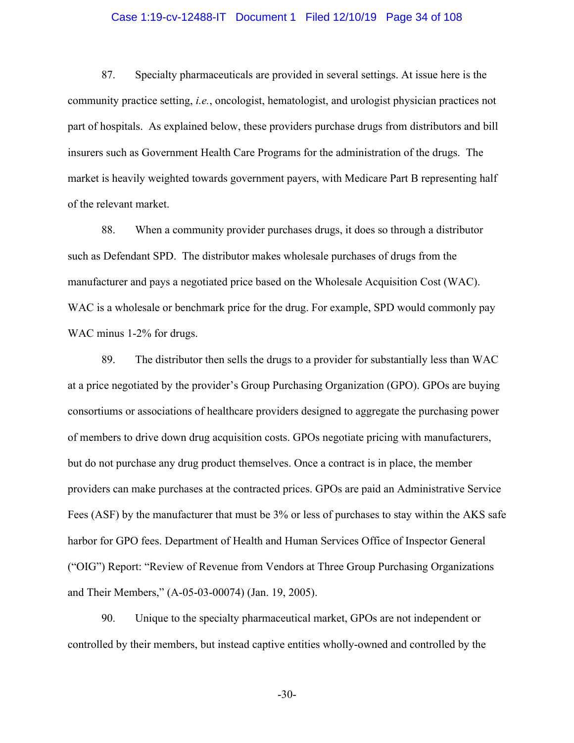87. Specialty pharmaceuticals are provided in several settings. At issue here is the community practice setting, *i.e.*, oncologist, hematologist, and urologist physician practices not part of hospitals. As explained below, these providers purchase drugs from distributors and bill insurers such as Government Health Care Programs for the administration of the drugs. The market is heavily weighted towards government payers, with Medicare Part B representing half of the relevant market.

88. When a community provider purchases drugs, it does so through a distributor such as Defendant SPD. The distributor makes wholesale purchases of drugs from the manufacturer and pays a negotiated price based on the Wholesale Acquisition Cost (WAC). WAC is a wholesale or benchmark price for the drug. For example, SPD would commonly pay WAC minus 1-2% for drugs.

89. The distributor then sells the drugs to a provider for substantially less than WAC at a price negotiated by the provider's Group Purchasing Organization (GPO). GPOs are buying consortiums or associations of healthcare providers designed to aggregate the purchasing power of members to drive down drug acquisition costs. GPOs negotiate pricing with manufacturers, but do not purchase any drug product themselves. Once a contract is in place, the member providers can make purchases at the contracted prices. GPOs are paid an Administrative Service Fees (ASF) by the manufacturer that must be 3% or less of purchases to stay within the AKS safe harbor for GPO fees. Department of Health and Human Services Office of Inspector General ("OIG") Report: "Review of Revenue from Vendors at Three Group Purchasing Organizations and Their Members," (A-05-03-00074) (Jan. 19, 2005).

90. Unique to the specialty pharmaceutical market, GPOs are not independent or controlled by their members, but instead captive entities wholly-owned and controlled by the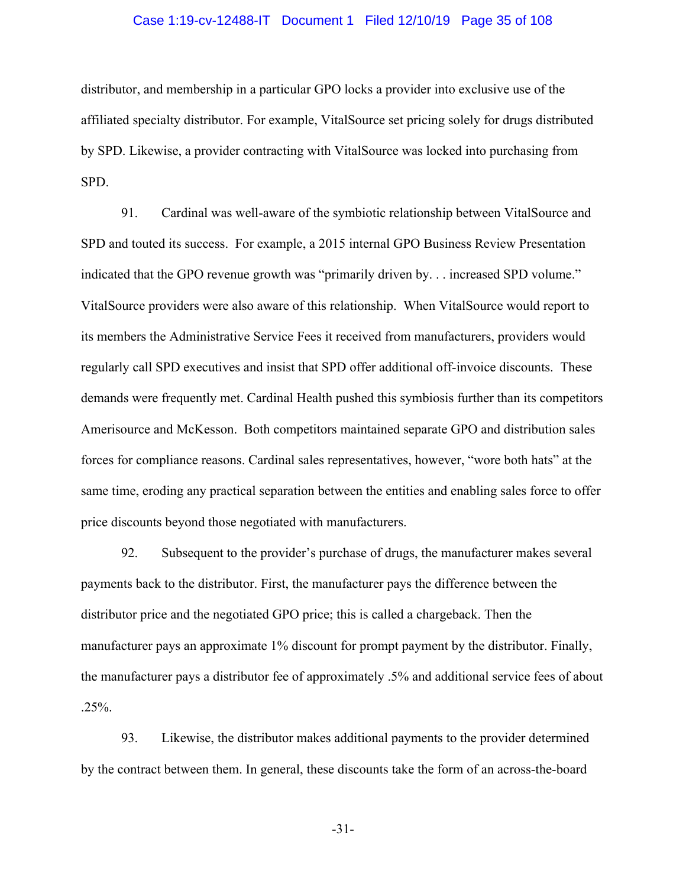distributor, and membership in a particular GPO locks a provider into exclusive use of the affiliated specialty distributor. For example, VitalSource set pricing solely for drugs distributed by SPD. Likewise, a provider contracting with VitalSource was locked into purchasing from SPD.

91. Cardinal was well-aware of the symbiotic relationship between VitalSource and SPD and touted its success. For example, a 2015 internal GPO Business Review Presentation indicated that the GPO revenue growth was "primarily driven by. . . increased SPD volume." VitalSource providers were also aware of this relationship. When VitalSource would report to its members the Administrative Service Fees it received from manufacturers, providers would regularly call SPD executives and insist that SPD offer additional off-invoice discounts. These demands were frequently met. Cardinal Health pushed this symbiosis further than its competitors Amerisource and McKesson. Both competitors maintained separate GPO and distribution sales forces for compliance reasons. Cardinal sales representatives, however, "wore both hats" at the same time, eroding any practical separation between the entities and enabling sales force to offer price discounts beyond those negotiated with manufacturers.

92. Subsequent to the provider's purchase of drugs, the manufacturer makes several payments back to the distributor. First, the manufacturer pays the difference between the distributor price and the negotiated GPO price; this is called a chargeback. Then the manufacturer pays an approximate 1% discount for prompt payment by the distributor. Finally, the manufacturer pays a distributor fee of approximately .5% and additional service fees of about .25%.

93. Likewise, the distributor makes additional payments to the provider determined by the contract between them. In general, these discounts take the form of an across-the-board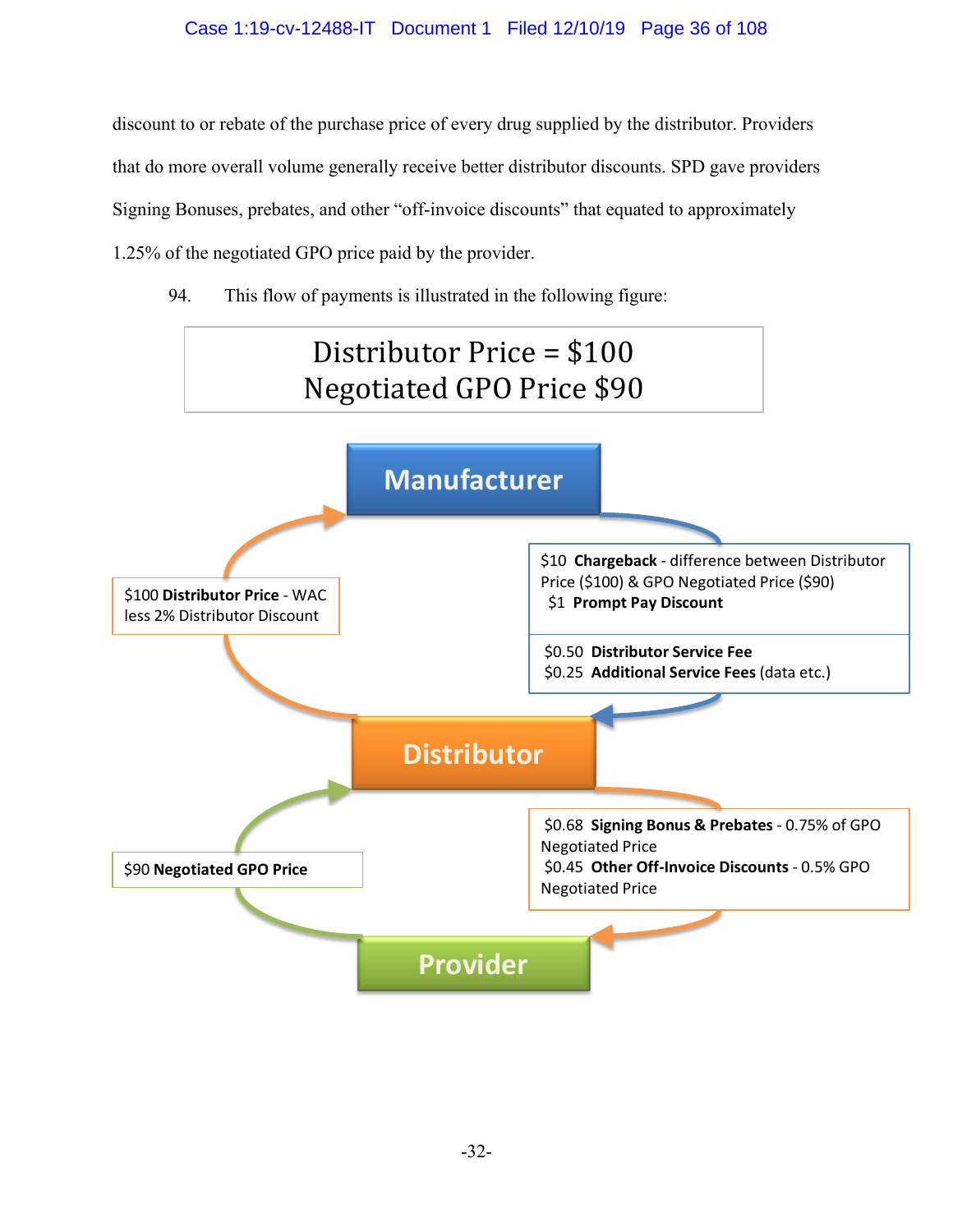discount to or rebate of the purchase price of every drug supplied by the distributor. Providers that do more overall volume generally receive better distributor discounts. SPD gave providers Signing Bonuses, prebates, and other "off-invoice discounts" that equated to approximately 1.25% of the negotiated GPO price paid by the provider.

94. This flow of payments is illustrated in the following figure:

Distributor Price = $100
Negotiated GPO Price $90

**Manufacturer**

$100 **Distributor Price** - WAC less 2% Distributor Discount

$10 **Chargeback** - difference between Distributor Price ($100) & GPO Negotiated Price ($90)
$1 **Prompt Pay Discount**

$0.50 **Distributor Service Fee**
$0.25 **Additional Service Fees** (data etc.)

**Distributor**

$90 **Negotiated GPO Price**

$0.68 **Signing Bonus & Prebates** - 0.75% of GPO Negotiated Price
$0.45 **Other Off-Invoice Discounts** - 0.5% GPO Negotiated Price

**Provider**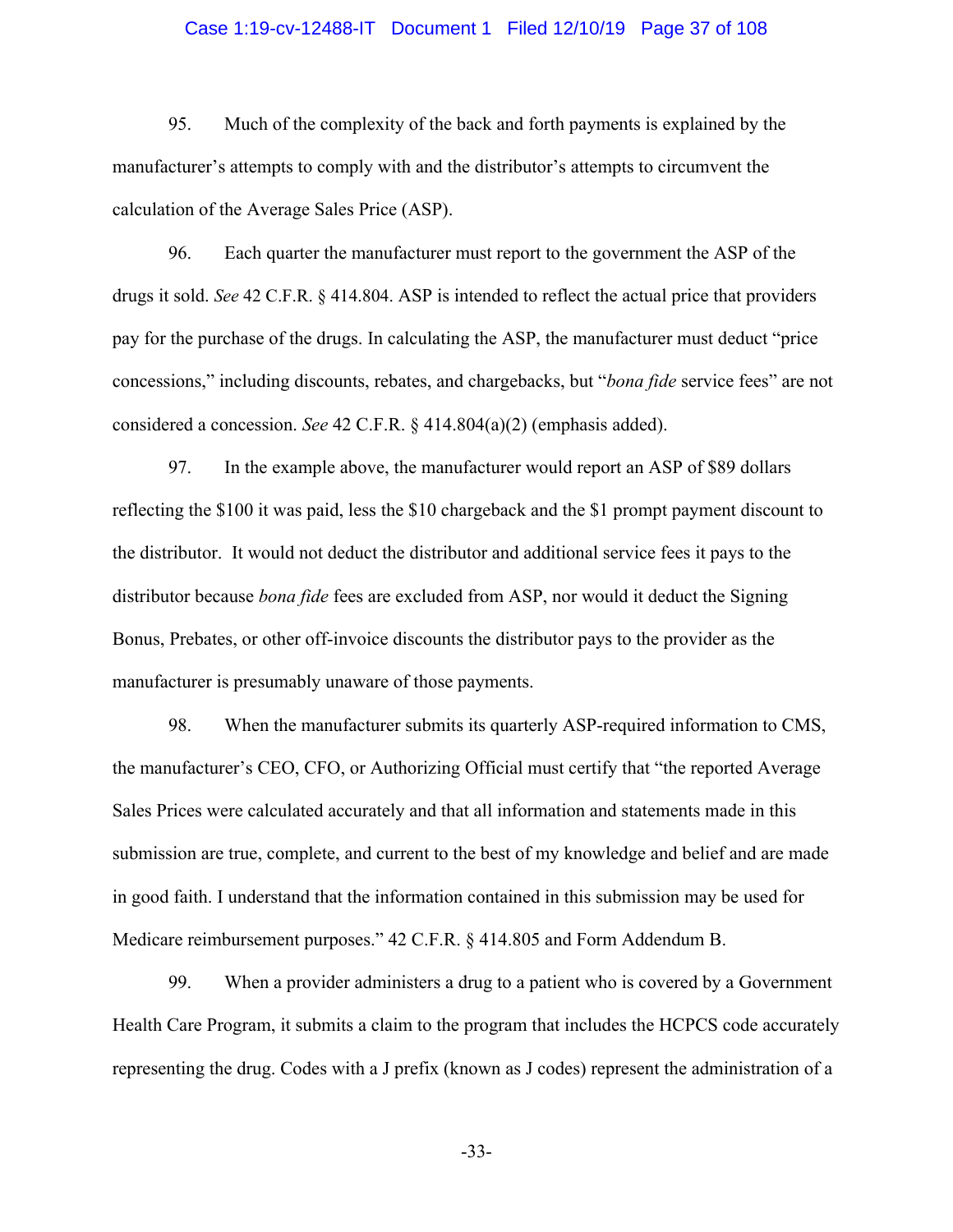95. Much of the complexity of the back and forth payments is explained by the manufacturer's attempts to comply with and the distributor's attempts to circumvent the calculation of the Average Sales Price (ASP).

96. Each quarter the manufacturer must report to the government the ASP of the drugs it sold. *See* 42 C.F.R. § 414.804. ASP is intended to reflect the actual price that providers pay for the purchase of the drugs. In calculating the ASP, the manufacturer must deduct "price concessions," including discounts, rebates, and chargebacks, but "*bona fide* service fees" are not considered a concession. *See* 42 C.F.R. § 414.804(a)(2) (emphasis added).

97. In the example above, the manufacturer would report an ASP of $89 dollars reflecting the $100 it was paid, less the $10 chargeback and the $1 prompt payment discount to the distributor. It would not deduct the distributor and additional service fees it pays to the distributor because *bona fide* fees are excluded from ASP, nor would it deduct the Signing Bonus, Prebates, or other off-invoice discounts the distributor pays to the provider as the manufacturer is presumably unaware of those payments.

98. When the manufacturer submits its quarterly ASP-required information to CMS, the manufacturer's CEO, CFO, or Authorizing Official must certify that "the reported Average Sales Prices were calculated accurately and that all information and statements made in this submission are true, complete, and current to the best of my knowledge and belief and are made in good faith. I understand that the information contained in this submission may be used for Medicare reimbursement purposes." 42 C.F.R. § 414.805 and Form Addendum B.

99. When a provider administers a drug to a patient who is covered by a Government Health Care Program, it submits a claim to the program that includes the HCPCS code accurately representing the drug. Codes with a J prefix (known as J codes) represent the administration of a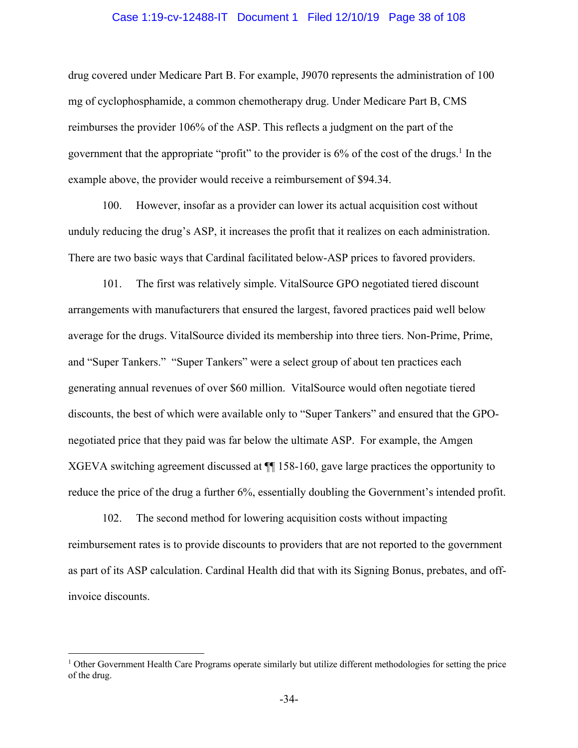drug covered under Medicare Part B. For example, J9070 represents the administration of 100 mg of cyclophosphamide, a common chemotherapy drug. Under Medicare Part B, CMS reimburses the provider 106% of the ASP. This reflects a judgment on the part of the government that the appropriate "profit" to the provider is 6% of the cost of the drugs.[1] In the example above, the provider would receive a reimbursement of $94.34.

100. However, insofar as a provider can lower its actual acquisition cost without unduly reducing the drug's ASP, it increases the profit that it realizes on each administration. There are two basic ways that Cardinal facilitated below-ASP prices to favored providers.

101. The first was relatively simple. VitalSource GPO negotiated tiered discount arrangements with manufacturers that ensured the largest, favored practices paid well below average for the drugs. VitalSource divided its membership into three tiers. Non-Prime, Prime, and "Super Tankers." "Super Tankers" were a select group of about ten practices each generating annual revenues of over $60 million. VitalSource would often negotiate tiered discounts, the best of which were available only to "Super Tankers" and ensured that the GPO-negotiated price that they paid was far below the ultimate ASP. For example, the Amgen XGEVA switching agreement discussed at ¶¶ 158-160, gave large practices the opportunity to reduce the price of the drug a further 6%, essentially doubling the Government's intended profit.

102. The second method for lowering acquisition costs without impacting reimbursement rates is to provide discounts to providers that are not reported to the government as part of its ASP calculation. Cardinal Health did that with its Signing Bonus, prebates, and off-invoice discounts.

---

[1] Other Government Health Care Programs operate similarly but utilize different methodologies for setting the price of the drug.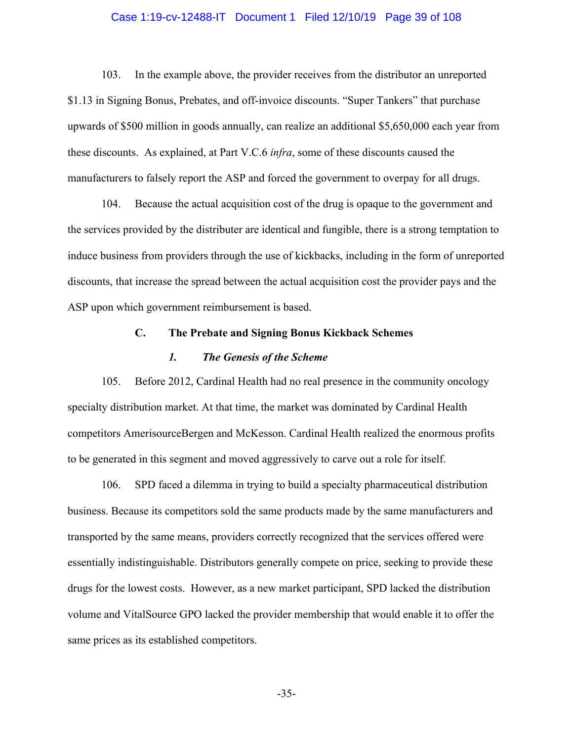103. In the example above, the provider receives from the distributor an unreported $1.13 in Signing Bonus, Prebates, and off-invoice discounts. "Super Tankers" that purchase upwards of $500 million in goods annually, can realize an additional $5,650,000 each year from these discounts. As explained, at Part V.C.6 *infra*, some of these discounts caused the manufacturers to falsely report the ASP and forced the government to overpay for all drugs.

104. Because the actual acquisition cost of the drug is opaque to the government and the services provided by the distributer are identical and fungible, there is a strong temptation to induce business from providers through the use of kickbacks, including in the form of unreported discounts, that increase the spread between the actual acquisition cost the provider pays and the ASP upon which government reimbursement is based.

### C. The Prebate and Signing Bonus Kickback Schemes

#### *1. The Genesis of the Scheme*

105. Before 2012, Cardinal Health had no real presence in the community oncology specialty distribution market. At that time, the market was dominated by Cardinal Health competitors AmerisourceBergen and McKesson. Cardinal Health realized the enormous profits to be generated in this segment and moved aggressively to carve out a role for itself.

106. SPD faced a dilemma in trying to build a specialty pharmaceutical distribution business. Because its competitors sold the same products made by the same manufacturers and transported by the same means, providers correctly recognized that the services offered were essentially indistinguishable. Distributors generally compete on price, seeking to provide these drugs for the lowest costs. However, as a new market participant, SPD lacked the distribution volume and VitalSource GPO lacked the provider membership that would enable it to offer the same prices as its established competitors.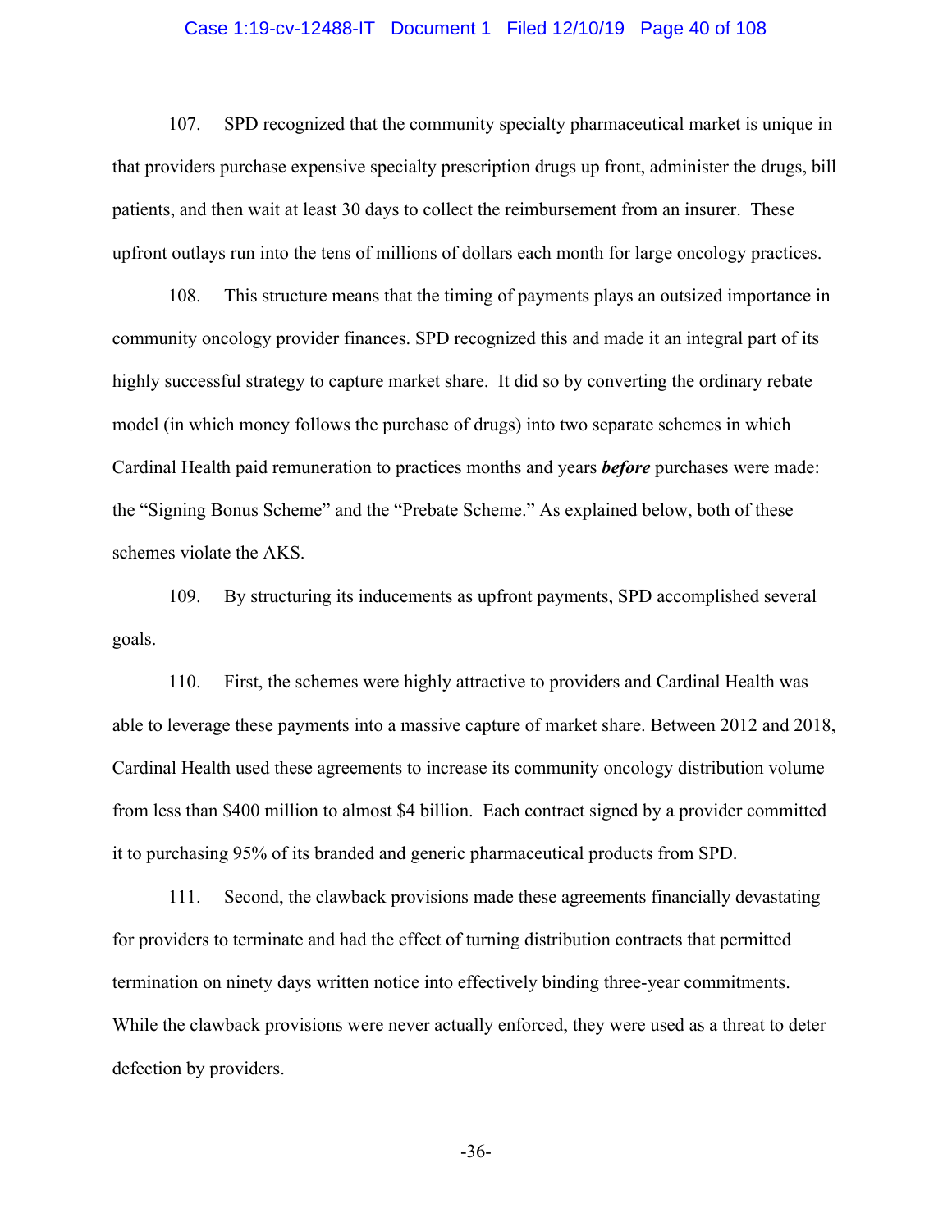107. SPD recognized that the community specialty pharmaceutical market is unique in that providers purchase expensive specialty prescription drugs up front, administer the drugs, bill patients, and then wait at least 30 days to collect the reimbursement from an insurer. These upfront outlays run into the tens of millions of dollars each month for large oncology practices.

108. This structure means that the timing of payments plays an outsized importance in community oncology provider finances. SPD recognized this and made it an integral part of its highly successful strategy to capture market share. It did so by converting the ordinary rebate model (in which money follows the purchase of drugs) into two separate schemes in which Cardinal Health paid remuneration to practices months and years ***before*** purchases were made: the "Signing Bonus Scheme" and the "Prebate Scheme." As explained below, both of these schemes violate the AKS.

109. By structuring its inducements as upfront payments, SPD accomplished several goals.

110. First, the schemes were highly attractive to providers and Cardinal Health was able to leverage these payments into a massive capture of market share. Between 2012 and 2018, Cardinal Health used these agreements to increase its community oncology distribution volume from less than $400 million to almost $4 billion. Each contract signed by a provider committed it to purchasing 95% of its branded and generic pharmaceutical products from SPD.

111. Second, the clawback provisions made these agreements financially devastating for providers to terminate and had the effect of turning distribution contracts that permitted termination on ninety days written notice into effectively binding three-year commitments. While the clawback provisions were never actually enforced, they were used as a threat to deter defection by providers.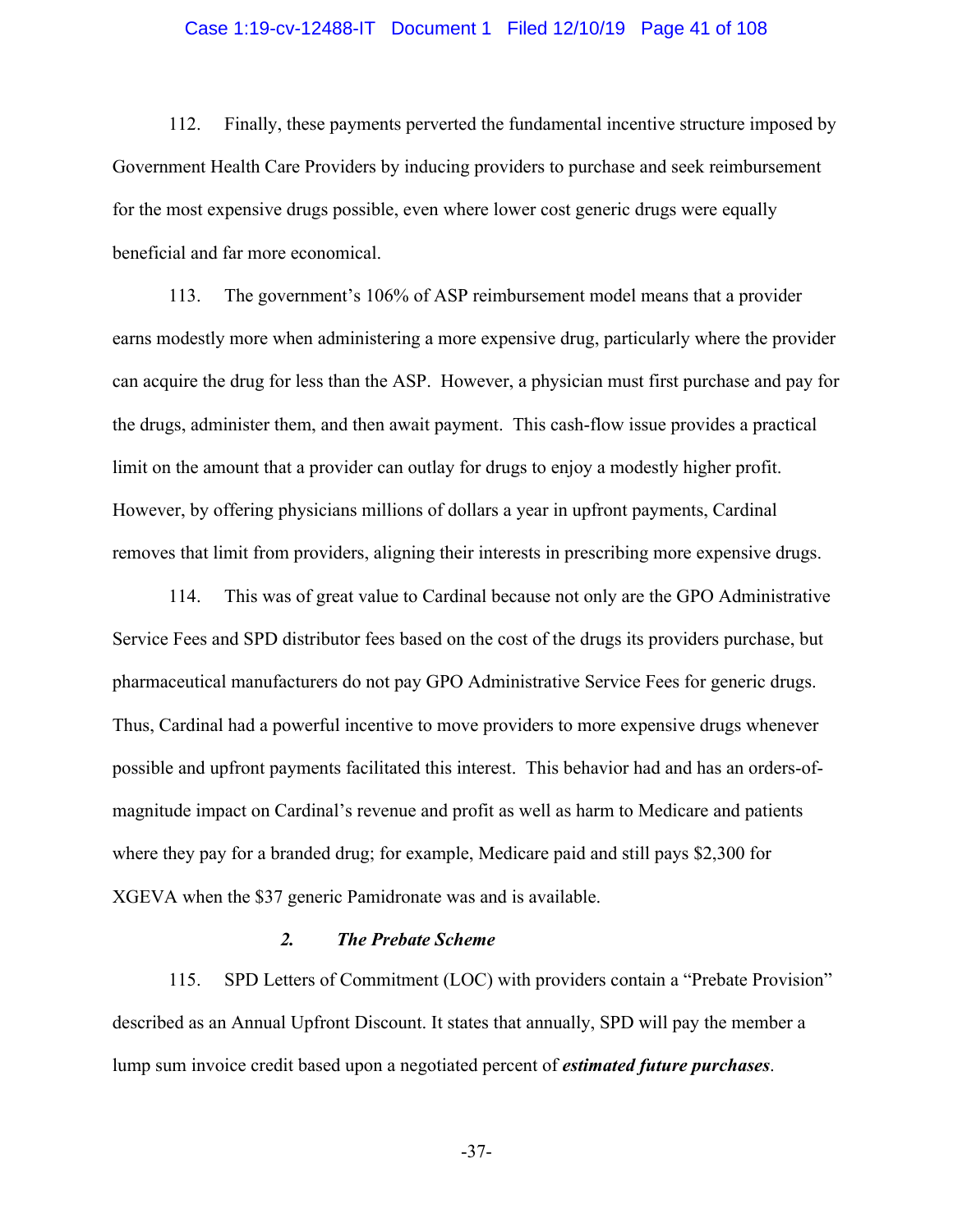112. Finally, these payments perverted the fundamental incentive structure imposed by Government Health Care Providers by inducing providers to purchase and seek reimbursement for the most expensive drugs possible, even where lower cost generic drugs were equally beneficial and far more economical.

113. The government's 106% of ASP reimbursement model means that a provider earns modestly more when administering a more expensive drug, particularly where the provider can acquire the drug for less than the ASP. However, a physician must first purchase and pay for the drugs, administer them, and then await payment. This cash-flow issue provides a practical limit on the amount that a provider can outlay for drugs to enjoy a modestly higher profit. However, by offering physicians millions of dollars a year in upfront payments, Cardinal removes that limit from providers, aligning their interests in prescribing more expensive drugs.

114. This was of great value to Cardinal because not only are the GPO Administrative Service Fees and SPD distributor fees based on the cost of the drugs its providers purchase, but pharmaceutical manufacturers do not pay GPO Administrative Service Fees for generic drugs. Thus, Cardinal had a powerful incentive to move providers to more expensive drugs whenever possible and upfront payments facilitated this interest. This behavior had and has an orders-of-magnitude impact on Cardinal's revenue and profit as well as harm to Medicare and patients where they pay for a branded drug; for example, Medicare paid and still pays $2,300 for XGEVA when the $37 generic Pamidronate was and is available.

### *2. The Prebate Scheme*

115. SPD Letters of Commitment (LOC) with providers contain a "Prebate Provision" described as an Annual Upfront Discount. It states that annually, SPD will pay the member a lump sum invoice credit based upon a negotiated percent of ***estimated future purchases***.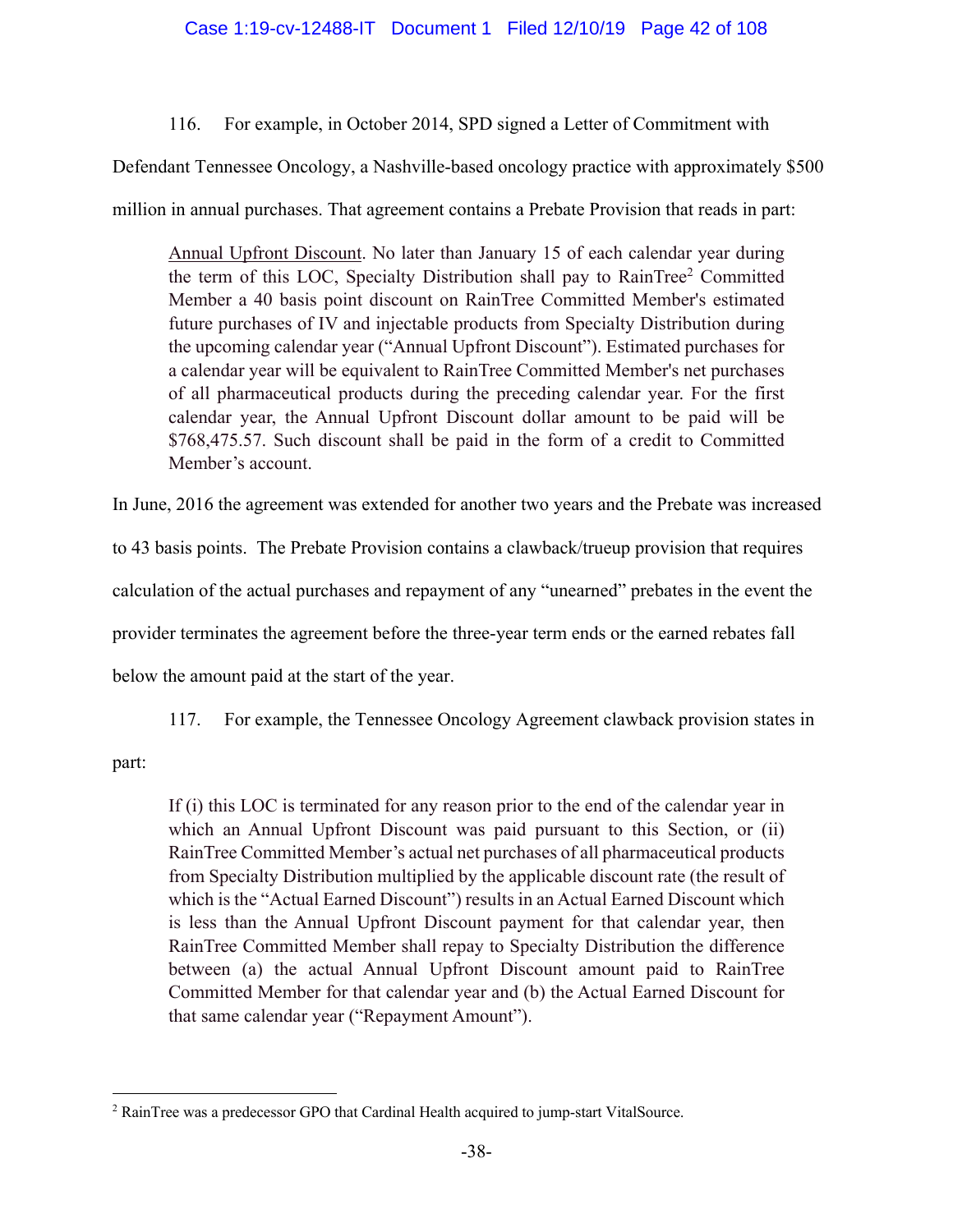116. For example, in October 2014, SPD signed a Letter of Commitment with Defendant Tennessee Oncology, a Nashville-based oncology practice with approximately $500 million in annual purchases. That agreement contains a Prebate Provision that reads in part:

> Annual Upfront Discount. No later than January 15 of each calendar year during the term of this LOC, Specialty Distribution shall pay to RainTree[2] Committed Member a 40 basis point discount on RainTree Committed Member's estimated future purchases of IV and injectable products from Specialty Distribution during the upcoming calendar year ("Annual Upfront Discount"). Estimated purchases for a calendar year will be equivalent to RainTree Committed Member's net purchases of all pharmaceutical products during the preceding calendar year. For the first calendar year, the Annual Upfront Discount dollar amount to be paid will be $768,475.57. Such discount shall be paid in the form of a credit to Committed Member's account.

In June, 2016 the agreement was extended for another two years and the Prebate was increased to 43 basis points. The Prebate Provision contains a clawback/trueup provision that requires calculation of the actual purchases and repayment of any "unearned" prebates in the event the provider terminates the agreement before the three-year term ends or the earned rebates fall below the amount paid at the start of the year.

117. For example, the Tennessee Oncology Agreement clawback provision states in part:

> If (i) this LOC is terminated for any reason prior to the end of the calendar year in which an Annual Upfront Discount was paid pursuant to this Section, or (ii) RainTree Committed Member's actual net purchases of all pharmaceutical products from Specialty Distribution multiplied by the applicable discount rate (the result of which is the "Actual Earned Discount") results in an Actual Earned Discount which is less than the Annual Upfront Discount payment for that calendar year, then RainTree Committed Member shall repay to Specialty Distribution the difference between (a) the actual Annual Upfront Discount amount paid to RainTree Committed Member for that calendar year and (b) the Actual Earned Discount for that same calendar year ("Repayment Amount").

---

[2] RainTree was a predecessor GPO that Cardinal Health acquired to jump-start VitalSource.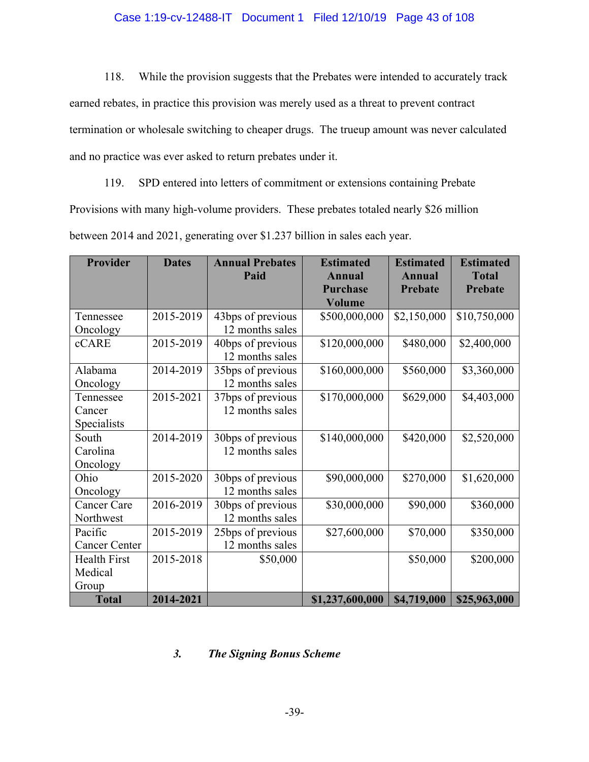118. While the provision suggests that the Prebates were intended to accurately track earned rebates, in practice this provision was merely used as a threat to prevent contract termination or wholesale switching to cheaper drugs. The trueup amount was never calculated and no practice was ever asked to return prebates under it.

119. SPD entered into letters of commitment or extensions containing Prebate Provisions with many high-volume providers. These prebates totaled nearly $26 million between 2014 and 2021, generating over $1.237 billion in sales each year.

| Provider | Dates | Annual Prebates Paid | Estimated Annual Purchase Volume | Estimated Annual Prebate | Estimated Total Prebate |
|---|---|---|---|---|---|
| Tennessee Oncology | 2015-2019 | 43bps of previous 12 months sales | $500,000,000 | $2,150,000 | $10,750,000 |
| cCARE | 2015-2019 | 40bps of previous 12 months sales | $120,000,000 | $480,000 | $2,400,000 |
| Alabama Oncology | 2014-2019 | 35bps of previous 12 months sales | $160,000,000 | $560,000 | $3,360,000 |
| Tennessee Cancer Specialists | 2015-2021 | 37bps of previous 12 months sales | $170,000,000 | $629,000 | $4,403,000 |
| South Carolina Oncology | 2014-2019 | 30bps of previous 12 months sales | $140,000,000 | $420,000 | $2,520,000 |
| Ohio Oncology | 2015-2020 | 30bps of previous 12 months sales | $90,000,000 | $270,000 | $1,620,000 |
| Cancer Care Northwest | 2016-2019 | 30bps of previous 12 months sales | $30,000,000 | $90,000 | $360,000 |
| Pacific Cancer Center | 2015-2019 | 25bps of previous 12 months sales | $27,600,000 | $70,000 | $350,000 |
| Health First Medical Group | 2015-2018 | $50,000 | | $50,000 | $200,000 |
| **Total** | **2014-2021** | | **$1,237,600,000** | **$4,719,000** | **$25,963,000** |

### *3. The Signing Bonus Scheme*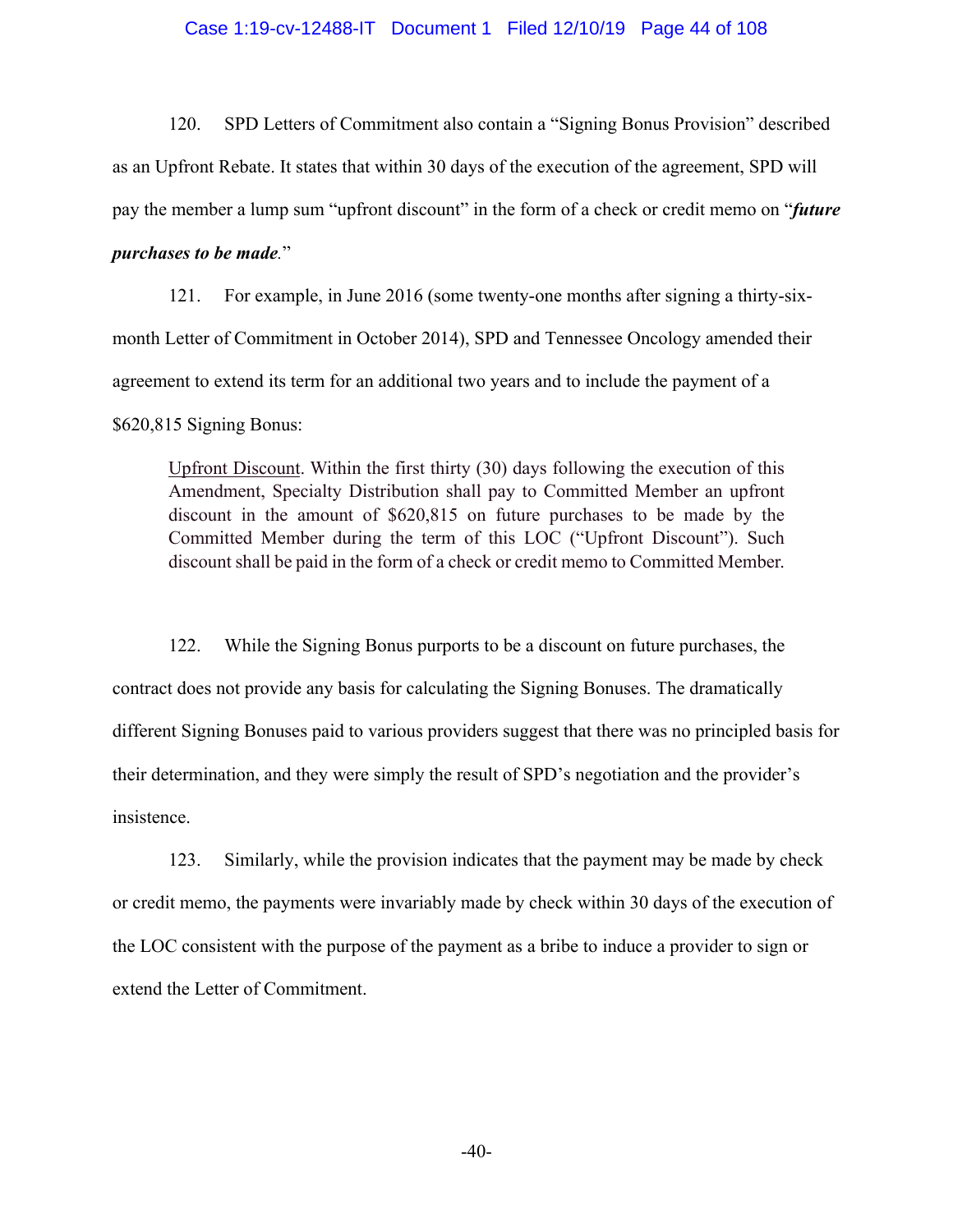120. SPD Letters of Commitment also contain a "Signing Bonus Provision" described as an Upfront Rebate. It states that within 30 days of the execution of the agreement, SPD will pay the member a lump sum "upfront discount" in the form of a check or credit memo on "***future purchases to be made***."

121. For example, in June 2016 (some twenty-one months after signing a thirty-six-month Letter of Commitment in October 2014), SPD and Tennessee Oncology amended their agreement to extend its term for an additional two years and to include the payment of a $620,815 Signing Bonus:

> Upfront Discount. Within the first thirty (30) days following the execution of this Amendment, Specialty Distribution shall pay to Committed Member an upfront discount in the amount of $620,815 on future purchases to be made by the Committed Member during the term of this LOC ("Upfront Discount"). Such discount shall be paid in the form of a check or credit memo to Committed Member.

122. While the Signing Bonus purports to be a discount on future purchases, the contract does not provide any basis for calculating the Signing Bonuses. The dramatically different Signing Bonuses paid to various providers suggest that there was no principled basis for their determination, and they were simply the result of SPD's negotiation and the provider's insistence.

123. Similarly, while the provision indicates that the payment may be made by check or credit memo, the payments were invariably made by check within 30 days of the execution of the LOC consistent with the purpose of the payment as a bribe to induce a provider to sign or extend the Letter of Commitment.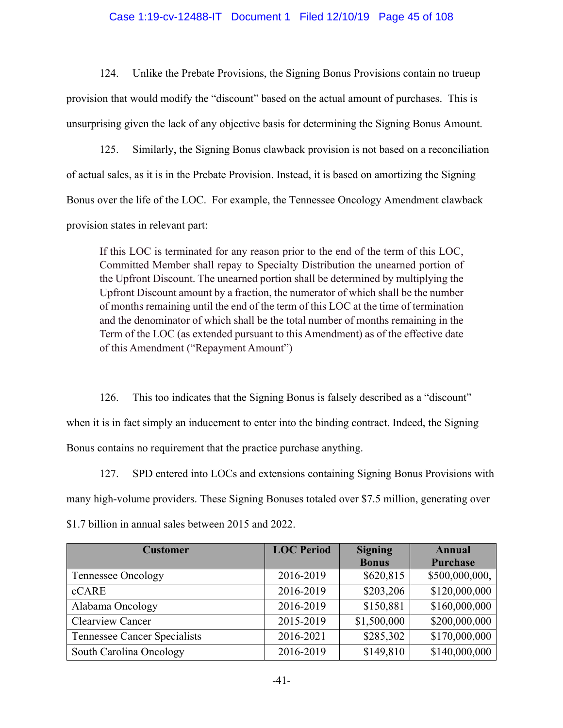124. Unlike the Prebate Provisions, the Signing Bonus Provisions contain no trueup provision that would modify the "discount" based on the actual amount of purchases. This is unsurprising given the lack of any objective basis for determining the Signing Bonus Amount.

125. Similarly, the Signing Bonus clawback provision is not based on a reconciliation of actual sales, as it is in the Prebate Provision. Instead, it is based on amortizing the Signing Bonus over the life of the LOC. For example, the Tennessee Oncology Amendment clawback provision states in relevant part:

> If this LOC is terminated for any reason prior to the end of the term of this LOC, Committed Member shall repay to Specialty Distribution the unearned portion of the Upfront Discount. The unearned portion shall be determined by multiplying the Upfront Discount amount by a fraction, the numerator of which shall be the number of months remaining until the end of the term of this LOC at the time of termination and the denominator of which shall be the total number of months remaining in the Term of the LOC (as extended pursuant to this Amendment) as of the effective date of this Amendment ("Repayment Amount")

126. This too indicates that the Signing Bonus is falsely described as a "discount" when it is in fact simply an inducement to enter into the binding contract. Indeed, the Signing Bonus contains no requirement that the practice purchase anything.

127. SPD entered into LOCs and extensions containing Signing Bonus Provisions with many high-volume providers. These Signing Bonuses totaled over $7.5 million, generating over $1.7 billion in annual sales between 2015 and 2022.

| Customer | LOC Period | Signing Bonus | Annual Purchase |
|---|---|---|---|
| Tennessee Oncology | 2016-2019 | $620,815 | $500,000,000, |
| cCARE | 2016-2019 | $203,206 | $120,000,000 |
| Alabama Oncology | 2016-2019 | $150,881 | $160,000,000 |
| Clearview Cancer | 2015-2019 | $1,500,000 | $200,000,000 |
| Tennessee Cancer Specialists | 2016-2021 | $285,302 | $170,000,000 |
| South Carolina Oncology | 2016-2019 | $149,810 | $140,000,000 |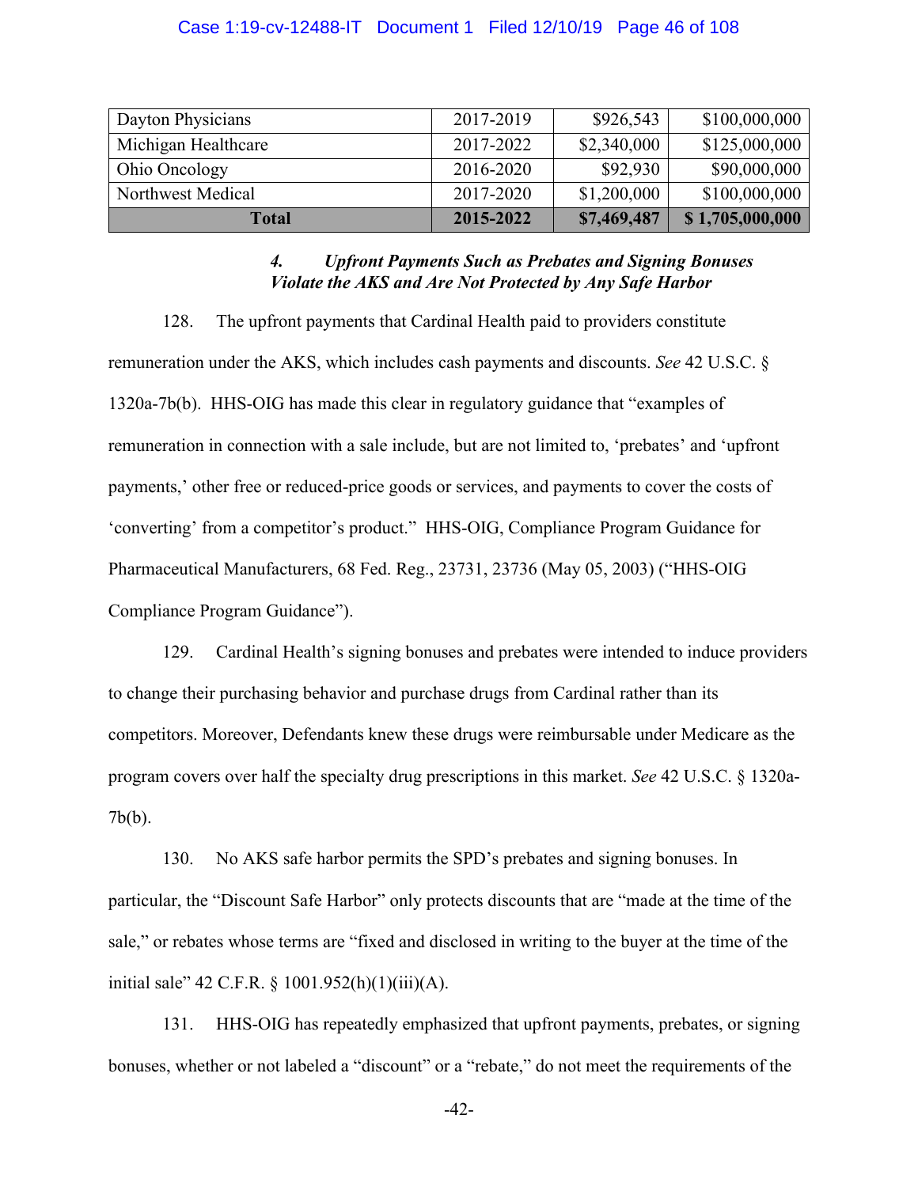| | | | |
|---|---|---|---|
| Dayton Physicians | 2017-2019 | $926,543 | $100,000,000 |
| Michigan Healthcare | 2017-2022 | $2,340,000 | $125,000,000 |
| Ohio Oncology | 2016-2020 | $92,930 | $90,000,000 |
| Northwest Medical | 2017-2020 | $1,200,000 | $100,000,000 |
| **Total** | **2015-2022** | **$7,469,487** | **$ 1,705,000,000** |

#### *4. Upfront Payments Such as Prebates and Signing Bonuses Violate the AKS and Are Not Protected by Any Safe Harbor*

128. The upfront payments that Cardinal Health paid to providers constitute remuneration under the AKS, which includes cash payments and discounts. *See* 42 U.S.C. § 1320a-7b(b). HHS-OIG has made this clear in regulatory guidance that "examples of remuneration in connection with a sale include, but are not limited to, 'prebates' and 'upfront payments,' other free or reduced-price goods or services, and payments to cover the costs of 'converting' from a competitor's product." HHS-OIG, Compliance Program Guidance for Pharmaceutical Manufacturers, 68 Fed. Reg., 23731, 23736 (May 05, 2003) ("HHS-OIG Compliance Program Guidance").

129. Cardinal Health's signing bonuses and prebates were intended to induce providers to change their purchasing behavior and purchase drugs from Cardinal rather than its competitors. Moreover, Defendants knew these drugs were reimbursable under Medicare as the program covers over half the specialty drug prescriptions in this market. *See* 42 U.S.C. § 1320a-7b(b).

130. No AKS safe harbor permits the SPD's prebates and signing bonuses. In particular, the "Discount Safe Harbor" only protects discounts that are "made at the time of the sale," or rebates whose terms are "fixed and disclosed in writing to the buyer at the time of the initial sale" 42 C.F.R. § 1001.952(h)(1)(iii)(A).

131. HHS-OIG has repeatedly emphasized that upfront payments, prebates, or signing bonuses, whether or not labeled a "discount" or a "rebate," do not meet the requirements of the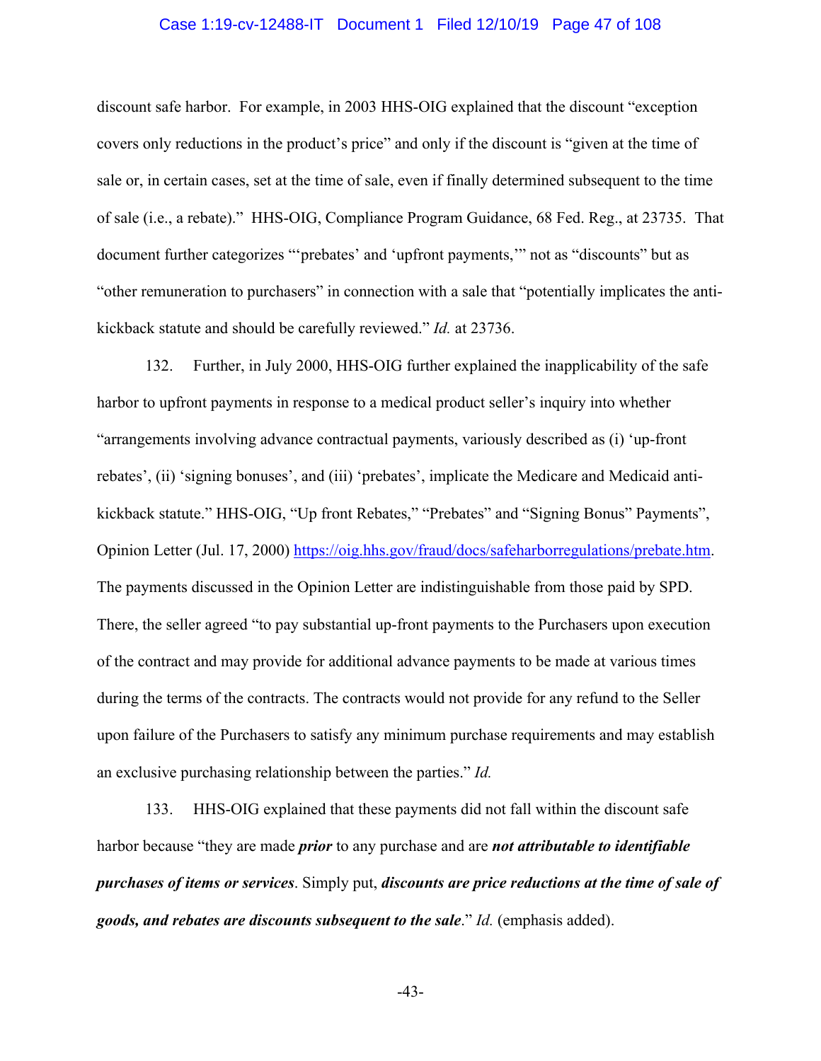discount safe harbor. For example, in 2003 HHS-OIG explained that the discount "exception covers only reductions in the product's price" and only if the discount is "given at the time of sale or, in certain cases, set at the time of sale, even if finally determined subsequent to the time of sale (i.e., a rebate)." HHS-OIG, Compliance Program Guidance, 68 Fed. Reg., at 23735. That document further categorizes "'prebates' and 'upfront payments,'" not as "discounts" but as "other remuneration to purchasers" in connection with a sale that "potentially implicates the anti-kickback statute and should be carefully reviewed." *Id.* at 23736.

132. Further, in July 2000, HHS-OIG further explained the inapplicability of the safe harbor to upfront payments in response to a medical product seller's inquiry into whether "arrangements involving advance contractual payments, variously described as (i) 'up-front rebates', (ii) 'signing bonuses', and (iii) 'prebates', implicate the Medicare and Medicaid anti-kickback statute." HHS-OIG, "Up front Rebates," "Prebates" and "Signing Bonus" Payments", Opinion Letter (Jul. 17, 2000) https://oig.hhs.gov/fraud/docs/safeharborregulations/prebate.htm. The payments discussed in the Opinion Letter are indistinguishable from those paid by SPD. There, the seller agreed "to pay substantial up-front payments to the Purchasers upon execution of the contract and may provide for additional advance payments to be made at various times during the terms of the contracts. The contracts would not provide for any refund to the Seller upon failure of the Purchasers to satisfy any minimum purchase requirements and may establish an exclusive purchasing relationship between the parties." *Id.*

133. HHS-OIG explained that these payments did not fall within the discount safe harbor because "they are made ***prior*** to any purchase and are ***not attributable to identifiable purchases of items or services***. Simply put, ***discounts are price reductions at the time of sale of goods, and rebates are discounts subsequent to the sale***." *Id.* (emphasis added).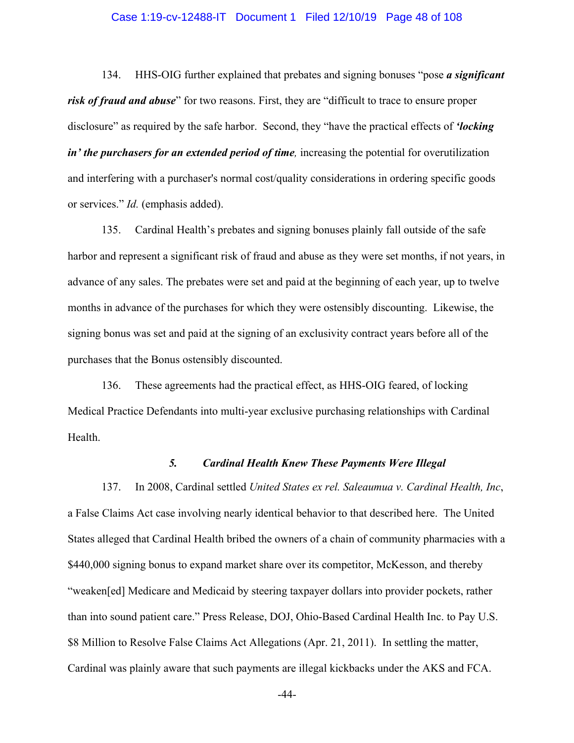134. HHS-OIG further explained that prebates and signing bonuses "pose ***a significant risk of fraud and abuse***" for two reasons. First, they are "difficult to trace to ensure proper disclosure" as required by the safe harbor. Second, they "have the practical effects of ***'locking in' the purchasers for an extended period of time,*** increasing the potential for overutilization and interfering with a purchaser's normal cost/quality considerations in ordering specific goods or services." *Id.* (emphasis added).

135. Cardinal Health's prebates and signing bonuses plainly fall outside of the safe harbor and represent a significant risk of fraud and abuse as they were set months, if not years, in advance of any sales. The prebates were set and paid at the beginning of each year, up to twelve months in advance of the purchases for which they were ostensibly discounting. Likewise, the signing bonus was set and paid at the signing of an exclusivity contract years before all of the purchases that the Bonus ostensibly discounted.

136. These agreements had the practical effect, as HHS-OIG feared, of locking Medical Practice Defendants into multi-year exclusive purchasing relationships with Cardinal Health.

### *5. Cardinal Health Knew These Payments Were Illegal*

137. In 2008, Cardinal settled *United States ex rel. Saleaumua v. Cardinal Health, Inc*, a False Claims Act case involving nearly identical behavior to that described here. The United States alleged that Cardinal Health bribed the owners of a chain of community pharmacies with a $440,000 signing bonus to expand market share over its competitor, McKesson, and thereby "weaken[ed] Medicare and Medicaid by steering taxpayer dollars into provider pockets, rather than into sound patient care." Press Release, DOJ, Ohio-Based Cardinal Health Inc. to Pay U.S. $8 Million to Resolve False Claims Act Allegations (Apr. 21, 2011). In settling the matter, Cardinal was plainly aware that such payments are illegal kickbacks under the AKS and FCA.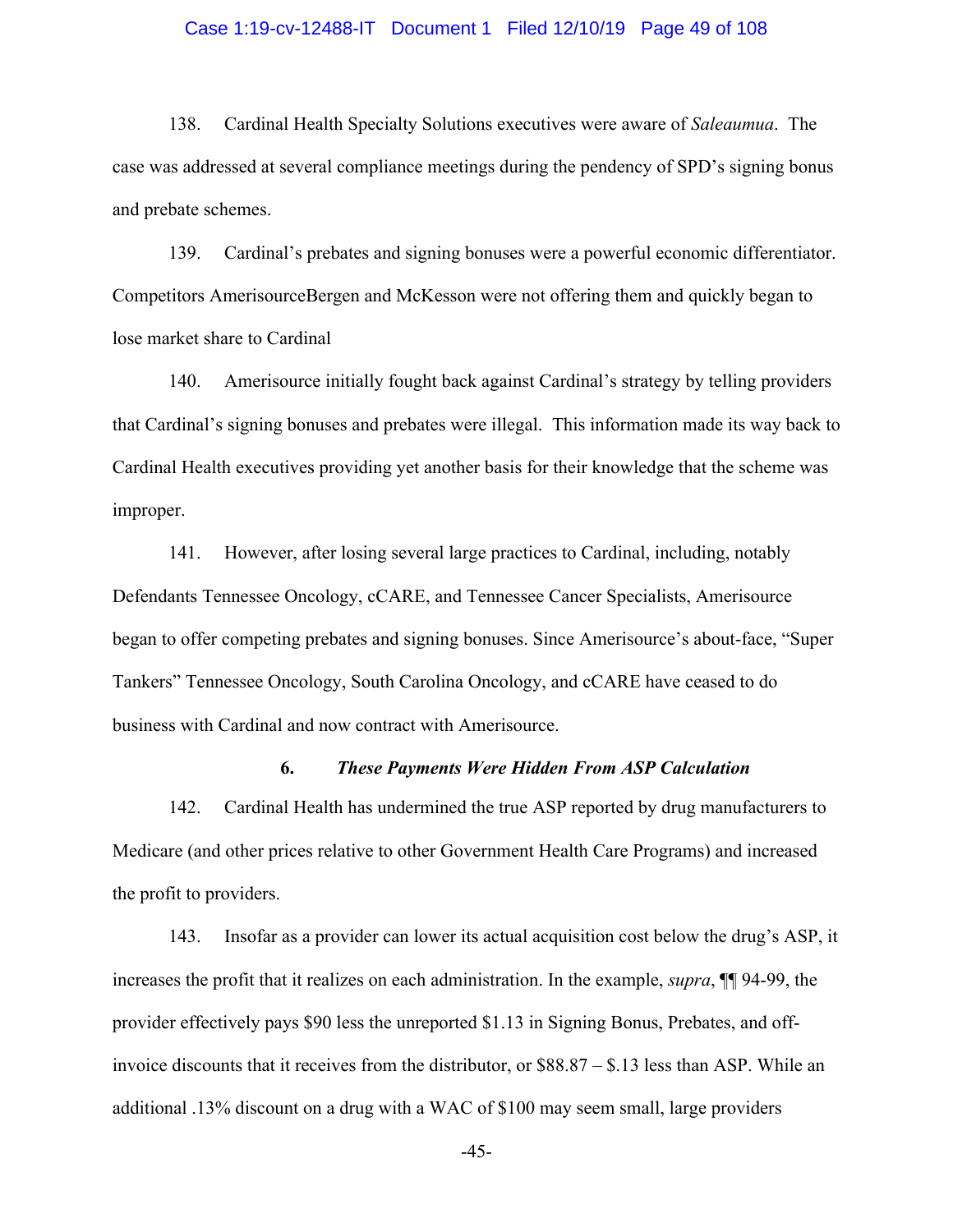138. Cardinal Health Specialty Solutions executives were aware of *Saleaumua*. The case was addressed at several compliance meetings during the pendency of SPD's signing bonus and prebate schemes.

139. Cardinal's prebates and signing bonuses were a powerful economic differentiator. Competitors AmerisourceBergen and McKesson were not offering them and quickly began to lose market share to Cardinal

140. Amerisource initially fought back against Cardinal's strategy by telling providers that Cardinal's signing bonuses and prebates were illegal. This information made its way back to Cardinal Health executives providing yet another basis for their knowledge that the scheme was improper.

141. However, after losing several large practices to Cardinal, including, notably Defendants Tennessee Oncology, cCARE, and Tennessee Cancer Specialists, Amerisource began to offer competing prebates and signing bonuses. Since Amerisource's about-face, "Super Tankers" Tennessee Oncology, South Carolina Oncology, and cCARE have ceased to do business with Cardinal and now contract with Amerisource.

### 6. *These Payments Were Hidden From ASP Calculation*

142. Cardinal Health has undermined the true ASP reported by drug manufacturers to Medicare (and other prices relative to other Government Health Care Programs) and increased the profit to providers.

143. Insofar as a provider can lower its actual acquisition cost below the drug's ASP, it increases the profit that it realizes on each administration. In the example, *supra*, ¶¶ 94-99, the provider effectively pays $90 less the unreported $1.13 in Signing Bonus, Prebates, and off-invoice discounts that it receives from the distributor, or $88.87 – $.13 less than ASP. While an additional .13% discount on a drug with a WAC of $100 may seem small, large providers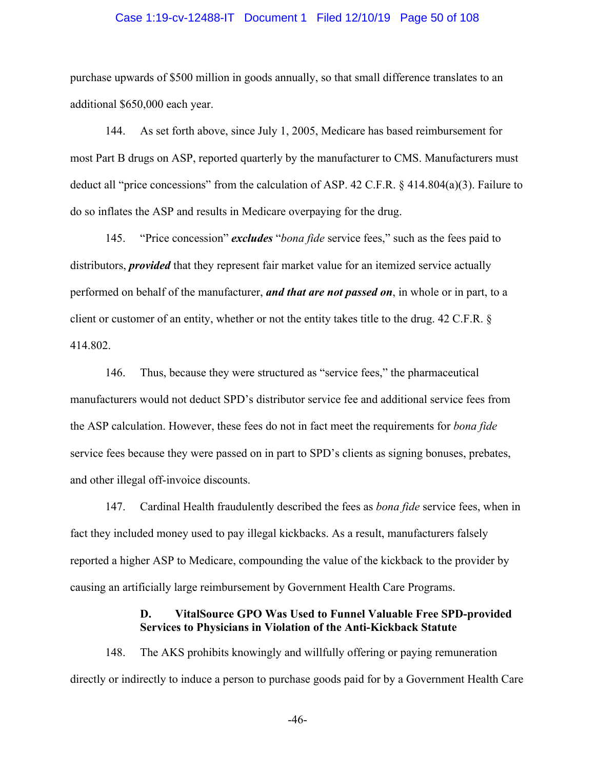purchase upwards of $500 million in goods annually, so that small difference translates to an additional $650,000 each year.

144. As set forth above, since July 1, 2005, Medicare has based reimbursement for most Part B drugs on ASP, reported quarterly by the manufacturer to CMS. Manufacturers must deduct all "price concessions" from the calculation of ASP. 42 C.F.R. § 414.804(a)(3). Failure to do so inflates the ASP and results in Medicare overpaying for the drug.

145. "Price concession" ***excludes*** "*bona fide* service fees," such as the fees paid to distributors, ***provided*** that they represent fair market value for an itemized service actually performed on behalf of the manufacturer, ***and that are not passed on***, in whole or in part, to a client or customer of an entity, whether or not the entity takes title to the drug. 42 C.F.R. § 414.802.

146. Thus, because they were structured as "service fees," the pharmaceutical manufacturers would not deduct SPD's distributor service fee and additional service fees from the ASP calculation. However, these fees do not in fact meet the requirements for *bona fide* service fees because they were passed on in part to SPD's clients as signing bonuses, prebates, and other illegal off-invoice discounts.

147. Cardinal Health fraudulently described the fees as *bona fide* service fees, when in fact they included money used to pay illegal kickbacks. As a result, manufacturers falsely reported a higher ASP to Medicare, compounding the value of the kickback to the provider by causing an artificially large reimbursement by Government Health Care Programs.

### D. VitalSource GPO Was Used to Funnel Valuable Free SPD-provided Services to Physicians in Violation of the Anti-Kickback Statute

148. The AKS prohibits knowingly and willfully offering or paying remuneration directly or indirectly to induce a person to purchase goods paid for by a Government Health Care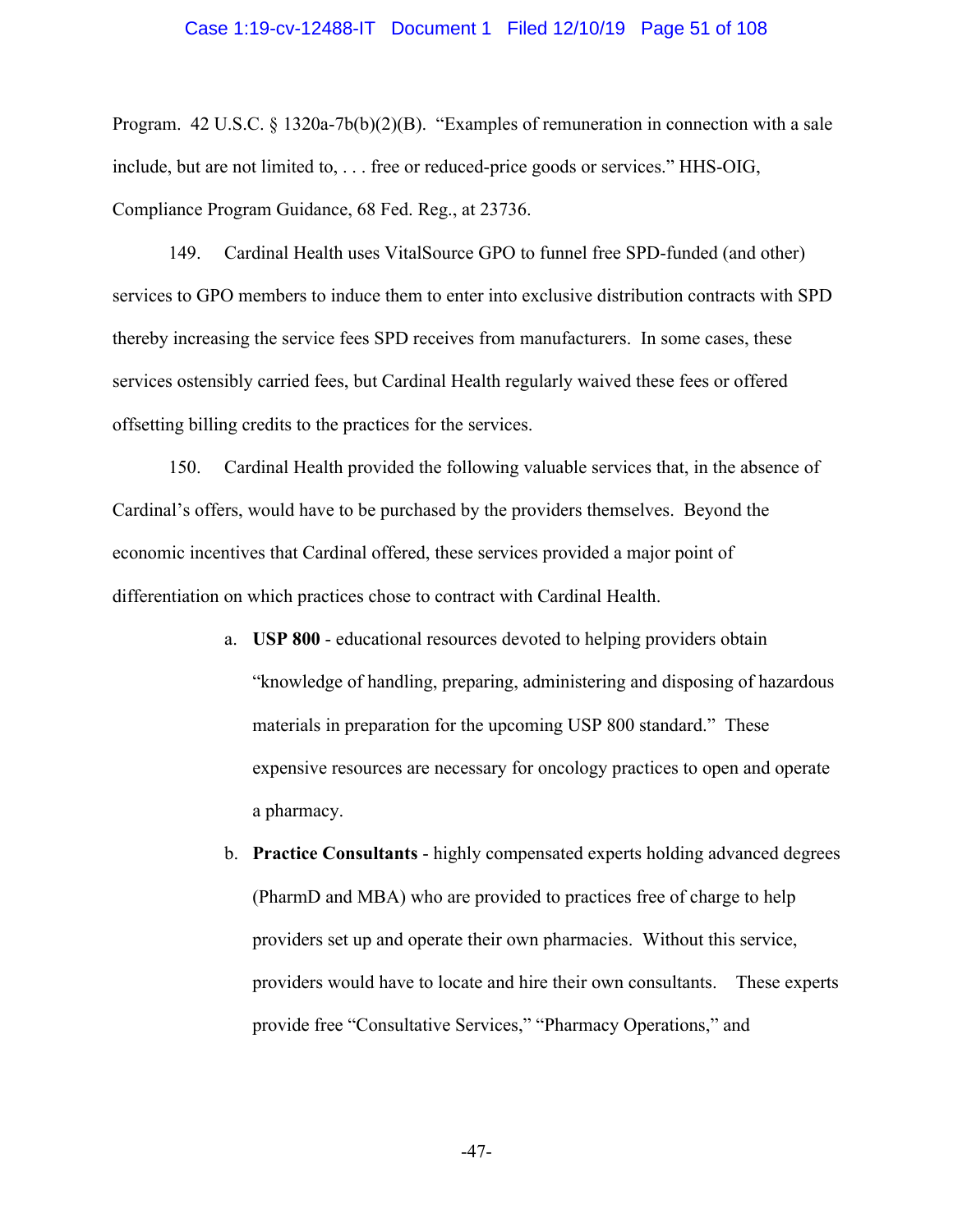Program. 42 U.S.C. § 1320a-7b(b)(2)(B). "Examples of remuneration in connection with a sale include, but are not limited to, . . . free or reduced-price goods or services." HHS-OIG, Compliance Program Guidance, 68 Fed. Reg., at 23736.

149. Cardinal Health uses VitalSource GPO to funnel free SPD-funded (and other) services to GPO members to induce them to enter into exclusive distribution contracts with SPD thereby increasing the service fees SPD receives from manufacturers. In some cases, these services ostensibly carried fees, but Cardinal Health regularly waived these fees or offered offsetting billing credits to the practices for the services.

150. Cardinal Health provided the following valuable services that, in the absence of Cardinal's offers, would have to be purchased by the providers themselves. Beyond the economic incentives that Cardinal offered, these services provided a major point of differentiation on which practices chose to contract with Cardinal Health.

a. **USP 800** - educational resources devoted to helping providers obtain "knowledge of handling, preparing, administering and disposing of hazardous materials in preparation for the upcoming USP 800 standard." These expensive resources are necessary for oncology practices to open and operate a pharmacy.

b. **Practice Consultants** - highly compensated experts holding advanced degrees (PharmD and MBA) who are provided to practices free of charge to help providers set up and operate their own pharmacies. Without this service, providers would have to locate and hire their own consultants. These experts provide free "Consultative Services," "Pharmacy Operations," and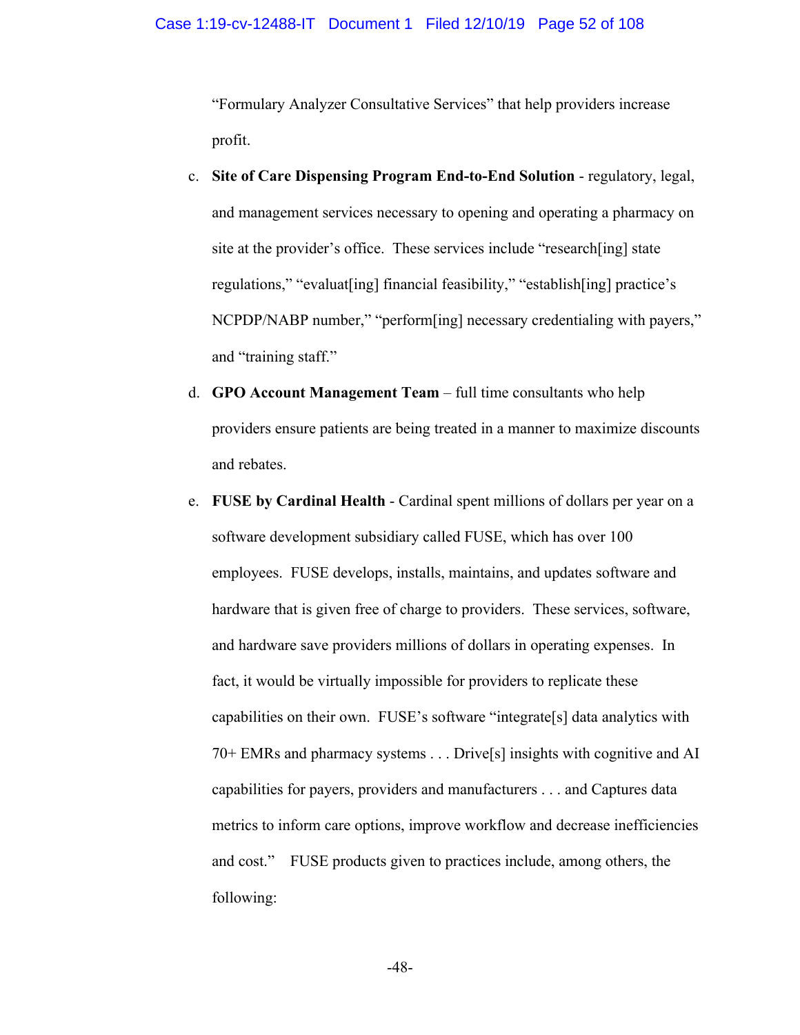"Formulary Analyzer Consultative Services" that help providers increase profit.

c. **Site of Care Dispensing Program End-to-End Solution** - regulatory, legal, and management services necessary to opening and operating a pharmacy on site at the provider's office. These services include "research[ing] state regulations," "evaluat[ing] financial feasibility," "establish[ing] practice's NCPDP/NABP number," "perform[ing] necessary credentialing with payers," and "training staff."

d. **GPO Account Management Team** – full time consultants who help providers ensure patients are being treated in a manner to maximize discounts and rebates.

e. **FUSE by Cardinal Health** - Cardinal spent millions of dollars per year on a software development subsidiary called FUSE, which has over 100 employees. FUSE develops, installs, maintains, and updates software and hardware that is given free of charge to providers. These services, software, and hardware save providers millions of dollars in operating expenses. In fact, it would be virtually impossible for providers to replicate these capabilities on their own. FUSE's software "integrate[s] data analytics with 70+ EMRs and pharmacy systems . . . Drive[s] insights with cognitive and AI capabilities for payers, providers and manufacturers . . . and Captures data metrics to inform care options, improve workflow and decrease inefficiencies and cost." FUSE products given to practices include, among others, the following: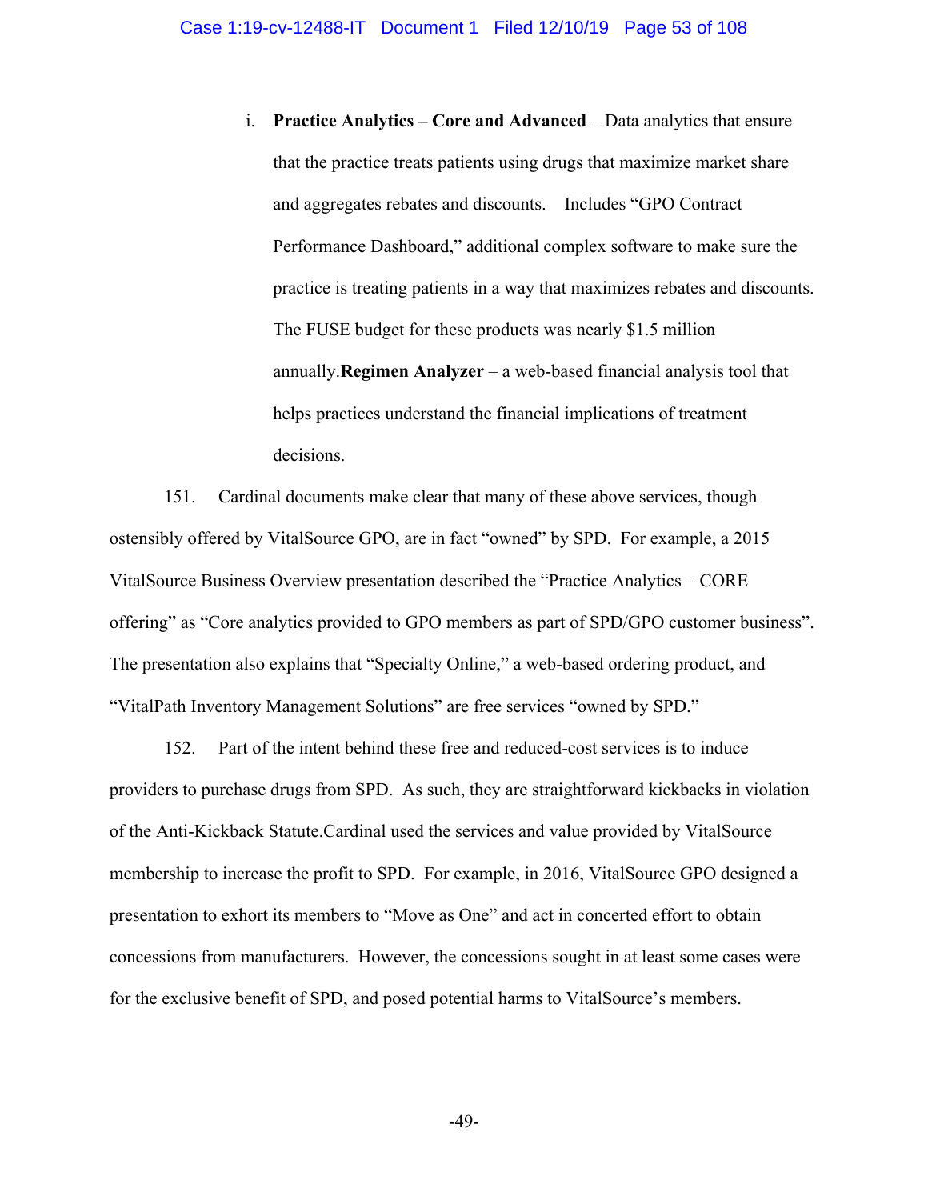i. **Practice Analytics – Core and Advanced** – Data analytics that ensure that the practice treats patients using drugs that maximize market share and aggregates rebates and discounts. Includes "GPO Contract Performance Dashboard," additional complex software to make sure the practice is treating patients in a way that maximizes rebates and discounts. The FUSE budget for these products was nearly $1.5 million annually.**Regimen Analyzer** – a web-based financial analysis tool that helps practices understand the financial implications of treatment decisions.

151. Cardinal documents make clear that many of these above services, though ostensibly offered by VitalSource GPO, are in fact "owned" by SPD. For example, a 2015 VitalSource Business Overview presentation described the "Practice Analytics – CORE offering" as "Core analytics provided to GPO members as part of SPD/GPO customer business". The presentation also explains that "Specialty Online," a web-based ordering product, and "VitalPath Inventory Management Solutions" are free services "owned by SPD."

152. Part of the intent behind these free and reduced-cost services is to induce providers to purchase drugs from SPD. As such, they are straightforward kickbacks in violation of the Anti-Kickback Statute.Cardinal used the services and value provided by VitalSource membership to increase the profit to SPD. For example, in 2016, VitalSource GPO designed a presentation to exhort its members to "Move as One" and act in concerted effort to obtain concessions from manufacturers. However, the concessions sought in at least some cases were for the exclusive benefit of SPD, and posed potential harms to VitalSource's members.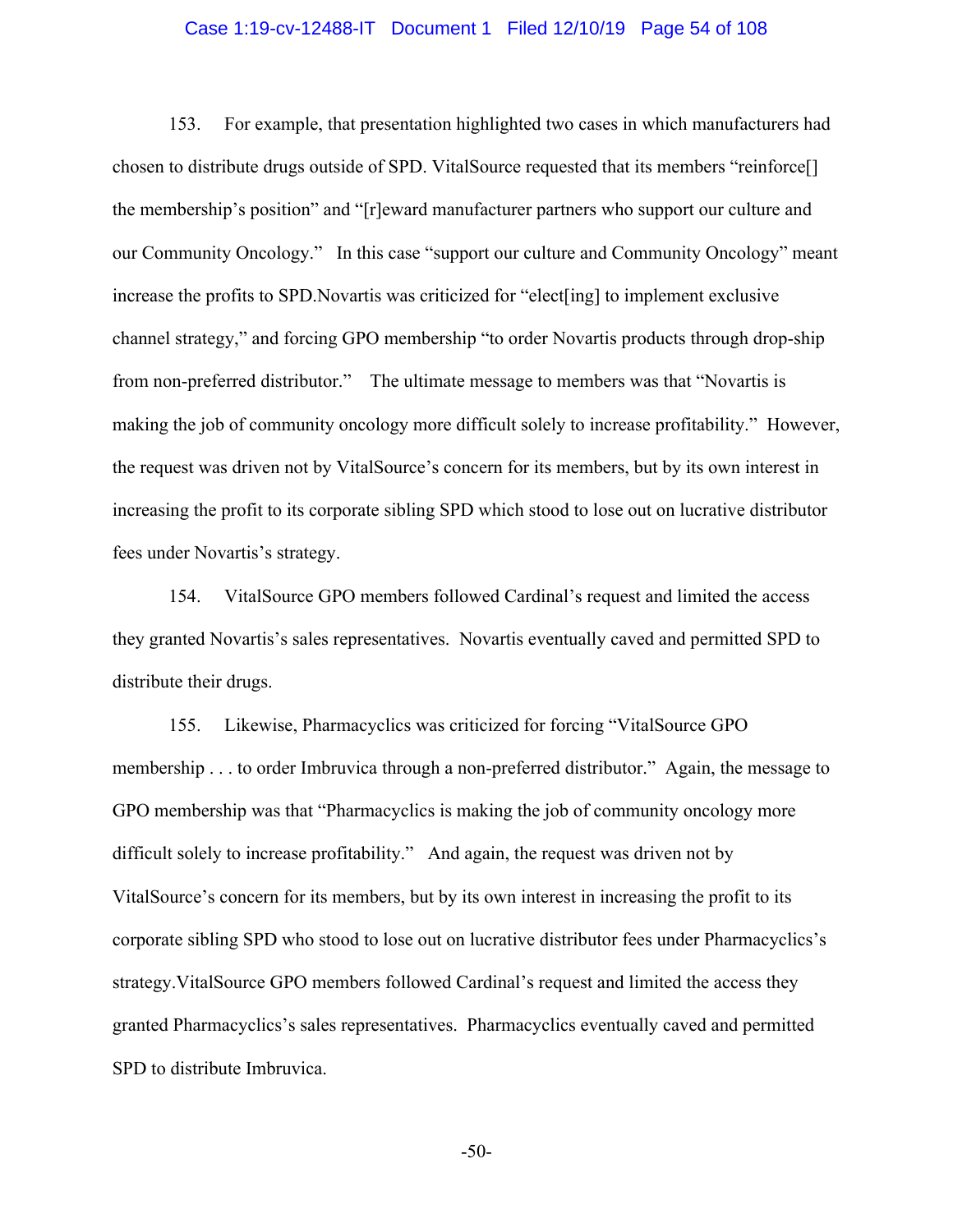153. For example, that presentation highlighted two cases in which manufacturers had chosen to distribute drugs outside of SPD. VitalSource requested that its members "reinforce[] the membership's position" and "[r]eward manufacturer partners who support our culture and our Community Oncology." In this case "support our culture and Community Oncology" meant increase the profits to SPD.Novartis was criticized for "elect[ing] to implement exclusive channel strategy," and forcing GPO membership "to order Novartis products through drop-ship from non-preferred distributor." The ultimate message to members was that "Novartis is making the job of community oncology more difficult solely to increase profitability." However, the request was driven not by VitalSource's concern for its members, but by its own interest in increasing the profit to its corporate sibling SPD which stood to lose out on lucrative distributor fees under Novartis's strategy.

154. VitalSource GPO members followed Cardinal's request and limited the access they granted Novartis's sales representatives. Novartis eventually caved and permitted SPD to distribute their drugs.

155. Likewise, Pharmacyclics was criticized for forcing "VitalSource GPO membership . . . to order Imbruvica through a non-preferred distributor." Again, the message to GPO membership was that "Pharmacyclics is making the job of community oncology more difficult solely to increase profitability." And again, the request was driven not by VitalSource's concern for its members, but by its own interest in increasing the profit to its corporate sibling SPD who stood to lose out on lucrative distributor fees under Pharmacyclics's strategy.VitalSource GPO members followed Cardinal's request and limited the access they granted Pharmacyclics's sales representatives. Pharmacyclics eventually caved and permitted SPD to distribute Imbruvica.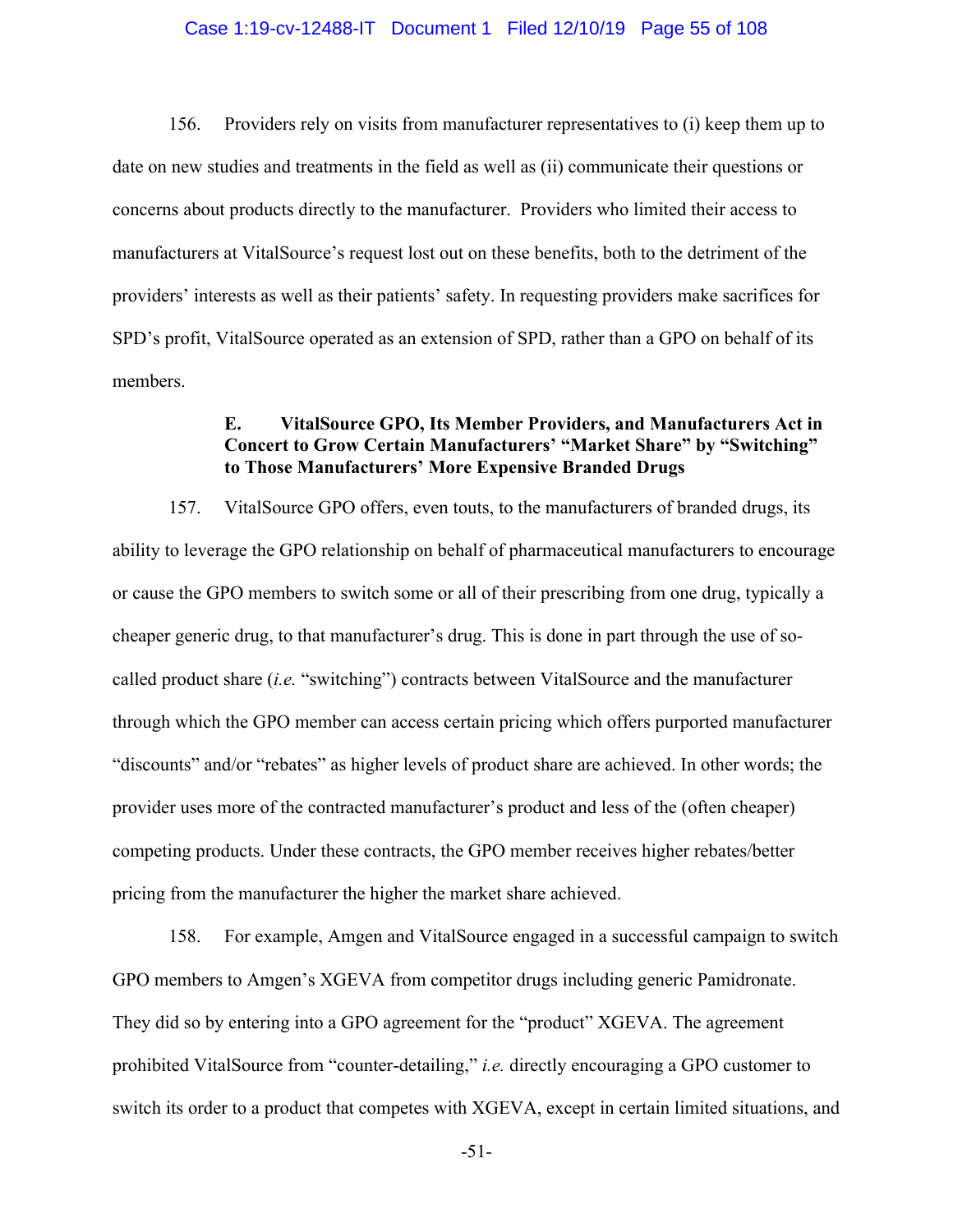156. Providers rely on visits from manufacturer representatives to (i) keep them up to date on new studies and treatments in the field as well as (ii) communicate their questions or concerns about products directly to the manufacturer. Providers who limited their access to manufacturers at VitalSource's request lost out on these benefits, both to the detriment of the providers' interests as well as their patients' safety. In requesting providers make sacrifices for SPD's profit, VitalSource operated as an extension of SPD, rather than a GPO on behalf of its members.

### E. VitalSource GPO, Its Member Providers, and Manufacturers Act in Concert to Grow Certain Manufacturers' "Market Share" by "Switching" to Those Manufacturers' More Expensive Branded Drugs

157. VitalSource GPO offers, even touts, to the manufacturers of branded drugs, its ability to leverage the GPO relationship on behalf of pharmaceutical manufacturers to encourage or cause the GPO members to switch some or all of their prescribing from one drug, typically a cheaper generic drug, to that manufacturer's drug. This is done in part through the use of so-called product share (*i.e.* "switching") contracts between VitalSource and the manufacturer through which the GPO member can access certain pricing which offers purported manufacturer "discounts" and/or "rebates" as higher levels of product share are achieved. In other words; the provider uses more of the contracted manufacturer's product and less of the (often cheaper) competing products. Under these contracts, the GPO member receives higher rebates/better pricing from the manufacturer the higher the market share achieved.

158. For example, Amgen and VitalSource engaged in a successful campaign to switch GPO members to Amgen's XGEVA from competitor drugs including generic Pamidronate. They did so by entering into a GPO agreement for the "product" XGEVA. The agreement prohibited VitalSource from "counter-detailing," *i.e.* directly encouraging a GPO customer to switch its order to a product that competes with XGEVA, except in certain limited situations, and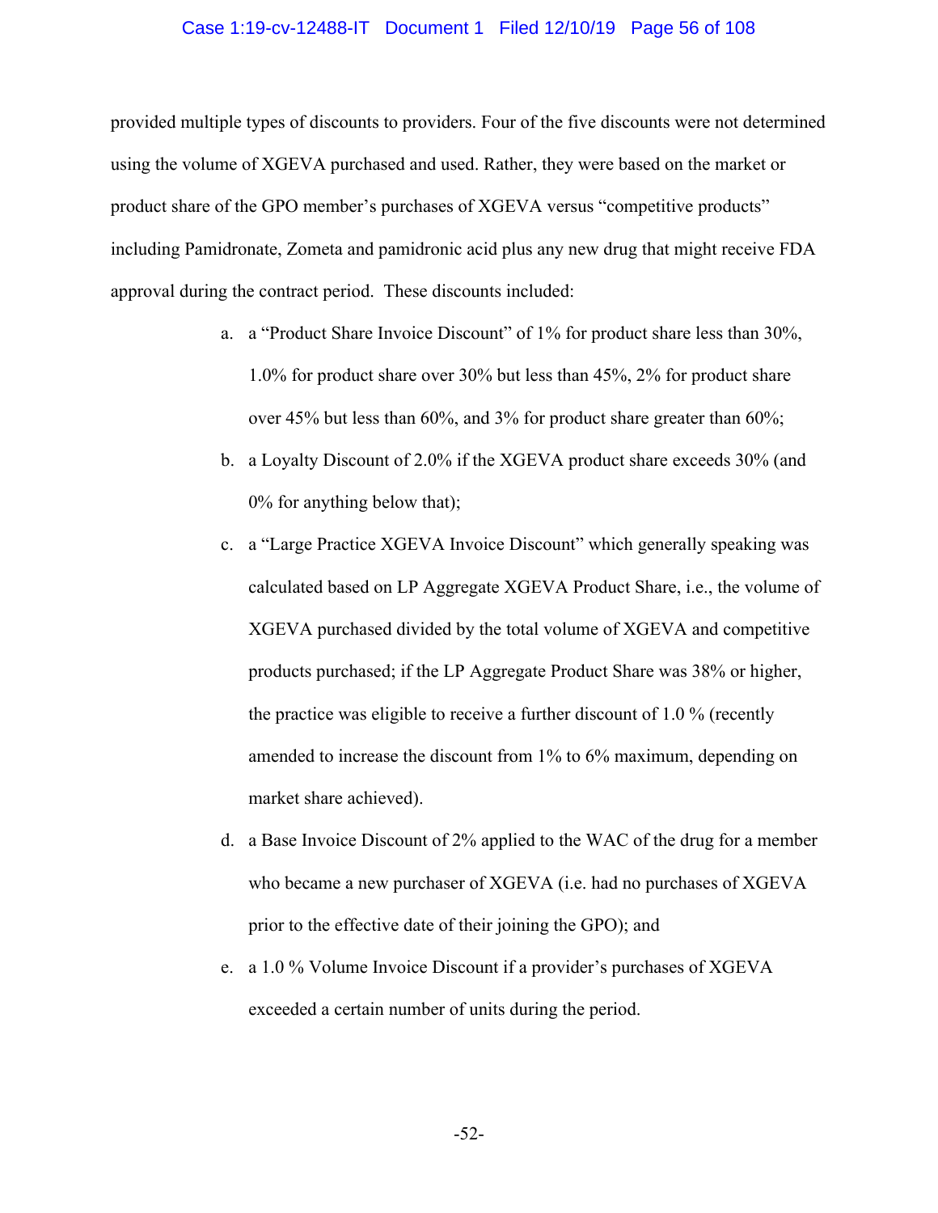provided multiple types of discounts to providers. Four of the five discounts were not determined using the volume of XGEVA purchased and used. Rather, they were based on the market or product share of the GPO member's purchases of XGEVA versus "competitive products" including Pamidronate, Zometa and pamidronic acid plus any new drug that might receive FDA approval during the contract period. These discounts included:

a. a "Product Share Invoice Discount" of 1% for product share less than 30%, 1.0% for product share over 30% but less than 45%, 2% for product share over 45% but less than 60%, and 3% for product share greater than 60%;

b. a Loyalty Discount of 2.0% if the XGEVA product share exceeds 30% (and 0% for anything below that);

c. a "Large Practice XGEVA Invoice Discount" which generally speaking was calculated based on LP Aggregate XGEVA Product Share, i.e., the volume of XGEVA purchased divided by the total volume of XGEVA and competitive products purchased; if the LP Aggregate Product Share was 38% or higher, the practice was eligible to receive a further discount of 1.0 % (recently amended to increase the discount from 1% to 6% maximum, depending on market share achieved).

d. a Base Invoice Discount of 2% applied to the WAC of the drug for a member who became a new purchaser of XGEVA (i.e. had no purchases of XGEVA prior to the effective date of their joining the GPO); and

e. a 1.0 % Volume Invoice Discount if a provider's purchases of XGEVA exceeded a certain number of units during the period.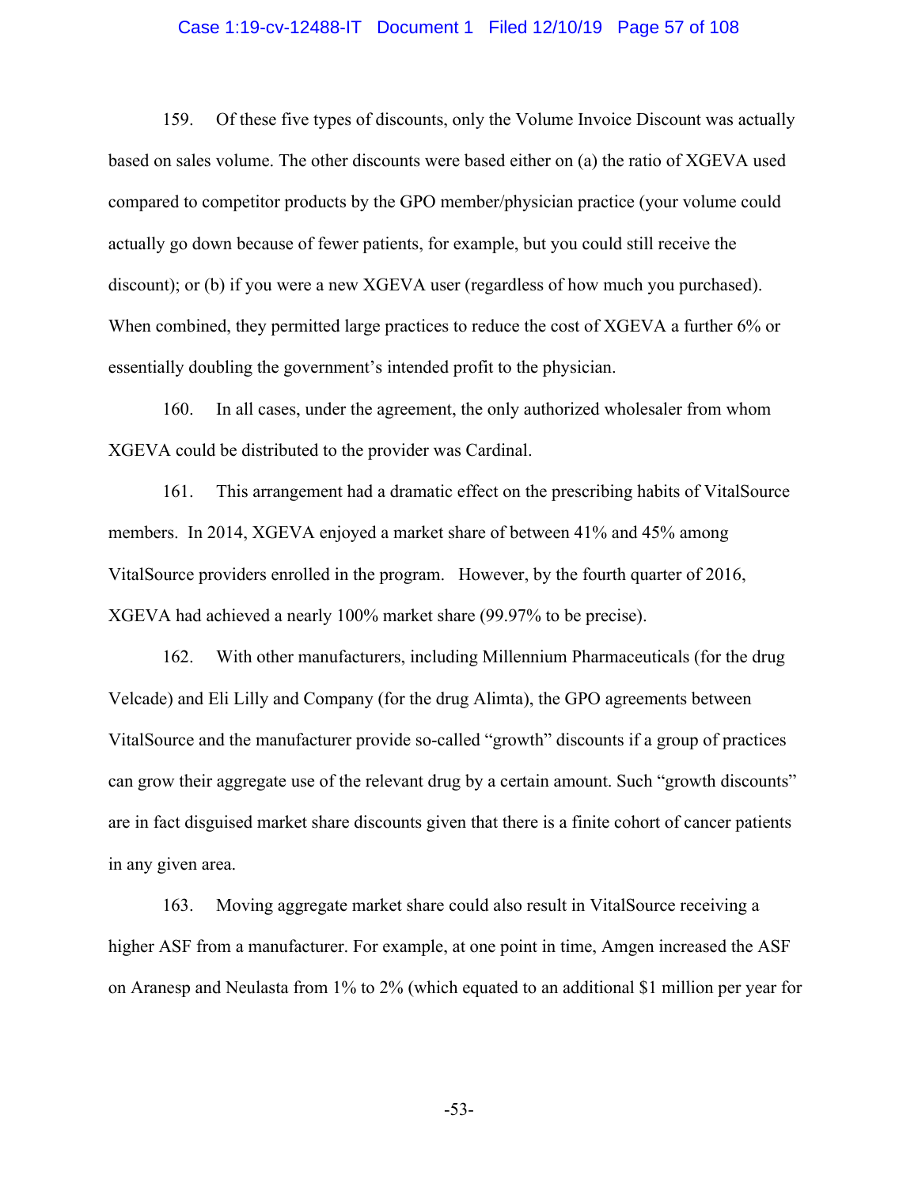159. Of these five types of discounts, only the Volume Invoice Discount was actually based on sales volume. The other discounts were based either on (a) the ratio of XGEVA used compared to competitor products by the GPO member/physician practice (your volume could actually go down because of fewer patients, for example, but you could still receive the discount); or (b) if you were a new XGEVA user (regardless of how much you purchased). When combined, they permitted large practices to reduce the cost of XGEVA a further 6% or essentially doubling the government's intended profit to the physician.

160. In all cases, under the agreement, the only authorized wholesaler from whom XGEVA could be distributed to the provider was Cardinal.

161. This arrangement had a dramatic effect on the prescribing habits of VitalSource members. In 2014, XGEVA enjoyed a market share of between 41% and 45% among VitalSource providers enrolled in the program. However, by the fourth quarter of 2016, XGEVA had achieved a nearly 100% market share (99.97% to be precise).

162. With other manufacturers, including Millennium Pharmaceuticals (for the drug Velcade) and Eli Lilly and Company (for the drug Alimta), the GPO agreements between VitalSource and the manufacturer provide so-called "growth" discounts if a group of practices can grow their aggregate use of the relevant drug by a certain amount. Such "growth discounts" are in fact disguised market share discounts given that there is a finite cohort of cancer patients in any given area.

163. Moving aggregate market share could also result in VitalSource receiving a higher ASF from a manufacturer. For example, at one point in time, Amgen increased the ASF on Aranesp and Neulasta from 1% to 2% (which equated to an additional $1 million per year for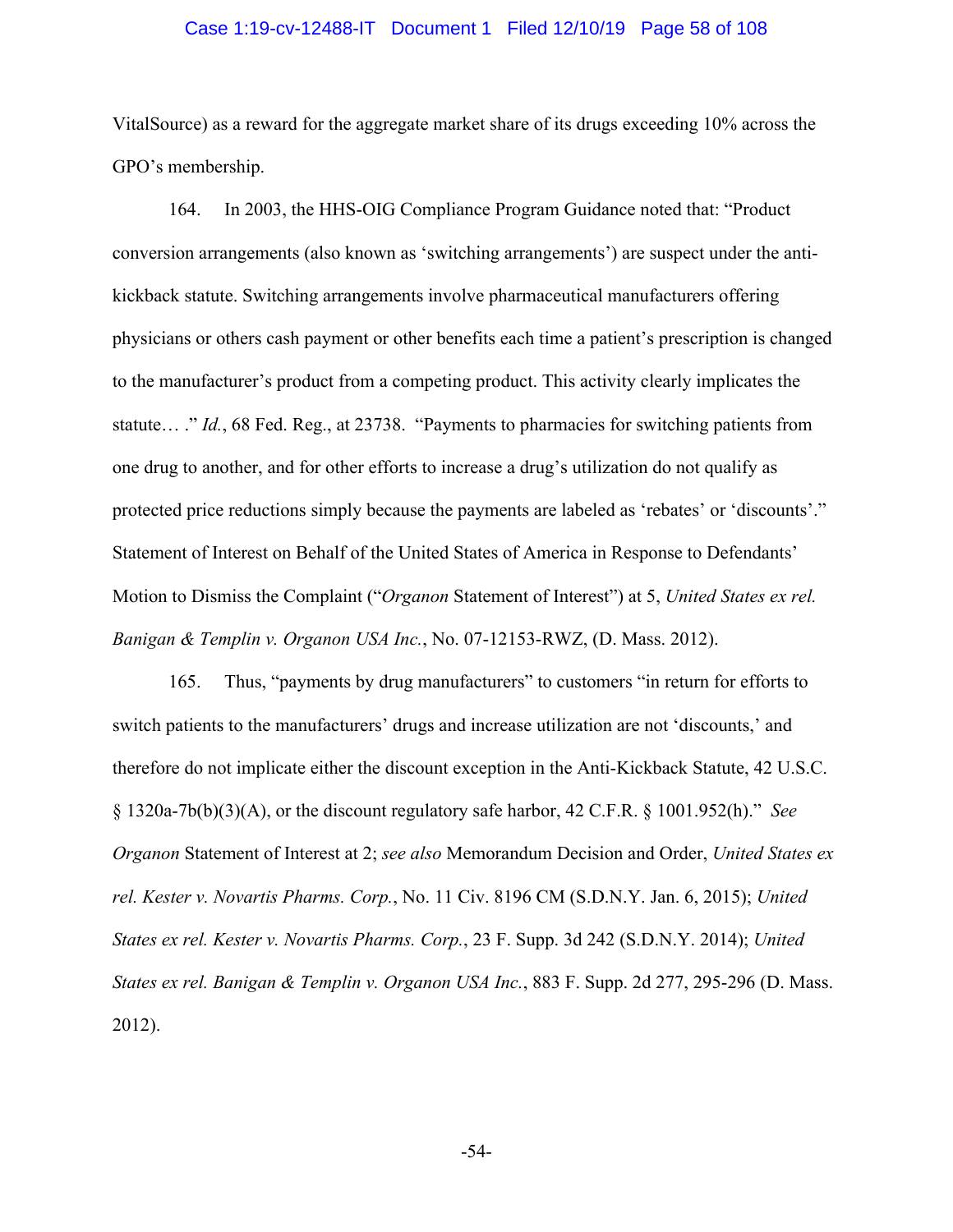VitalSource) as a reward for the aggregate market share of its drugs exceeding 10% across the GPO's membership.

164. In 2003, the HHS-OIG Compliance Program Guidance noted that: "Product conversion arrangements (also known as 'switching arrangements') are suspect under the anti-kickback statute. Switching arrangements involve pharmaceutical manufacturers offering physicians or others cash payment or other benefits each time a patient's prescription is changed to the manufacturer's product from a competing product. This activity clearly implicates the statute… ." *Id.*, 68 Fed. Reg., at 23738. "Payments to pharmacies for switching patients from one drug to another, and for other efforts to increase a drug's utilization do not qualify as protected price reductions simply because the payments are labeled as 'rebates' or 'discounts'." Statement of Interest on Behalf of the United States of America in Response to Defendants' Motion to Dismiss the Complaint ("*Organon* Statement of Interest") at 5, *United States ex rel. Banigan & Templin v. Organon USA Inc.*, No. 07-12153-RWZ, (D. Mass. 2012).

165. Thus, "payments by drug manufacturers" to customers "in return for efforts to switch patients to the manufacturers' drugs and increase utilization are not 'discounts,' and therefore do not implicate either the discount exception in the Anti-Kickback Statute, 42 U.S.C. § 1320a-7b(b)(3)(A), or the discount regulatory safe harbor, 42 C.F.R. § 1001.952(h)." *See Organon* Statement of Interest at 2; *see also* Memorandum Decision and Order, *United States ex rel. Kester v. Novartis Pharms. Corp.*, No. 11 Civ. 8196 CM (S.D.N.Y. Jan. 6, 2015); *United States ex rel. Kester v. Novartis Pharms. Corp.*, 23 F. Supp. 3d 242 (S.D.N.Y. 2014); *United States ex rel. Banigan & Templin v. Organon USA Inc.*, 883 F. Supp. 2d 277, 295-296 (D. Mass. 2012).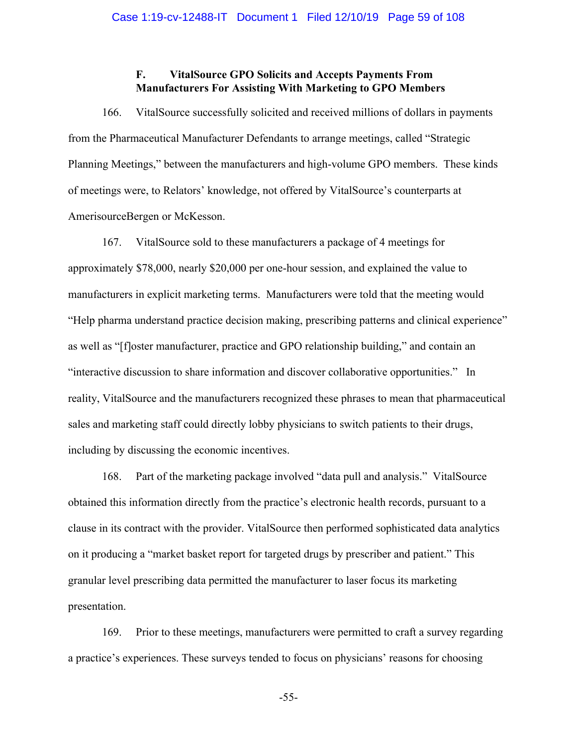### F. VitalSource GPO Solicits and Accepts Payments From Manufacturers For Assisting With Marketing to GPO Members

166. VitalSource successfully solicited and received millions of dollars in payments from the Pharmaceutical Manufacturer Defendants to arrange meetings, called "Strategic Planning Meetings," between the manufacturers and high-volume GPO members. These kinds of meetings were, to Relators' knowledge, not offered by VitalSource's counterparts at AmerisourceBergen or McKesson.

167. VitalSource sold to these manufacturers a package of 4 meetings for approximately $78,000, nearly $20,000 per one-hour session, and explained the value to manufacturers in explicit marketing terms. Manufacturers were told that the meeting would "Help pharma understand practice decision making, prescribing patterns and clinical experience" as well as "[f]oster manufacturer, practice and GPO relationship building," and contain an "interactive discussion to share information and discover collaborative opportunities." In reality, VitalSource and the manufacturers recognized these phrases to mean that pharmaceutical sales and marketing staff could directly lobby physicians to switch patients to their drugs, including by discussing the economic incentives.

168. Part of the marketing package involved "data pull and analysis." VitalSource obtained this information directly from the practice's electronic health records, pursuant to a clause in its contract with the provider. VitalSource then performed sophisticated data analytics on it producing a "market basket report for targeted drugs by prescriber and patient." This granular level prescribing data permitted the manufacturer to laser focus its marketing presentation.

169. Prior to these meetings, manufacturers were permitted to craft a survey regarding a practice's experiences. These surveys tended to focus on physicians' reasons for choosing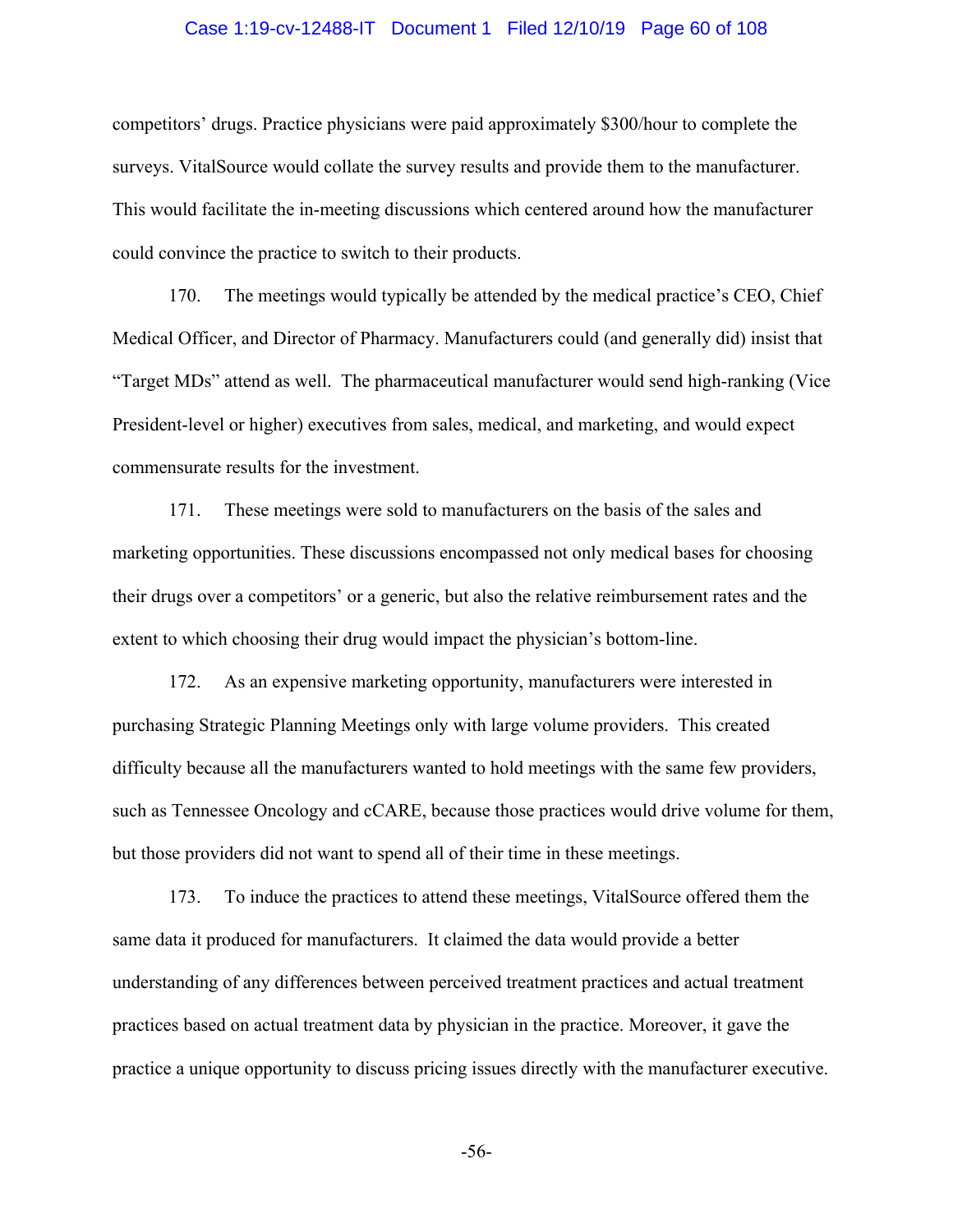competitors' drugs. Practice physicians were paid approximately $300/hour to complete the surveys. VitalSource would collate the survey results and provide them to the manufacturer. This would facilitate the in-meeting discussions which centered around how the manufacturer could convince the practice to switch to their products.

170. The meetings would typically be attended by the medical practice's CEO, Chief Medical Officer, and Director of Pharmacy. Manufacturers could (and generally did) insist that "Target MDs" attend as well. The pharmaceutical manufacturer would send high-ranking (Vice President-level or higher) executives from sales, medical, and marketing, and would expect commensurate results for the investment.

171. These meetings were sold to manufacturers on the basis of the sales and marketing opportunities. These discussions encompassed not only medical bases for choosing their drugs over a competitors' or a generic, but also the relative reimbursement rates and the extent to which choosing their drug would impact the physician's bottom-line.

172. As an expensive marketing opportunity, manufacturers were interested in purchasing Strategic Planning Meetings only with large volume providers. This created difficulty because all the manufacturers wanted to hold meetings with the same few providers, such as Tennessee Oncology and cCARE, because those practices would drive volume for them, but those providers did not want to spend all of their time in these meetings.

173. To induce the practices to attend these meetings, VitalSource offered them the same data it produced for manufacturers. It claimed the data would provide a better understanding of any differences between perceived treatment practices and actual treatment practices based on actual treatment data by physician in the practice. Moreover, it gave the practice a unique opportunity to discuss pricing issues directly with the manufacturer executive.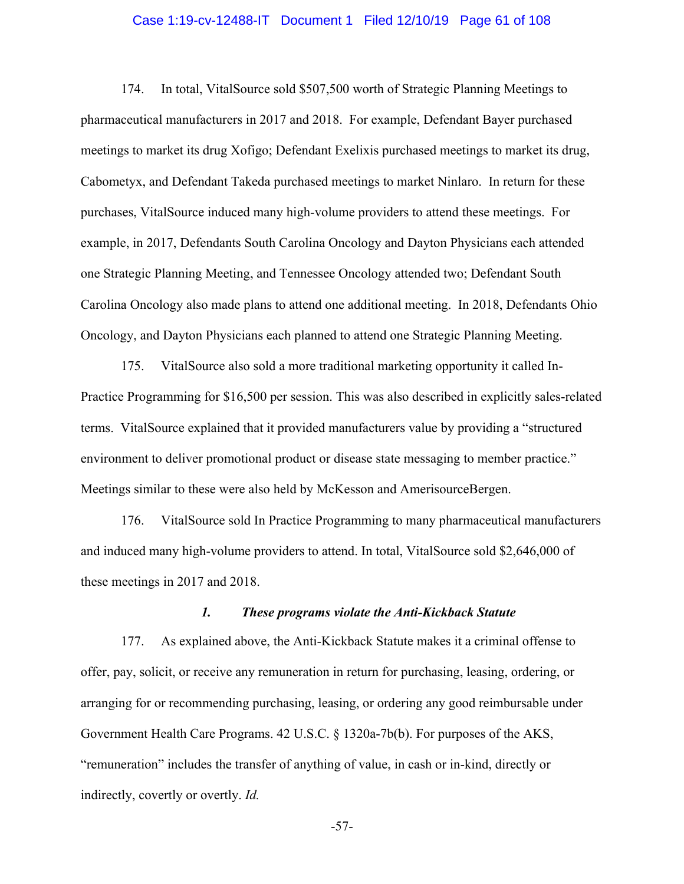174. In total, VitalSource sold $507,500 worth of Strategic Planning Meetings to pharmaceutical manufacturers in 2017 and 2018. For example, Defendant Bayer purchased meetings to market its drug Xofigo; Defendant Exelixis purchased meetings to market its drug, Cabometyx, and Defendant Takeda purchased meetings to market Ninlaro. In return for these purchases, VitalSource induced many high-volume providers to attend these meetings. For example, in 2017, Defendants South Carolina Oncology and Dayton Physicians each attended one Strategic Planning Meeting, and Tennessee Oncology attended two; Defendant South Carolina Oncology also made plans to attend one additional meeting. In 2018, Defendants Ohio Oncology, and Dayton Physicians each planned to attend one Strategic Planning Meeting.

175. VitalSource also sold a more traditional marketing opportunity it called In-Practice Programming for $16,500 per session. This was also described in explicitly sales-related terms. VitalSource explained that it provided manufacturers value by providing a "structured environment to deliver promotional product or disease state messaging to member practice." Meetings similar to these were also held by McKesson and AmerisourceBergen.

176. VitalSource sold In Practice Programming to many pharmaceutical manufacturers and induced many high-volume providers to attend. In total, VitalSource sold $2,646,000 of these meetings in 2017 and 2018.

### *1. These programs violate the Anti-Kickback Statute*

177. As explained above, the Anti-Kickback Statute makes it a criminal offense to offer, pay, solicit, or receive any remuneration in return for purchasing, leasing, ordering, or arranging for or recommending purchasing, leasing, or ordering any good reimbursable under Government Health Care Programs. 42 U.S.C. § 1320a-7b(b). For purposes of the AKS, "remuneration" includes the transfer of anything of value, in cash or in-kind, directly or indirectly, covertly or overtly. *Id.*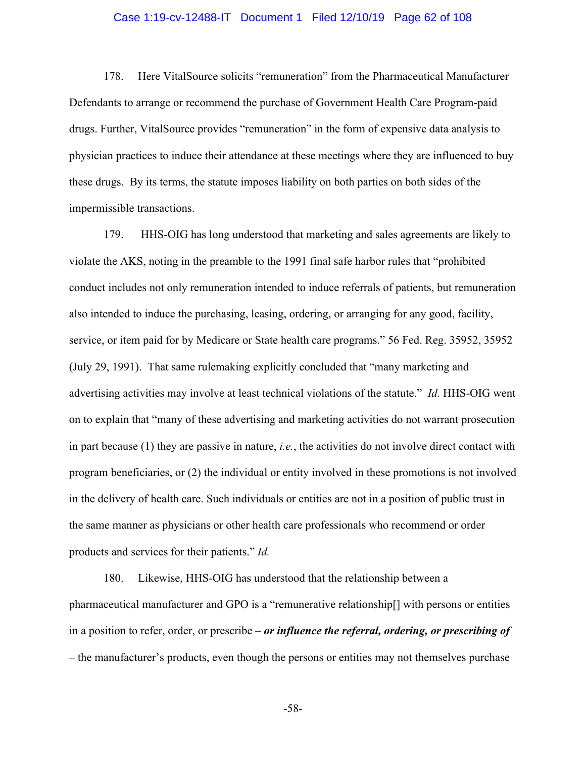178. Here VitalSource solicits "remuneration" from the Pharmaceutical Manufacturer Defendants to arrange or recommend the purchase of Government Health Care Program-paid drugs. Further, VitalSource provides "remuneration" in the form of expensive data analysis to physician practices to induce their attendance at these meetings where they are influenced to buy these drugs. By its terms, the statute imposes liability on both parties on both sides of the impermissible transactions.

179. HHS-OIG has long understood that marketing and sales agreements are likely to violate the AKS, noting in the preamble to the 1991 final safe harbor rules that "prohibited conduct includes not only remuneration intended to induce referrals of patients, but remuneration also intended to induce the purchasing, leasing, ordering, or arranging for any good, facility, service, or item paid for by Medicare or State health care programs." 56 Fed. Reg. 35952, 35952 (July 29, 1991). That same rulemaking explicitly concluded that "many marketing and advertising activities may involve at least technical violations of the statute." *Id.* HHS-OIG went on to explain that "many of these advertising and marketing activities do not warrant prosecution in part because (1) they are passive in nature, *i.e.*, the activities do not involve direct contact with program beneficiaries, or (2) the individual or entity involved in these promotions is not involved in the delivery of health care. Such individuals or entities are not in a position of public trust in the same manner as physicians or other health care professionals who recommend or order products and services for their patients." *Id.*

180. Likewise, HHS-OIG has understood that the relationship between a pharmaceutical manufacturer and GPO is a "remunerative relationship[] with persons or entities in a position to refer, order, or prescribe – ***or influence the referral, ordering, or prescribing of*** – the manufacturer's products, even though the persons or entities may not themselves purchase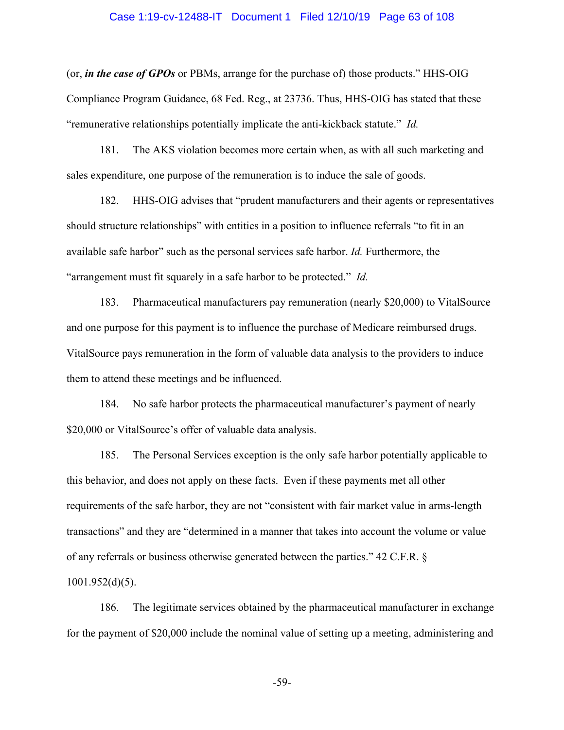(or, ***in the case of GPOs*** or PBMs, arrange for the purchase of) those products." HHS-OIG Compliance Program Guidance, 68 Fed. Reg., at 23736. Thus, HHS-OIG has stated that these "remunerative relationships potentially implicate the anti-kickback statute." *Id.*

181. The AKS violation becomes more certain when, as with all such marketing and sales expenditure, one purpose of the remuneration is to induce the sale of goods.

182. HHS-OIG advises that "prudent manufacturers and their agents or representatives should structure relationships" with entities in a position to influence referrals "to fit in an available safe harbor" such as the personal services safe harbor. *Id.* Furthermore, the "arrangement must fit squarely in a safe harbor to be protected." *Id.*

183. Pharmaceutical manufacturers pay remuneration (nearly $20,000) to VitalSource and one purpose for this payment is to influence the purchase of Medicare reimbursed drugs. VitalSource pays remuneration in the form of valuable data analysis to the providers to induce them to attend these meetings and be influenced.

184. No safe harbor protects the pharmaceutical manufacturer's payment of nearly $20,000 or VitalSource's offer of valuable data analysis.

185. The Personal Services exception is the only safe harbor potentially applicable to this behavior, and does not apply on these facts. Even if these payments met all other requirements of the safe harbor, they are not "consistent with fair market value in arms-length transactions" and they are "determined in a manner that takes into account the volume or value of any referrals or business otherwise generated between the parties." 42 C.F.R. § 1001.952(d)(5).

186. The legitimate services obtained by the pharmaceutical manufacturer in exchange for the payment of $20,000 include the nominal value of setting up a meeting, administering and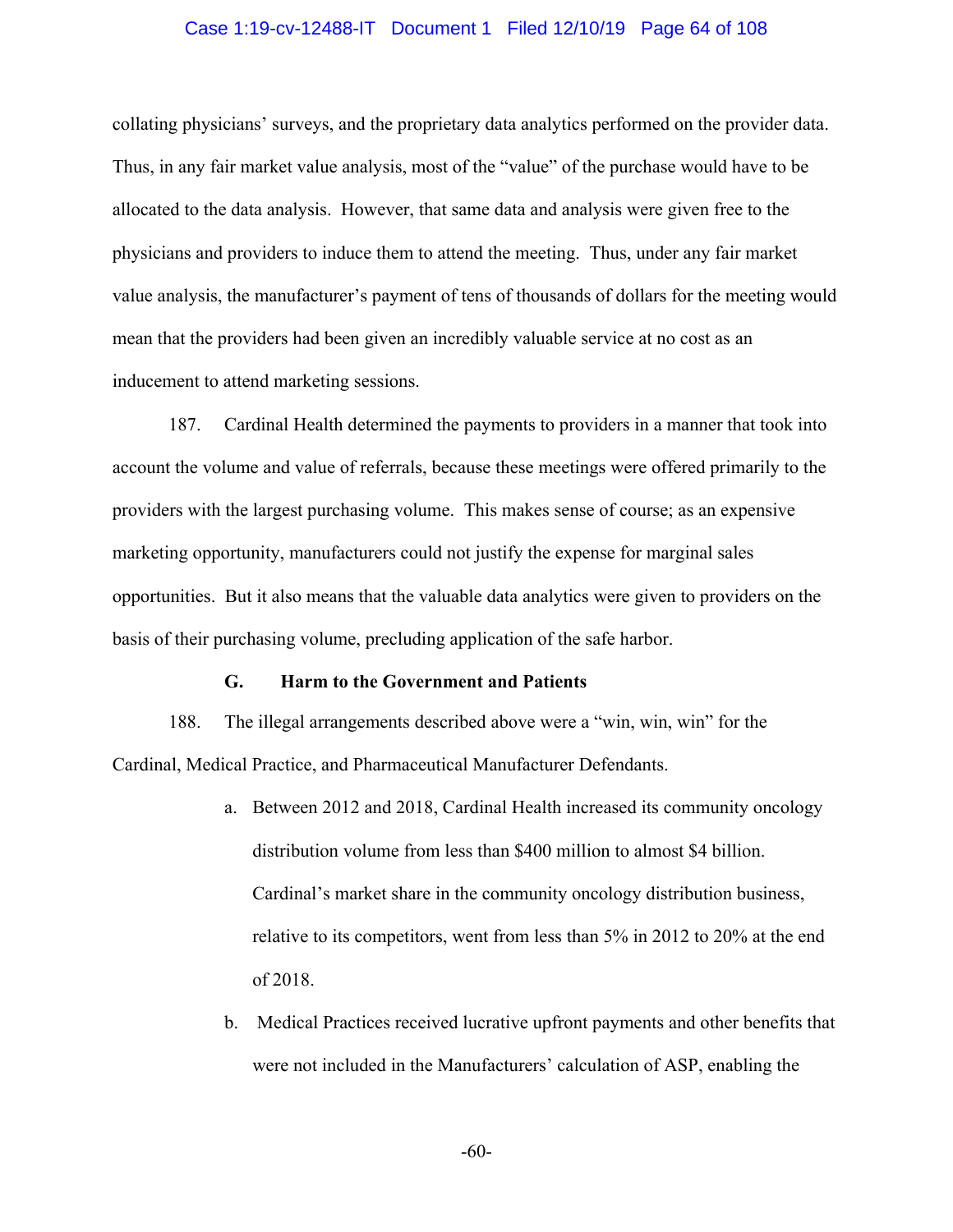collating physicians' surveys, and the proprietary data analytics performed on the provider data. Thus, in any fair market value analysis, most of the "value" of the purchase would have to be allocated to the data analysis. However, that same data and analysis were given free to the physicians and providers to induce them to attend the meeting. Thus, under any fair market value analysis, the manufacturer's payment of tens of thousands of dollars for the meeting would mean that the providers had been given an incredibly valuable service at no cost as an inducement to attend marketing sessions.

187. Cardinal Health determined the payments to providers in a manner that took into account the volume and value of referrals, because these meetings were offered primarily to the providers with the largest purchasing volume. This makes sense of course; as an expensive marketing opportunity, manufacturers could not justify the expense for marginal sales opportunities. But it also means that the valuable data analytics were given to providers on the basis of their purchasing volume, precluding application of the safe harbor.

### G. Harm to the Government and Patients

188. The illegal arrangements described above were a "win, win, win" for the Cardinal, Medical Practice, and Pharmaceutical Manufacturer Defendants.

a. Between 2012 and 2018, Cardinal Health increased its community oncology distribution volume from less than $400 million to almost $4 billion. Cardinal's market share in the community oncology distribution business, relative to its competitors, went from less than 5% in 2012 to 20% at the end of 2018.

b. Medical Practices received lucrative upfront payments and other benefits that were not included in the Manufacturers' calculation of ASP, enabling the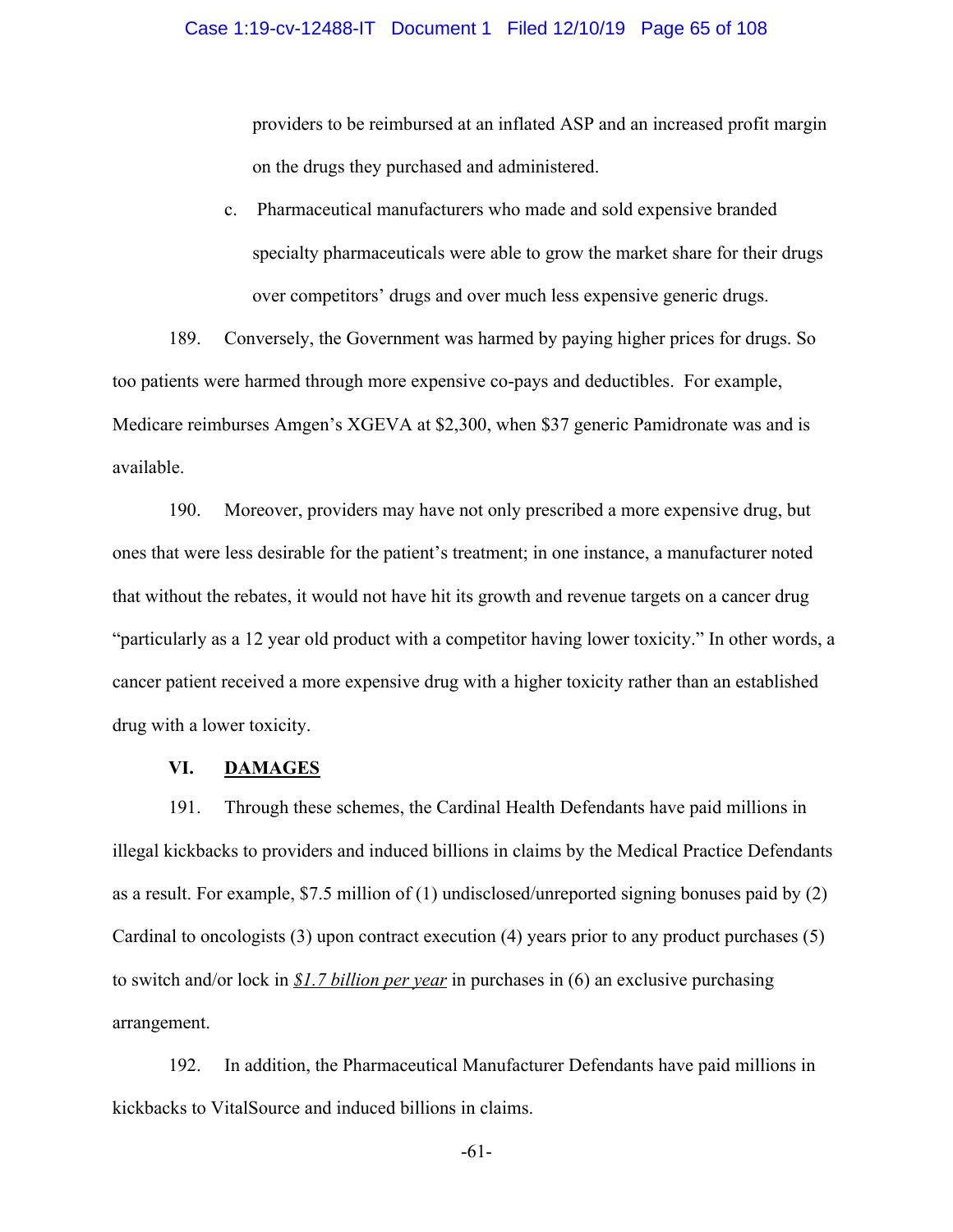providers to be reimbursed at an inflated ASP and an increased profit margin on the drugs they purchased and administered.

c. Pharmaceutical manufacturers who made and sold expensive branded specialty pharmaceuticals were able to grow the market share for their drugs over competitors' drugs and over much less expensive generic drugs.

189. Conversely, the Government was harmed by paying higher prices for drugs. So too patients were harmed through more expensive co-pays and deductibles. For example, Medicare reimburses Amgen's XGEVA at $2,300, when $37 generic Pamidronate was and is available.

190. Moreover, providers may have not only prescribed a more expensive drug, but ones that were less desirable for the patient's treatment; in one instance, a manufacturer noted that without the rebates, it would not have hit its growth and revenue targets on a cancer drug "particularly as a 12 year old product with a competitor having lower toxicity." In other words, a cancer patient received a more expensive drug with a higher toxicity rather than an established drug with a lower toxicity.

## VI. DAMAGES

191. Through these schemes, the Cardinal Health Defendants have paid millions in illegal kickbacks to providers and induced billions in claims by the Medical Practice Defendants as a result. For example, $7.5 million of (1) undisclosed/unreported signing bonuses paid by (2) Cardinal to oncologists (3) upon contract execution (4) years prior to any product purchases (5) to switch and/or lock in *$1.7 billion per year* in purchases in (6) an exclusive purchasing arrangement.

192. In addition, the Pharmaceutical Manufacturer Defendants have paid millions in kickbacks to VitalSource and induced billions in claims.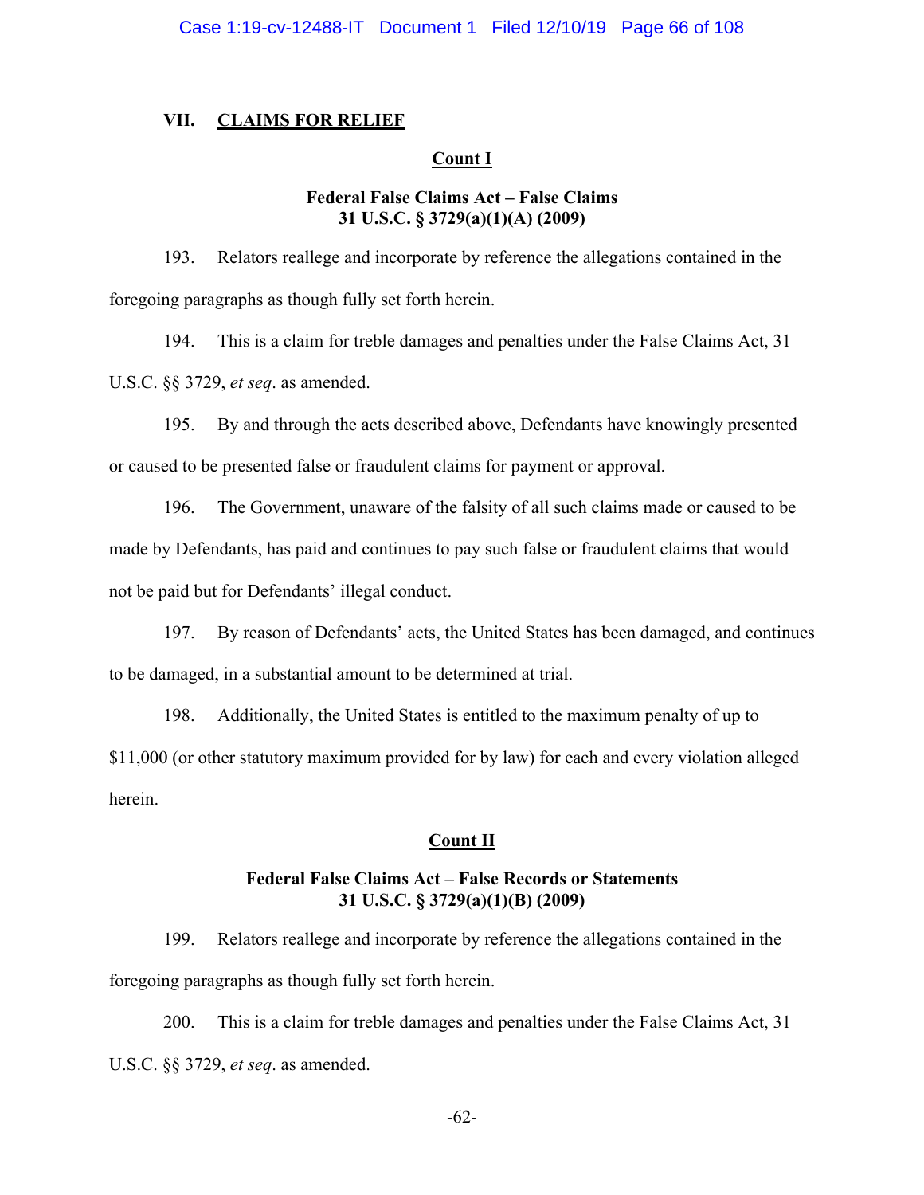## VII. CLAIMS FOR RELIEF

### Count I

**Federal False Claims Act – False Claims**
**31 U.S.C. § 3729(a)(1)(A) (2009)**

193. Relators reallege and incorporate by reference the allegations contained in the foregoing paragraphs as though fully set forth herein.

194. This is a claim for treble damages and penalties under the False Claims Act, 31 U.S.C. §§ 3729, *et seq*. as amended.

195. By and through the acts described above, Defendants have knowingly presented or caused to be presented false or fraudulent claims for payment or approval.

196. The Government, unaware of the falsity of all such claims made or caused to be made by Defendants, has paid and continues to pay such false or fraudulent claims that would not be paid but for Defendants' illegal conduct.

197. By reason of Defendants' acts, the United States has been damaged, and continues to be damaged, in a substantial amount to be determined at trial.

198. Additionally, the United States is entitled to the maximum penalty of up to $11,000 (or other statutory maximum provided for by law) for each and every violation alleged herein.

### Count II

**Federal False Claims Act – False Records or Statements**
**31 U.S.C. § 3729(a)(1)(B) (2009)**

199. Relators reallege and incorporate by reference the allegations contained in the foregoing paragraphs as though fully set forth herein.

200. This is a claim for treble damages and penalties under the False Claims Act, 31 U.S.C. §§ 3729, *et seq*. as amended.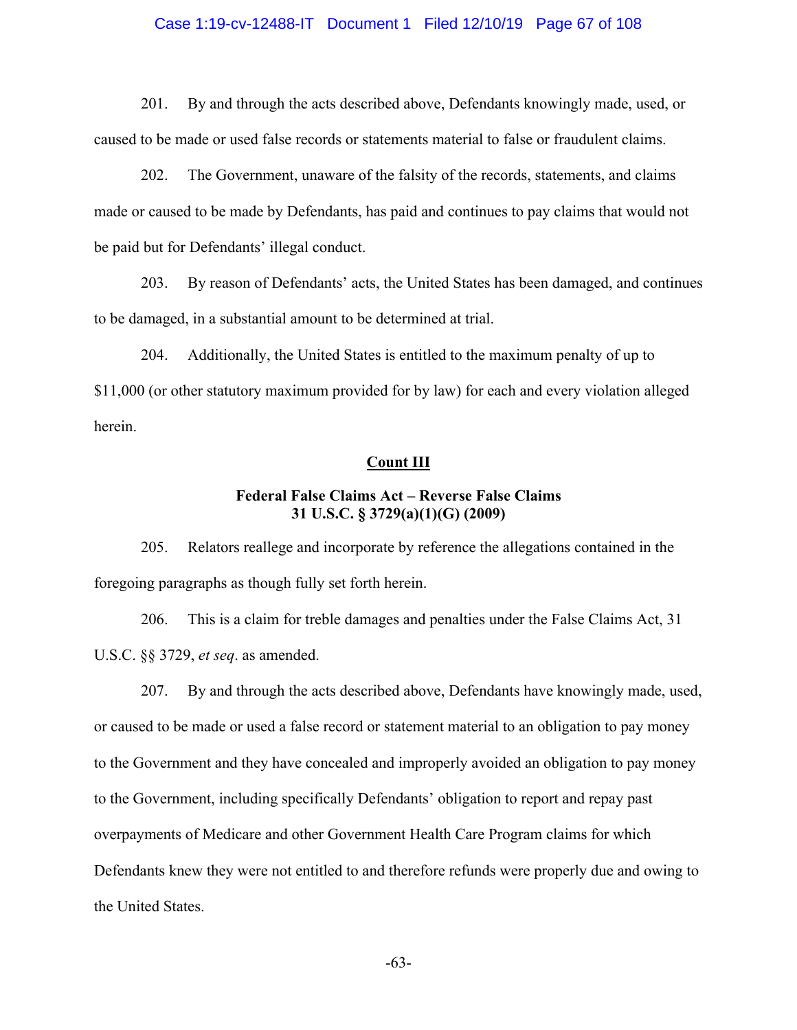201. By and through the acts described above, Defendants knowingly made, used, or caused to be made or used false records or statements material to false or fraudulent claims.

202. The Government, unaware of the falsity of the records, statements, and claims made or caused to be made by Defendants, has paid and continues to pay claims that would not be paid but for Defendants' illegal conduct.

203. By reason of Defendants' acts, the United States has been damaged, and continues to be damaged, in a substantial amount to be determined at trial.

204. Additionally, the United States is entitled to the maximum penalty of up to $11,000 (or other statutory maximum provided for by law) for each and every violation alleged herein.

## Count III

### Federal False Claims Act – Reverse False Claims 31 U.S.C. § 3729(a)(1)(G) (2009)

205. Relators reallege and incorporate by reference the allegations contained in the foregoing paragraphs as though fully set forth herein.

206. This is a claim for treble damages and penalties under the False Claims Act, 31 U.S.C. §§ 3729, *et seq*. as amended.

207. By and through the acts described above, Defendants have knowingly made, used, or caused to be made or used a false record or statement material to an obligation to pay money to the Government and they have concealed and improperly avoided an obligation to pay money to the Government, including specifically Defendants' obligation to report and repay past overpayments of Medicare and other Government Health Care Program claims for which Defendants knew they were not entitled to and therefore refunds were properly due and owing to the United States.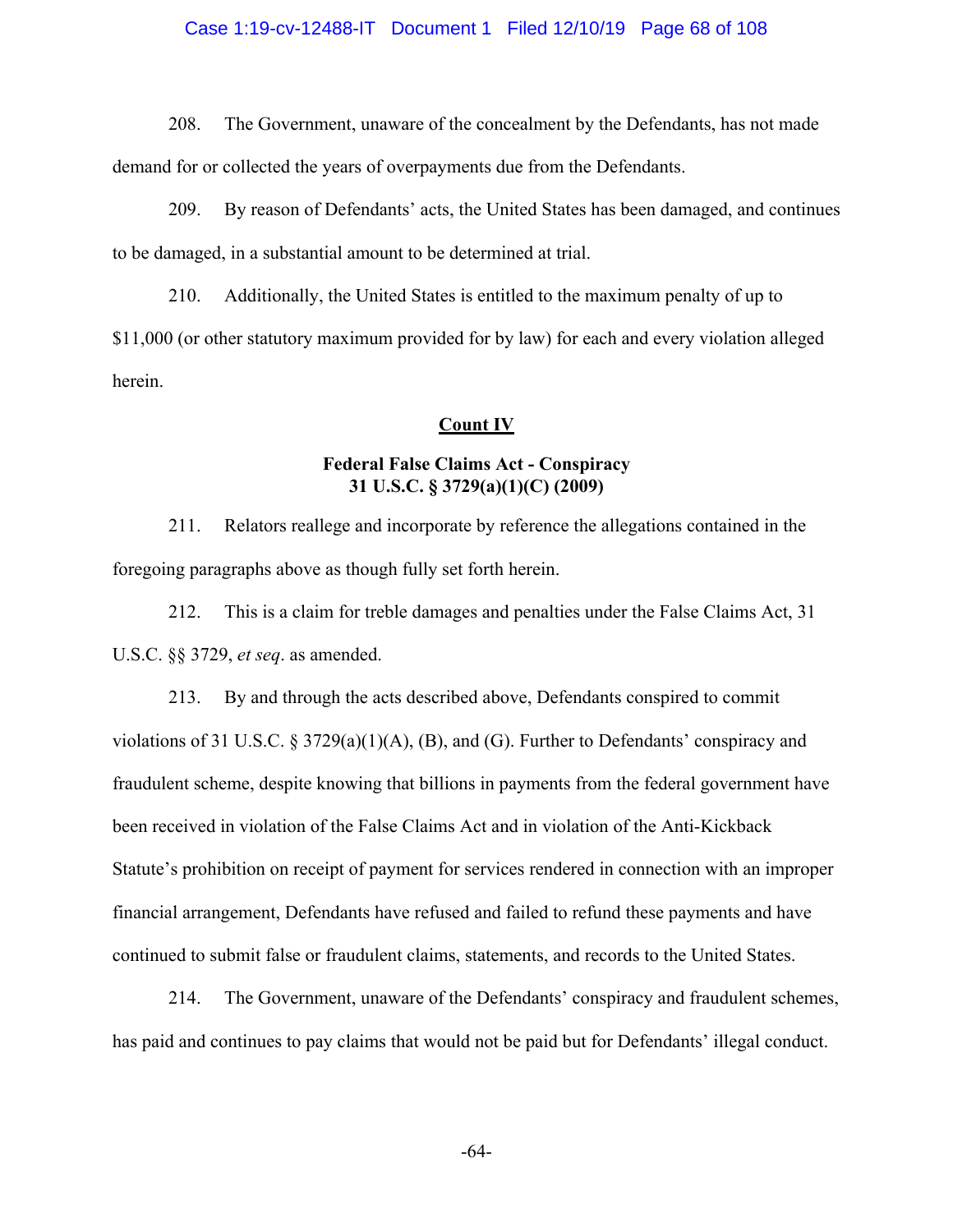208. The Government, unaware of the concealment by the Defendants, has not made demand for or collected the years of overpayments due from the Defendants.

209. By reason of Defendants' acts, the United States has been damaged, and continues to be damaged, in a substantial amount to be determined at trial.

210. Additionally, the United States is entitled to the maximum penalty of up to $11,000 (or other statutory maximum provided for by law) for each and every violation alleged herein.

## Count IV

### Federal False Claims Act - Conspiracy 31 U.S.C. § 3729(a)(1)(C) (2009)

211. Relators reallege and incorporate by reference the allegations contained in the foregoing paragraphs above as though fully set forth herein.

212. This is a claim for treble damages and penalties under the False Claims Act, 31 U.S.C. §§ 3729, *et seq*. as amended.

213. By and through the acts described above, Defendants conspired to commit violations of 31 U.S.C. § 3729(a)(1)(A), (B), and (G). Further to Defendants' conspiracy and fraudulent scheme, despite knowing that billions in payments from the federal government have been received in violation of the False Claims Act and in violation of the Anti-Kickback Statute's prohibition on receipt of payment for services rendered in connection with an improper financial arrangement, Defendants have refused and failed to refund these payments and have continued to submit false or fraudulent claims, statements, and records to the United States.

214. The Government, unaware of the Defendants' conspiracy and fraudulent schemes, has paid and continues to pay claims that would not be paid but for Defendants' illegal conduct.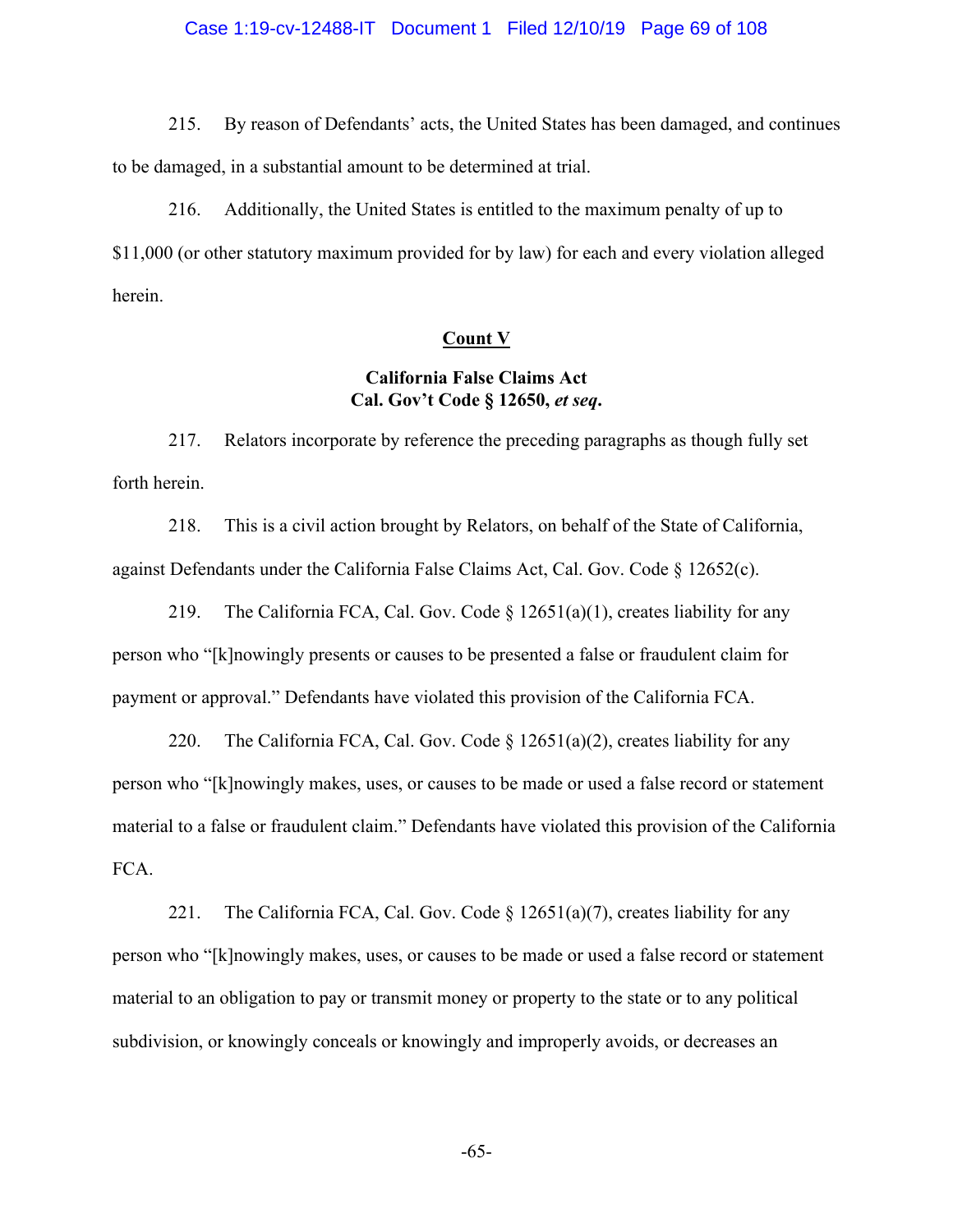215. By reason of Defendants' acts, the United States has been damaged, and continues to be damaged, in a substantial amount to be determined at trial.

216. Additionally, the United States is entitled to the maximum penalty of up to $11,000 (or other statutory maximum provided for by law) for each and every violation alleged herein.

**Count V**

**California False Claims Act**
**Cal. Gov't Code § 12650, *et seq*.**

217. Relators incorporate by reference the preceding paragraphs as though fully set forth herein.

218. This is a civil action brought by Relators, on behalf of the State of California, against Defendants under the California False Claims Act, Cal. Gov. Code § 12652(c).

219. The California FCA, Cal. Gov. Code § 12651(a)(1), creates liability for any person who "[k]nowingly presents or causes to be presented a false or fraudulent claim for payment or approval." Defendants have violated this provision of the California FCA.

220. The California FCA, Cal. Gov. Code § 12651(a)(2), creates liability for any person who "[k]nowingly makes, uses, or causes to be made or used a false record or statement material to a false or fraudulent claim." Defendants have violated this provision of the California FCA.

221. The California FCA, Cal. Gov. Code § 12651(a)(7), creates liability for any person who "[k]nowingly makes, uses, or causes to be made or used a false record or statement material to an obligation to pay or transmit money or property to the state or to any political subdivision, or knowingly conceals or knowingly and improperly avoids, or decreases an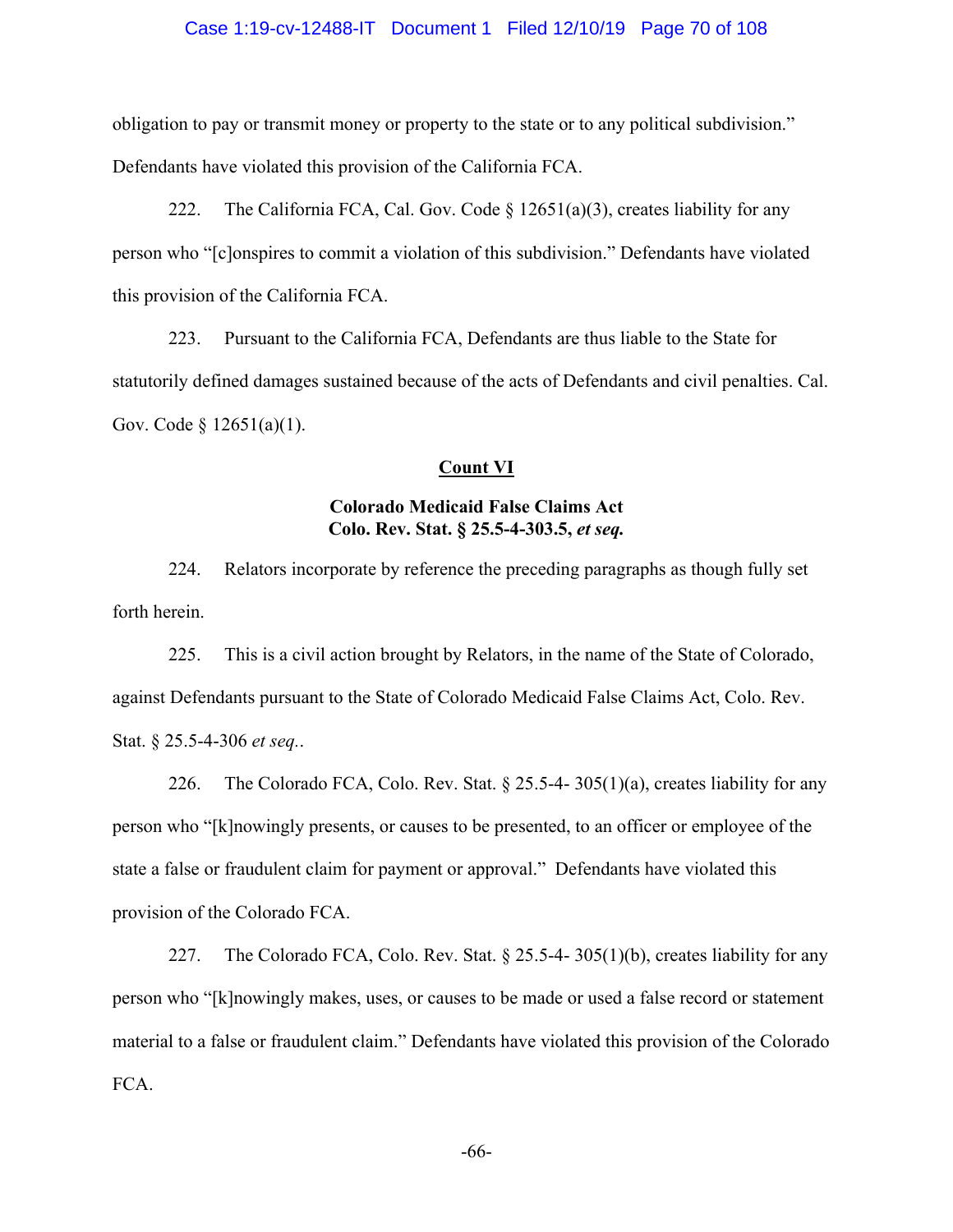obligation to pay or transmit money or property to the state or to any political subdivision." Defendants have violated this provision of the California FCA.

222. The California FCA, Cal. Gov. Code § 12651(a)(3), creates liability for any person who "[c]onspires to commit a violation of this subdivision." Defendants have violated this provision of the California FCA.

223. Pursuant to the California FCA, Defendants are thus liable to the State for statutorily defined damages sustained because of the acts of Defendants and civil penalties. Cal. Gov. Code § 12651(a)(1).

**Count VI**

**Colorado Medicaid False Claims Act**
**Colo. Rev. Stat. § 25.5-4-303.5, *et seq.***

224. Relators incorporate by reference the preceding paragraphs as though fully set forth herein.

225. This is a civil action brought by Relators, in the name of the State of Colorado, against Defendants pursuant to the State of Colorado Medicaid False Claims Act, Colo. Rev. Stat. § 25.5-4-306 *et seq.*.

226. The Colorado FCA, Colo. Rev. Stat. § 25.5-4- 305(1)(a), creates liability for any person who "[k]nowingly presents, or causes to be presented, to an officer or employee of the state a false or fraudulent claim for payment or approval." Defendants have violated this provision of the Colorado FCA.

227. The Colorado FCA, Colo. Rev. Stat. § 25.5-4- 305(1)(b), creates liability for any person who "[k]nowingly makes, uses, or causes to be made or used a false record or statement material to a false or fraudulent claim." Defendants have violated this provision of the Colorado FCA.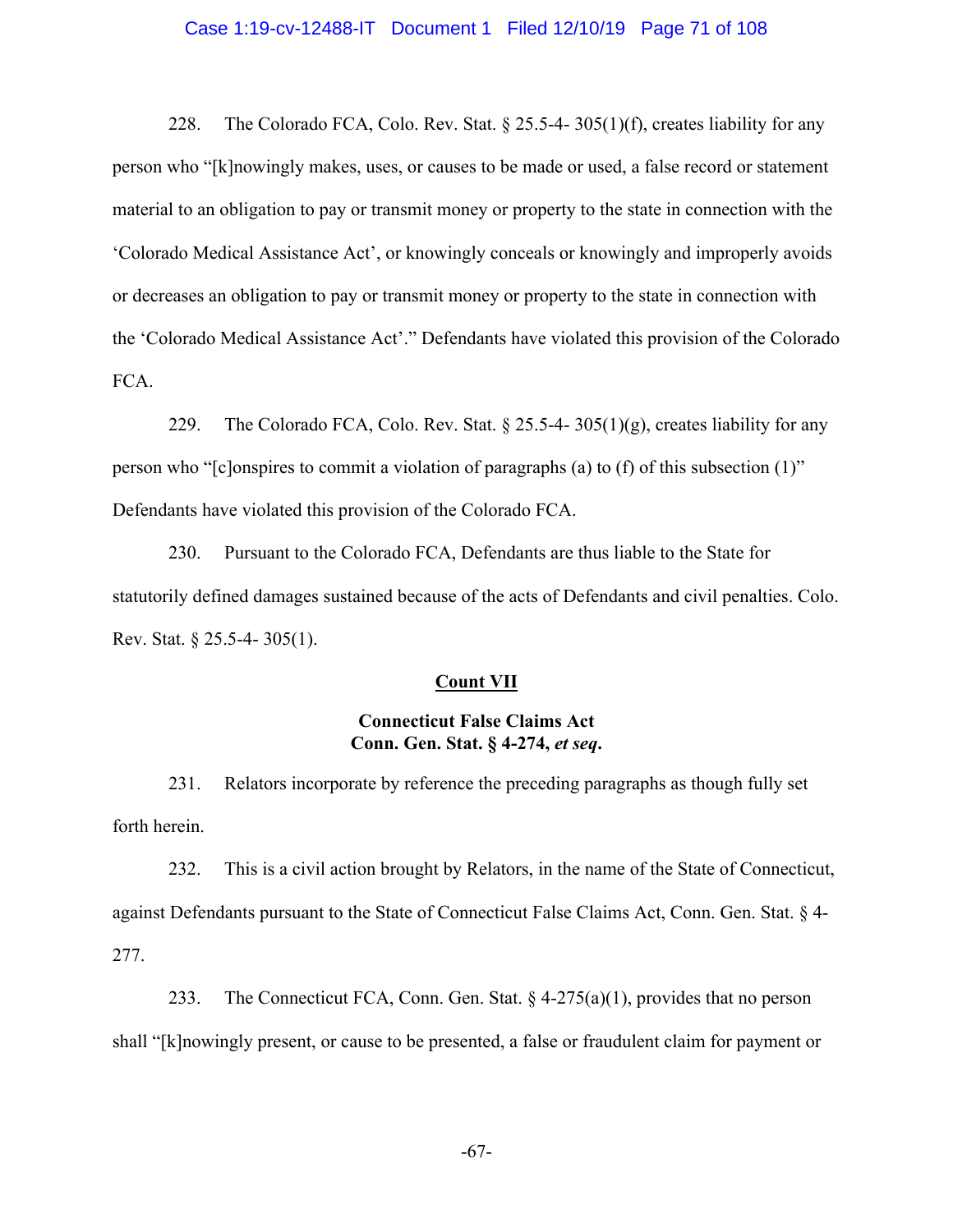228. The Colorado FCA, Colo. Rev. Stat. § 25.5-4- 305(1)(f), creates liability for any person who "[k]nowingly makes, uses, or causes to be made or used, a false record or statement material to an obligation to pay or transmit money or property to the state in connection with the 'Colorado Medical Assistance Act', or knowingly conceals or knowingly and improperly avoids or decreases an obligation to pay or transmit money or property to the state in connection with the 'Colorado Medical Assistance Act'." Defendants have violated this provision of the Colorado FCA.

229. The Colorado FCA, Colo. Rev. Stat. § 25.5-4- 305(1)(g), creates liability for any person who "[c]onspires to commit a violation of paragraphs (a) to (f) of this subsection (1)" Defendants have violated this provision of the Colorado FCA.

230. Pursuant to the Colorado FCA, Defendants are thus liable to the State for statutorily defined damages sustained because of the acts of Defendants and civil penalties. Colo. Rev. Stat. § 25.5-4- 305(1).

## Count VII

### Connecticut False Claims Act
### Conn. Gen. Stat. § 4-274, *et seq*.

231. Relators incorporate by reference the preceding paragraphs as though fully set forth herein.

232. This is a civil action brought by Relators, in the name of the State of Connecticut, against Defendants pursuant to the State of Connecticut False Claims Act, Conn. Gen. Stat. § 4-277.

233. The Connecticut FCA, Conn. Gen. Stat. § 4-275(a)(1), provides that no person shall "[k]nowingly present, or cause to be presented, a false or fraudulent claim for payment or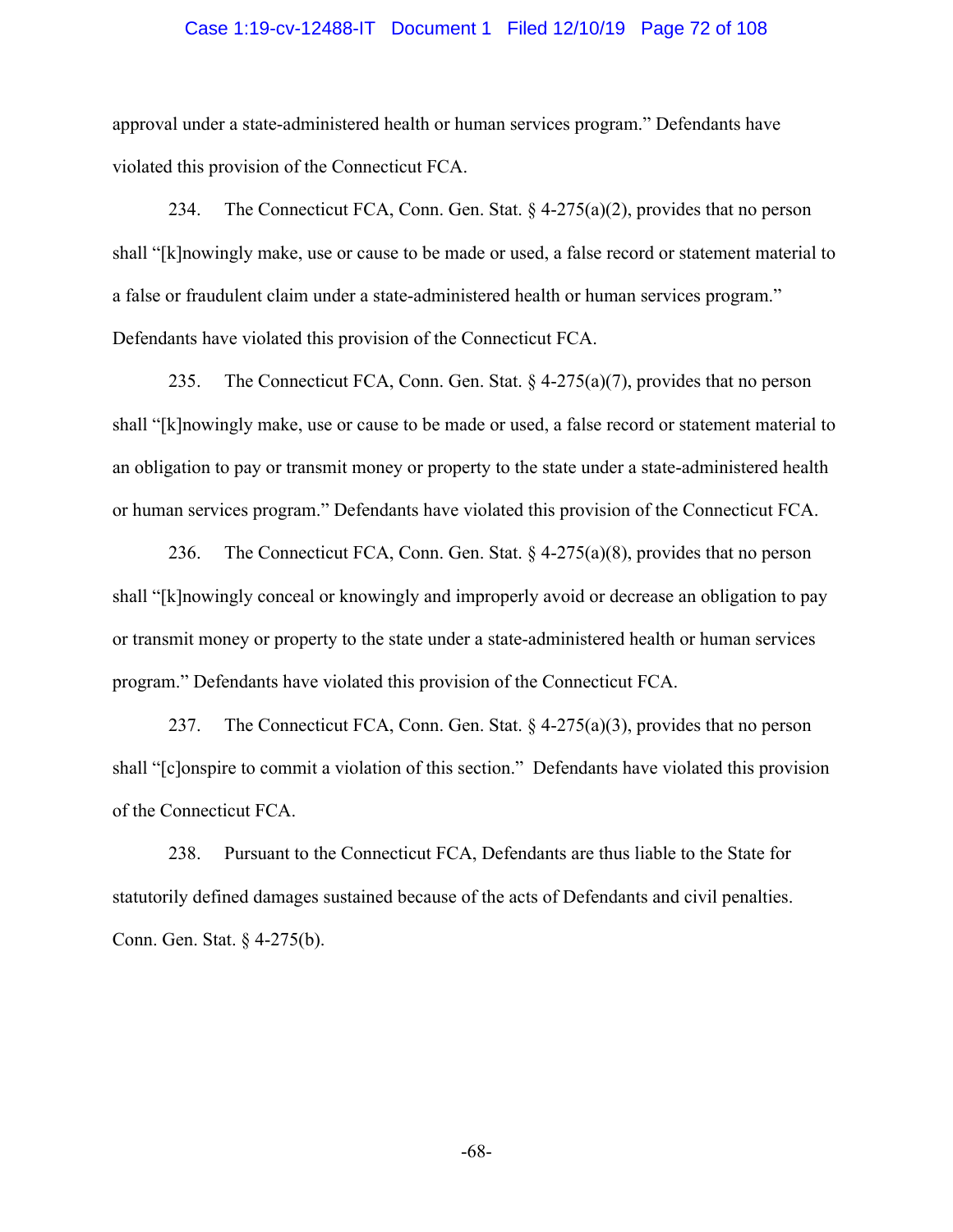approval under a state-administered health or human services program." Defendants have violated this provision of the Connecticut FCA.

234. The Connecticut FCA, Conn. Gen. Stat. § 4-275(a)(2), provides that no person shall "[k]nowingly make, use or cause to be made or used, a false record or statement material to a false or fraudulent claim under a state-administered health or human services program." Defendants have violated this provision of the Connecticut FCA.

235. The Connecticut FCA, Conn. Gen. Stat. § 4-275(a)(7), provides that no person shall "[k]nowingly make, use or cause to be made or used, a false record or statement material to an obligation to pay or transmit money or property to the state under a state-administered health or human services program." Defendants have violated this provision of the Connecticut FCA.

236. The Connecticut FCA, Conn. Gen. Stat. § 4-275(a)(8), provides that no person shall "[k]nowingly conceal or knowingly and improperly avoid or decrease an obligation to pay or transmit money or property to the state under a state-administered health or human services program." Defendants have violated this provision of the Connecticut FCA.

237. The Connecticut FCA, Conn. Gen. Stat. § 4-275(a)(3), provides that no person shall "[c]onspire to commit a violation of this section." Defendants have violated this provision of the Connecticut FCA.

238. Pursuant to the Connecticut FCA, Defendants are thus liable to the State for statutorily defined damages sustained because of the acts of Defendants and civil penalties. Conn. Gen. Stat. § 4-275(b).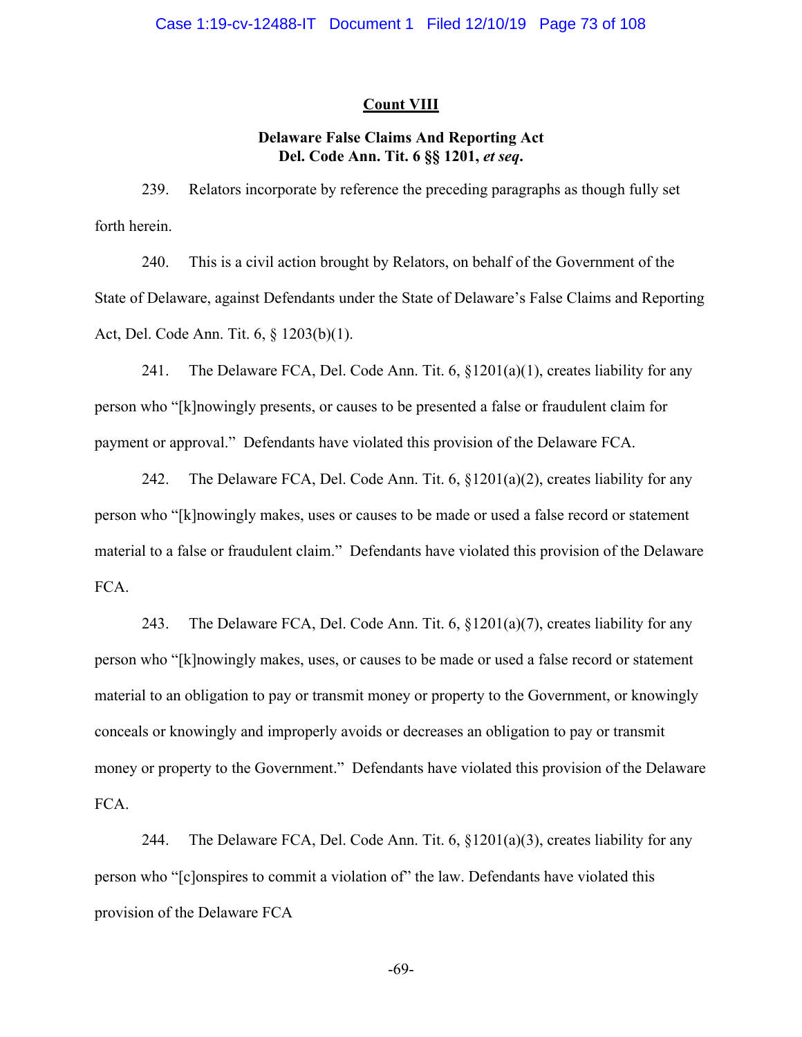## Count VIII

### Delaware False Claims And Reporting Act
### Del. Code Ann. Tit. 6 §§ 1201, *et seq*.

239. Relators incorporate by reference the preceding paragraphs as though fully set forth herein.

240. This is a civil action brought by Relators, on behalf of the Government of the State of Delaware, against Defendants under the State of Delaware's False Claims and Reporting Act, Del. Code Ann. Tit. 6, § 1203(b)(1).

241. The Delaware FCA, Del. Code Ann. Tit. 6, §1201(a)(1), creates liability for any person who "[k]nowingly presents, or causes to be presented a false or fraudulent claim for payment or approval." Defendants have violated this provision of the Delaware FCA.

242. The Delaware FCA, Del. Code Ann. Tit. 6, §1201(a)(2), creates liability for any person who "[k]nowingly makes, uses or causes to be made or used a false record or statement material to a false or fraudulent claim." Defendants have violated this provision of the Delaware FCA.

243. The Delaware FCA, Del. Code Ann. Tit. 6, §1201(a)(7), creates liability for any person who "[k]nowingly makes, uses, or causes to be made or used a false record or statement material to an obligation to pay or transmit money or property to the Government, or knowingly conceals or knowingly and improperly avoids or decreases an obligation to pay or transmit money or property to the Government." Defendants have violated this provision of the Delaware FCA.

244. The Delaware FCA, Del. Code Ann. Tit. 6, §1201(a)(3), creates liability for any person who "[c]onspires to commit a violation of" the law. Defendants have violated this provision of the Delaware FCA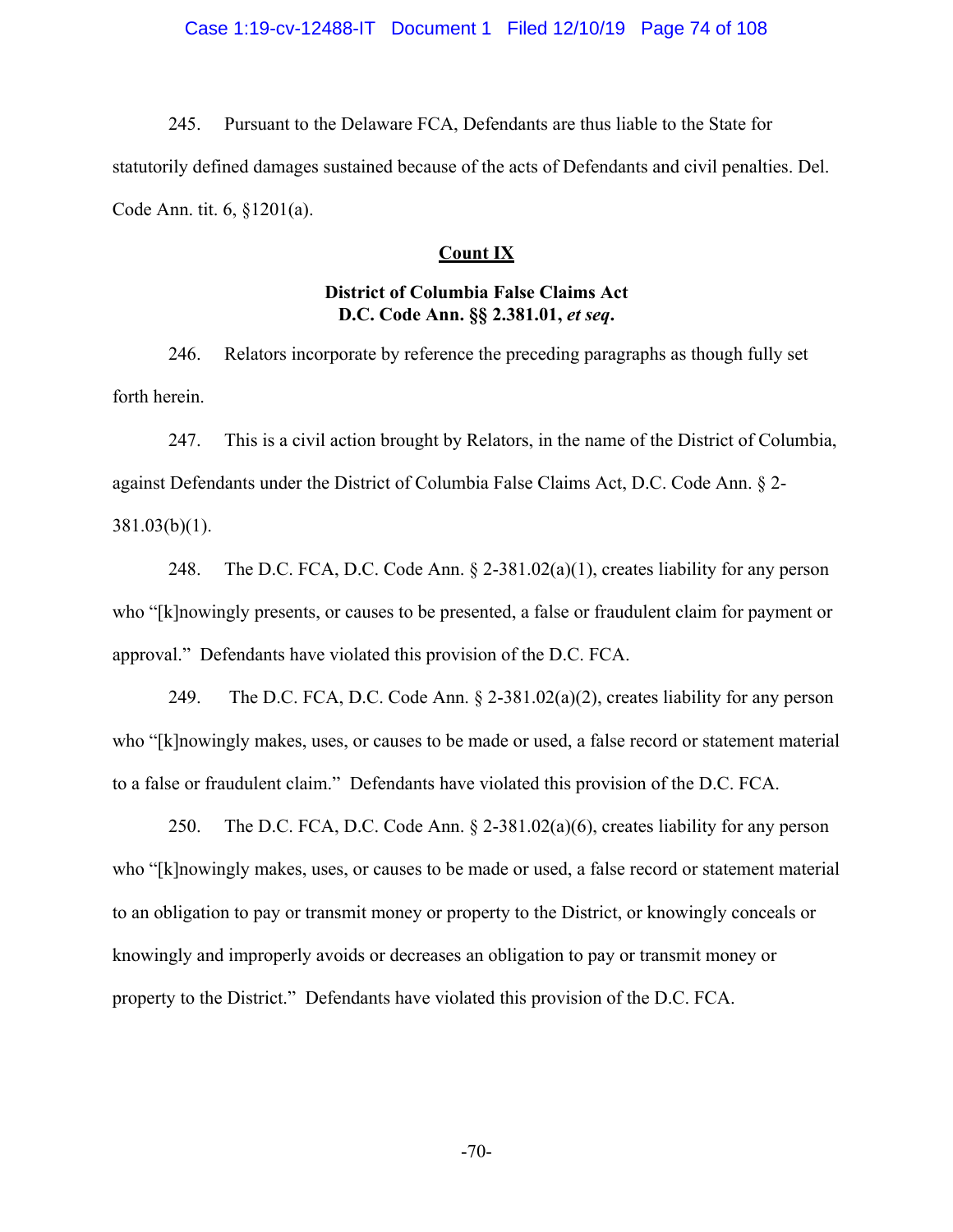245. Pursuant to the Delaware FCA, Defendants are thus liable to the State for statutorily defined damages sustained because of the acts of Defendants and civil penalties. Del. Code Ann. tit. 6, §1201(a).

## Count IX

### District of Columbia False Claims Act D.C. Code Ann. §§ 2.381.01, *et seq*.

246. Relators incorporate by reference the preceding paragraphs as though fully set forth herein.

247. This is a civil action brought by Relators, in the name of the District of Columbia, against Defendants under the District of Columbia False Claims Act, D.C. Code Ann. § 2-381.03(b)(1).

248. The D.C. FCA, D.C. Code Ann. § 2-381.02(a)(1), creates liability for any person who "[k]nowingly presents, or causes to be presented, a false or fraudulent claim for payment or approval." Defendants have violated this provision of the D.C. FCA.

249. The D.C. FCA, D.C. Code Ann. § 2-381.02(a)(2), creates liability for any person who "[k]nowingly makes, uses, or causes to be made or used, a false record or statement material to a false or fraudulent claim." Defendants have violated this provision of the D.C. FCA.

250. The D.C. FCA, D.C. Code Ann. § 2-381.02(a)(6), creates liability for any person who "[k]nowingly makes, uses, or causes to be made or used, a false record or statement material to an obligation to pay or transmit money or property to the District, or knowingly conceals or knowingly and improperly avoids or decreases an obligation to pay or transmit money or property to the District." Defendants have violated this provision of the D.C. FCA.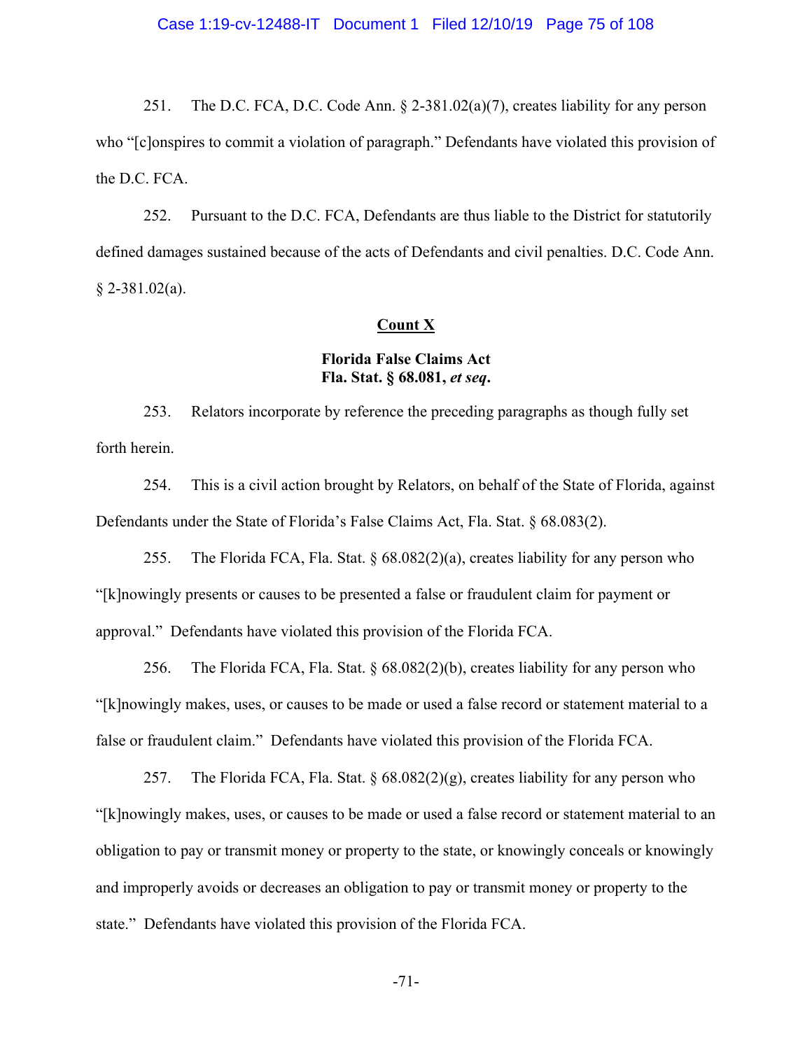251. The D.C. FCA, D.C. Code Ann. § 2-381.02(a)(7), creates liability for any person who "[c]onspires to commit a violation of paragraph." Defendants have violated this provision of the D.C. FCA.

252. Pursuant to the D.C. FCA, Defendants are thus liable to the District for statutorily defined damages sustained because of the acts of Defendants and civil penalties. D.C. Code Ann. § 2-381.02(a).

## Count X

### Florida False Claims Act
### Fla. Stat. § 68.081, *et seq*.

253. Relators incorporate by reference the preceding paragraphs as though fully set forth herein.

254. This is a civil action brought by Relators, on behalf of the State of Florida, against Defendants under the State of Florida's False Claims Act, Fla. Stat. § 68.083(2).

255. The Florida FCA, Fla. Stat. § 68.082(2)(a), creates liability for any person who "[k]nowingly presents or causes to be presented a false or fraudulent claim for payment or approval." Defendants have violated this provision of the Florida FCA.

256. The Florida FCA, Fla. Stat. § 68.082(2)(b), creates liability for any person who "[k]nowingly makes, uses, or causes to be made or used a false record or statement material to a false or fraudulent claim." Defendants have violated this provision of the Florida FCA.

257. The Florida FCA, Fla. Stat. § 68.082(2)(g), creates liability for any person who "[k]nowingly makes, uses, or causes to be made or used a false record or statement material to an obligation to pay or transmit money or property to the state, or knowingly conceals or knowingly and improperly avoids or decreases an obligation to pay or transmit money or property to the state." Defendants have violated this provision of the Florida FCA.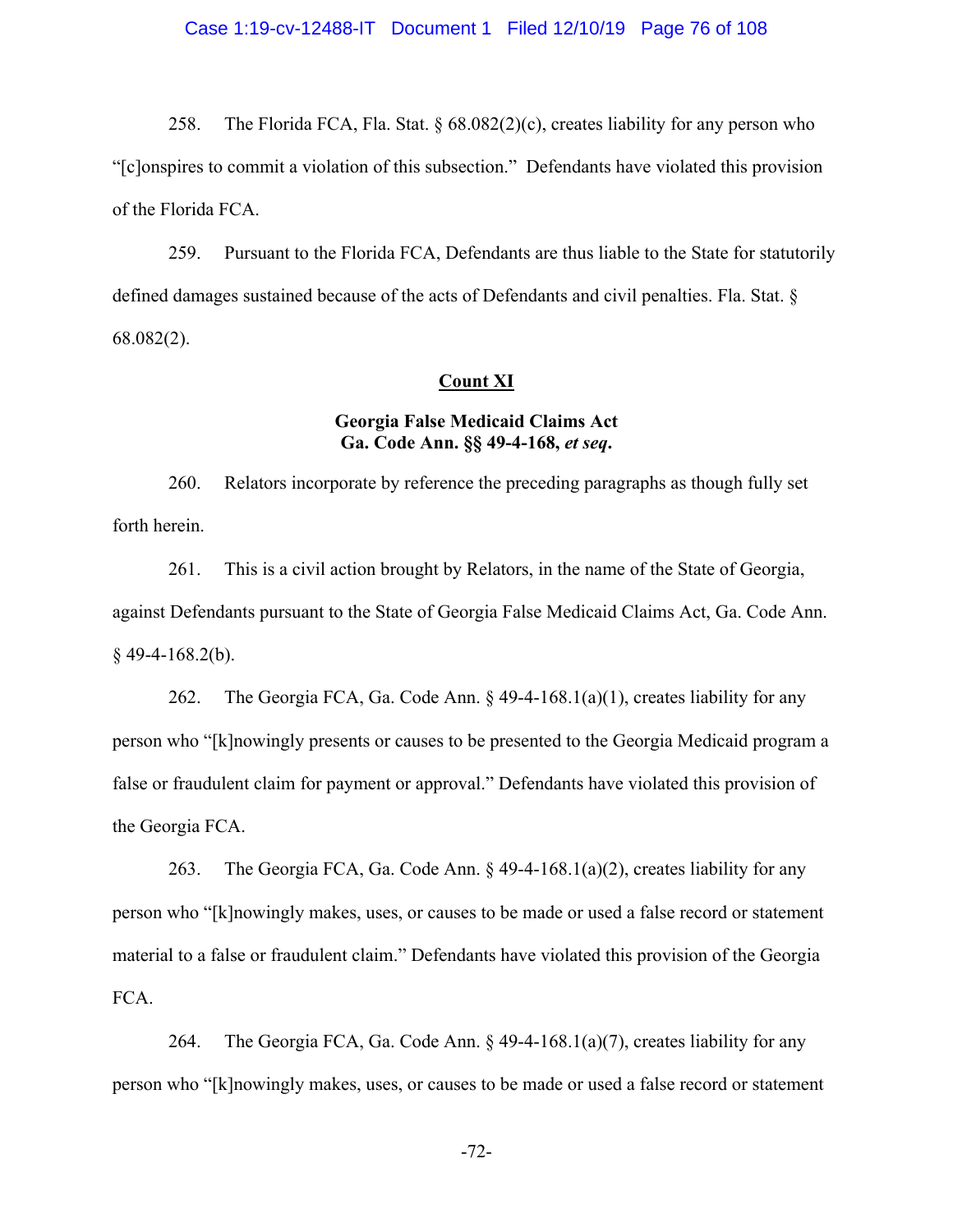258. The Florida FCA, Fla. Stat. § 68.082(2)(c), creates liability for any person who "[c]onspires to commit a violation of this subsection." Defendants have violated this provision of the Florida FCA.

259. Pursuant to the Florida FCA, Defendants are thus liable to the State for statutorily defined damages sustained because of the acts of Defendants and civil penalties. Fla. Stat. § 68.082(2).

**Count XI**

**Georgia False Medicaid Claims Act**
**Ga. Code Ann. §§ 49-4-168, *et seq*.**

260. Relators incorporate by reference the preceding paragraphs as though fully set forth herein.

261. This is a civil action brought by Relators, in the name of the State of Georgia, against Defendants pursuant to the State of Georgia False Medicaid Claims Act, Ga. Code Ann. § 49-4-168.2(b).

262. The Georgia FCA, Ga. Code Ann. § 49-4-168.1(a)(1), creates liability for any person who "[k]nowingly presents or causes to be presented to the Georgia Medicaid program a false or fraudulent claim for payment or approval." Defendants have violated this provision of the Georgia FCA.

263. The Georgia FCA, Ga. Code Ann. § 49-4-168.1(a)(2), creates liability for any person who "[k]nowingly makes, uses, or causes to be made or used a false record or statement material to a false or fraudulent claim." Defendants have violated this provision of the Georgia FCA.

264. The Georgia FCA, Ga. Code Ann. § 49-4-168.1(a)(7), creates liability for any person who "[k]nowingly makes, uses, or causes to be made or used a false record or statement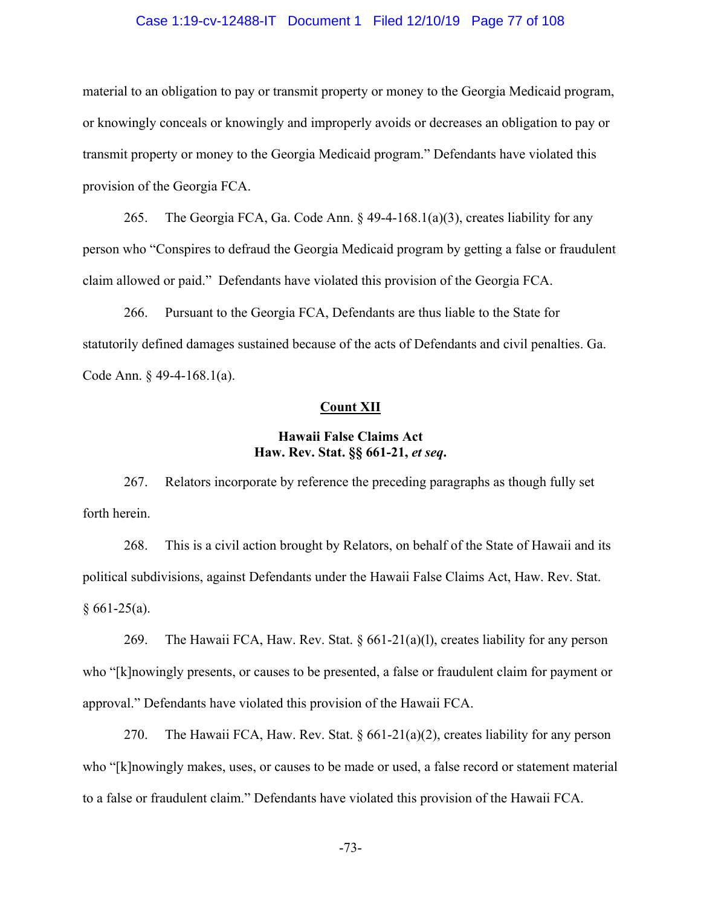material to an obligation to pay or transmit property or money to the Georgia Medicaid program, or knowingly conceals or knowingly and improperly avoids or decreases an obligation to pay or transmit property or money to the Georgia Medicaid program." Defendants have violated this provision of the Georgia FCA.

265. The Georgia FCA, Ga. Code Ann. § 49-4-168.1(a)(3), creates liability for any person who "Conspires to defraud the Georgia Medicaid program by getting a false or fraudulent claim allowed or paid." Defendants have violated this provision of the Georgia FCA.

266. Pursuant to the Georgia FCA, Defendants are thus liable to the State for statutorily defined damages sustained because of the acts of Defendants and civil penalties. Ga. Code Ann. § 49-4-168.1(a).

## Count XII

### Hawaii False Claims Act
### Haw. Rev. Stat. §§ 661-21, *et seq*.

267. Relators incorporate by reference the preceding paragraphs as though fully set forth herein.

268. This is a civil action brought by Relators, on behalf of the State of Hawaii and its political subdivisions, against Defendants under the Hawaii False Claims Act, Haw. Rev. Stat. § 661-25(a).

269. The Hawaii FCA, Haw. Rev. Stat. § 661-21(a)(l), creates liability for any person who "[k]nowingly presents, or causes to be presented, a false or fraudulent claim for payment or approval." Defendants have violated this provision of the Hawaii FCA.

270. The Hawaii FCA, Haw. Rev. Stat. § 661-21(a)(2), creates liability for any person who "[k]nowingly makes, uses, or causes to be made or used, a false record or statement material to a false or fraudulent claim." Defendants have violated this provision of the Hawaii FCA.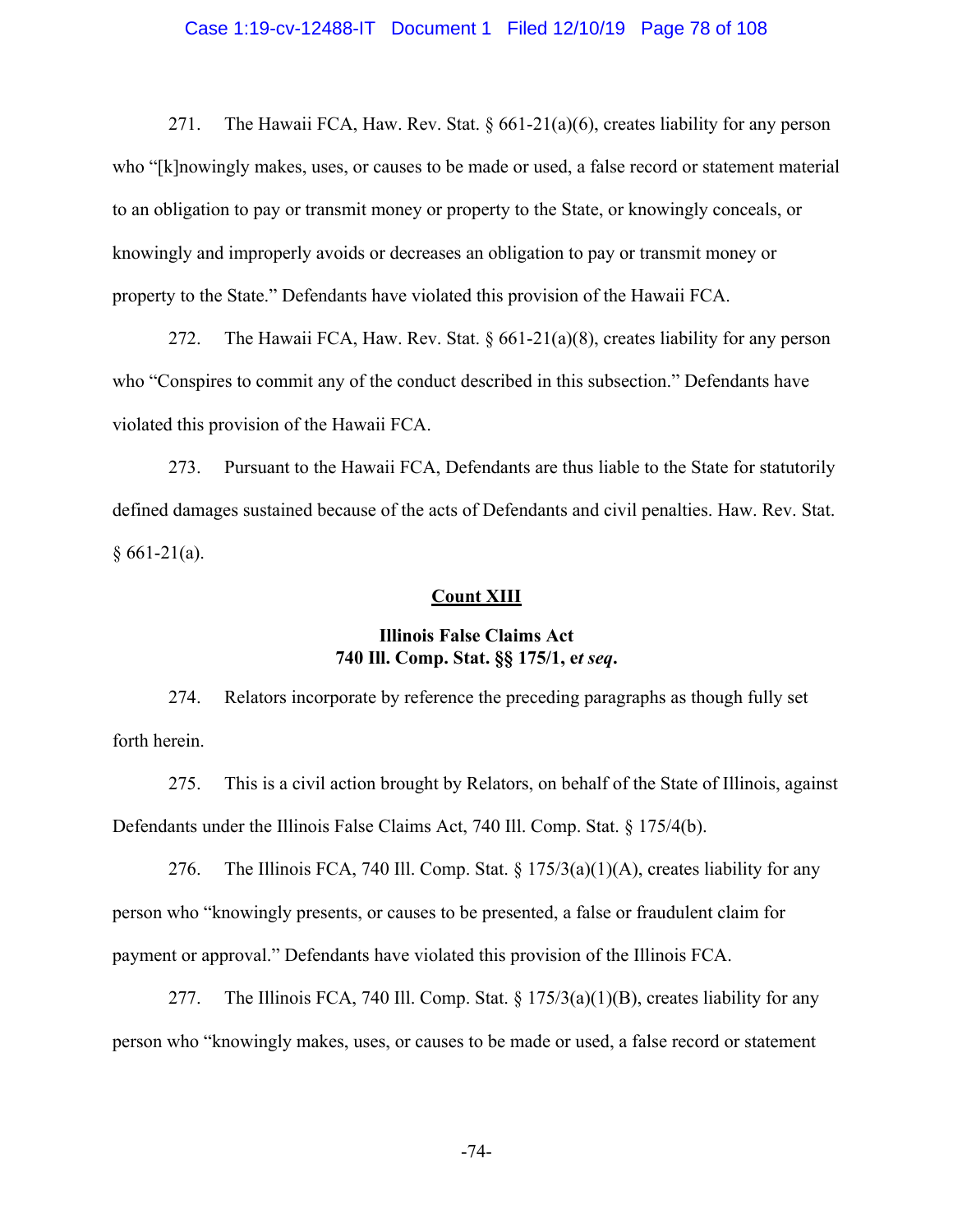271. The Hawaii FCA, Haw. Rev. Stat. § 661-21(a)(6), creates liability for any person who "[k]nowingly makes, uses, or causes to be made or used, a false record or statement material to an obligation to pay or transmit money or property to the State, or knowingly conceals, or knowingly and improperly avoids or decreases an obligation to pay or transmit money or property to the State." Defendants have violated this provision of the Hawaii FCA.

272. The Hawaii FCA, Haw. Rev. Stat. § 661-21(a)(8), creates liability for any person who "Conspires to commit any of the conduct described in this subsection." Defendants have violated this provision of the Hawaii FCA.

273. Pursuant to the Hawaii FCA, Defendants are thus liable to the State for statutorily defined damages sustained because of the acts of Defendants and civil penalties. Haw. Rev. Stat. § 661-21(a).

## Count XIII

### Illinois False Claims Act 740 Ill. Comp. Stat. §§ 175/1, e*t seq*.

274. Relators incorporate by reference the preceding paragraphs as though fully set forth herein.

275. This is a civil action brought by Relators, on behalf of the State of Illinois, against Defendants under the Illinois False Claims Act, 740 Ill. Comp. Stat. § 175/4(b).

276. The Illinois FCA, 740 Ill. Comp. Stat. § 175/3(a)(1)(A), creates liability for any person who "knowingly presents, or causes to be presented, a false or fraudulent claim for payment or approval." Defendants have violated this provision of the Illinois FCA.

277. The Illinois FCA, 740 Ill. Comp. Stat. § 175/3(a)(1)(B), creates liability for any person who "knowingly makes, uses, or causes to be made or used, a false record or statement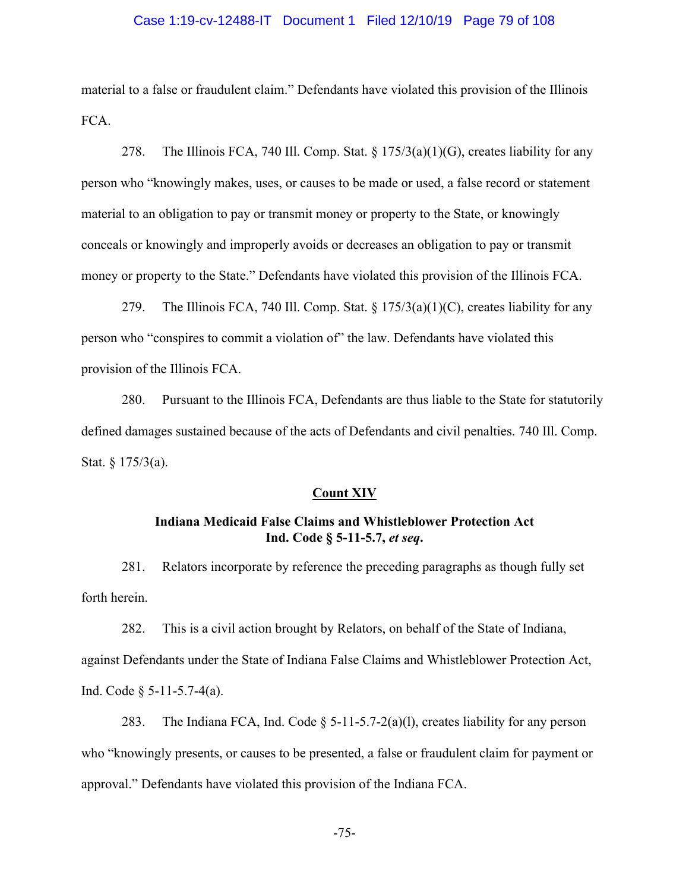material to a false or fraudulent claim." Defendants have violated this provision of the Illinois FCA.

278. The Illinois FCA, 740 Ill. Comp. Stat. § 175/3(a)(1)(G), creates liability for any person who "knowingly makes, uses, or causes to be made or used, a false record or statement material to an obligation to pay or transmit money or property to the State, or knowingly conceals or knowingly and improperly avoids or decreases an obligation to pay or transmit money or property to the State." Defendants have violated this provision of the Illinois FCA.

279. The Illinois FCA, 740 Ill. Comp. Stat. § 175/3(a)(1)(C), creates liability for any person who "conspires to commit a violation of" the law. Defendants have violated this provision of the Illinois FCA.

280. Pursuant to the Illinois FCA, Defendants are thus liable to the State for statutorily defined damages sustained because of the acts of Defendants and civil penalties. 740 Ill. Comp. Stat. § 175/3(a).

## <u>Count XIV</u>

### Indiana Medicaid False Claims and Whistleblower Protection Act Ind. Code § 5-11-5.7, *et seq*.

281. Relators incorporate by reference the preceding paragraphs as though fully set forth herein.

282. This is a civil action brought by Relators, on behalf of the State of Indiana, against Defendants under the State of Indiana False Claims and Whistleblower Protection Act, Ind. Code § 5-11-5.7-4(a).

283. The Indiana FCA, Ind. Code § 5-11-5.7-2(a)(l), creates liability for any person who "knowingly presents, or causes to be presented, a false or fraudulent claim for payment or approval." Defendants have violated this provision of the Indiana FCA.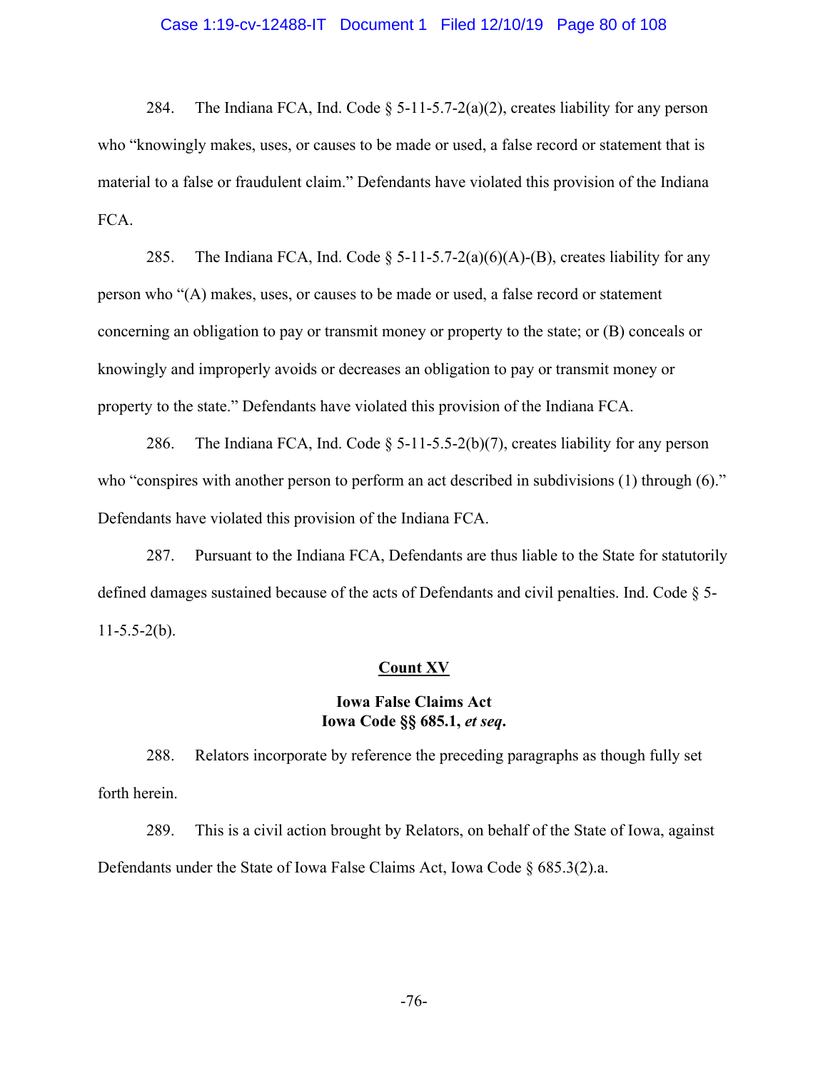284. The Indiana FCA, Ind. Code § 5-11-5.7-2(a)(2), creates liability for any person who "knowingly makes, uses, or causes to be made or used, a false record or statement that is material to a false or fraudulent claim." Defendants have violated this provision of the Indiana FCA.

285. The Indiana FCA, Ind. Code § 5-11-5.7-2(a)(6)(A)-(B), creates liability for any person who "(A) makes, uses, or causes to be made or used, a false record or statement concerning an obligation to pay or transmit money or property to the state; or (B) conceals or knowingly and improperly avoids or decreases an obligation to pay or transmit money or property to the state." Defendants have violated this provision of the Indiana FCA.

286. The Indiana FCA, Ind. Code § 5-11-5.5-2(b)(7), creates liability for any person who "conspires with another person to perform an act described in subdivisions (1) through (6)." Defendants have violated this provision of the Indiana FCA.

287. Pursuant to the Indiana FCA, Defendants are thus liable to the State for statutorily defined damages sustained because of the acts of Defendants and civil penalties. Ind. Code § 5-11-5.5-2(b).

## Count XV

### Iowa False Claims Act
### Iowa Code §§ 685.1, *et seq*.

288. Relators incorporate by reference the preceding paragraphs as though fully set forth herein.

289. This is a civil action brought by Relators, on behalf of the State of Iowa, against Defendants under the State of Iowa False Claims Act, Iowa Code § 685.3(2).a.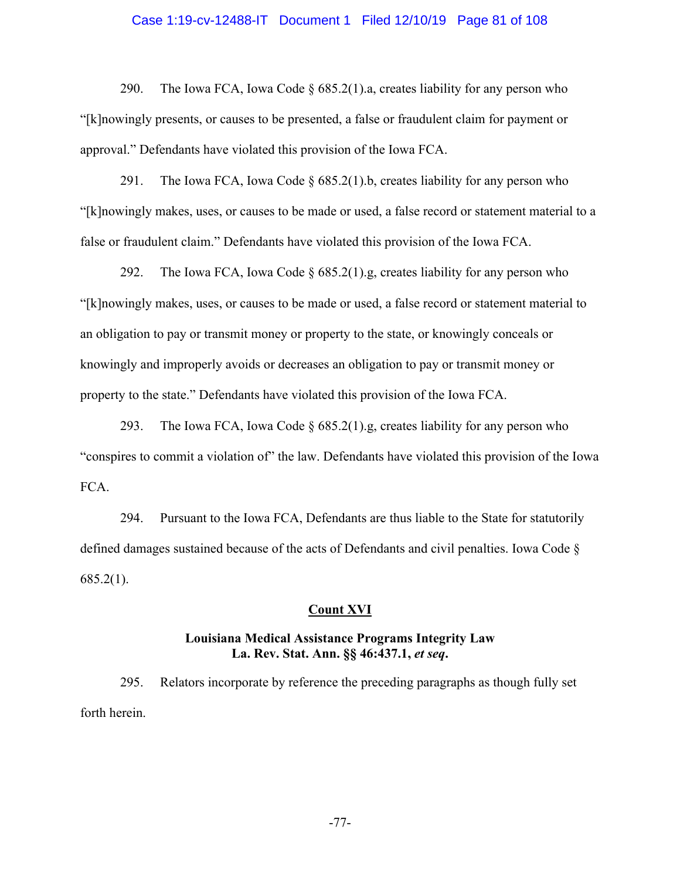290. The Iowa FCA, Iowa Code § 685.2(1).a, creates liability for any person who "[k]nowingly presents, or causes to be presented, a false or fraudulent claim for payment or approval." Defendants have violated this provision of the Iowa FCA.

291. The Iowa FCA, Iowa Code § 685.2(1).b, creates liability for any person who "[k]nowingly makes, uses, or causes to be made or used, a false record or statement material to a false or fraudulent claim." Defendants have violated this provision of the Iowa FCA.

292. The Iowa FCA, Iowa Code § 685.2(1).g, creates liability for any person who "[k]nowingly makes, uses, or causes to be made or used, a false record or statement material to an obligation to pay or transmit money or property to the state, or knowingly conceals or knowingly and improperly avoids or decreases an obligation to pay or transmit money or property to the state." Defendants have violated this provision of the Iowa FCA.

293. The Iowa FCA, Iowa Code § 685.2(1).g, creates liability for any person who "conspires to commit a violation of" the law. Defendants have violated this provision of the Iowa FCA.

294. Pursuant to the Iowa FCA, Defendants are thus liable to the State for statutorily defined damages sustained because of the acts of Defendants and civil penalties. Iowa Code § 685.2(1).

**Count XVI**

**Louisiana Medical Assistance Programs Integrity Law**
**La. Rev. Stat. Ann. §§ 46:437.1, *et seq*.**

295. Relators incorporate by reference the preceding paragraphs as though fully set forth herein.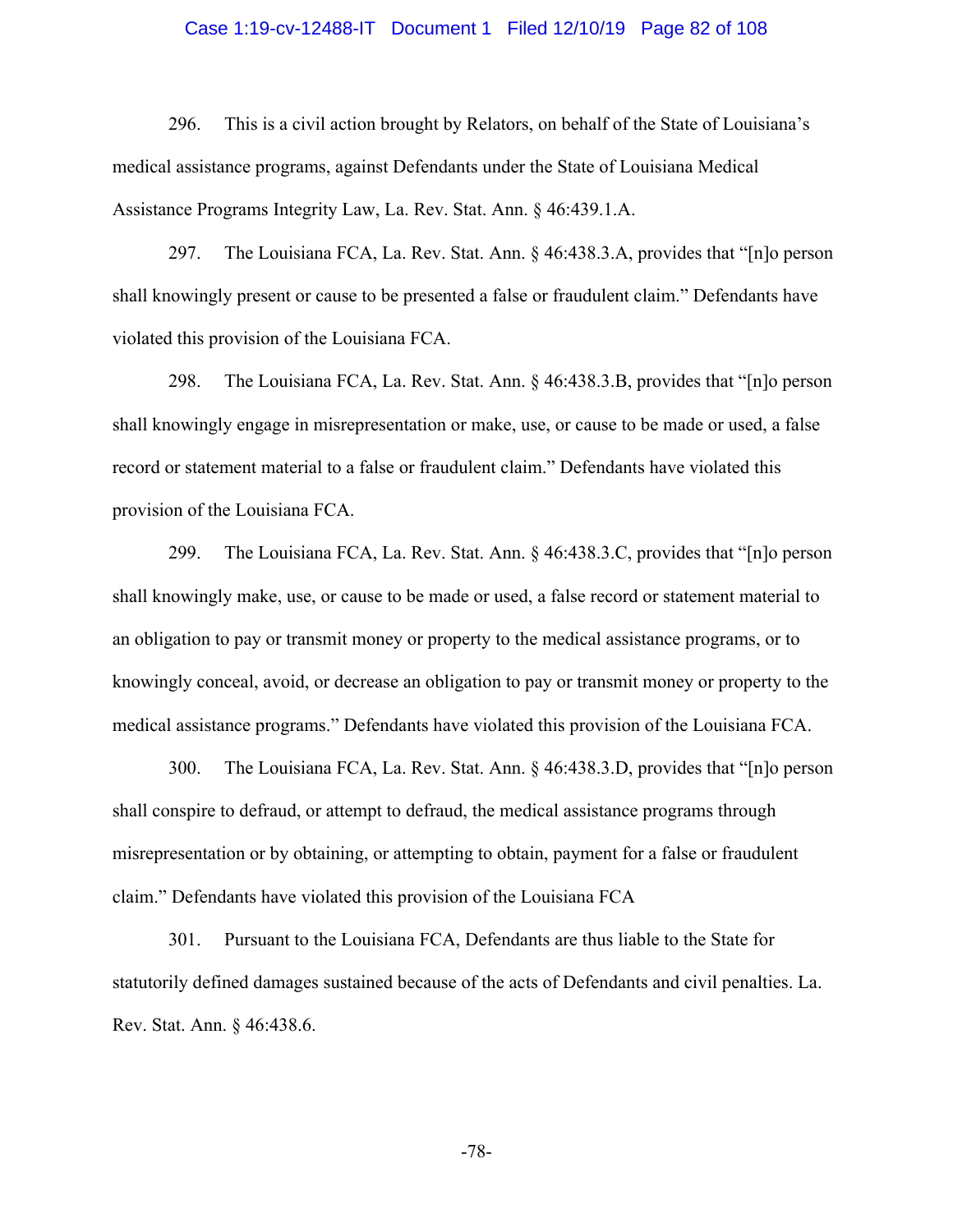296. This is a civil action brought by Relators, on behalf of the State of Louisiana's medical assistance programs, against Defendants under the State of Louisiana Medical Assistance Programs Integrity Law, La. Rev. Stat. Ann. § 46:439.1.A.

297. The Louisiana FCA, La. Rev. Stat. Ann. § 46:438.3.A, provides that "[n]o person shall knowingly present or cause to be presented a false or fraudulent claim." Defendants have violated this provision of the Louisiana FCA.

298. The Louisiana FCA, La. Rev. Stat. Ann. § 46:438.3.B, provides that "[n]o person shall knowingly engage in misrepresentation or make, use, or cause to be made or used, a false record or statement material to a false or fraudulent claim." Defendants have violated this provision of the Louisiana FCA.

299. The Louisiana FCA, La. Rev. Stat. Ann. § 46:438.3.C, provides that "[n]o person shall knowingly make, use, or cause to be made or used, a false record or statement material to an obligation to pay or transmit money or property to the medical assistance programs, or to knowingly conceal, avoid, or decrease an obligation to pay or transmit money or property to the medical assistance programs." Defendants have violated this provision of the Louisiana FCA.

300. The Louisiana FCA, La. Rev. Stat. Ann. § 46:438.3.D, provides that "[n]o person shall conspire to defraud, or attempt to defraud, the medical assistance programs through misrepresentation or by obtaining, or attempting to obtain, payment for a false or fraudulent claim." Defendants have violated this provision of the Louisiana FCA

301. Pursuant to the Louisiana FCA, Defendants are thus liable to the State for statutorily defined damages sustained because of the acts of Defendants and civil penalties. La. Rev. Stat. Ann. § 46:438.6.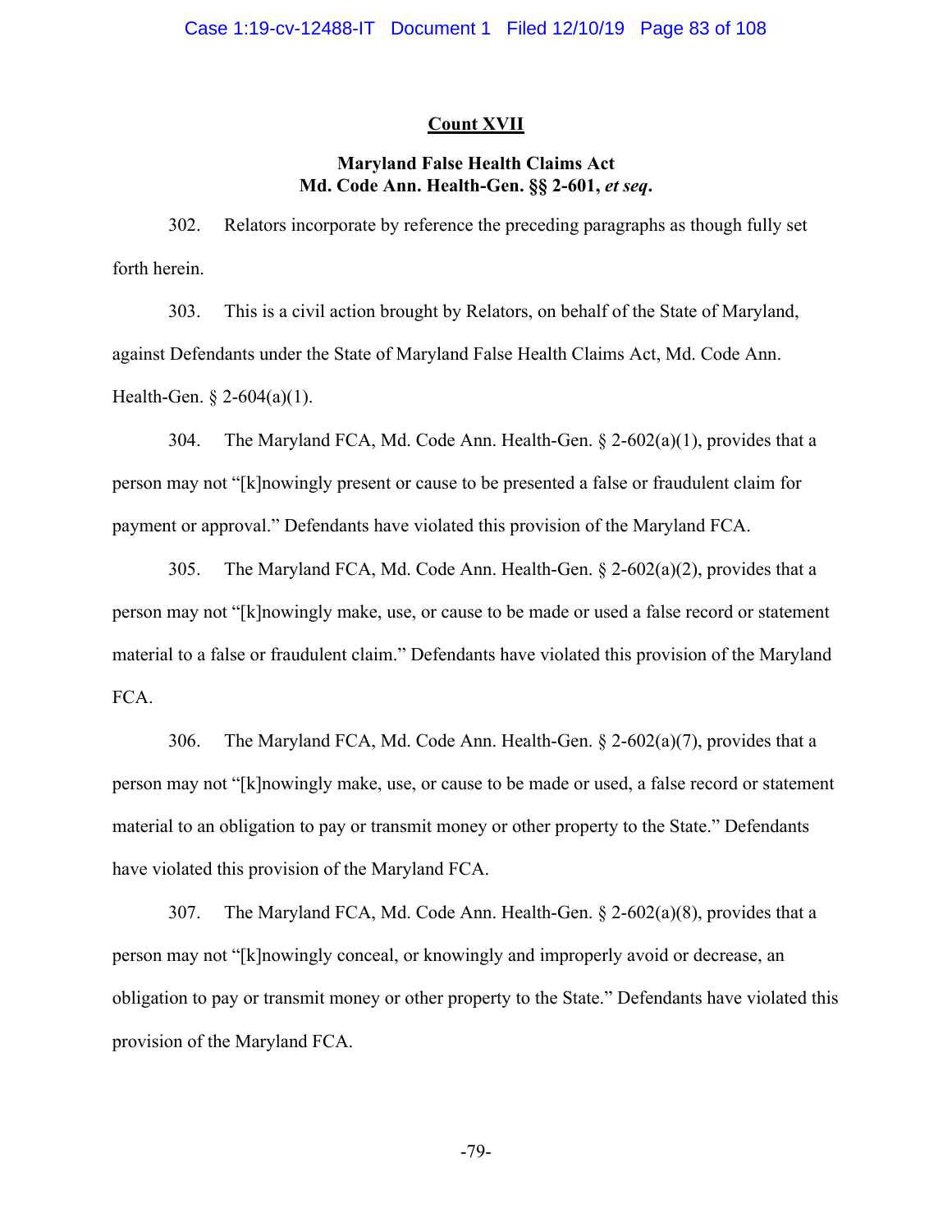## Count XVII

### Maryland False Health Claims Act
### Md. Code Ann. Health-Gen. §§ 2-601, *et seq*.

302. Relators incorporate by reference the preceding paragraphs as though fully set forth herein.

303. This is a civil action brought by Relators, on behalf of the State of Maryland, against Defendants under the State of Maryland False Health Claims Act, Md. Code Ann. Health-Gen. § 2-604(a)(1).

304. The Maryland FCA, Md. Code Ann. Health-Gen. § 2-602(a)(1), provides that a person may not "[k]nowingly present or cause to be presented a false or fraudulent claim for payment or approval." Defendants have violated this provision of the Maryland FCA.

305. The Maryland FCA, Md. Code Ann. Health-Gen. § 2-602(a)(2), provides that a person may not "[k]nowingly make, use, or cause to be made or used a false record or statement material to a false or fraudulent claim." Defendants have violated this provision of the Maryland FCA.

306. The Maryland FCA, Md. Code Ann. Health-Gen. § 2-602(a)(7), provides that a person may not "[k]nowingly make, use, or cause to be made or used, a false record or statement material to an obligation to pay or transmit money or other property to the State." Defendants have violated this provision of the Maryland FCA.

307. The Maryland FCA, Md. Code Ann. Health-Gen. § 2-602(a)(8), provides that a person may not "[k]nowingly conceal, or knowingly and improperly avoid or decrease, an obligation to pay or transmit money or other property to the State." Defendants have violated this provision of the Maryland FCA.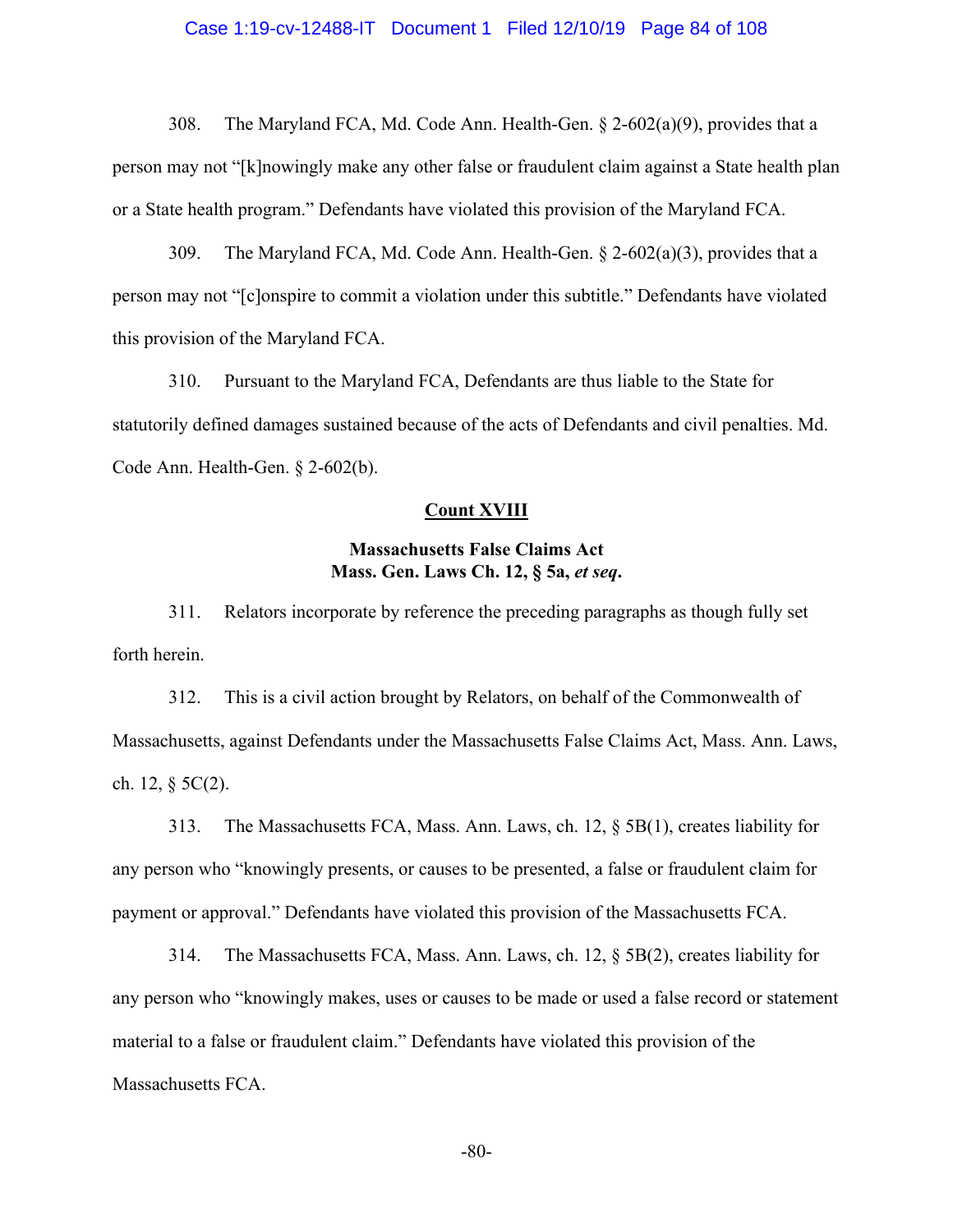308. The Maryland FCA, Md. Code Ann. Health-Gen. § 2-602(a)(9), provides that a person may not "[k]nowingly make any other false or fraudulent claim against a State health plan or a State health program." Defendants have violated this provision of the Maryland FCA.

309. The Maryland FCA, Md. Code Ann. Health-Gen. § 2-602(a)(3), provides that a person may not "[c]onspire to commit a violation under this subtitle." Defendants have violated this provision of the Maryland FCA.

310. Pursuant to the Maryland FCA, Defendants are thus liable to the State for statutorily defined damages sustained because of the acts of Defendants and civil penalties. Md. Code Ann. Health-Gen. § 2-602(b).

**Count XVIII**

**Massachusetts False Claims Act**
**Mass. Gen. Laws Ch. 12, § 5a, *et seq*.**

311. Relators incorporate by reference the preceding paragraphs as though fully set forth herein.

312. This is a civil action brought by Relators, on behalf of the Commonwealth of Massachusetts, against Defendants under the Massachusetts False Claims Act, Mass. Ann. Laws, ch. 12, § 5C(2).

313. The Massachusetts FCA, Mass. Ann. Laws, ch. 12, § 5B(1), creates liability for any person who "knowingly presents, or causes to be presented, a false or fraudulent claim for payment or approval." Defendants have violated this provision of the Massachusetts FCA.

314. The Massachusetts FCA, Mass. Ann. Laws, ch. 12, § 5B(2), creates liability for any person who "knowingly makes, uses or causes to be made or used a false record or statement material to a false or fraudulent claim." Defendants have violated this provision of the Massachusetts FCA.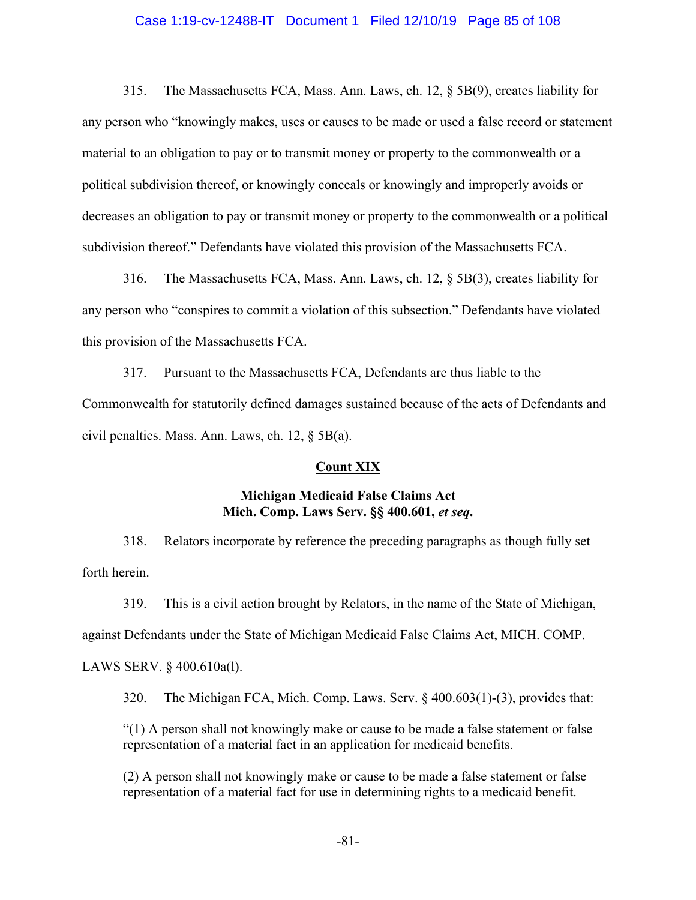315. The Massachusetts FCA, Mass. Ann. Laws, ch. 12, § 5B(9), creates liability for any person who "knowingly makes, uses or causes to be made or used a false record or statement material to an obligation to pay or to transmit money or property to the commonwealth or a political subdivision thereof, or knowingly conceals or knowingly and improperly avoids or decreases an obligation to pay or transmit money or property to the commonwealth or a political subdivision thereof." Defendants have violated this provision of the Massachusetts FCA.

316. The Massachusetts FCA, Mass. Ann. Laws, ch. 12, § 5B(3), creates liability for any person who "conspires to commit a violation of this subsection." Defendants have violated this provision of the Massachusetts FCA.

317. Pursuant to the Massachusetts FCA, Defendants are thus liable to the Commonwealth for statutorily defined damages sustained because of the acts of Defendants and civil penalties. Mass. Ann. Laws, ch. 12, § 5B(a).

## Count XIX

### Michigan Medicaid False Claims Act
### Mich. Comp. Laws Serv. §§ 400.601, *et seq*.

318. Relators incorporate by reference the preceding paragraphs as though fully set forth herein.

319. This is a civil action brought by Relators, in the name of the State of Michigan, against Defendants under the State of Michigan Medicaid False Claims Act, MICH. COMP. LAWS SERV. § 400.610a(l).

320. The Michigan FCA, Mich. Comp. Laws. Serv. § 400.603(1)-(3), provides that:

> "(1) A person shall not knowingly make or cause to be made a false statement or false representation of a material fact in an application for medicaid benefits.
>
> (2) A person shall not knowingly make or cause to be made a false statement or false representation of a material fact for use in determining rights to a medicaid benefit.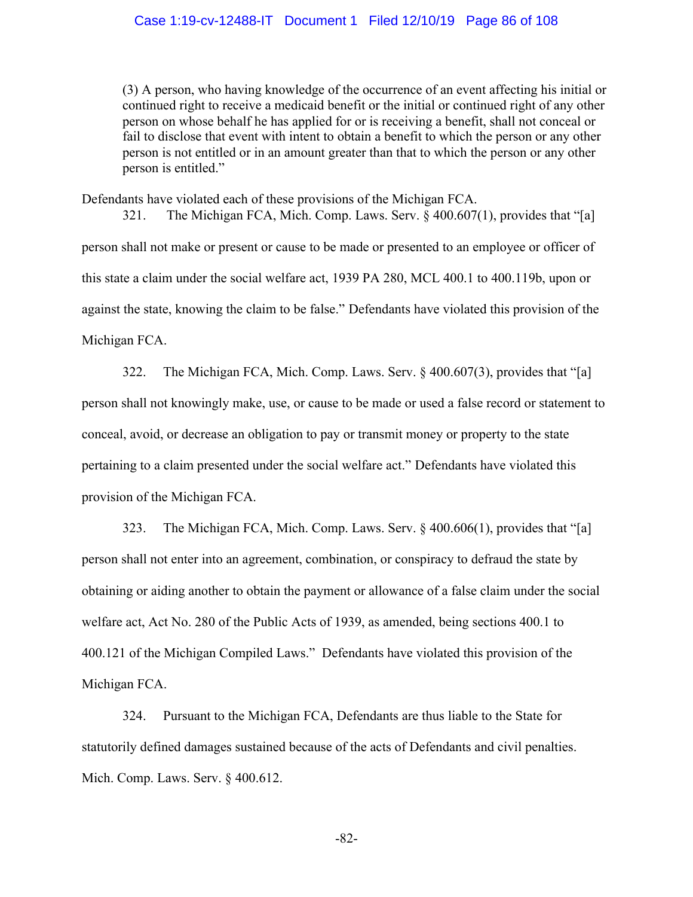> (3) A person, who having knowledge of the occurrence of an event affecting his initial or continued right to receive a medicaid benefit or the initial or continued right of any other person on whose behalf he has applied for or is receiving a benefit, shall not conceal or fail to disclose that event with intent to obtain a benefit to which the person or any other person is not entitled or in an amount greater than that to which the person or any other person is entitled."

Defendants have violated each of these provisions of the Michigan FCA.

321. The Michigan FCA, Mich. Comp. Laws. Serv. § 400.607(1), provides that "[a] person shall not make or present or cause to be made or presented to an employee or officer of this state a claim under the social welfare act, 1939 PA 280, MCL 400.1 to 400.119b, upon or against the state, knowing the claim to be false." Defendants have violated this provision of the Michigan FCA.

322. The Michigan FCA, Mich. Comp. Laws. Serv. § 400.607(3), provides that "[a] person shall not knowingly make, use, or cause to be made or used a false record or statement to conceal, avoid, or decrease an obligation to pay or transmit money or property to the state pertaining to a claim presented under the social welfare act." Defendants have violated this provision of the Michigan FCA.

323. The Michigan FCA, Mich. Comp. Laws. Serv. § 400.606(1), provides that "[a] person shall not enter into an agreement, combination, or conspiracy to defraud the state by obtaining or aiding another to obtain the payment or allowance of a false claim under the social welfare act, Act No. 280 of the Public Acts of 1939, as amended, being sections 400.1 to 400.121 of the Michigan Compiled Laws." Defendants have violated this provision of the Michigan FCA.

324. Pursuant to the Michigan FCA, Defendants are thus liable to the State for statutorily defined damages sustained because of the acts of Defendants and civil penalties. Mich. Comp. Laws. Serv. § 400.612.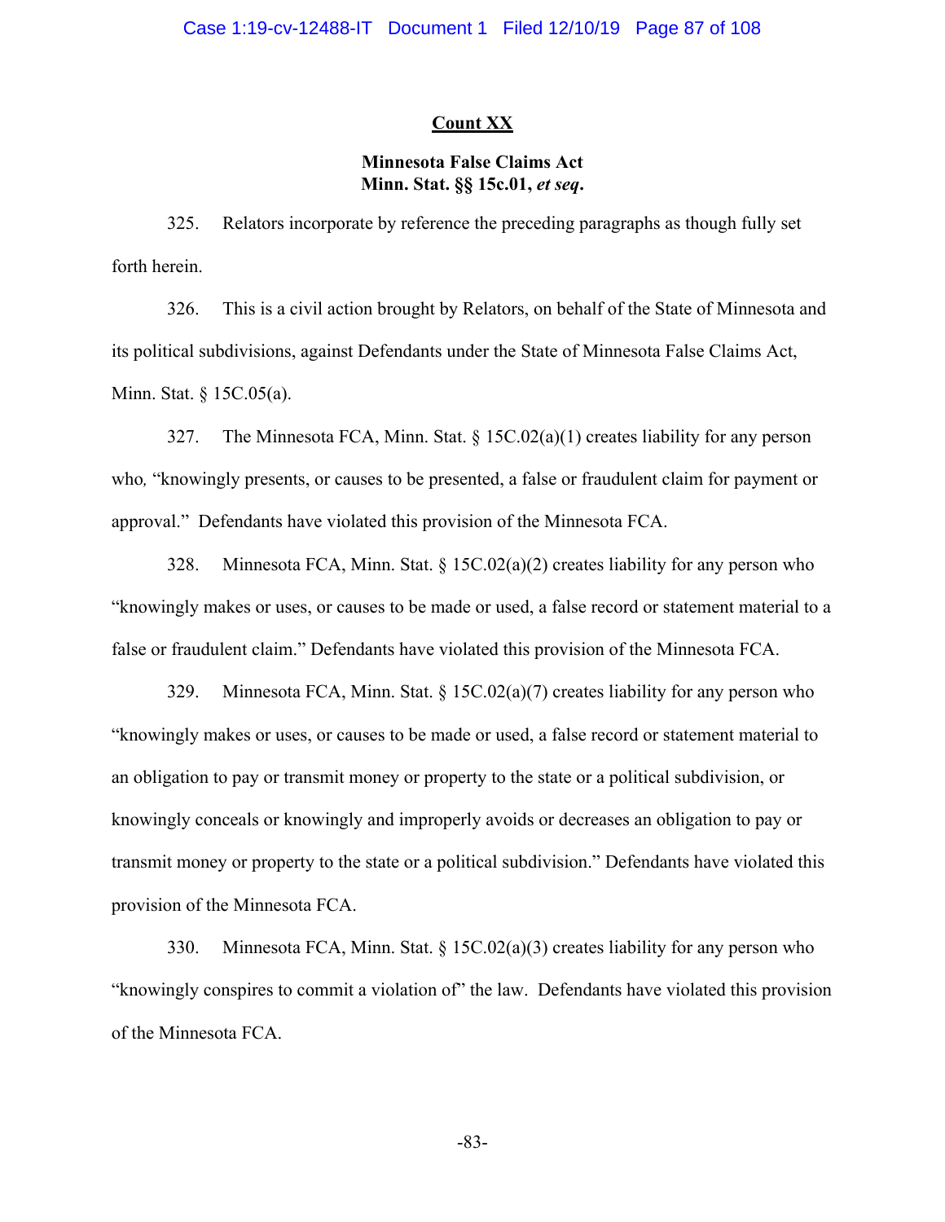## Count XX

### Minnesota False Claims Act
### Minn. Stat. §§ 15c.01, *et seq*.

325. Relators incorporate by reference the preceding paragraphs as though fully set forth herein.

326. This is a civil action brought by Relators, on behalf of the State of Minnesota and its political subdivisions, against Defendants under the State of Minnesota False Claims Act, Minn. Stat. § 15C.05(a).

327. The Minnesota FCA, Minn. Stat. § 15C.02(a)(1) creates liability for any person who, "knowingly presents, or causes to be presented, a false or fraudulent claim for payment or approval." Defendants have violated this provision of the Minnesota FCA.

328. Minnesota FCA, Minn. Stat. § 15C.02(a)(2) creates liability for any person who "knowingly makes or uses, or causes to be made or used, a false record or statement material to a false or fraudulent claim." Defendants have violated this provision of the Minnesota FCA.

329. Minnesota FCA, Minn. Stat. § 15C.02(a)(7) creates liability for any person who "knowingly makes or uses, or causes to be made or used, a false record or statement material to an obligation to pay or transmit money or property to the state or a political subdivision, or knowingly conceals or knowingly and improperly avoids or decreases an obligation to pay or transmit money or property to the state or a political subdivision." Defendants have violated this provision of the Minnesota FCA.

330. Minnesota FCA, Minn. Stat. § 15C.02(a)(3) creates liability for any person who "knowingly conspires to commit a violation of" the law. Defendants have violated this provision of the Minnesota FCA.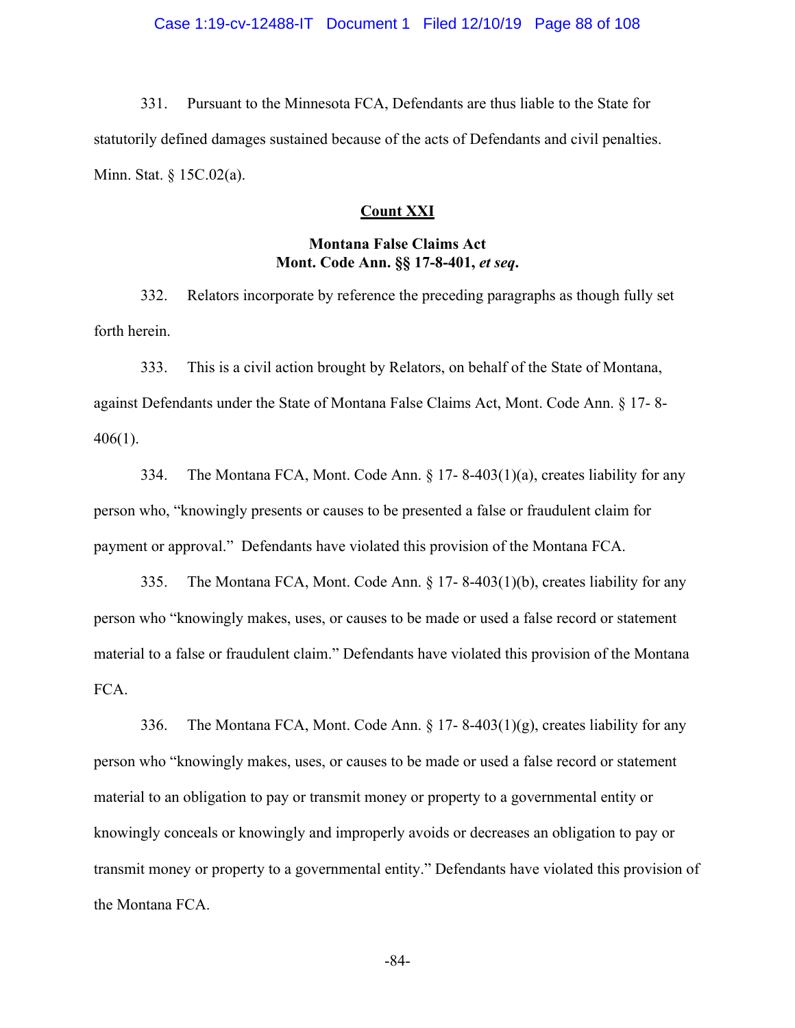331. Pursuant to the Minnesota FCA, Defendants are thus liable to the State for statutorily defined damages sustained because of the acts of Defendants and civil penalties. Minn. Stat. § 15C.02(a).

**Count XXI**

**Montana False Claims Act**
**Mont. Code Ann. §§ 17-8-401, *et seq*.**

332. Relators incorporate by reference the preceding paragraphs as though fully set forth herein.

333. This is a civil action brought by Relators, on behalf of the State of Montana, against Defendants under the State of Montana False Claims Act, Mont. Code Ann. § 17- 8-406(1).

334. The Montana FCA, Mont. Code Ann. § 17- 8-403(1)(a), creates liability for any person who, "knowingly presents or causes to be presented a false or fraudulent claim for payment or approval." Defendants have violated this provision of the Montana FCA.

335. The Montana FCA, Mont. Code Ann. § 17- 8-403(1)(b), creates liability for any person who "knowingly makes, uses, or causes to be made or used a false record or statement material to a false or fraudulent claim." Defendants have violated this provision of the Montana FCA.

336. The Montana FCA, Mont. Code Ann. § 17- 8-403(1)(g), creates liability for any person who "knowingly makes, uses, or causes to be made or used a false record or statement material to an obligation to pay or transmit money or property to a governmental entity or knowingly conceals or knowingly and improperly avoids or decreases an obligation to pay or transmit money or property to a governmental entity." Defendants have violated this provision of the Montana FCA.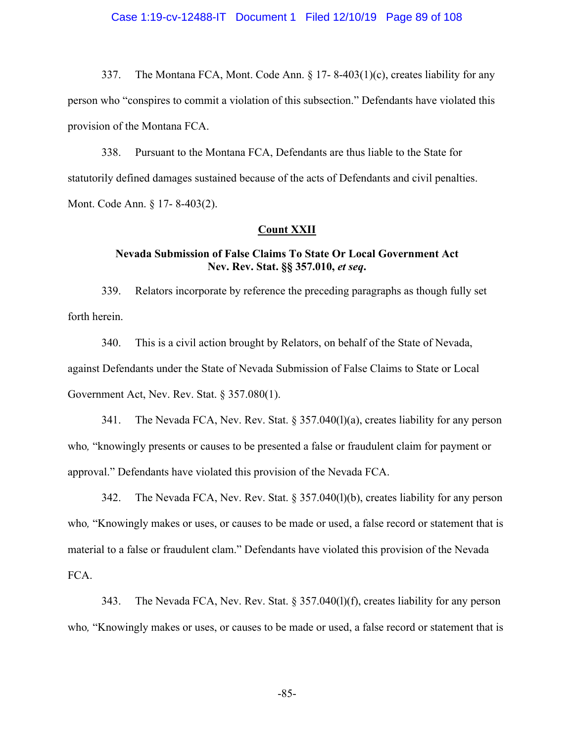337. The Montana FCA, Mont. Code Ann. § 17- 8-403(1)(c), creates liability for any person who "conspires to commit a violation of this subsection." Defendants have violated this provision of the Montana FCA.

338. Pursuant to the Montana FCA, Defendants are thus liable to the State for statutorily defined damages sustained because of the acts of Defendants and civil penalties. Mont. Code Ann. § 17- 8-403(2).

## Count XXII

### Nevada Submission of False Claims To State Or Local Government Act Nev. Rev. Stat. §§ 357.010, *et seq*.

339. Relators incorporate by reference the preceding paragraphs as though fully set forth herein.

340. This is a civil action brought by Relators, on behalf of the State of Nevada, against Defendants under the State of Nevada Submission of False Claims to State or Local Government Act, Nev. Rev. Stat. § 357.080(1).

341. The Nevada FCA, Nev. Rev. Stat. § 357.040(l)(a), creates liability for any person who, "knowingly presents or causes to be presented a false or fraudulent claim for payment or approval." Defendants have violated this provision of the Nevada FCA.

342. The Nevada FCA, Nev. Rev. Stat. § 357.040(l)(b), creates liability for any person who, "Knowingly makes or uses, or causes to be made or used, a false record or statement that is material to a false or fraudulent clam." Defendants have violated this provision of the Nevada FCA.

343. The Nevada FCA, Nev. Rev. Stat. § 357.040(l)(f), creates liability for any person who, "Knowingly makes or uses, or causes to be made or used, a false record or statement that is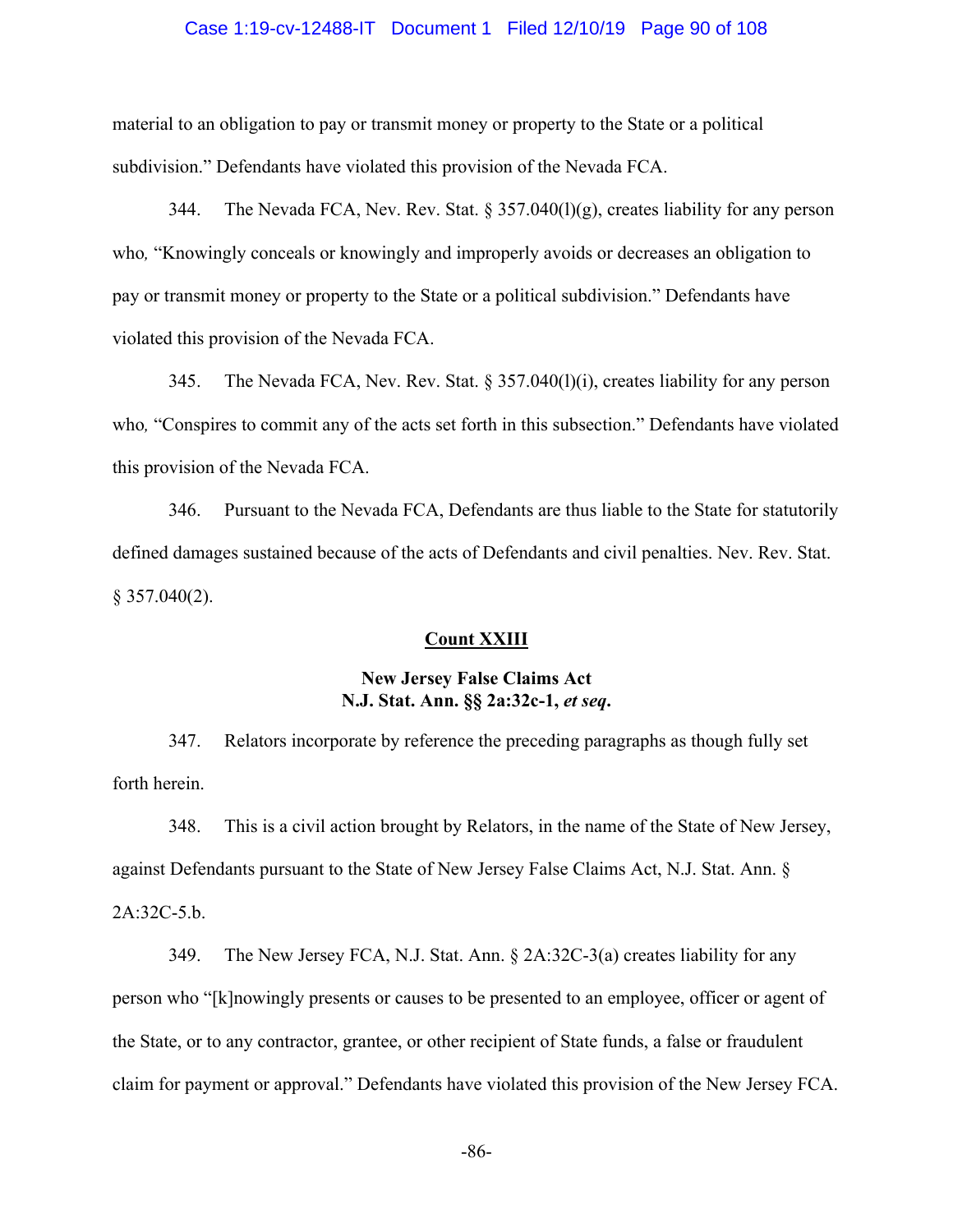material to an obligation to pay or transmit money or property to the State or a political subdivision." Defendants have violated this provision of the Nevada FCA.

344. The Nevada FCA, Nev. Rev. Stat. § 357.040(l)(g), creates liability for any person who, "Knowingly conceals or knowingly and improperly avoids or decreases an obligation to pay or transmit money or property to the State or a political subdivision." Defendants have violated this provision of the Nevada FCA.

345. The Nevada FCA, Nev. Rev. Stat. § 357.040(l)(i), creates liability for any person who, "Conspires to commit any of the acts set forth in this subsection." Defendants have violated this provision of the Nevada FCA.

346. Pursuant to the Nevada FCA, Defendants are thus liable to the State for statutorily defined damages sustained because of the acts of Defendants and civil penalties. Nev. Rev. Stat. § 357.040(2).

**Count XXIII**

**New Jersey False Claims Act**
**N.J. Stat. Ann. §§ 2a:32c-1, *et seq*.**

347. Relators incorporate by reference the preceding paragraphs as though fully set forth herein.

348. This is a civil action brought by Relators, in the name of the State of New Jersey, against Defendants pursuant to the State of New Jersey False Claims Act, N.J. Stat. Ann. § 2A:32C-5.b.

349. The New Jersey FCA, N.J. Stat. Ann. § 2A:32C-3(a) creates liability for any person who "[k]nowingly presents or causes to be presented to an employee, officer or agent of the State, or to any contractor, grantee, or other recipient of State funds, a false or fraudulent claim for payment or approval." Defendants have violated this provision of the New Jersey FCA.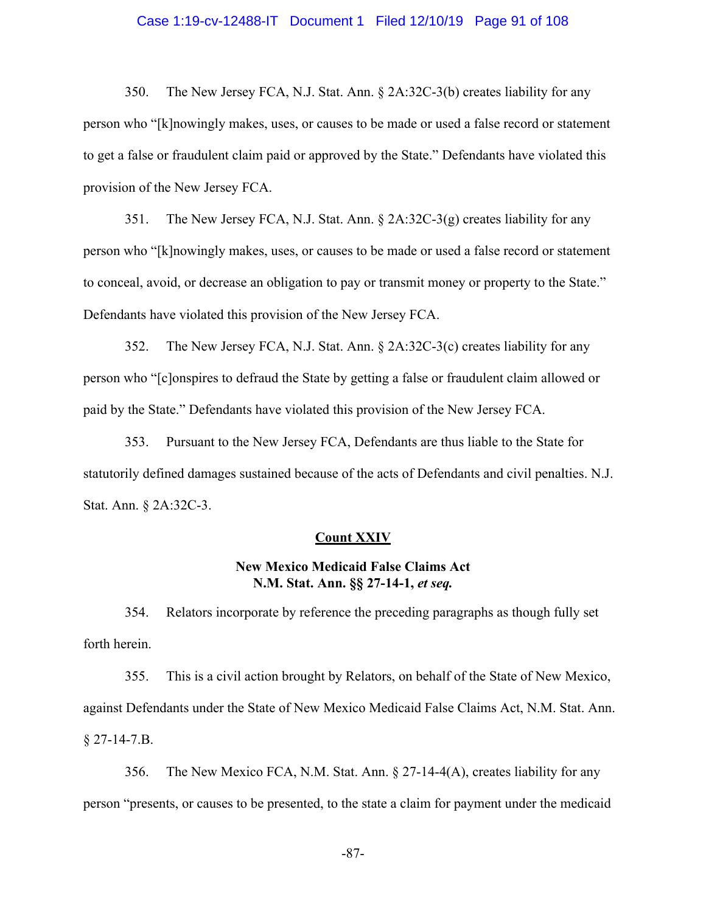350. The New Jersey FCA, N.J. Stat. Ann. § 2A:32C-3(b) creates liability for any person who "[k]nowingly makes, uses, or causes to be made or used a false record or statement to get a false or fraudulent claim paid or approved by the State." Defendants have violated this provision of the New Jersey FCA.

351. The New Jersey FCA, N.J. Stat. Ann. § 2A:32C-3(g) creates liability for any person who "[k]nowingly makes, uses, or causes to be made or used a false record or statement to conceal, avoid, or decrease an obligation to pay or transmit money or property to the State." Defendants have violated this provision of the New Jersey FCA.

352. The New Jersey FCA, N.J. Stat. Ann. § 2A:32C-3(c) creates liability for any person who "[c]onspires to defraud the State by getting a false or fraudulent claim allowed or paid by the State." Defendants have violated this provision of the New Jersey FCA.

353. Pursuant to the New Jersey FCA, Defendants are thus liable to the State for statutorily defined damages sustained because of the acts of Defendants and civil penalties. N.J. Stat. Ann. § 2A:32C-3.

## Count XXIV

### New Mexico Medicaid False Claims Act
### N.M. Stat. Ann. §§ 27-14-1, *et seq.*

354. Relators incorporate by reference the preceding paragraphs as though fully set forth herein.

355. This is a civil action brought by Relators, on behalf of the State of New Mexico, against Defendants under the State of New Mexico Medicaid False Claims Act, N.M. Stat. Ann. § 27-14-7.B.

356. The New Mexico FCA, N.M. Stat. Ann. § 27-14-4(A), creates liability for any person "presents, or causes to be presented, to the state a claim for payment under the medicaid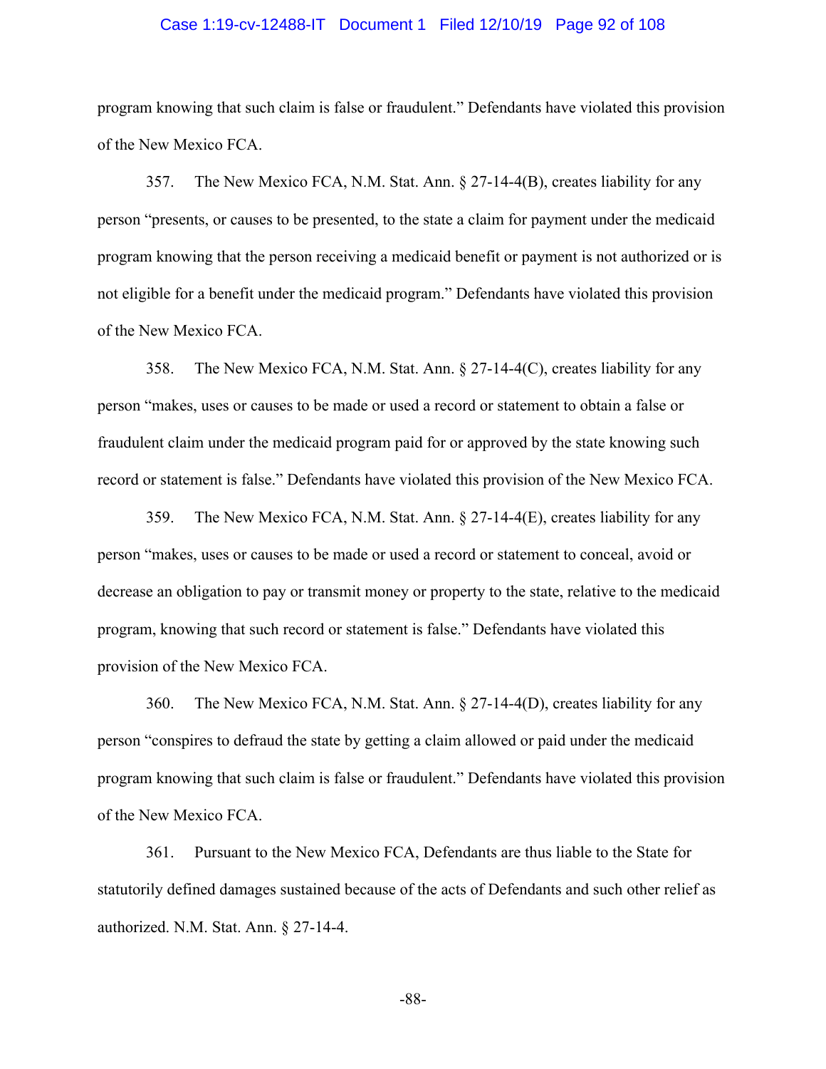program knowing that such claim is false or fraudulent." Defendants have violated this provision of the New Mexico FCA.

357. The New Mexico FCA, N.M. Stat. Ann. § 27-14-4(B), creates liability for any person "presents, or causes to be presented, to the state a claim for payment under the medicaid program knowing that the person receiving a medicaid benefit or payment is not authorized or is not eligible for a benefit under the medicaid program." Defendants have violated this provision of the New Mexico FCA.

358. The New Mexico FCA, N.M. Stat. Ann. § 27-14-4(C), creates liability for any person "makes, uses or causes to be made or used a record or statement to obtain a false or fraudulent claim under the medicaid program paid for or approved by the state knowing such record or statement is false." Defendants have violated this provision of the New Mexico FCA.

359. The New Mexico FCA, N.M. Stat. Ann. § 27-14-4(E), creates liability for any person "makes, uses or causes to be made or used a record or statement to conceal, avoid or decrease an obligation to pay or transmit money or property to the state, relative to the medicaid program, knowing that such record or statement is false." Defendants have violated this provision of the New Mexico FCA.

360. The New Mexico FCA, N.M. Stat. Ann. § 27-14-4(D), creates liability for any person "conspires to defraud the state by getting a claim allowed or paid under the medicaid program knowing that such claim is false or fraudulent." Defendants have violated this provision of the New Mexico FCA.

361. Pursuant to the New Mexico FCA, Defendants are thus liable to the State for statutorily defined damages sustained because of the acts of Defendants and such other relief as authorized. N.M. Stat. Ann. § 27-14-4.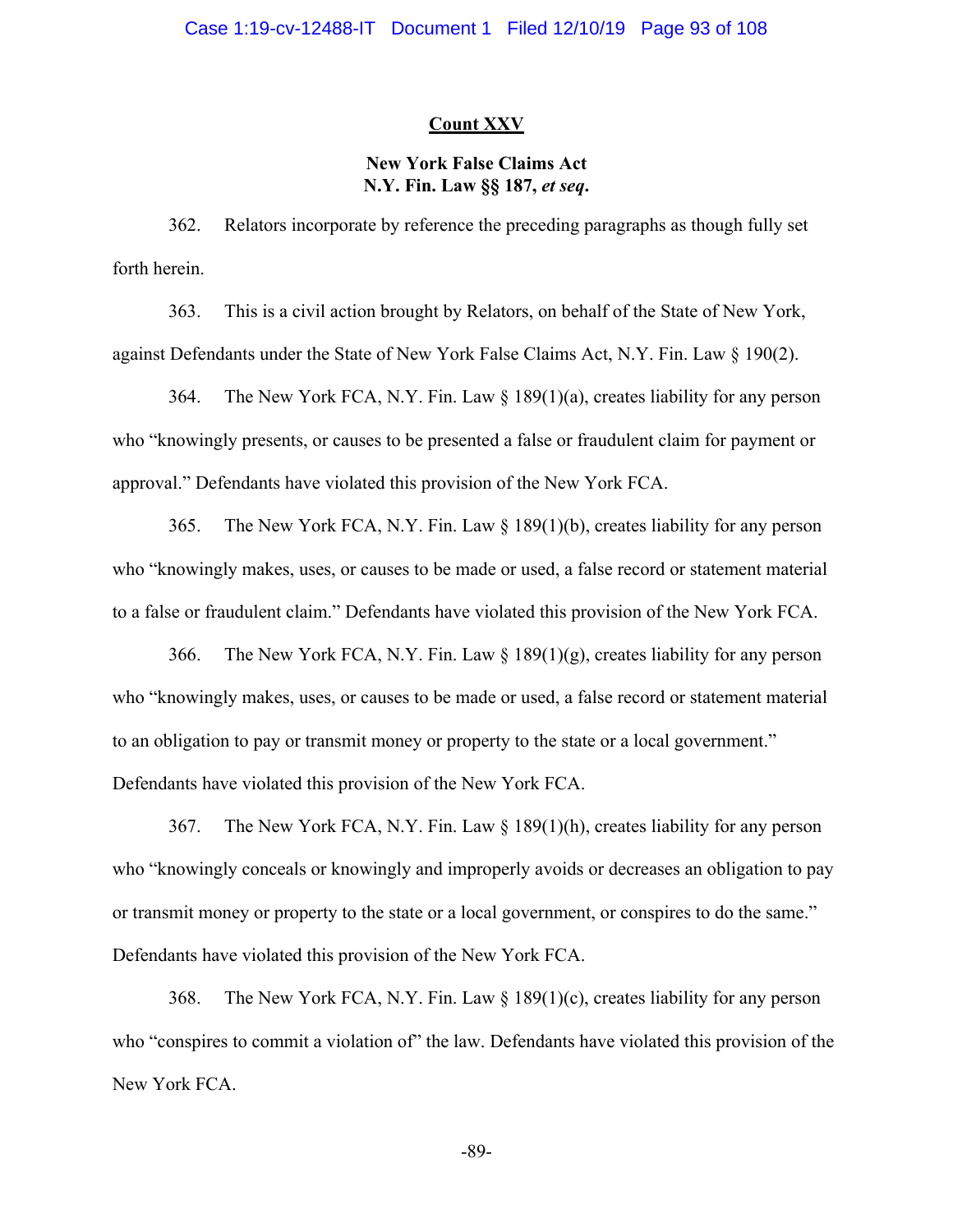## Count XXV

### New York False Claims Act
### N.Y. Fin. Law §§ 187, *et seq*.

362. Relators incorporate by reference the preceding paragraphs as though fully set forth herein.

363. This is a civil action brought by Relators, on behalf of the State of New York, against Defendants under the State of New York False Claims Act, N.Y. Fin. Law § 190(2).

364. The New York FCA, N.Y. Fin. Law § 189(1)(a), creates liability for any person who "knowingly presents, or causes to be presented a false or fraudulent claim for payment or approval." Defendants have violated this provision of the New York FCA.

365. The New York FCA, N.Y. Fin. Law § 189(1)(b), creates liability for any person who "knowingly makes, uses, or causes to be made or used, a false record or statement material to a false or fraudulent claim." Defendants have violated this provision of the New York FCA.

366. The New York FCA, N.Y. Fin. Law § 189(1)(g), creates liability for any person who "knowingly makes, uses, or causes to be made or used, a false record or statement material to an obligation to pay or transmit money or property to the state or a local government." Defendants have violated this provision of the New York FCA.

367. The New York FCA, N.Y. Fin. Law § 189(1)(h), creates liability for any person who "knowingly conceals or knowingly and improperly avoids or decreases an obligation to pay or transmit money or property to the state or a local government, or conspires to do the same." Defendants have violated this provision of the New York FCA.

368. The New York FCA, N.Y. Fin. Law § 189(1)(c), creates liability for any person who "conspires to commit a violation of" the law. Defendants have violated this provision of the New York FCA.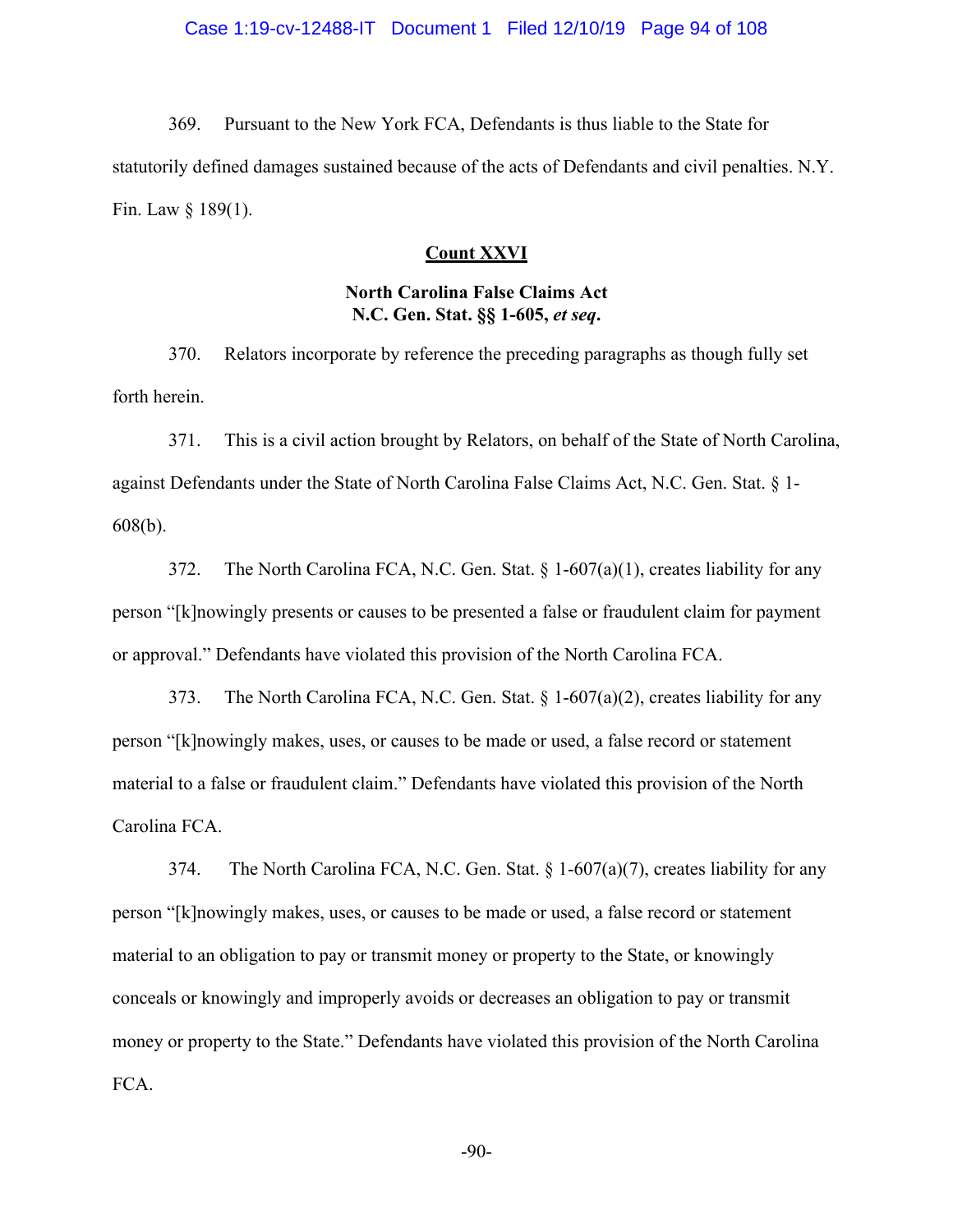369. Pursuant to the New York FCA, Defendants is thus liable to the State for statutorily defined damages sustained because of the acts of Defendants and civil penalties. N.Y. Fin. Law § 189(1).

## Count XXVI

### North Carolina False Claims Act
### N.C. Gen. Stat. §§ 1-605, *et seq*.

370. Relators incorporate by reference the preceding paragraphs as though fully set forth herein.

371. This is a civil action brought by Relators, on behalf of the State of North Carolina, against Defendants under the State of North Carolina False Claims Act, N.C. Gen. Stat. § 1-608(b).

372. The North Carolina FCA, N.C. Gen. Stat. § 1-607(a)(1), creates liability for any person "[k]nowingly presents or causes to be presented a false or fraudulent claim for payment or approval." Defendants have violated this provision of the North Carolina FCA.

373. The North Carolina FCA, N.C. Gen. Stat. § 1-607(a)(2), creates liability for any person "[k]nowingly makes, uses, or causes to be made or used, a false record or statement material to a false or fraudulent claim." Defendants have violated this provision of the North Carolina FCA.

374. The North Carolina FCA, N.C. Gen. Stat. § 1-607(a)(7), creates liability for any person "[k]nowingly makes, uses, or causes to be made or used, a false record or statement material to an obligation to pay or transmit money or property to the State, or knowingly conceals or knowingly and improperly avoids or decreases an obligation to pay or transmit money or property to the State." Defendants have violated this provision of the North Carolina FCA.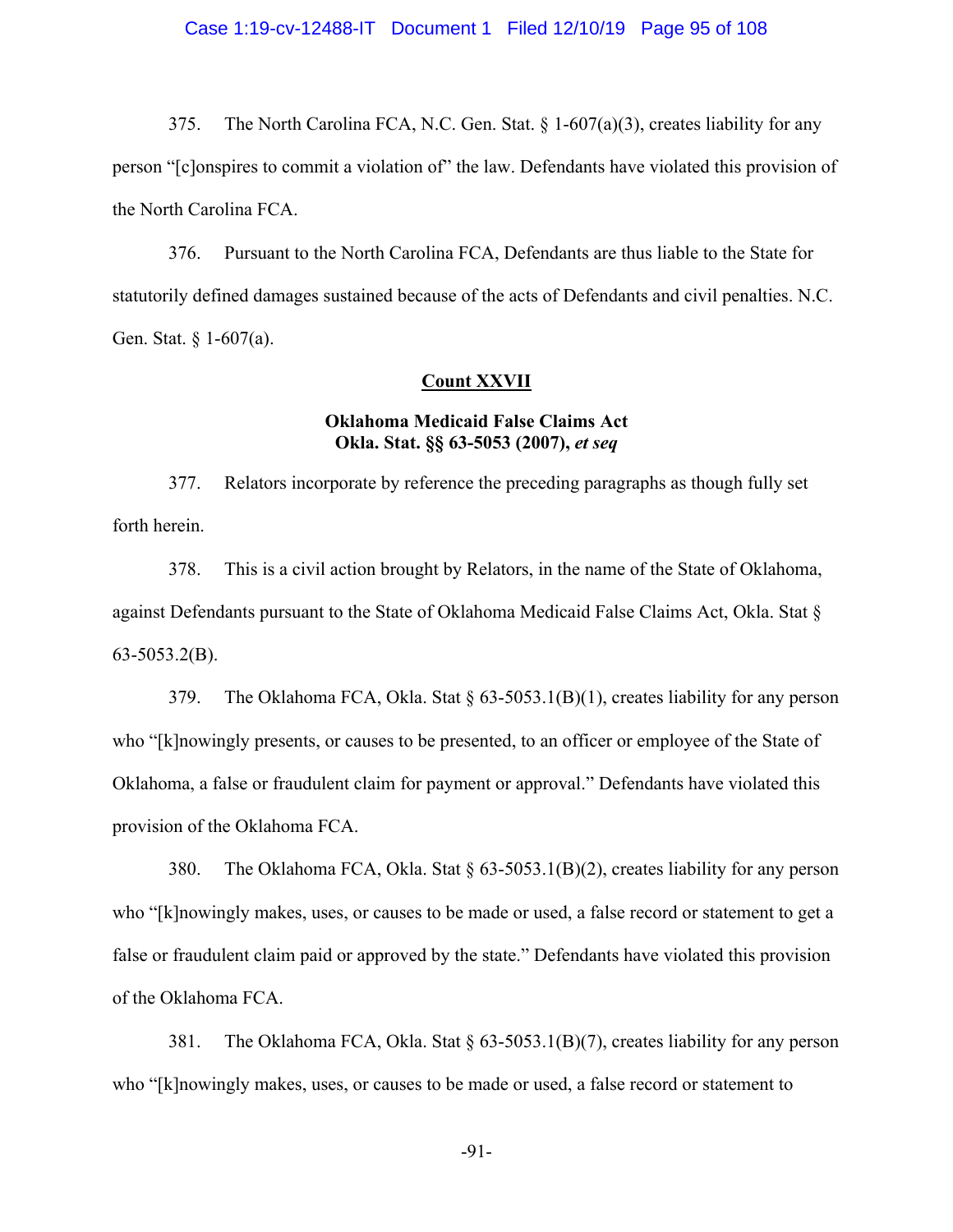375. The North Carolina FCA, N.C. Gen. Stat. § 1-607(a)(3), creates liability for any person "[c]onspires to commit a violation of" the law. Defendants have violated this provision of the North Carolina FCA.

376. Pursuant to the North Carolina FCA, Defendants are thus liable to the State for statutorily defined damages sustained because of the acts of Defendants and civil penalties. N.C. Gen. Stat. § 1-607(a).

**Count XXVII**

**Oklahoma Medicaid False Claims Act**
**Okla. Stat. §§ 63-5053 (2007),** ***et seq***

377. Relators incorporate by reference the preceding paragraphs as though fully set forth herein.

378. This is a civil action brought by Relators, in the name of the State of Oklahoma, against Defendants pursuant to the State of Oklahoma Medicaid False Claims Act, Okla. Stat § 63-5053.2(B).

379. The Oklahoma FCA, Okla. Stat § 63-5053.1(B)(1), creates liability for any person who "[k]nowingly presents, or causes to be presented, to an officer or employee of the State of Oklahoma, a false or fraudulent claim for payment or approval." Defendants have violated this provision of the Oklahoma FCA.

380. The Oklahoma FCA, Okla. Stat § 63-5053.1(B)(2), creates liability for any person who "[k]nowingly makes, uses, or causes to be made or used, a false record or statement to get a false or fraudulent claim paid or approved by the state." Defendants have violated this provision of the Oklahoma FCA.

381. The Oklahoma FCA, Okla. Stat § 63-5053.1(B)(7), creates liability for any person who "[k]nowingly makes, uses, or causes to be made or used, a false record or statement to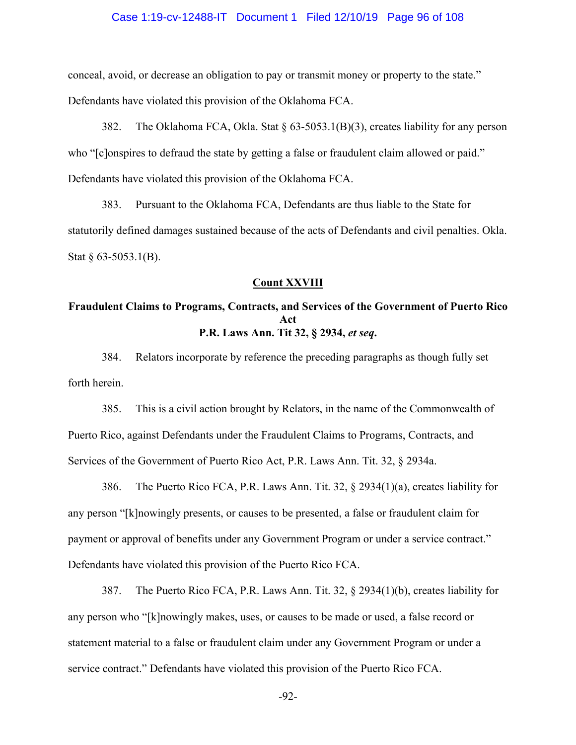conceal, avoid, or decrease an obligation to pay or transmit money or property to the state." Defendants have violated this provision of the Oklahoma FCA.

382. The Oklahoma FCA, Okla. Stat § 63-5053.1(B)(3), creates liability for any person who "[c]onspires to defraud the state by getting a false or fraudulent claim allowed or paid." Defendants have violated this provision of the Oklahoma FCA.

383. Pursuant to the Oklahoma FCA, Defendants are thus liable to the State for statutorily defined damages sustained because of the acts of Defendants and civil penalties. Okla. Stat § 63-5053.1(B).

## Count XXVIII

### Fraudulent Claims to Programs, Contracts, and Services of the Government of Puerto Rico Act
### P.R. Laws Ann. Tit 32, § 2934, *et seq*.

384. Relators incorporate by reference the preceding paragraphs as though fully set forth herein.

385. This is a civil action brought by Relators, in the name of the Commonwealth of Puerto Rico, against Defendants under the Fraudulent Claims to Programs, Contracts, and Services of the Government of Puerto Rico Act, P.R. Laws Ann. Tit. 32, § 2934a.

386. The Puerto Rico FCA, P.R. Laws Ann. Tit. 32, § 2934(1)(a), creates liability for any person "[k]nowingly presents, or causes to be presented, a false or fraudulent claim for payment or approval of benefits under any Government Program or under a service contract." Defendants have violated this provision of the Puerto Rico FCA.

387. The Puerto Rico FCA, P.R. Laws Ann. Tit. 32, § 2934(1)(b), creates liability for any person who "[k]nowingly makes, uses, or causes to be made or used, a false record or statement material to a false or fraudulent claim under any Government Program or under a service contract." Defendants have violated this provision of the Puerto Rico FCA.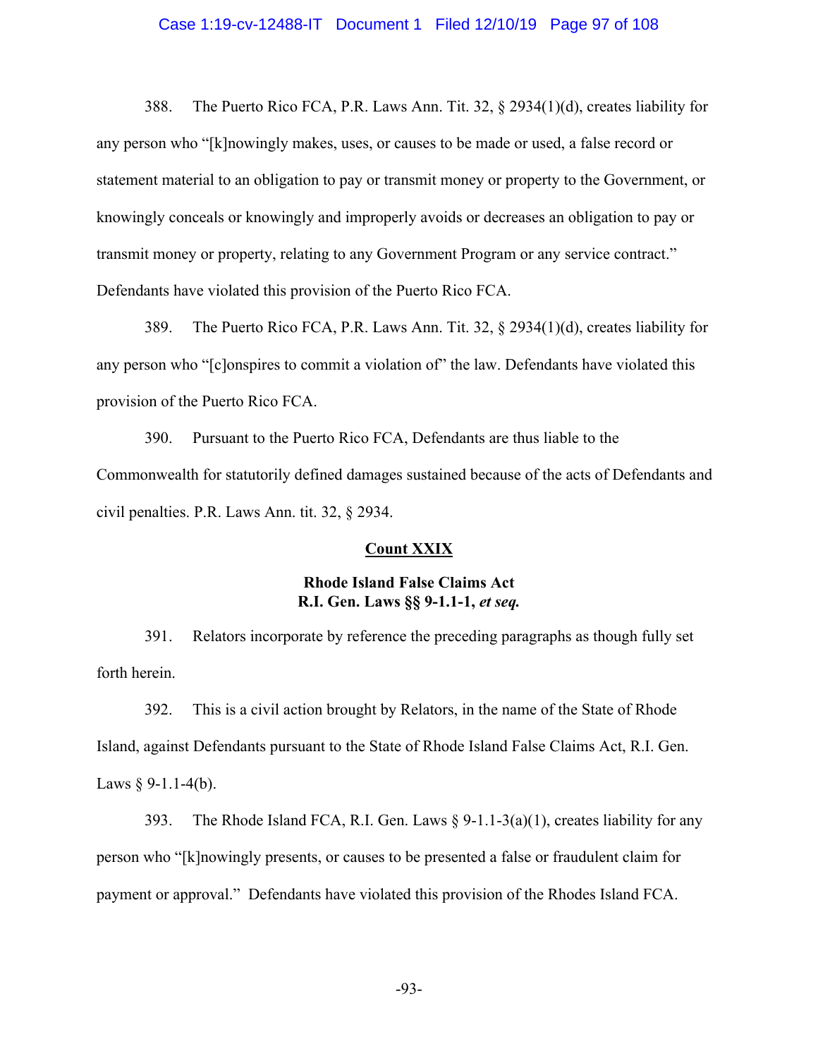388. The Puerto Rico FCA, P.R. Laws Ann. Tit. 32, § 2934(1)(d), creates liability for any person who "[k]nowingly makes, uses, or causes to be made or used, a false record or statement material to an obligation to pay or transmit money or property to the Government, or knowingly conceals or knowingly and improperly avoids or decreases an obligation to pay or transmit money or property, relating to any Government Program or any service contract." Defendants have violated this provision of the Puerto Rico FCA.

389. The Puerto Rico FCA, P.R. Laws Ann. Tit. 32, § 2934(1)(d), creates liability for any person who "[c]onspires to commit a violation of" the law. Defendants have violated this provision of the Puerto Rico FCA.

390. Pursuant to the Puerto Rico FCA, Defendants are thus liable to the Commonwealth for statutorily defined damages sustained because of the acts of Defendants and civil penalties. P.R. Laws Ann. tit. 32, § 2934.

**Count XXIX**

**Rhode Island False Claims Act**
**R.I. Gen. Laws §§ 9-1.1-1, *et seq.***

391. Relators incorporate by reference the preceding paragraphs as though fully set forth herein.

392. This is a civil action brought by Relators, in the name of the State of Rhode Island, against Defendants pursuant to the State of Rhode Island False Claims Act, R.I. Gen. Laws § 9-1.1-4(b).

393. The Rhode Island FCA, R.I. Gen. Laws § 9-1.1-3(a)(1), creates liability for any person who "[k]nowingly presents, or causes to be presented a false or fraudulent claim for payment or approval." Defendants have violated this provision of the Rhodes Island FCA.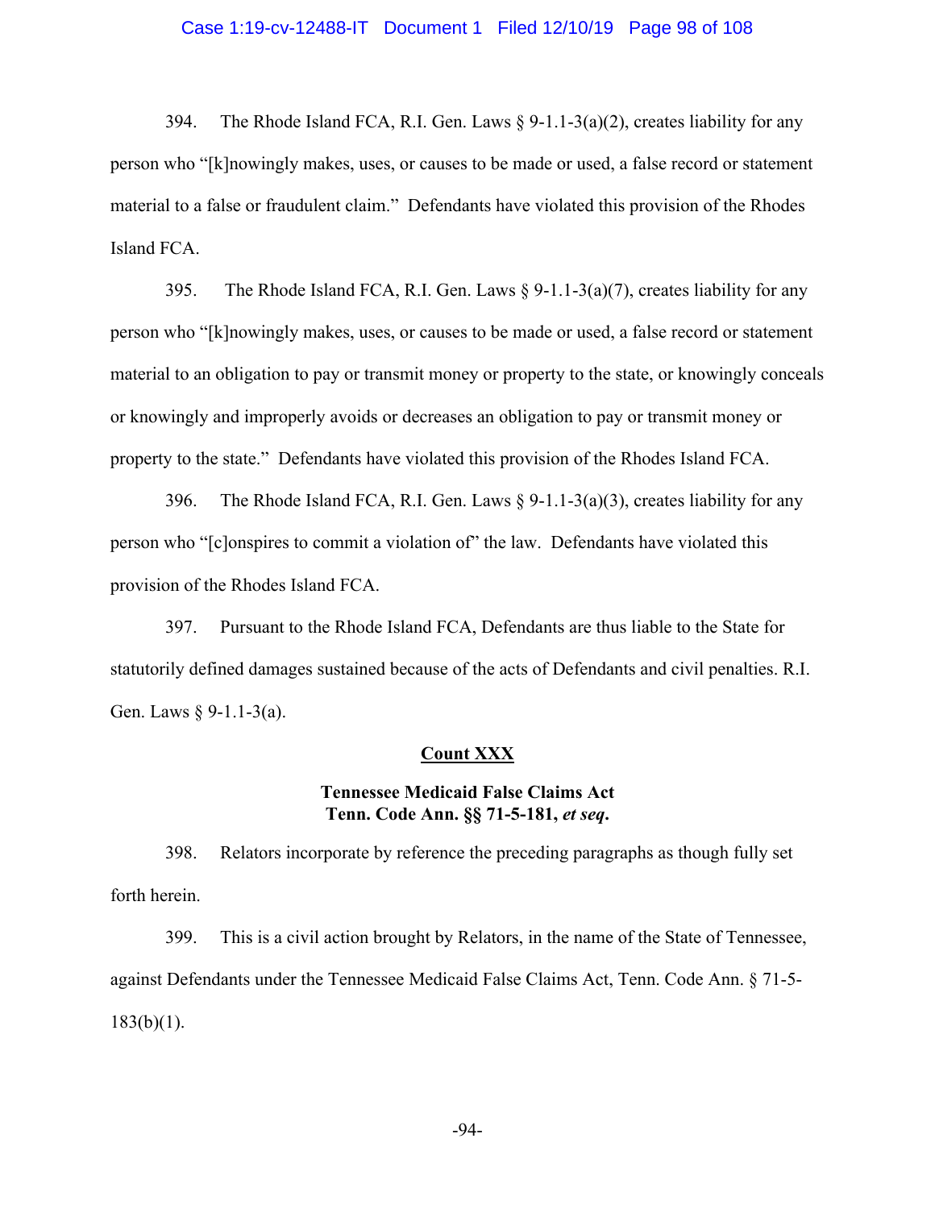394. The Rhode Island FCA, R.I. Gen. Laws § 9-1.1-3(a)(2), creates liability for any person who "[k]nowingly makes, uses, or causes to be made or used, a false record or statement material to a false or fraudulent claim." Defendants have violated this provision of the Rhodes Island FCA.

395. The Rhode Island FCA, R.I. Gen. Laws § 9-1.1-3(a)(7), creates liability for any person who "[k]nowingly makes, uses, or causes to be made or used, a false record or statement material to an obligation to pay or transmit money or property to the state, or knowingly conceals or knowingly and improperly avoids or decreases an obligation to pay or transmit money or property to the state." Defendants have violated this provision of the Rhodes Island FCA.

396. The Rhode Island FCA, R.I. Gen. Laws § 9-1.1-3(a)(3), creates liability for any person who "[c]onspires to commit a violation of" the law. Defendants have violated this provision of the Rhodes Island FCA.

397. Pursuant to the Rhode Island FCA, Defendants are thus liable to the State for statutorily defined damages sustained because of the acts of Defendants and civil penalties. R.I. Gen. Laws § 9-1.1-3(a).

## <u>Count XXX</u>

### Tennessee Medicaid False Claims Act
### Tenn. Code Ann. §§ 71-5-181, *et seq*.

398. Relators incorporate by reference the preceding paragraphs as though fully set forth herein.

399. This is a civil action brought by Relators, in the name of the State of Tennessee, against Defendants under the Tennessee Medicaid False Claims Act, Tenn. Code Ann. § 71-5-183(b)(1).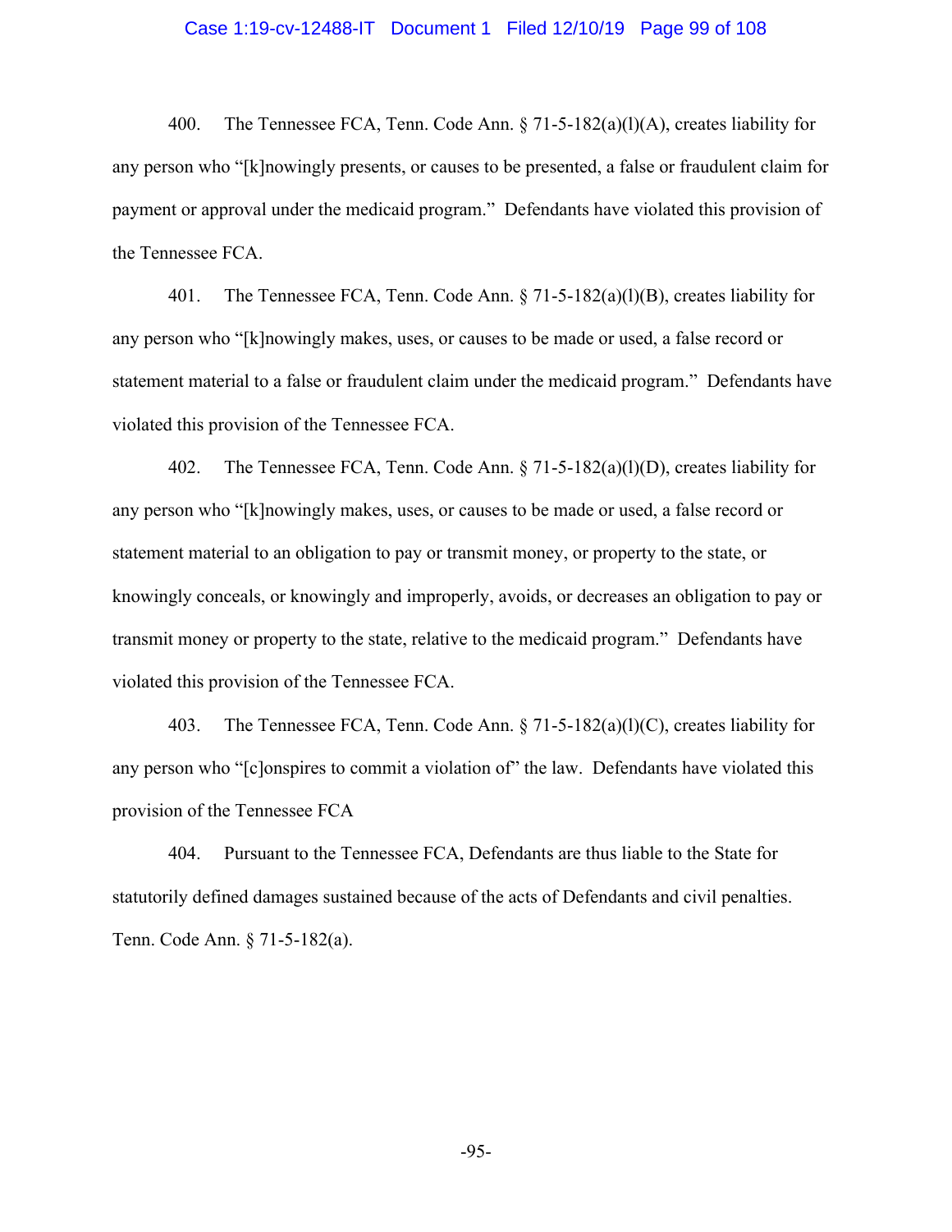400. The Tennessee FCA, Tenn. Code Ann. § 71-5-182(a)(l)(A), creates liability for any person who "[k]nowingly presents, or causes to be presented, a false or fraudulent claim for payment or approval under the medicaid program." Defendants have violated this provision of the Tennessee FCA.

401. The Tennessee FCA, Tenn. Code Ann. § 71-5-182(a)(l)(B), creates liability for any person who "[k]nowingly makes, uses, or causes to be made or used, a false record or statement material to a false or fraudulent claim under the medicaid program." Defendants have violated this provision of the Tennessee FCA.

402. The Tennessee FCA, Tenn. Code Ann. § 71-5-182(a)(l)(D), creates liability for any person who "[k]nowingly makes, uses, or causes to be made or used, a false record or statement material to an obligation to pay or transmit money, or property to the state, or knowingly conceals, or knowingly and improperly, avoids, or decreases an obligation to pay or transmit money or property to the state, relative to the medicaid program." Defendants have violated this provision of the Tennessee FCA.

403. The Tennessee FCA, Tenn. Code Ann. § 71-5-182(a)(l)(C), creates liability for any person who "[c]onspires to commit a violation of" the law. Defendants have violated this provision of the Tennessee FCA

404. Pursuant to the Tennessee FCA, Defendants are thus liable to the State for statutorily defined damages sustained because of the acts of Defendants and civil penalties. Tenn. Code Ann. § 71-5-182(a).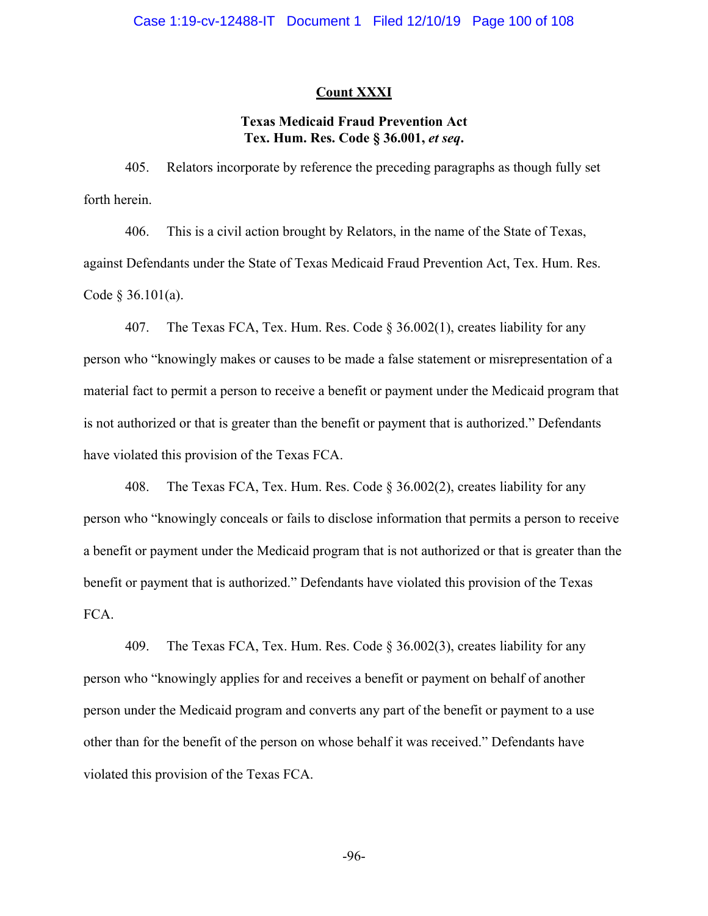## Count XXXI

### Texas Medicaid Fraud Prevention Act
### Tex. Hum. Res. Code § 36.001, *et seq*.

405. Relators incorporate by reference the preceding paragraphs as though fully set forth herein.

406. This is a civil action brought by Relators, in the name of the State of Texas, against Defendants under the State of Texas Medicaid Fraud Prevention Act, Tex. Hum. Res. Code § 36.101(a).

407. The Texas FCA, Tex. Hum. Res. Code § 36.002(1), creates liability for any person who "knowingly makes or causes to be made a false statement or misrepresentation of a material fact to permit a person to receive a benefit or payment under the Medicaid program that is not authorized or that is greater than the benefit or payment that is authorized." Defendants have violated this provision of the Texas FCA.

408. The Texas FCA, Tex. Hum. Res. Code § 36.002(2), creates liability for any person who "knowingly conceals or fails to disclose information that permits a person to receive a benefit or payment under the Medicaid program that is not authorized or that is greater than the benefit or payment that is authorized." Defendants have violated this provision of the Texas FCA.

409. The Texas FCA, Tex. Hum. Res. Code § 36.002(3), creates liability for any person who "knowingly applies for and receives a benefit or payment on behalf of another person under the Medicaid program and converts any part of the benefit or payment to a use other than for the benefit of the person on whose behalf it was received." Defendants have violated this provision of the Texas FCA.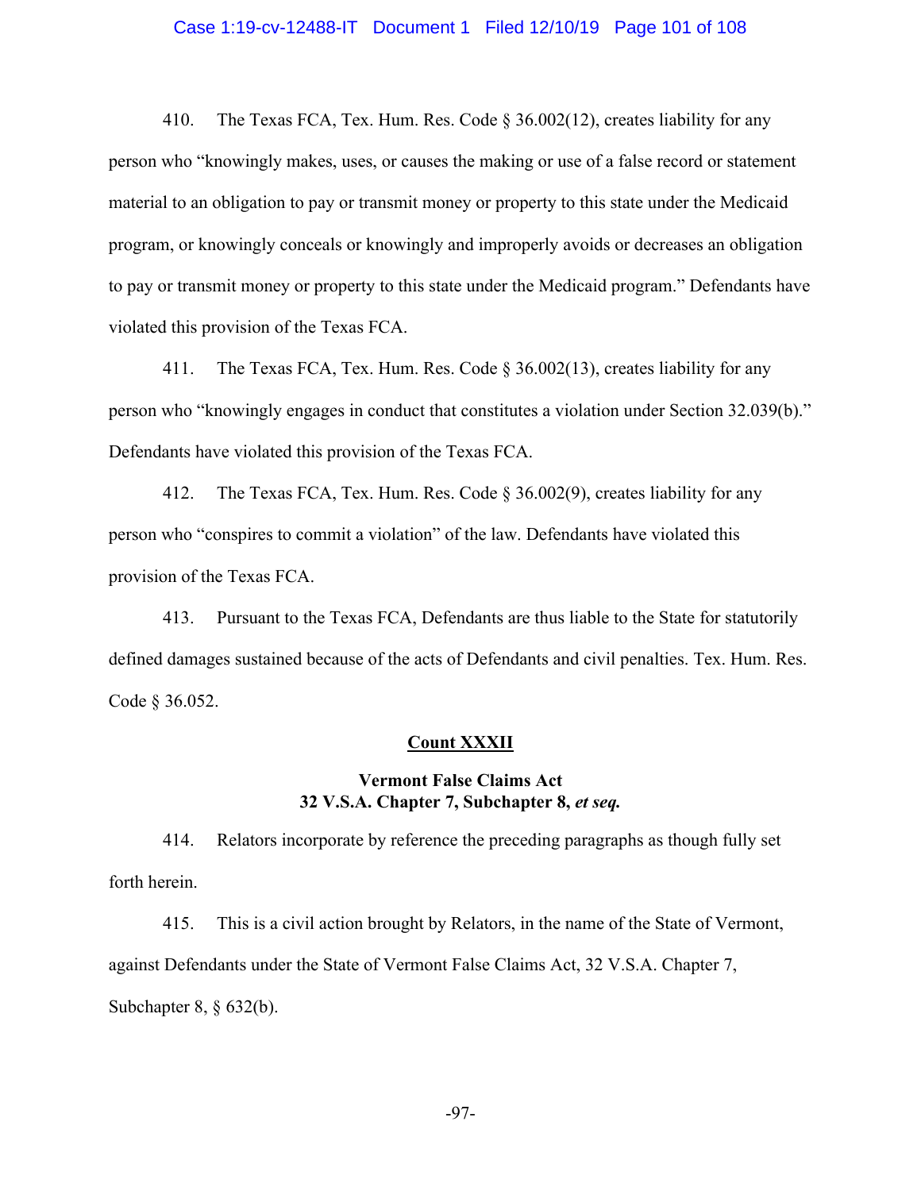410. The Texas FCA, Tex. Hum. Res. Code § 36.002(12), creates liability for any person who "knowingly makes, uses, or causes the making or use of a false record or statement material to an obligation to pay or transmit money or property to this state under the Medicaid program, or knowingly conceals or knowingly and improperly avoids or decreases an obligation to pay or transmit money or property to this state under the Medicaid program." Defendants have violated this provision of the Texas FCA.

411. The Texas FCA, Tex. Hum. Res. Code § 36.002(13), creates liability for any person who "knowingly engages in conduct that constitutes a violation under Section 32.039(b)." Defendants have violated this provision of the Texas FCA.

412. The Texas FCA, Tex. Hum. Res. Code § 36.002(9), creates liability for any person who "conspires to commit a violation" of the law. Defendants have violated this provision of the Texas FCA.

413. Pursuant to the Texas FCA, Defendants are thus liable to the State for statutorily defined damages sustained because of the acts of Defendants and civil penalties. Tex. Hum. Res. Code § 36.052.

**Count XXXII**

**Vermont False Claims Act**
**32 V.S.A. Chapter 7, Subchapter 8, *et seq.***

414. Relators incorporate by reference the preceding paragraphs as though fully set forth herein.

415. This is a civil action brought by Relators, in the name of the State of Vermont, against Defendants under the State of Vermont False Claims Act, 32 V.S.A. Chapter 7, Subchapter 8, § 632(b).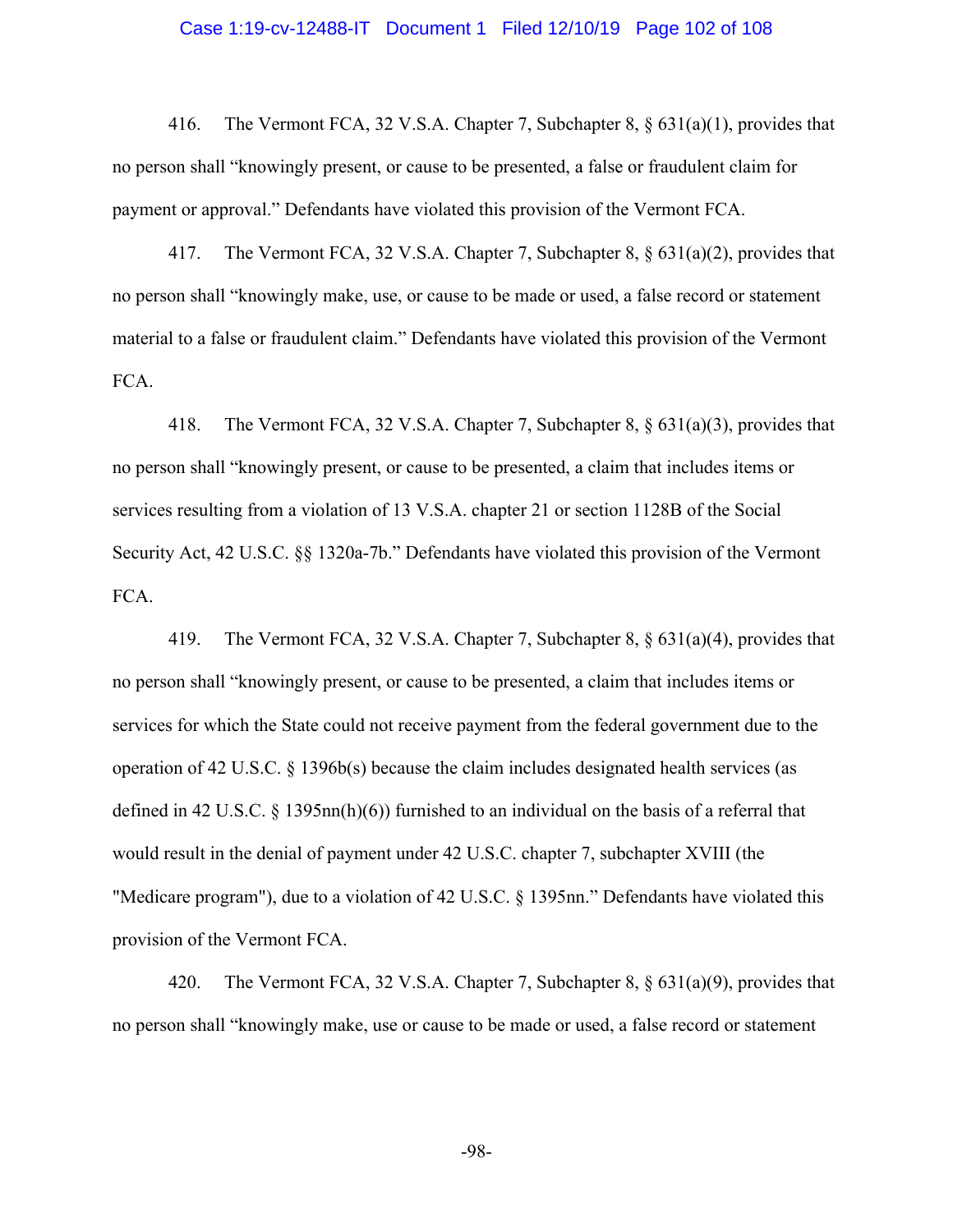416. The Vermont FCA, 32 V.S.A. Chapter 7, Subchapter 8, § 631(a)(1), provides that no person shall "knowingly present, or cause to be presented, a false or fraudulent claim for payment or approval." Defendants have violated this provision of the Vermont FCA.

417. The Vermont FCA, 32 V.S.A. Chapter 7, Subchapter 8, § 631(a)(2), provides that no person shall "knowingly make, use, or cause to be made or used, a false record or statement material to a false or fraudulent claim." Defendants have violated this provision of the Vermont FCA.

418. The Vermont FCA, 32 V.S.A. Chapter 7, Subchapter 8, § 631(a)(3), provides that no person shall "knowingly present, or cause to be presented, a claim that includes items or services resulting from a violation of 13 V.S.A. chapter 21 or section 1128B of the Social Security Act, 42 U.S.C. §§ 1320a-7b." Defendants have violated this provision of the Vermont FCA.

419. The Vermont FCA, 32 V.S.A. Chapter 7, Subchapter 8, § 631(a)(4), provides that no person shall "knowingly present, or cause to be presented, a claim that includes items or services for which the State could not receive payment from the federal government due to the operation of 42 U.S.C. § 1396b(s) because the claim includes designated health services (as defined in 42 U.S.C. § 1395nn(h)(6)) furnished to an individual on the basis of a referral that would result in the denial of payment under 42 U.S.C. chapter 7, subchapter XVIII (the "Medicare program"), due to a violation of 42 U.S.C. § 1395nn." Defendants have violated this provision of the Vermont FCA.

420. The Vermont FCA, 32 V.S.A. Chapter 7, Subchapter 8, § 631(a)(9), provides that no person shall "knowingly make, use or cause to be made or used, a false record or statement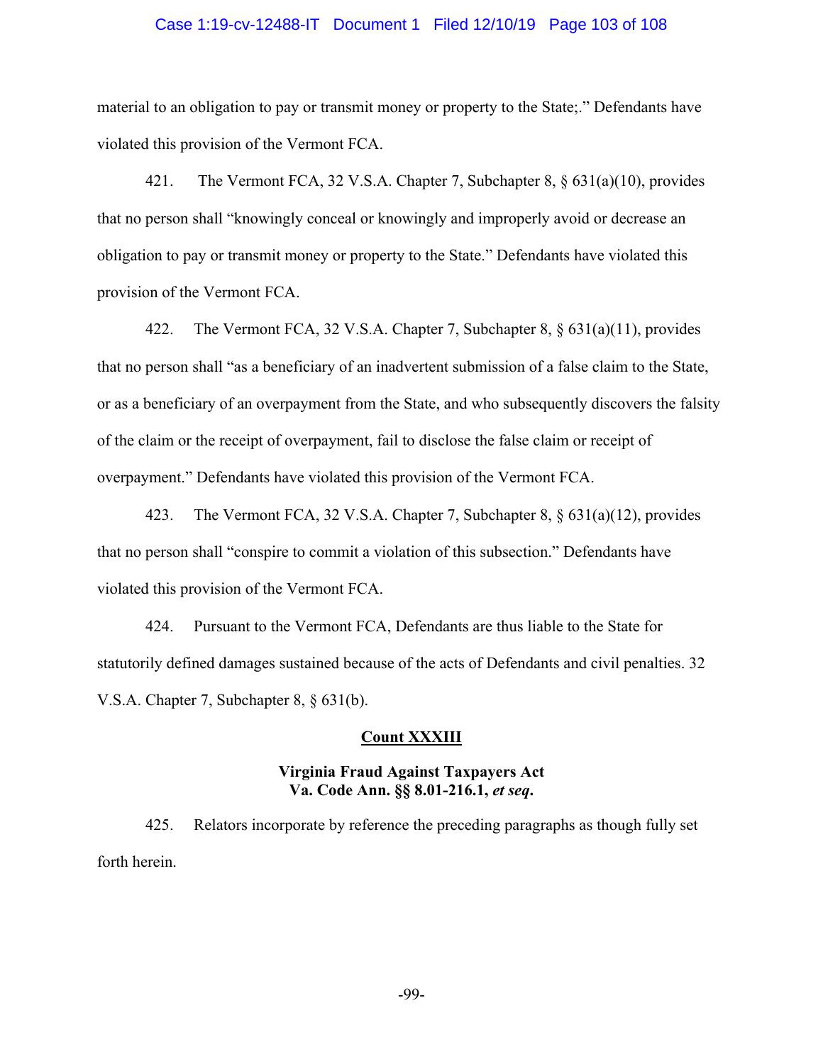material to an obligation to pay or transmit money or property to the State;." Defendants have violated this provision of the Vermont FCA.

421. The Vermont FCA, 32 V.S.A. Chapter 7, Subchapter 8, § 631(a)(10), provides that no person shall "knowingly conceal or knowingly and improperly avoid or decrease an obligation to pay or transmit money or property to the State." Defendants have violated this provision of the Vermont FCA.

422. The Vermont FCA, 32 V.S.A. Chapter 7, Subchapter 8, § 631(a)(11), provides that no person shall "as a beneficiary of an inadvertent submission of a false claim to the State, or as a beneficiary of an overpayment from the State, and who subsequently discovers the falsity of the claim or the receipt of overpayment, fail to disclose the false claim or receipt of overpayment." Defendants have violated this provision of the Vermont FCA.

423. The Vermont FCA, 32 V.S.A. Chapter 7, Subchapter 8, § 631(a)(12), provides that no person shall "conspire to commit a violation of this subsection." Defendants have violated this provision of the Vermont FCA.

424. Pursuant to the Vermont FCA, Defendants are thus liable to the State for statutorily defined damages sustained because of the acts of Defendants and civil penalties. 32 V.S.A. Chapter 7, Subchapter 8, § 631(b).

## Count XXXIII

### Virginia Fraud Against Taxpayers Act
### Va. Code Ann. §§ 8.01-216.1, *et seq*.

425. Relators incorporate by reference the preceding paragraphs as though fully set forth herein.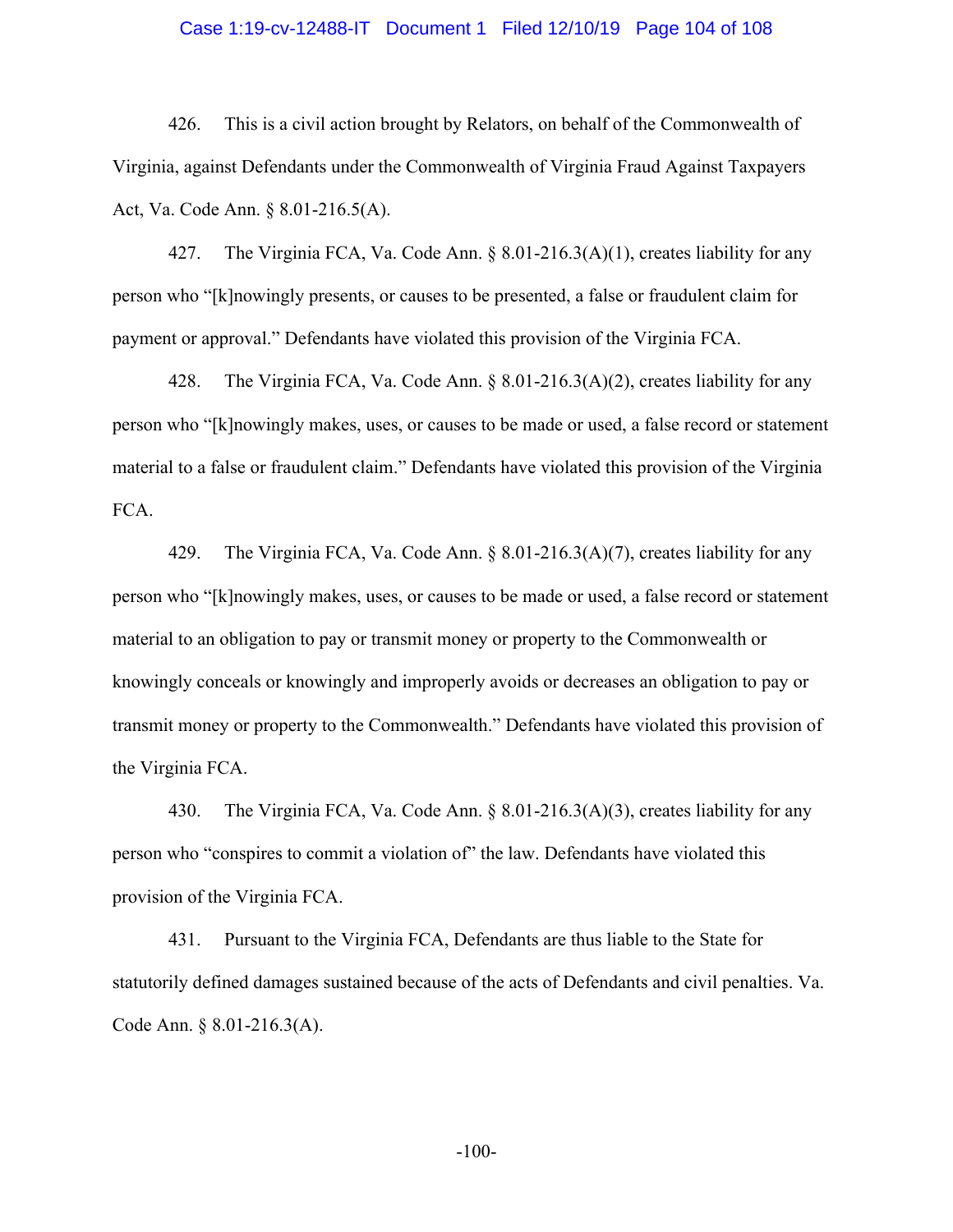426. This is a civil action brought by Relators, on behalf of the Commonwealth of Virginia, against Defendants under the Commonwealth of Virginia Fraud Against Taxpayers Act, Va. Code Ann. § 8.01-216.5(A).

427. The Virginia FCA, Va. Code Ann. § 8.01-216.3(A)(1), creates liability for any person who "[k]nowingly presents, or causes to be presented, a false or fraudulent claim for payment or approval." Defendants have violated this provision of the Virginia FCA.

428. The Virginia FCA, Va. Code Ann. § 8.01-216.3(A)(2), creates liability for any person who "[k]nowingly makes, uses, or causes to be made or used, a false record or statement material to a false or fraudulent claim." Defendants have violated this provision of the Virginia FCA.

429. The Virginia FCA, Va. Code Ann. § 8.01-216.3(A)(7), creates liability for any person who "[k]nowingly makes, uses, or causes to be made or used, a false record or statement material to an obligation to pay or transmit money or property to the Commonwealth or knowingly conceals or knowingly and improperly avoids or decreases an obligation to pay or transmit money or property to the Commonwealth." Defendants have violated this provision of the Virginia FCA.

430. The Virginia FCA, Va. Code Ann. § 8.01-216.3(A)(3), creates liability for any person who "conspires to commit a violation of" the law. Defendants have violated this provision of the Virginia FCA.

431. Pursuant to the Virginia FCA, Defendants are thus liable to the State for statutorily defined damages sustained because of the acts of Defendants and civil penalties. Va. Code Ann. § 8.01-216.3(A).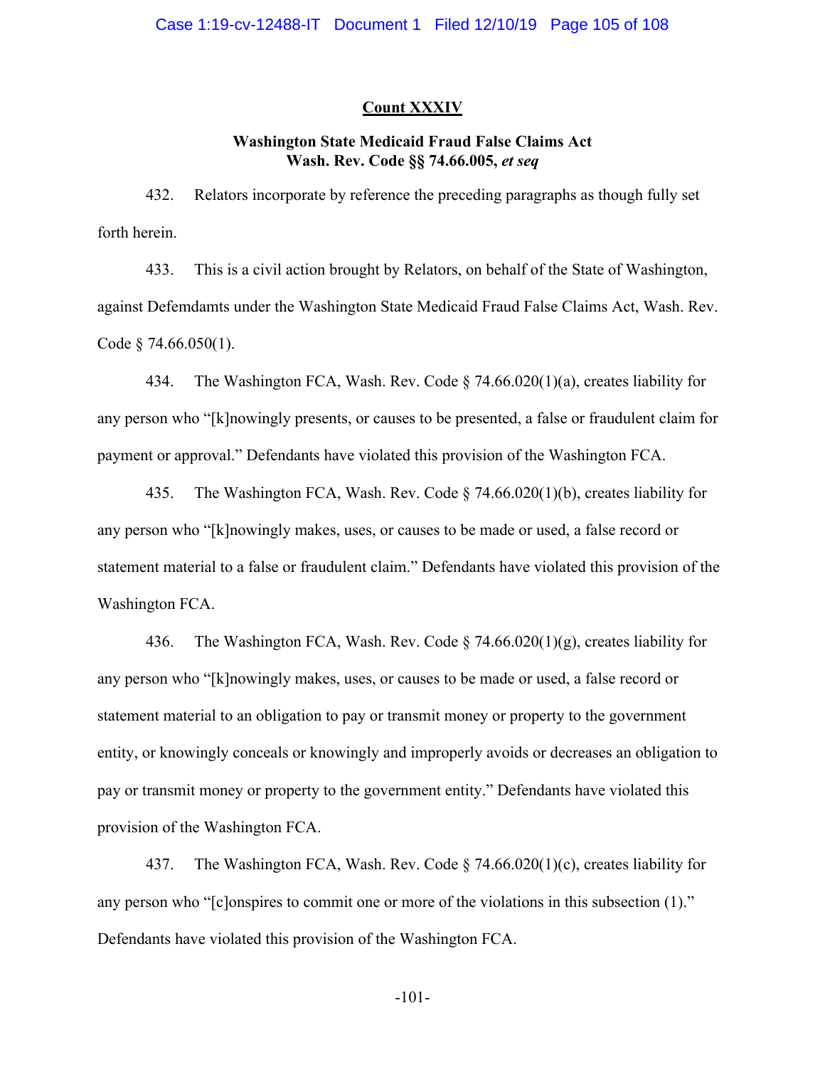**Count XXXIV**

**Washington State Medicaid Fraud False Claims Act**
**Wash. Rev. Code §§ 74.66.005, *et seq***

432. Relators incorporate by reference the preceding paragraphs as though fully set forth herein.

433. This is a civil action brought by Relators, on behalf of the State of Washington, against Defemdamts under the Washington State Medicaid Fraud False Claims Act, Wash. Rev. Code § 74.66.050(1).

434. The Washington FCA, Wash. Rev. Code § 74.66.020(1)(a), creates liability for any person who "[k]nowingly presents, or causes to be presented, a false or fraudulent claim for payment or approval." Defendants have violated this provision of the Washington FCA.

435. The Washington FCA, Wash. Rev. Code § 74.66.020(1)(b), creates liability for any person who "[k]nowingly makes, uses, or causes to be made or used, a false record or statement material to a false or fraudulent claim." Defendants have violated this provision of the Washington FCA.

436. The Washington FCA, Wash. Rev. Code § 74.66.020(1)(g), creates liability for any person who "[k]nowingly makes, uses, or causes to be made or used, a false record or statement material to an obligation to pay or transmit money or property to the government entity, or knowingly conceals or knowingly and improperly avoids or decreases an obligation to pay or transmit money or property to the government entity." Defendants have violated this provision of the Washington FCA.

437. The Washington FCA, Wash. Rev. Code § 74.66.020(1)(c), creates liability for any person who "[c]onspires to commit one or more of the violations in this subsection (1)." Defendants have violated this provision of the Washington FCA.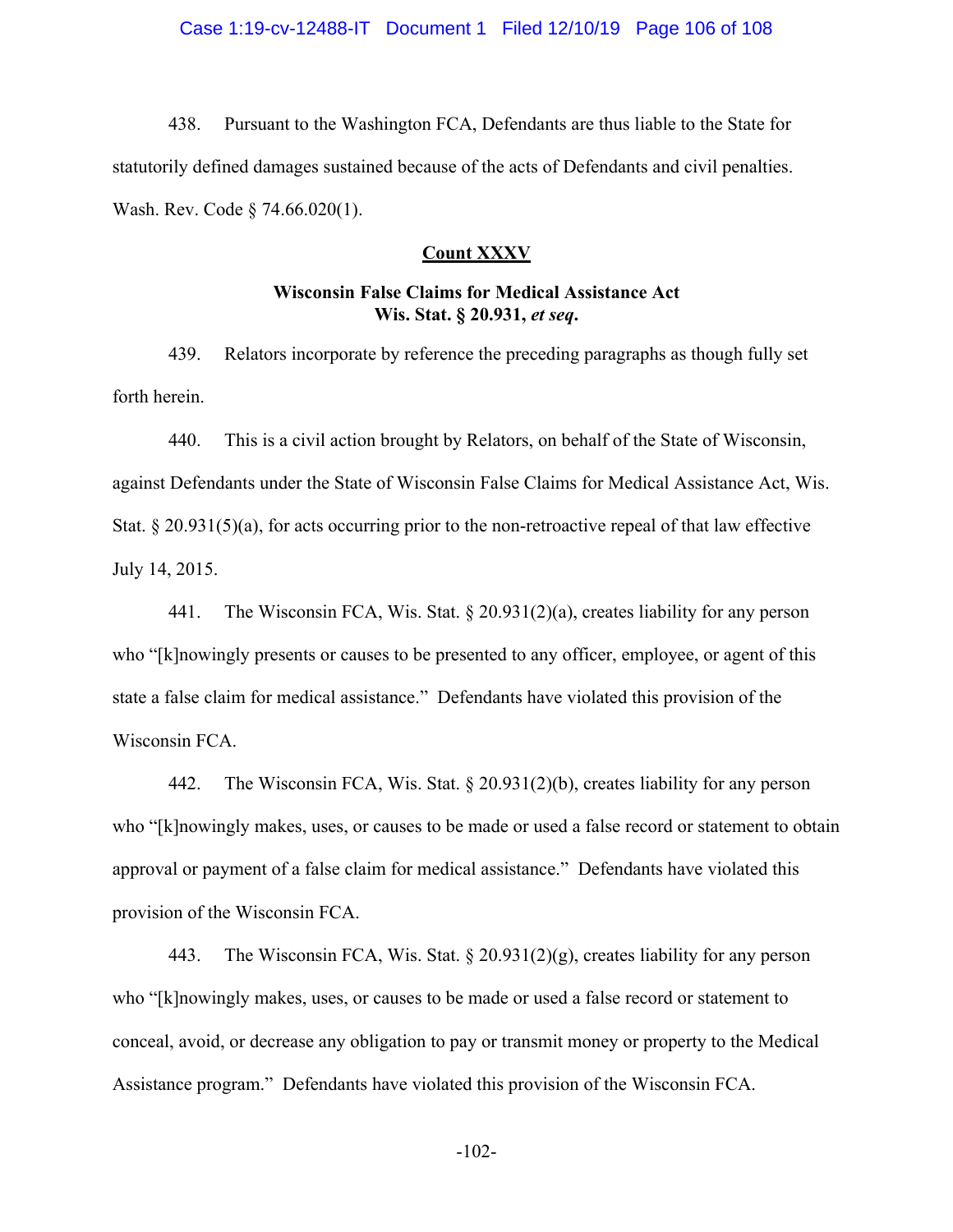438. Pursuant to the Washington FCA, Defendants are thus liable to the State for statutorily defined damages sustained because of the acts of Defendants and civil penalties. Wash. Rev. Code § 74.66.020(1).

## Count XXXV

### Wisconsin False Claims for Medical Assistance Act Wis. Stat. § 20.931, *et seq*.

439. Relators incorporate by reference the preceding paragraphs as though fully set forth herein.

440. This is a civil action brought by Relators, on behalf of the State of Wisconsin, against Defendants under the State of Wisconsin False Claims for Medical Assistance Act, Wis. Stat. § 20.931(5)(a), for acts occurring prior to the non-retroactive repeal of that law effective July 14, 2015.

441. The Wisconsin FCA, Wis. Stat. § 20.931(2)(a), creates liability for any person who "[k]nowingly presents or causes to be presented to any officer, employee, or agent of this state a false claim for medical assistance." Defendants have violated this provision of the Wisconsin FCA.

442. The Wisconsin FCA, Wis. Stat. § 20.931(2)(b), creates liability for any person who "[k]nowingly makes, uses, or causes to be made or used a false record or statement to obtain approval or payment of a false claim for medical assistance." Defendants have violated this provision of the Wisconsin FCA.

443. The Wisconsin FCA, Wis. Stat. § 20.931(2)(g), creates liability for any person who "[k]nowingly makes, uses, or causes to be made or used a false record or statement to conceal, avoid, or decrease any obligation to pay or transmit money or property to the Medical Assistance program." Defendants have violated this provision of the Wisconsin FCA.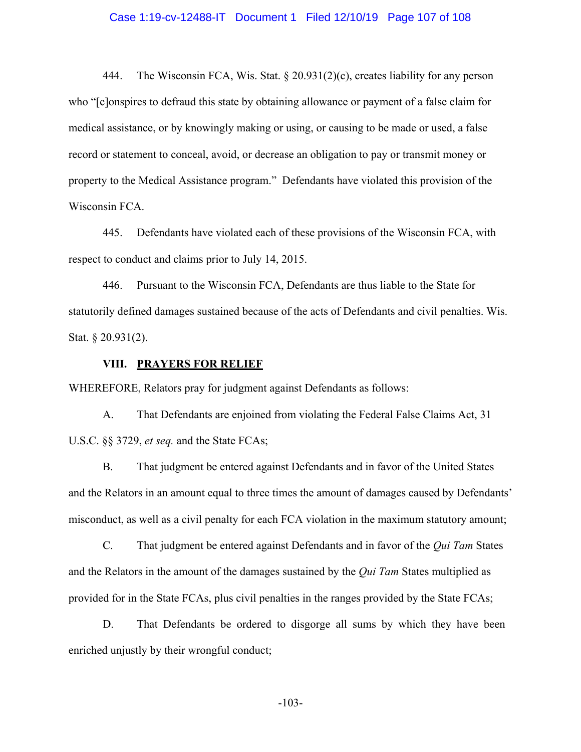444. The Wisconsin FCA, Wis. Stat. § 20.931(2)(c), creates liability for any person who "[c]onspires to defraud this state by obtaining allowance or payment of a false claim for medical assistance, or by knowingly making or using, or causing to be made or used, a false record or statement to conceal, avoid, or decrease an obligation to pay or transmit money or property to the Medical Assistance program." Defendants have violated this provision of the Wisconsin FCA.

445. Defendants have violated each of these provisions of the Wisconsin FCA, with respect to conduct and claims prior to July 14, 2015.

446. Pursuant to the Wisconsin FCA, Defendants are thus liable to the State for statutorily defined damages sustained because of the acts of Defendants and civil penalties. Wis. Stat. § 20.931(2).

## VIII. PRAYERS FOR RELIEF

WHEREFORE, Relators pray for judgment against Defendants as follows:

A. That Defendants are enjoined from violating the Federal False Claims Act, 31 U.S.C. §§ 3729, *et seq.* and the State FCAs;

B. That judgment be entered against Defendants and in favor of the United States and the Relators in an amount equal to three times the amount of damages caused by Defendants' misconduct, as well as a civil penalty for each FCA violation in the maximum statutory amount;

C. That judgment be entered against Defendants and in favor of the *Qui Tam* States and the Relators in the amount of the damages sustained by the *Qui Tam* States multiplied as provided for in the State FCAs, plus civil penalties in the ranges provided by the State FCAs;

D. That Defendants be ordered to disgorge all sums by which they have been enriched unjustly by their wrongful conduct;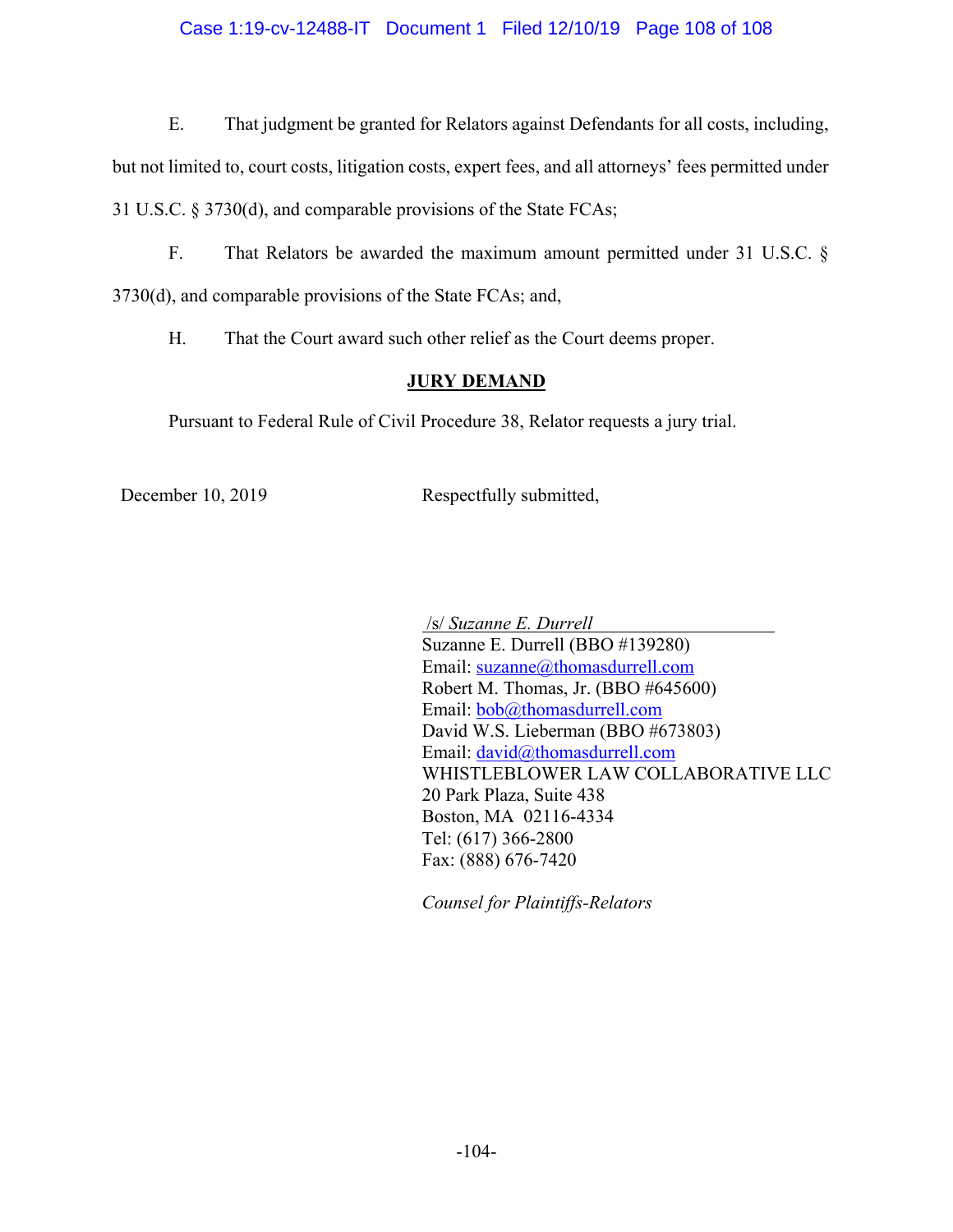E. That judgment be granted for Relators against Defendants for all costs, including, but not limited to, court costs, litigation costs, expert fees, and all attorneys' fees permitted under 31 U.S.C. § 3730(d), and comparable provisions of the State FCAs;

F. That Relators be awarded the maximum amount permitted under 31 U.S.C. § 3730(d), and comparable provisions of the State FCAs; and,

H. That the Court award such other relief as the Court deems proper.

## JURY DEMAND

Pursuant to Federal Rule of Civil Procedure 38, Relator requests a jury trial.

December 10, 2019

Respectfully submitted,

/s/ *Suzanne E. Durrell*
Suzanne E. Durrell (BBO #139280)
Email: suzanne@thomasdurrell.com
Robert M. Thomas, Jr. (BBO #645600)
Email: bob@thomasdurrell.com
David W.S. Lieberman (BBO #673803)
Email: david@thomasdurrell.com
WHISTLEBLOWER LAW COLLABORATIVE LLC
20 Park Plaza, Suite 438
Boston, MA 02116-4334
Tel: (617) 366-2800
Fax: (888) 676-7420

*Counsel for Plaintiffs-Relators*